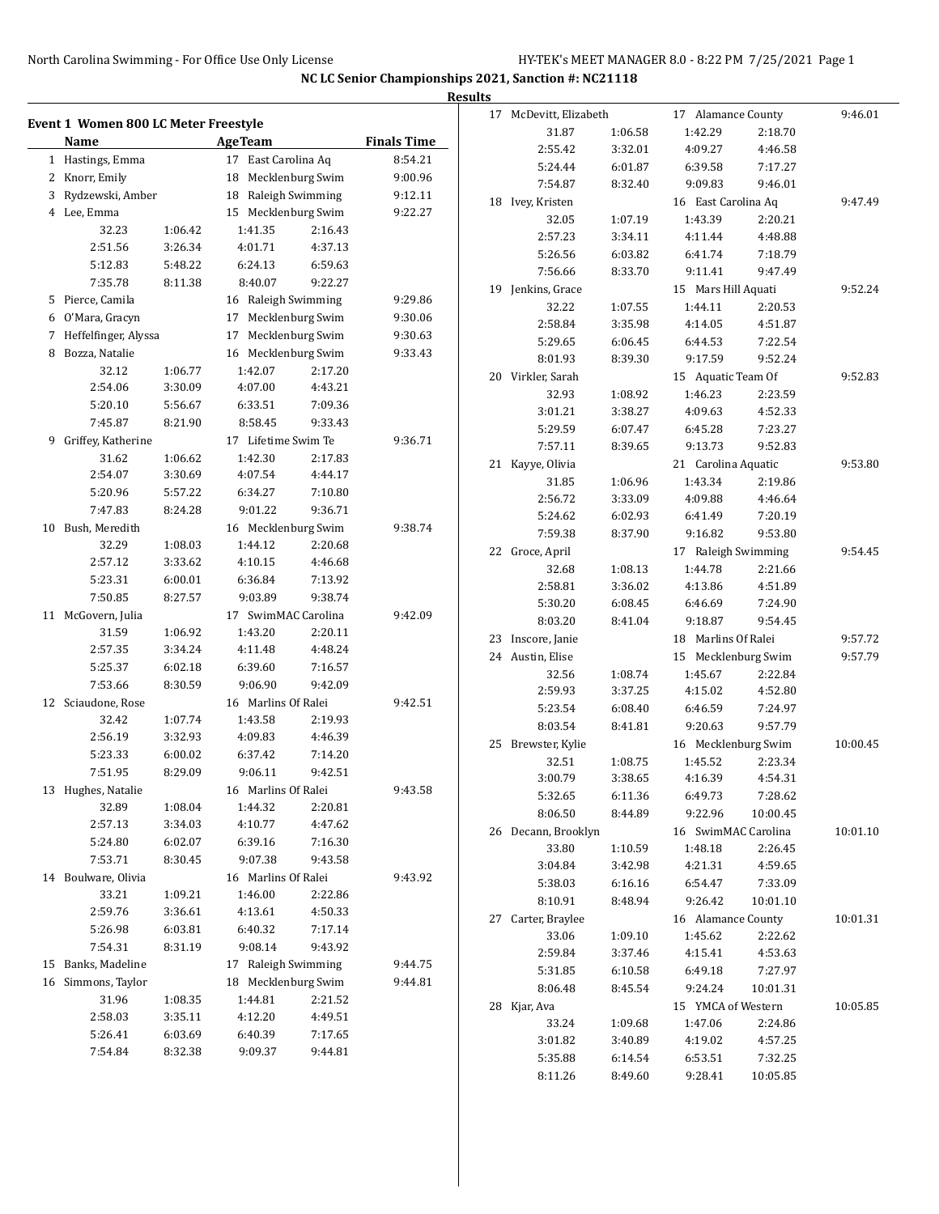NC LC Senior Championships 2021, Sanction #: NC21118

**Results**

## Event 1 Women 800 LC Meter Freestyle

| | Name | Age | Team | Finals Time |
|---|---|---|---|---|
| 1 | Hastings, Emma | 17 | East Carolina Aq | 8:54.21 |
| 2 | Knorr, Emily | 18 | Mecklenburg Swim | 9:00.96 |
| 3 | Rydzewski, Amber | 18 | Raleigh Swimming | 9:12.11 |
| 4 | Lee, Emma | 15 | Mecklenburg Swim | 9:22.27 |
| | 32.23 1:06.42 1:41.35 2:16.43 | | | |
| | 2:51.56 3:26.34 4:01.71 4:37.13 | | | |
| | 5:12.83 5:48.22 6:24.13 6:59.63 | | | |
| | 7:35.78 8:11.38 8:40.07 9:22.27 | | | |
| 5 | Pierce, Camila | 16 | Raleigh Swimming | 9:29.86 |
| 6 | O'Mara, Gracyn | 17 | Mecklenburg Swim | 9:30.06 |
| 7 | Heffelfinger, Alyssa | 17 | Mecklenburg Swim | 9:30.63 |
| 8 | Bozza, Natalie | 16 | Mecklenburg Swim | 9:33.43 |
| | 32.12 1:06.77 1:42.07 2:17.20 | | | |
| | 2:54.06 3:30.09 4:07.00 4:43.21 | | | |
| | 5:20.10 5:56.67 6:33.51 7:09.36 | | | |
| | 7:45.87 8:21.90 8:58.45 9:33.43 | | | |
| 9 | Griffey, Katherine | 17 | Lifetime Swim Te | 9:36.71 |
| | 31.62 1:06.62 1:42.30 2:17.83 | | | |
| | 2:54.07 3:30.69 4:07.54 4:44.17 | | | |
| | 5:20.96 5:57.22 6:34.27 7:10.80 | | | |
| | 7:47.83 8:24.28 9:01.22 9:36.71 | | | |
| 10 | Bush, Meredith | 16 | Mecklenburg Swim | 9:38.74 |
| | 32.29 1:08.03 1:44.12 2:20.68 | | | |
| | 2:57.12 3:33.62 4:10.15 4:46.68 | | | |
| | 5:23.31 6:00.01 6:36.84 7:13.92 | | | |
| | 7:50.85 8:27.57 9:03.89 9:38.74 | | | |
| 11 | McGovern, Julia | 17 | SwimMAC Carolina | 9:42.09 |
| | 31.59 1:06.92 1:43.20 2:20.11 | | | |
| | 2:57.35 3:34.24 4:11.48 4:48.24 | | | |
| | 5:25.37 6:02.18 6:39.60 7:16.57 | | | |
| | 7:53.66 8:30.59 9:06.90 9:42.09 | | | |
| 12 | Sciaudone, Rose | 16 | Marlins Of Ralei | 9:42.51 |
| | 32.42 1:07.74 1:43.58 2:19.93 | | | |
| | 2:56.19 3:32.93 4:09.83 4:46.39 | | | |
| | 5:23.33 6:00.02 6:37.42 7:14.20 | | | |
| | 7:51.95 8:29.09 9:06.11 9:42.51 | | | |
| 13 | Hughes, Natalie | 16 | Marlins Of Ralei | 9:43.58 |
| | 32.89 1:08.04 1:44.32 2:20.81 | | | |
| | 2:57.13 3:34.03 4:10.77 4:47.62 | | | |
| | 5:24.80 6:02.07 6:39.16 7:16.30 | | | |
| | 7:53.71 8:30.45 9:07.38 9:43.58 | | | |
| 14 | Boulware, Olivia | 16 | Marlins Of Ralei | 9:43.92 |
| | 33.21 1:09.21 1:46.00 2:22.86 | | | |
| | 2:59.76 3:36.61 4:13.61 4:50.33 | | | |
| | 5:26.98 6:03.81 6:40.32 7:17.14 | | | |
| | 7:54.31 8:31.19 9:08.14 9:43.92 | | | |
| 15 | Banks, Madeline | 17 | Raleigh Swimming | 9:44.75 |
| 16 | Simmons, Taylor | 18 | Mecklenburg Swim | 9:44.81 |
| | 31.96 1:08.35 1:44.81 2:21.52 | | | |
| | 2:58.03 3:35.11 4:12.20 4:49.51 | | | |
| | 5:26.41 6:03.69 6:40.39 7:17.65 | | | |
| | 7:54.84 8:32.38 9:09.37 9:44.81 | | | |
| 17 | McDevitt, Elizabeth | 17 | Alamance County | 9:46.01 |
| | 31.87 1:06.58 1:42.29 2:18.70 | | | |
| | 2:55.42 3:32.01 4:09.27 4:46.58 | | | |
| | 5:24.44 6:01.87 6:39.58 7:17.27 | | | |
| | 7:54.87 8:32.40 9:09.83 9:46.01 | | | |
| 18 | Ivey, Kristen | 16 | East Carolina Aq | 9:47.49 |
| | 32.05 1:07.19 1:43.39 2:20.21 | | | |
| | 2:57.23 3:34.11 4:11.44 4:48.88 | | | |
| | 5:26.56 6:03.82 6:41.74 7:18.79 | | | |
| | 7:56.66 8:33.70 9:11.41 9:47.49 | | | |
| 19 | Jenkins, Grace | 15 | Mars Hill Aquati | 9:52.24 |
| | 32.22 1:07.55 1:44.11 2:20.53 | | | |
| | 2:58.84 3:35.98 4:14.05 4:51.87 | | | |
| | 5:29.65 6:06.45 6:44.53 7:22.54 | | | |
| | 8:01.93 8:39.30 9:17.59 9:52.24 | | | |
| 20 | Virkler, Sarah | 15 | Aquatic Team Of | 9:52.83 |
| | 32.93 1:08.92 1:46.23 2:23.59 | | | |
| | 3:01.21 3:38.27 4:09.63 4:52.33 | | | |
| | 5:29.59 6:07.47 6:45.28 7:23.27 | | | |
| | 7:57.11 8:39.65 9:13.73 9:52.83 | | | |
| 21 | Kayye, Olivia | 21 | Carolina Aquatic | 9:53.80 |
| | 31.85 1:06.96 1:43.34 2:19.86 | | | |
| | 2:56.72 3:33.09 4:09.88 4:46.64 | | | |
| | 5:24.62 6:02.93 6:41.49 7:20.19 | | | |
| | 7:59.38 8:37.90 9:16.82 9:53.80 | | | |
| 22 | Groce, April | 17 | Raleigh Swimming | 9:54.45 |
| | 32.68 1:08.13 1:44.78 2:21.66 | | | |
| | 2:58.81 3:36.02 4:13.86 4:51.89 | | | |
| | 5:30.20 6:08.45 6:46.69 7:24.90 | | | |
| | 8:03.20 8:41.04 9:18.87 9:54.45 | | | |
| 23 | Inscore, Janie | 18 | Marlins Of Ralei | 9:57.72 |
| 24 | Austin, Elise | 15 | Mecklenburg Swim | 9:57.79 |
| | 32.56 1:08.74 1:45.67 2:22.84 | | | |
| | 2:59.93 3:37.25 4:15.02 4:52.80 | | | |
| | 5:23.54 6:08.40 6:46.59 7:24.97 | | | |
| | 8:03.54 8:41.81 9:20.63 9:57.79 | | | |
| 25 | Brewster, Kylie | 16 | Mecklenburg Swim | 10:00.45 |
| | 32.51 1:08.75 1:45.52 2:23.34 | | | |
| | 3:00.79 3:38.65 4:16.39 4:54.31 | | | |
| | 5:32.65 6:11.36 6:49.73 7:28.62 | | | |
| | 8:06.50 8:44.89 9:22.96 10:00.45 | | | |
| 26 | Decann, Brooklyn | 16 | SwimMAC Carolina | 10:01.10 |
| | 33.80 1:10.59 1:48.18 2:26.45 | | | |
| | 3:04.84 3:42.98 4:21.31 4:59.65 | | | |
| | 5:38.03 6:16.16 6:54.47 7:33.09 | | | |
| | 8:10.91 8:48.94 9:26.42 10:01.10 | | | |
| 27 | Carter, Braylee | 16 | Alamance County | 10:01.31 |
| | 33.06 1:09.10 1:45.62 2:22.62 | | | |
| | 2:59.84 3:37.46 4:15.41 4:53.63 | | | |
| | 5:31.85 6:10.58 6:49.18 7:27.97 | | | |
| | 8:06.48 8:45.54 9:24.24 10:01.31 | | | |
| 28 | Kjar, Ava | 15 | YMCA of Western | 10:05.85 |
| | 33.24 1:09.68 1:47.06 2:24.86 | | | |
| | 3:01.82 3:40.89 4:19.02 4:57.25 | | | |
| | 5:35.88 6:14.54 6:53.51 7:32.25 | | | |
| | 8:11.26 8:49.60 9:28.41 10:05.85 | | | |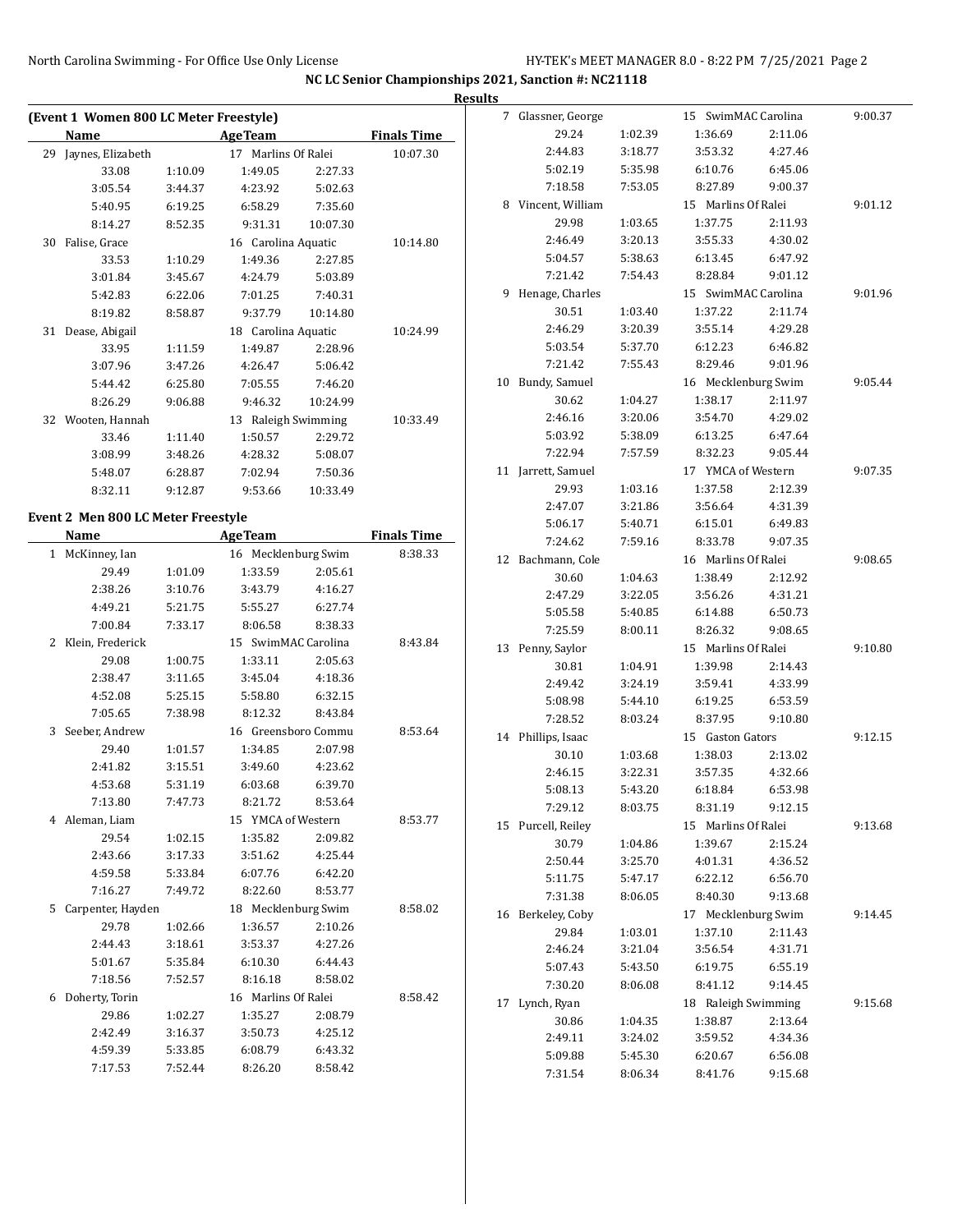## NC LC Senior Championships 2021, Sanction #: NC21118

### Results

#### (Event 1 Women 800 LC Meter Freestyle)

| | Name | | AgeTeam | | Finals Time |
|---|---|---|---|---|---|
| 29 | Jaynes, Elizabeth | | 17 Marlins Of Ralei | | 10:07.30 |
| | 33.08 | 1:10.09 | 1:49.05 | 2:27.33 | |
| | 3:05.54 | 3:44.37 | 4:23.92 | 5:02.63 | |
| | 5:40.95 | 6:19.25 | 6:58.29 | 7:35.60 | |
| | 8:14.27 | 8:52.35 | 9:31.31 | 10:07.30 | |
| 30 | Falise, Grace | | 16 Carolina Aquatic | | 10:14.80 |
| | 33.53 | 1:10.29 | 1:49.36 | 2:27.85 | |
| | 3:01.84 | 3:45.67 | 4:24.79 | 5:03.89 | |
| | 5:42.83 | 6:22.06 | 7:01.25 | 7:40.31 | |
| | 8:19.82 | 8:58.87 | 9:37.79 | 10:14.80 | |
| 31 | Dease, Abigail | | 18 Carolina Aquatic | | 10:24.99 |
| | 33.95 | 1:11.59 | 1:49.87 | 2:28.96 | |
| | 3:07.96 | 3:47.26 | 4:26.47 | 5:06.42 | |
| | 5:44.42 | 6:25.80 | 7:05.55 | 7:46.20 | |
| | 8:26.29 | 9:06.88 | 9:46.32 | 10:24.99 | |
| 32 | Wooten, Hannah | | 13 Raleigh Swimming | | 10:33.49 |
| | 33.46 | 1:11.40 | 1:50.57 | 2:29.72 | |
| | 3:08.99 | 3:48.26 | 4:28.32 | 5:08.07 | |
| | 5:48.07 | 6:28.87 | 7:02.94 | 7:50.36 | |
| | 8:32.11 | 9:12.87 | 9:53.66 | 10:33.49 | |

#### Event 2 Men 800 LC Meter Freestyle

| | Name | | AgeTeam | | Finals Time |
|---|---|---|---|---|---|
| 1 | McKinney, Ian | | 16 Mecklenburg Swim | | 8:38.33 |
| | 29.49 | 1:01.09 | 1:33.59 | 2:05.61 | |
| | 2:38.26 | 3:10.76 | 3:43.79 | 4:16.27 | |
| | 4:49.21 | 5:21.75 | 5:55.27 | 6:27.74 | |
| | 7:00.84 | 7:33.17 | 8:06.58 | 8:38.33 | |
| 2 | Klein, Frederick | | 15 SwimMAC Carolina | | 8:43.84 |
| | 29.08 | 1:00.75 | 1:33.11 | 2:05.63 | |
| | 2:38.47 | 3:11.65 | 3:45.04 | 4:18.36 | |
| | 4:52.08 | 5:25.15 | 5:58.80 | 6:32.15 | |
| | 7:05.65 | 7:38.98 | 8:12.32 | 8:43.84 | |
| 3 | Seeber, Andrew | | 16 Greensboro Commu | | 8:53.64 |
| | 29.40 | 1:01.57 | 1:34.85 | 2:07.98 | |
| | 2:41.82 | 3:15.51 | 3:49.60 | 4:23.62 | |
| | 4:53.68 | 5:31.19 | 6:03.68 | 6:39.70 | |
| | 7:13.80 | 7:47.73 | 8:21.72 | 8:53.64 | |
| 4 | Aleman, Liam | | 15 YMCA of Western | | 8:53.77 |
| | 29.54 | 1:02.15 | 1:35.82 | 2:09.82 | |
| | 2:43.66 | 3:17.33 | 3:51.62 | 4:25.44 | |
| | 4:59.58 | 5:33.84 | 6:07.76 | 6:42.20 | |
| | 7:16.27 | 7:49.72 | 8:22.60 | 8:53.77 | |
| 5 | Carpenter, Hayden | | 18 Mecklenburg Swim | | 8:58.02 |
| | 29.78 | 1:02.66 | 1:36.57 | 2:10.26 | |
| | 2:44.43 | 3:18.61 | 3:53.37 | 4:27.26 | |
| | 5:01.67 | 5:35.84 | 6:10.30 | 6:44.43 | |
| | 7:18.56 | 7:52.57 | 8:16.18 | 8:58.02 | |
| 6 | Doherty, Torin | | 16 Marlins Of Ralei | | 8:58.42 |
| | 29.86 | 1:02.27 | 1:35.27 | 2:08.79 | |
| | 2:42.49 | 3:16.37 | 3:50.73 | 4:25.12 | |
| | 4:59.39 | 5:33.85 | 6:08.79 | 6:43.32 | |
| | 7:17.53 | 7:52.44 | 8:26.20 | 8:58.42 | |
| 7 | Glassner, George | | 15 SwimMAC Carolina | | 9:00.37 |
| | 29.24 | 1:02.39 | 1:36.69 | 2:11.06 | |
| | 2:44.83 | 3:18.77 | 3:53.32 | 4:27.46 | |
| | 5:02.19 | 5:35.98 | 6:10.76 | 6:45.06 | |
| | 7:18.58 | 7:53.05 | 8:27.89 | 9:00.37 | |
| 8 | Vincent, William | | 15 Marlins Of Ralei | | 9:01.12 |
| | 29.98 | 1:03.65 | 1:37.75 | 2:11.93 | |
| | 2:46.49 | 3:20.13 | 3:55.33 | 4:30.02 | |
| | 5:04.57 | 5:38.63 | 6:13.45 | 6:47.92 | |
| | 7:21.42 | 7:54.43 | 8:28.84 | 9:01.12 | |
| 9 | Henage, Charles | | 15 SwimMAC Carolina | | 9:01.96 |
| | 30.51 | 1:03.40 | 1:37.22 | 2:11.74 | |
| | 2:46.29 | 3:20.39 | 3:55.14 | 4:29.28 | |
| | 5:03.54 | 5:37.70 | 6:12.23 | 6:46.82 | |
| | 7:21.42 | 7:55.43 | 8:29.46 | 9:01.96 | |
| 10 | Bundy, Samuel | | 16 Mecklenburg Swim | | 9:05.44 |
| | 30.62 | 1:04.27 | 1:38.17 | 2:11.97 | |
| | 2:46.16 | 3:20.06 | 3:54.70 | 4:29.02 | |
| | 5:03.92 | 5:38.09 | 6:13.25 | 6:47.64 | |
| | 7:22.94 | 7:57.59 | 8:32.23 | 9:05.44 | |
| 11 | Jarrett, Samuel | | 17 YMCA of Western | | 9:07.35 |
| | 29.93 | 1:03.16 | 1:37.58 | 2:12.39 | |
| | 2:47.07 | 3:21.86 | 3:56.64 | 4:31.39 | |
| | 5:06.17 | 5:40.71 | 6:15.01 | 6:49.83 | |
| | 7:24.62 | 7:59.16 | 8:33.78 | 9:07.35 | |
| 12 | Bachmann, Cole | | 16 Marlins Of Ralei | | 9:08.65 |
| | 30.60 | 1:04.63 | 1:38.49 | 2:12.92 | |
| | 2:47.29 | 3:22.05 | 3:56.26 | 4:31.21 | |
| | 5:05.58 | 5:40.85 | 6:14.88 | 6:50.73 | |
| | 7:25.59 | 8:00.11 | 8:26.32 | 9:08.65 | |
| 13 | Penny, Saylor | | 15 Marlins Of Ralei | | 9:10.80 |
| | 30.81 | 1:04.91 | 1:39.98 | 2:14.43 | |
| | 2:49.42 | 3:24.19 | 3:59.41 | 4:33.99 | |
| | 5:08.98 | 5:44.10 | 6:19.25 | 6:53.59 | |
| | 7:28.52 | 8:03.24 | 8:37.95 | 9:10.80 | |
| 14 | Phillips, Isaac | | 15 Gaston Gators | | 9:12.15 |
| | 30.10 | 1:03.68 | 1:38.03 | 2:13.02 | |
| | 2:46.15 | 3:22.31 | 3:57.35 | 4:32.66 | |
| | 5:08.13 | 5:43.20 | 6:18.84 | 6:53.98 | |
| | 7:29.12 | 8:03.75 | 8:31.19 | 9:12.15 | |
| 15 | Purcell, Reiley | | 15 Marlins Of Ralei | | 9:13.68 |
| | 30.79 | 1:04.86 | 1:39.67 | 2:15.24 | |
| | 2:50.44 | 3:25.70 | 4:01.31 | 4:36.52 | |
| | 5:11.75 | 5:47.17 | 6:22.12 | 6:56.70 | |
| | 7:31.38 | 8:06.05 | 8:40.30 | 9:13.68 | |
| 16 | Berkeley, Coby | | 17 Mecklenburg Swim | | 9:14.45 |
| | 29.84 | 1:03.01 | 1:37.10 | 2:11.43 | |
| | 2:46.24 | 3:21.04 | 3:56.54 | 4:31.71 | |
| | 5:07.43 | 5:43.50 | 6:19.75 | 6:55.19 | |
| | 7:30.20 | 8:06.08 | 8:41.12 | 9:14.45 | |
| 17 | Lynch, Ryan | | 18 Raleigh Swimming | | 9:15.68 |
| | 30.86 | 1:04.35 | 1:38.87 | 2:13.64 | |
| | 2:49.11 | 3:24.02 | 3:59.52 | 4:34.36 | |
| | 5:09.88 | 5:45.30 | 6:20.67 | 6:56.08 | |
| | 7:31.54 | 8:06.34 | 8:41.76 | 9:15.68 | |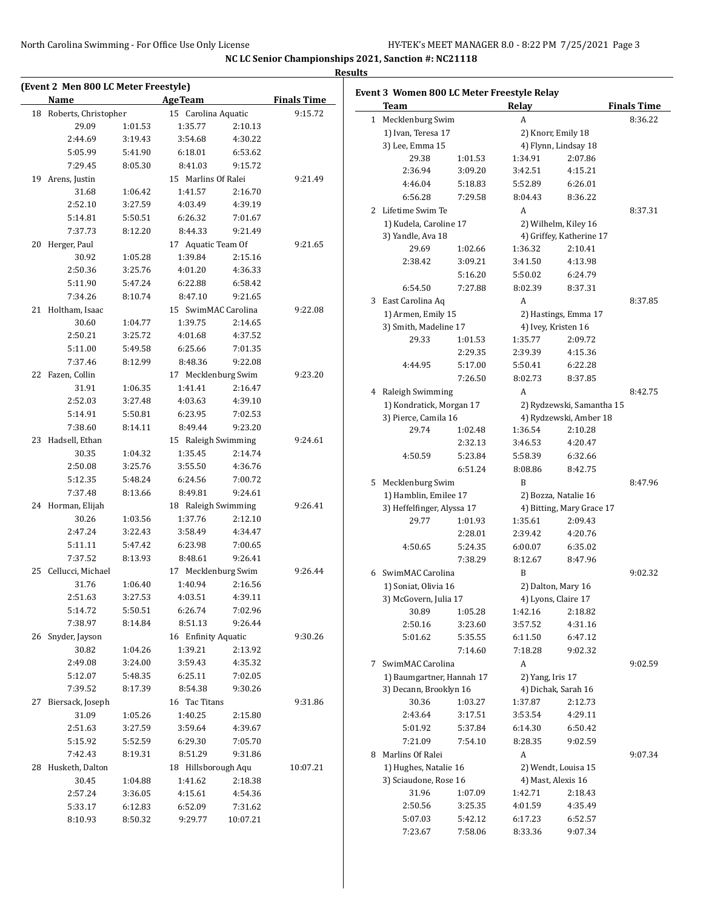## NC LC Senior Championships 2021, Sanction #: NC21118

### Results

#### (Event 2 Men 800 LC Meter Freestyle)

| | Name | Age | Team | Finals Time |
|---|---|---|---|---|
| 18 | Roberts, Christopher | 15 | Carolina Aquatic | 9:15.72 |
| | 29.09 / 1:01.53 / 1:35.77 / 2:10.13 / 2:44.69 / 3:19.43 / 3:54.68 / 4:30.22 / 5:05.99 / 5:41.90 / 6:18.01 / 6:53.62 / 7:29.45 / 8:05.30 / 8:41.03 / 9:15.72 | | | |
| 19 | Arens, Justin | 15 | Marlins Of Ralei | 9:21.49 |
| | 31.68 / 1:06.42 / 1:41.57 / 2:16.70 / 2:52.10 / 3:27.59 / 4:03.49 / 4:39.19 / 5:14.81 / 5:50.51 / 6:26.32 / 7:01.67 / 7:37.73 / 8:12.20 / 8:44.33 / 9:21.49 | | | |
| 20 | Herger, Paul | 17 | Aquatic Team Of | 9:21.65 |
| | 30.92 / 1:05.28 / 1:39.84 / 2:15.16 / 2:50.36 / 3:25.76 / 4:01.20 / 4:36.33 / 5:11.90 / 5:47.24 / 6:22.88 / 6:58.42 / 7:34.26 / 8:10.74 / 8:47.10 / 9:21.65 | | | |
| 21 | Holtham, Isaac | 15 | SwimMAC Carolina | 9:22.08 |
| | 30.60 / 1:04.77 / 1:39.75 / 2:14.65 / 2:50.21 / 3:25.72 / 4:01.68 / 4:37.52 / 5:11.00 / 5:49.58 / 6:25.66 / 7:01.35 / 7:37.46 / 8:12.99 / 8:48.36 / 9:22.08 | | | |
| 22 | Fazen, Collin | 17 | Mecklenburg Swim | 9:23.20 |
| | 31.91 / 1:06.35 / 1:41.41 / 2:16.47 / 2:52.03 / 3:27.48 / 4:03.63 / 4:39.10 / 5:14.91 / 5:50.81 / 6:23.95 / 7:02.53 / 7:38.60 / 8:14.11 / 8:49.44 / 9:23.20 | | | |
| 23 | Hadsell, Ethan | 15 | Raleigh Swimming | 9:24.61 |
| | 30.35 / 1:04.32 / 1:35.45 / 2:14.74 / 2:50.08 / 3:25.76 / 3:55.50 / 4:36.76 / 5:12.35 / 5:48.24 / 6:24.56 / 7:00.72 / 7:37.48 / 8:13.66 / 8:49.81 / 9:24.61 | | | |
| 24 | Horman, Elijah | 18 | Raleigh Swimming | 9:26.41 |
| | 30.26 / 1:03.56 / 1:37.76 / 2:12.10 / 2:47.24 / 3:22.43 / 3:58.49 / 4:34.47 / 5:11.11 / 5:47.42 / 6:23.98 / 7:00.65 / 7:37.52 / 8:13.93 / 8:48.61 / 9:26.41 | | | |
| 25 | Cellucci, Michael | 17 | Mecklenburg Swim | 9:26.44 |
| | 31.76 / 1:06.40 / 1:40.94 / 2:16.56 / 2:51.63 / 3:27.53 / 4:03.51 / 4:39.11 / 5:14.72 / 5:50.51 / 6:26.74 / 7:02.96 / 7:38.97 / 8:14.84 / 8:51.13 / 9:26.44 | | | |
| 26 | Snyder, Jayson | 16 | Enfinity Aquatic | 9:30.26 |
| | 30.82 / 1:04.26 / 1:39.21 / 2:13.92 / 2:49.08 / 3:24.00 / 3:59.43 / 4:35.32 / 5:12.07 / 5:48.35 / 6:25.11 / 7:02.05 / 7:39.52 / 8:17.39 / 8:54.38 / 9:30.26 | | | |
| 27 | Biersack, Joseph | 16 | Tac Titans | 9:31.86 |
| | 31.09 / 1:05.26 / 1:40.25 / 2:15.80 / 2:51.63 / 3:27.59 / 3:59.64 / 4:39.67 / 5:15.92 / 5:52.59 / 6:29.30 / 7:05.70 / 7:42.43 / 8:19.31 / 8:51.29 / 9:31.86 | | | |
| 28 | Husketh, Dalton | 18 | Hillsborough Aqu | 10:07.21 |
| | 30.45 / 1:04.88 / 1:41.62 / 2:18.38 / 2:57.24 / 3:36.05 / 4:15.61 / 4:54.36 / 5:33.17 / 6:12.83 / 6:52.09 / 7:31.62 / 8:10.93 / 8:50.32 / 9:29.77 / 10:07.21 | | | |

#### Event 3 Women 800 LC Meter Freestyle Relay

| | Team | Relay | Finals Time |
|---|---|---|---|
| 1 | Mecklenburg Swim | A | 8:36.22 |
| | 1) Ivan, Teresa 17; 2) Knorr, Emily 18; 3) Lee, Emma 15; 4) Flynn, Lindsay 18 | | |
| | 29.38 / 1:01.53 / 1:34.91 / 2:07.86 / 2:36.94 / 3:09.20 / 3:42.51 / 4:15.21 / 4:46.04 / 5:18.83 / 5:52.89 / 6:26.01 / 6:56.28 / 7:29.58 / 8:04.43 / 8:36.22 | | |
| 2 | Lifetime Swim Te | A | 8:37.31 |
| | 1) Kudela, Caroline 17; 2) Wilhelm, Kiley 16; 3) Yandle, Ava 18; 4) Griffey, Katherine 17 | | |
| | 29.69 / 1:02.66 / 1:36.32 / 2:10.41 / 2:38.42 / 3:09.21 / 3:41.50 / 4:13.98 / 5:16.20 / 5:50.02 / 6:24.79 / 6:54.50 / 7:27.88 / 8:02.39 / 8:37.31 | | |
| 3 | East Carolina Aq | A | 8:37.85 |
| | 1) Armen, Emily 15; 2) Hastings, Emma 17; 3) Smith, Madeline 17; 4) Ivey, Kristen 16 | | |
| | 29.33 / 1:01.53 / 1:35.77 / 2:09.72 / 2:29.35 / 2:39.39 / 4:15.36 / 4:44.95 / 5:17.00 / 5:50.41 / 6:22.28 / 7:26.50 / 8:02.73 / 8:37.85 | | |
| 4 | Raleigh Swimming | A | 8:42.75 |
| | 1) Kondratick, Morgan 17; 2) Rydzewski, Samantha 15; 3) Pierce, Camila 16; 4) Rydzewski, Amber 18 | | |
| | 29.74 / 1:02.48 / 1:36.54 / 2:10.28 / 2:32.13 / 3:46.53 / 4:20.47 / 4:50.59 / 5:23.84 / 5:58.39 / 6:32.66 / 6:51.24 / 8:08.86 / 8:42.75 | | |
| 5 | Mecklenburg Swim | B | 8:47.96 |
| | 1) Hamblin, Emilee 17; 2) Bozza, Natalie 16; 3) Heffelfinger, Alyssa 17; 4) Bitting, Mary Grace 17 | | |
| | 29.77 / 1:01.93 / 1:35.61 / 2:09.43 / 2:28.01 / 2:39.42 / 4:20.76 / 4:50.65 / 5:24.35 / 6:00.07 / 6:35.02 / 7:38.29 / 8:12.67 / 8:47.96 | | |
| 6 | SwimMAC Carolina | B | 9:02.32 |
| | 1) Soniat, Olivia 16; 2) Dalton, Mary 16; 3) McGovern, Julia 17; 4) Lyons, Claire 17 | | |
| | 30.89 / 1:05.28 / 1:42.16 / 2:18.82 / 2:50.16 / 3:23.60 / 3:57.52 / 4:31.16 / 5:01.62 / 5:35.55 / 6:11.50 / 6:47.12 / 7:14.60 / 7:18.28 / 9:02.32 | | |
| 7 | SwimMAC Carolina | A | 9:02.59 |
| | 1) Baumgartner, Hannah 17; 2) Yang, Iris 17; 3) Decann, Brooklyn 16; 4) Dichak, Sarah 16 | | |
| | 30.36 / 1:03.27 / 1:37.87 / 2:12.73 / 2:43.64 / 3:17.51 / 3:53.54 / 4:29.11 / 5:01.92 / 5:37.84 / 6:14.30 / 6:50.42 / 7:21.09 / 7:54.10 / 8:28.35 / 9:02.59 | | |
| 8 | Marlins Of Ralei | A | 9:07.34 |
| | 1) Hughes, Natalie 16; 2) Wendt, Louisa 15; 3) Sciaudone, Rose 16; 4) Mast, Alexis 16 | | |
| | 31.96 / 1:07.09 / 1:42.71 / 2:18.43 / 2:50.56 / 3:25.35 / 4:01.59 / 4:35.49 / 5:07.03 / 5:42.12 / 6:17.23 / 6:52.57 / 7:23.67 / 7:58.06 / 8:33.36 / 9:07.34 | | |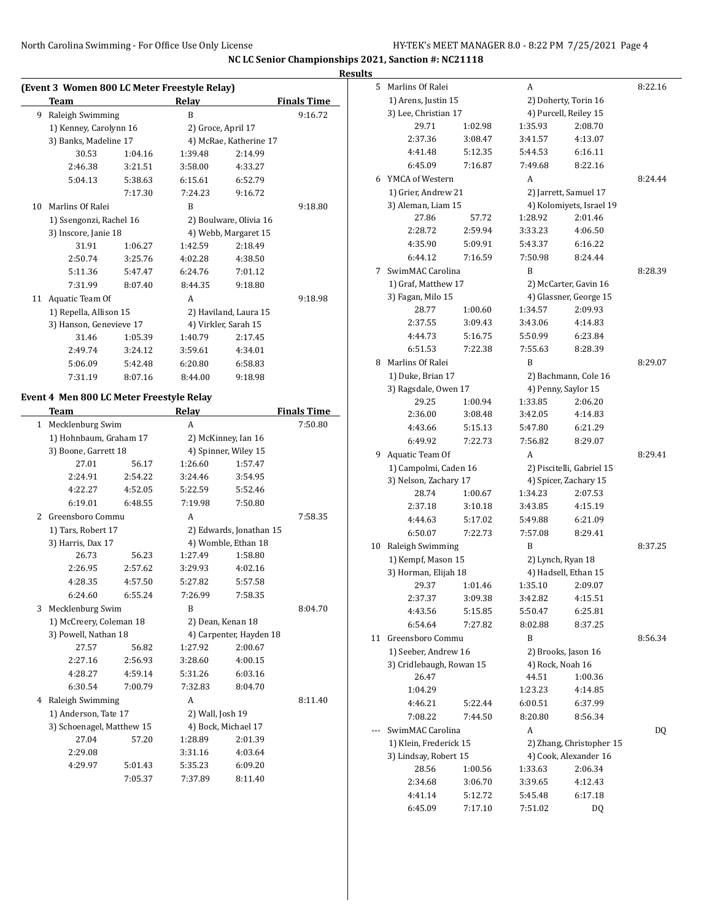NC LC Senior Championships 2021, Sanction #: NC21118

**Results**

### (Event 3 Women 800 LC Meter Freestyle Relay)

| | Team | Relay | Finals Time |
|---|---|---|---|
| 9 | Raleigh Swimming | B | 9:16.72 |

1) Kenney, Carolynn 16 — 2) Groce, April 17 — 3) Banks, Madeline 17 — 4) McRae, Katherine 17

| | | | |
|---|---|---|---|
| 30.53 | 1:04.16 | 1:39.48 | 2:14.99 |
| 2:46.38 | 3:21.51 | 3:58.00 | 4:33.27 |
| 5:04.13 | 5:38.63 | 6:15.61 | 6:52.79 |
| | 7:17.30 | 7:24.23 | 9:16.72 |

| | Team | Relay | Finals Time |
|---|---|---|---|
| 10 | Marlins Of Ralei | B | 9:18.80 |

1) Ssengonzi, Rachel 16 — 2) Boulware, Olivia 16 — 3) Inscore, Janie 18 — 4) Webb, Margaret 15

| | | | |
|---|---|---|---|
| 31.91 | 1:06.27 | 1:42.59 | 2:18.49 |
| 2:50.74 | 3:25.76 | 4:02.28 | 4:38.50 |
| 5:11.36 | 5:47.47 | 6:24.76 | 7:01.12 |
| 7:31.99 | 8:07.40 | 8:44.35 | 9:18.80 |

| | Team | Relay | Finals Time |
|---|---|---|---|
| 11 | Aquatic Team Of | A | 9:18.98 |

1) Repella, Allison 15 — 2) Haviland, Laura 15 — 3) Hanson, Genevieve 17 — 4) Virkler, Sarah 15

| | | | |
|---|---|---|---|
| 31.46 | 1:05.39 | 1:40.79 | 2:17.45 |
| 2:49.74 | 3:24.12 | 3:59.61 | 4:34.01 |
| 5:06.09 | 5:42.48 | 6:20.80 | 6:58.83 |
| 7:31.19 | 8:07.16 | 8:44.00 | 9:18.98 |

### Event 4 Men 800 LC Meter Freestyle Relay

| | Team | Relay | Finals Time |
|---|---|---|---|
| 1 | Mecklenburg Swim | A | 7:50.80 |

1) Hohnbaum, Graham 17 — 2) McKinney, Ian 16 — 3) Boone, Garrett 18 — 4) Spinner, Wiley 15

| | | | |
|---|---|---|---|
| 27.01 | 56.17 | 1:26.60 | 1:57.47 |
| 2:24.91 | 2:54.22 | 3:24.46 | 3:54.95 |
| 4:22.27 | 4:52.05 | 5:22.59 | 5:52.46 |
| 6:19.01 | 6:48.55 | 7:19.98 | 7:50.80 |

| | Team | Relay | Finals Time |
|---|---|---|---|
| 2 | Greensboro Commu | A | 7:58.35 |

1) Tars, Robert 17 — 2) Edwards, Jonathan 15 — 3) Harris, Dax 17 — 4) Womble, Ethan 18

| | | | |
|---|---|---|---|
| 26.73 | 56.23 | 1:27.49 | 1:58.80 |
| 2:26.95 | 2:57.62 | 3:29.93 | 4:02.16 |
| 4:28.35 | 4:57.50 | 5:27.82 | 5:57.58 |
| 6:24.60 | 6:55.24 | 7:26.99 | 7:58.35 |

| | Team | Relay | Finals Time |
|---|---|---|---|
| 3 | Mecklenburg Swim | B | 8:04.70 |

1) McCreery, Coleman 18 — 2) Dean, Kenan 18 — 3) Powell, Nathan 18 — 4) Carpenter, Hayden 18

| | | | |
|---|---|---|---|
| 27.57 | 56.82 | 1:27.92 | 2:00.67 |
| 2:27.16 | 2:56.93 | 3:28.60 | 4:00.15 |
| 4:28.27 | 4:59.14 | 5:31.26 | 6:03.16 |
| 6:30.54 | 7:00.79 | 7:32.83 | 8:04.70 |

| | Team | Relay | Finals Time |
|---|---|---|---|
| 4 | Raleigh Swimming | A | 8:11.40 |

1) Anderson, Tate 17 — 2) Wall, Josh 19 — 3) Schoenagel, Matthew 15 — 4) Bock, Michael 17

| | | | |
|---|---|---|---|
| 27.04 | 57.20 | 1:28.89 | 2:01.39 |
| 2:29.08 | | 3:31.16 | 4:03.64 |
| 4:29.97 | 5:01.43 | 5:35.23 | 6:09.20 |
| | 7:05.37 | 7:37.89 | 8:11.40 |

| | Team | Relay | Finals Time |
|---|---|---|---|
| 5 | Marlins Of Ralei | A | 8:22.16 |

1) Arens, Justin 15 — 2) Doherty, Torin 16 — 3) Lee, Christian 17 — 4) Purcell, Reiley 15

| | | | |
|---|---|---|---|
| 29.71 | 1:02.98 | 1:35.93 | 2:08.70 |
| 2:37.36 | 3:08.47 | 3:41.57 | 4:13.07 |
| 4:41.48 | 5:12.35 | 5:44.53 | 6:16.11 |
| 6:45.09 | 7:16.87 | 7:49.68 | 8:22.16 |

| | Team | Relay | Finals Time |
|---|---|---|---|
| 6 | YMCA of Western | A | 8:24.44 |

1) Grier, Andrew 21 — 2) Jarrett, Samuel 17 — 3) Aleman, Liam 15 — 4) Kolomiyets, Israel 19

| | | | |
|---|---|---|---|
| 27.86 | 57.72 | 1:28.92 | 2:01.46 |
| 2:28.72 | 2:59.94 | 3:33.23 | 4:06.50 |
| 4:35.90 | 5:09.91 | 5:43.37 | 6:16.22 |
| 6:44.12 | 7:16.59 | 7:50.98 | 8:24.44 |

| | Team | Relay | Finals Time |
|---|---|---|---|
| 7 | SwimMAC Carolina | B | 8:28.39 |

1) Graf, Matthew 17 — 2) McCarter, Gavin 16 — 3) Fagan, Milo 15 — 4) Glassner, George 15

| | | | |
|---|---|---|---|
| 28.77 | 1:00.60 | 1:34.57 | 2:09.93 |
| 2:37.55 | 3:09.43 | 3:43.06 | 4:14.83 |
| 4:44.73 | 5:16.75 | 5:50.99 | 6:23.84 |
| 6:51.53 | 7:22.38 | 7:55.63 | 8:28.39 |

| | Team | Relay | Finals Time |
|---|---|---|---|
| 8 | Marlins Of Ralei | B | 8:29.07 |

1) Duke, Brian 17 — 2) Bachmann, Cole 16 — 3) Ragsdale, Owen 17 — 4) Penny, Saylor 15

| | | | |
|---|---|---|---|
| 29.25 | 1:00.94 | 1:33.85 | 2:06.20 |
| 2:36.00 | 3:08.48 | 3:42.05 | 4:14.83 |
| 4:43.66 | 5:15.13 | 5:47.80 | 6:21.29 |
| 6:49.92 | 7:22.73 | 7:56.82 | 8:29.07 |

| | Team | Relay | Finals Time |
|---|---|---|---|
| 9 | Aquatic Team Of | A | 8:29.41 |

1) Campolmi, Caden 16 — 2) Piscitelli, Gabriel 15 — 3) Nelson, Zachary 17 — 4) Spicer, Zachary 15

| | | | |
|---|---|---|---|
| 28.74 | 1:00.67 | 1:34.23 | 2:07.53 |
| 2:37.18 | 3:10.18 | 3:43.85 | 4:15.19 |
| 4:44.63 | 5:17.02 | 5:49.88 | 6:21.09 |
| 6:50.07 | 7:22.73 | 7:57.08 | 8:29.41 |

| | Team | Relay | Finals Time |
|---|---|---|---|
| 10 | Raleigh Swimming | B | 8:37.25 |

1) Kempf, Mason 15 — 2) Lynch, Ryan 18 — 3) Horman, Elijah 18 — 4) Hadsell, Ethan 15

| | | | |
|---|---|---|---|
| 29.37 | 1:01.46 | 1:35.10 | 2:09.07 |
| 2:37.37 | 3:09.38 | 3:42.82 | 4:15.51 |
| 4:43.56 | 5:15.85 | 5:50.47 | 6:25.81 |
| 6:54.64 | 7:27.82 | 8:02.88 | 8:37.25 |

| | Team | Relay | Finals Time |
|---|---|---|---|
| 11 | Greensboro Commu | B | 8:56.34 |

1) Seeber, Andrew 16 — 2) Brooks, Jason 16 — 3) Cridlebaugh, Rowan 15 — 4) Rock, Noah 16

| | | | |
|---|---|---|---|
| 26.47 | | 44.51 | 1:00.36 |
| 1:04.29 | | 1:23.23 | 4:14.85 |
| 4:46.21 | 5:22.44 | 6:00.51 | 6:37.99 |
| 7:08.22 | 7:44.50 | 8:20.80 | 8:56.34 |

| | Team | Relay | Finals Time |
|---|---|---|---|
| --- | SwimMAC Carolina | A | DQ |

1) Klein, Frederick 15 — 2) Zhang, Christopher 15 — 3) Lindsay, Robert 15 — 4) Cook, Alexander 16

| | | | |
|---|---|---|---|
| 28.56 | 1:00.56 | 1:33.63 | 2:06.34 |
| 2:34.68 | 3:06.70 | 3:39.65 | 4:12.43 |
| 4:41.14 | 5:12.72 | 5:45.48 | 6:17.18 |
| 6:45.09 | 7:17.10 | 7:51.02 | DQ |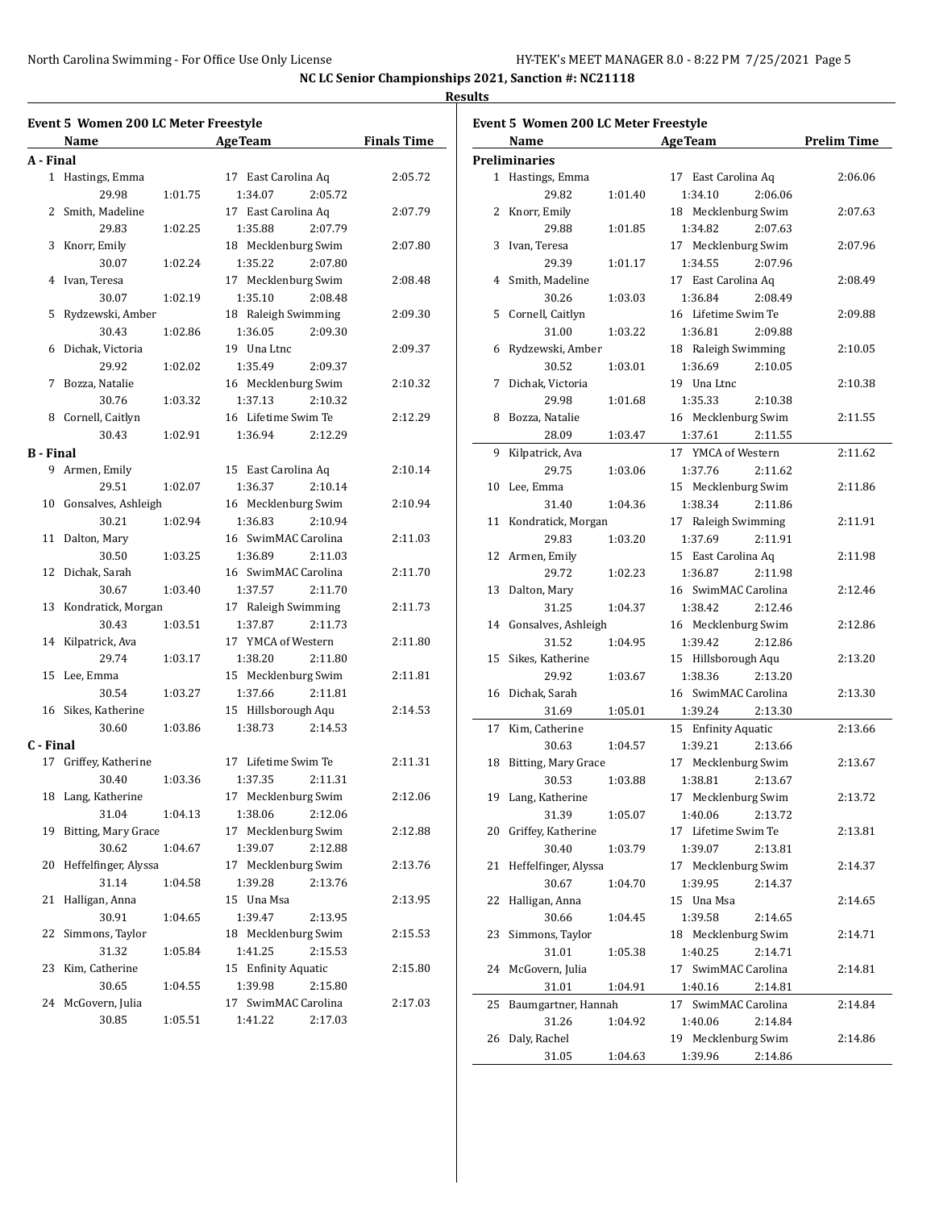NC LC Senior Championships 2021, Sanction #: NC21118

**Results**

### Event 5 Women 200 LC Meter Freestyle

| Place | Name | Age | Team | Finals Time |
|---|---|---|---|---|
| **A - Final** | | | | |
| 1 | Hastings, Emma | 17 | East Carolina Aq | 2:05.72 |
| | 29.98 / 1:01.75 / 1:34.07 / 2:05.72 | | | |
| 2 | Smith, Madeline | 17 | East Carolina Aq | 2:07.79 |
| | 29.83 / 1:02.25 / 1:35.88 / 2:07.79 | | | |
| 3 | Knorr, Emily | 18 | Mecklenburg Swim | 2:07.80 |
| | 30.07 / 1:02.24 / 1:35.22 / 2:07.80 | | | |
| 4 | Ivan, Teresa | 17 | Mecklenburg Swim | 2:08.48 |
| | 30.07 / 1:02.19 / 1:35.10 / 2:08.48 | | | |
| 5 | Rydzewski, Amber | 18 | Raleigh Swimming | 2:09.30 |
| | 30.43 / 1:02.86 / 1:36.05 / 2:09.30 | | | |
| 6 | Dichak, Victoria | 19 | Una Ltnc | 2:09.37 |
| | 29.92 / 1:02.02 / 1:35.49 / 2:09.37 | | | |
| 7 | Bozza, Natalie | 16 | Mecklenburg Swim | 2:10.32 |
| | 30.76 / 1:03.32 / 1:37.13 / 2:10.32 | | | |
| 8 | Cornell, Caitlyn | 16 | Lifetime Swim Te | 2:12.29 |
| | 30.43 / 1:02.91 / 1:36.94 / 2:12.29 | | | |
| **B - Final** | | | | |
| 9 | Armen, Emily | 15 | East Carolina Aq | 2:10.14 |
| | 29.51 / 1:02.07 / 1:36.37 / 2:10.14 | | | |
| 10 | Gonsalves, Ashleigh | 16 | Mecklenburg Swim | 2:10.94 |
| | 30.21 / 1:02.94 / 1:36.83 / 2:10.94 | | | |
| 11 | Dalton, Mary | 16 | SwimMAC Carolina | 2:11.03 |
| | 30.50 / 1:03.25 / 1:36.89 / 2:11.03 | | | |
| 12 | Dichak, Sarah | 16 | SwimMAC Carolina | 2:11.70 |
| | 30.67 / 1:03.40 / 1:37.57 / 2:11.70 | | | |
| 13 | Kondratick, Morgan | 17 | Raleigh Swimming | 2:11.73 |
| | 30.43 / 1:03.51 / 1:37.87 / 2:11.73 | | | |
| 14 | Kilpatrick, Ava | 17 | YMCA of Western | 2:11.80 |
| | 29.74 / 1:03.17 / 1:38.20 / 2:11.80 | | | |
| 15 | Lee, Emma | 15 | Mecklenburg Swim | 2:11.81 |
| | 30.54 / 1:03.27 / 1:37.66 / 2:11.81 | | | |
| 16 | Sikes, Katherine | 15 | Hillsborough Aqu | 2:14.53 |
| | 30.60 / 1:03.86 / 1:38.73 / 2:14.53 | | | |
| **C - Final** | | | | |
| 17 | Griffey, Katherine | 17 | Lifetime Swim Te | 2:11.31 |
| | 30.40 / 1:03.36 / 1:37.35 / 2:11.31 | | | |
| 18 | Lang, Katherine | 17 | Mecklenburg Swim | 2:12.06 |
| | 31.04 / 1:04.13 / 1:38.06 / 2:12.06 | | | |
| 19 | Bitting, Mary Grace | 17 | Mecklenburg Swim | 2:12.88 |
| | 30.62 / 1:04.67 / 1:39.07 / 2:12.88 | | | |
| 20 | Heffelfinger, Alyssa | 17 | Mecklenburg Swim | 2:13.76 |
| | 31.14 / 1:04.58 / 1:39.28 / 2:13.76 | | | |
| 21 | Halligan, Anna | 15 | Una Msa | 2:13.95 |
| | 30.91 / 1:04.65 / 1:39.47 / 2:13.95 | | | |
| 22 | Simmons, Taylor | 18 | Mecklenburg Swim | 2:15.53 |
| | 31.32 / 1:05.84 / 1:41.25 / 2:15.53 | | | |
| 23 | Kim, Catherine | 15 | Enfinity Aquatic | 2:15.80 |
| | 30.65 / 1:04.55 / 1:39.98 / 2:15.80 | | | |
| 24 | McGovern, Julia | 17 | SwimMAC Carolina | 2:17.03 |
| | 30.85 / 1:05.51 / 1:41.22 / 2:17.03 | | | |

### Event 5 Women 200 LC Meter Freestyle

| Place | Name | Age | Team | Prelim Time |
|---|---|---|---|---|
| **Preliminaries** | | | | |
| 1 | Hastings, Emma | 17 | East Carolina Aq | 2:06.06 |
| | 29.82 / 1:01.40 / 1:34.10 / 2:06.06 | | | |
| 2 | Knorr, Emily | 18 | Mecklenburg Swim | 2:07.63 |
| | 29.88 / 1:01.85 / 1:34.82 / 2:07.63 | | | |
| 3 | Ivan, Teresa | 17 | Mecklenburg Swim | 2:07.96 |
| | 29.39 / 1:01.17 / 1:34.55 / 2:07.96 | | | |
| 4 | Smith, Madeline | 17 | East Carolina Aq | 2:08.49 |
| | 30.26 / 1:03.03 / 1:36.84 / 2:08.49 | | | |
| 5 | Cornell, Caitlyn | 16 | Lifetime Swim Te | 2:09.88 |
| | 31.00 / 1:03.22 / 1:36.81 / 2:09.88 | | | |
| 6 | Rydzewski, Amber | 18 | Raleigh Swimming | 2:10.05 |
| | 30.52 / 1:03.01 / 1:36.69 / 2:10.05 | | | |
| 7 | Dichak, Victoria | 19 | Una Ltnc | 2:10.38 |
| | 29.98 / 1:01.68 / 1:35.33 / 2:10.38 | | | |
| 8 | Bozza, Natalie | 16 | Mecklenburg Swim | 2:11.55 |
| | 28.09 / 1:03.47 / 1:37.61 / 2:11.55 | | | |
| 9 | Kilpatrick, Ava | 17 | YMCA of Western | 2:11.62 |
| | 29.75 / 1:03.06 / 1:37.76 / 2:11.62 | | | |
| 10 | Lee, Emma | 15 | Mecklenburg Swim | 2:11.86 |
| | 31.40 / 1:04.36 / 1:38.34 / 2:11.86 | | | |
| 11 | Kondratick, Morgan | 17 | Raleigh Swimming | 2:11.91 |
| | 29.83 / 1:03.20 / 1:37.69 / 2:11.91 | | | |
| 12 | Armen, Emily | 15 | East Carolina Aq | 2:11.98 |
| | 29.72 / 1:02.23 / 1:36.87 / 2:11.98 | | | |
| 13 | Dalton, Mary | 16 | SwimMAC Carolina | 2:12.46 |
| | 31.25 / 1:04.37 / 1:38.42 / 2:12.46 | | | |
| 14 | Gonsalves, Ashleigh | 16 | Mecklenburg Swim | 2:12.86 |
| | 31.52 / 1:04.95 / 1:39.42 / 2:12.86 | | | |
| 15 | Sikes, Katherine | 15 | Hillsborough Aqu | 2:13.20 |
| | 29.92 / 1:03.67 / 1:38.36 / 2:13.20 | | | |
| 16 | Dichak, Sarah | 16 | SwimMAC Carolina | 2:13.30 |
| | 31.69 / 1:05.01 / 1:39.24 / 2:13.30 | | | |
| 17 | Kim, Catherine | 15 | Enfinity Aquatic | 2:13.66 |
| | 30.63 / 1:04.57 / 1:39.21 / 2:13.66 | | | |
| 18 | Bitting, Mary Grace | 17 | Mecklenburg Swim | 2:13.67 |
| | 30.53 / 1:03.88 / 1:38.81 / 2:13.67 | | | |
| 19 | Lang, Katherine | 17 | Mecklenburg Swim | 2:13.72 |
| | 31.39 / 1:05.07 / 1:40.06 / 2:13.72 | | | |
| 20 | Griffey, Katherine | 17 | Lifetime Swim Te | 2:13.81 |
| | 30.40 / 1:03.79 / 1:39.07 / 2:13.81 | | | |
| 21 | Heffelfinger, Alyssa | 17 | Mecklenburg Swim | 2:14.37 |
| | 30.67 / 1:04.70 / 1:39.95 / 2:14.37 | | | |
| 22 | Halligan, Anna | 15 | Una Msa | 2:14.65 |
| | 30.66 / 1:04.45 / 1:39.58 / 2:14.65 | | | |
| 23 | Simmons, Taylor | 18 | Mecklenburg Swim | 2:14.71 |
| | 31.01 / 1:05.38 / 1:40.25 / 2:14.71 | | | |
| 24 | McGovern, Julia | 17 | SwimMAC Carolina | 2:14.81 |
| | 31.01 / 1:04.91 / 1:40.16 / 2:14.81 | | | |
| 25 | Baumgartner, Hannah | 17 | SwimMAC Carolina | 2:14.84 |
| | 31.26 / 1:04.92 / 1:40.06 / 2:14.84 | | | |
| 26 | Daly, Rachel | 19 | Mecklenburg Swim | 2:14.86 |
| | 31.05 / 1:04.63 / 1:39.96 / 2:14.86 | | | |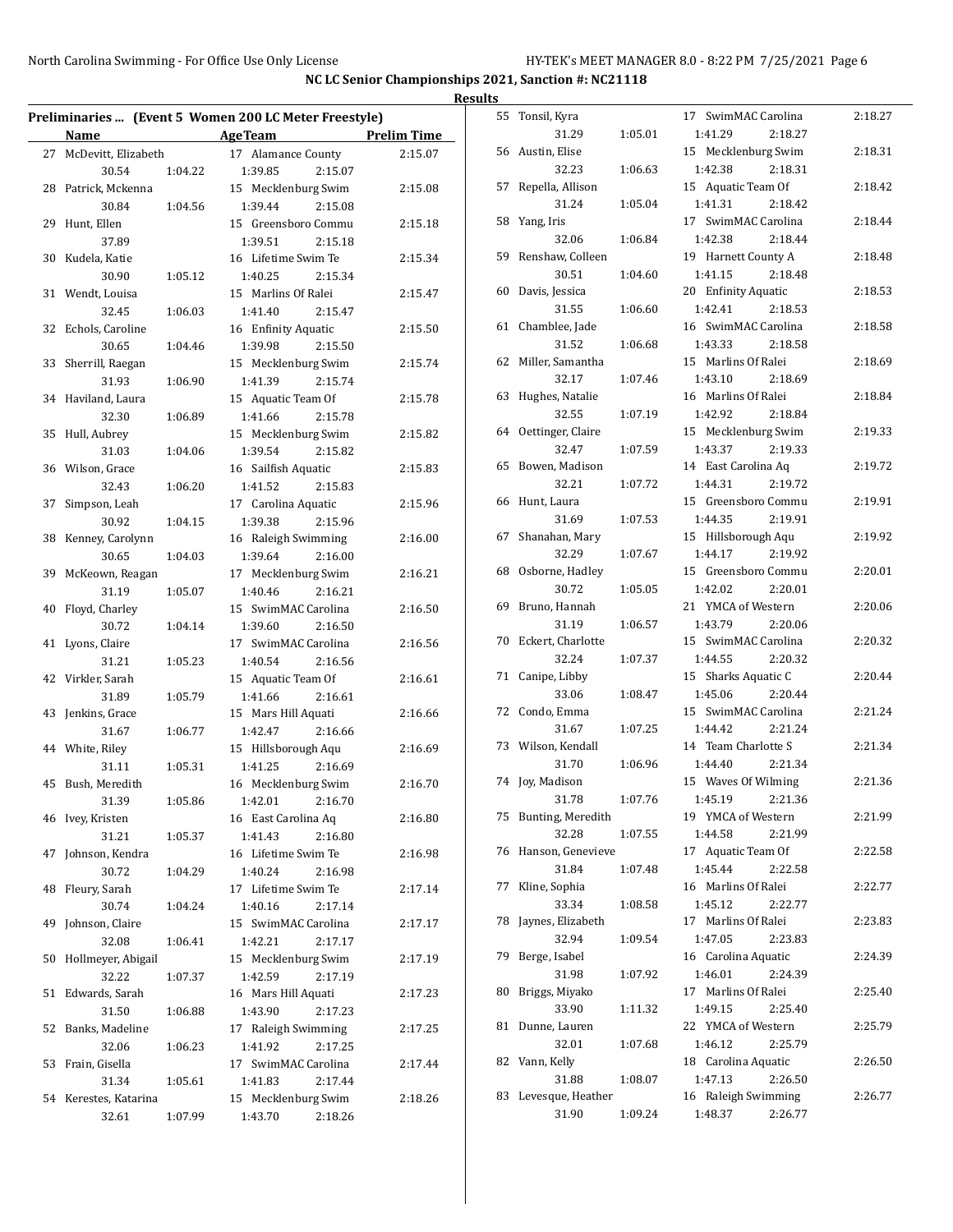**NC LC Senior Championships 2021, Sanction #: NC21118**

**Results**

### Preliminaries ... (Event 5 Women 200 LC Meter Freestyle)

| | Name | Age | Team | Prelim Time | 50 | 100 | 150 | 200 |
|---|---|---|---|---|---|---|---|---|
| 27 | McDevitt, Elizabeth | 17 | Alamance County | 2:15.07 | 30.54 | 1:04.22 | 1:39.85 | 2:15.07 |
| 28 | Patrick, Mckenna | 15 | Mecklenburg Swim | 2:15.08 | 30.84 | 1:04.56 | 1:39.44 | 2:15.08 |
| 29 | Hunt, Ellen | 15 | Greensboro Commu | 2:15.18 | 37.89 | | 1:39.51 | 2:15.18 |
| 30 | Kudela, Katie | 16 | Lifetime Swim Te | 2:15.34 | 30.90 | 1:05.12 | 1:40.25 | 2:15.34 |
| 31 | Wendt, Louisa | 15 | Marlins Of Ralei | 2:15.47 | 32.45 | 1:06.03 | 1:41.40 | 2:15.47 |
| 32 | Echols, Caroline | 16 | Enfinity Aquatic | 2:15.50 | 30.65 | 1:04.46 | 1:39.98 | 2:15.50 |
| 33 | Sherrill, Raegan | 15 | Mecklenburg Swim | 2:15.74 | 31.93 | 1:06.90 | 1:41.39 | 2:15.74 |
| 34 | Haviland, Laura | 15 | Aquatic Team Of | 2:15.78 | 32.30 | 1:06.89 | 1:41.66 | 2:15.78 |
| 35 | Hull, Aubrey | 15 | Mecklenburg Swim | 2:15.82 | 31.03 | 1:04.06 | 1:39.54 | 2:15.82 |
| 36 | Wilson, Grace | 16 | Sailfish Aquatic | 2:15.83 | 32.43 | 1:06.20 | 1:41.52 | 2:15.83 |
| 37 | Simpson, Leah | 17 | Carolina Aquatic | 2:15.96 | 30.92 | 1:04.15 | 1:39.38 | 2:15.96 |
| 38 | Kenney, Carolynn | 16 | Raleigh Swimming | 2:16.00 | 30.65 | 1:04.03 | 1:39.64 | 2:16.00 |
| 39 | McKeown, Reagan | 17 | Mecklenburg Swim | 2:16.21 | 31.19 | 1:05.07 | 1:40.46 | 2:16.21 |
| 40 | Floyd, Charley | 15 | SwimMAC Carolina | 2:16.50 | 30.72 | 1:04.14 | 1:39.60 | 2:16.50 |
| 41 | Lyons, Claire | 17 | SwimMAC Carolina | 2:16.56 | 31.21 | 1:05.23 | 1:40.54 | 2:16.56 |
| 42 | Virkler, Sarah | 15 | Aquatic Team Of | 2:16.61 | 31.89 | 1:05.79 | 1:41.66 | 2:16.61 |
| 43 | Jenkins, Grace | 15 | Mars Hill Aquati | 2:16.66 | 31.67 | 1:06.77 | 1:42.47 | 2:16.66 |
| 44 | White, Riley | 15 | Hillsborough Aqu | 2:16.69 | 31.11 | 1:05.31 | 1:41.25 | 2:16.69 |
| 45 | Bush, Meredith | 16 | Mecklenburg Swim | 2:16.70 | 31.39 | 1:05.86 | 1:42.01 | 2:16.70 |
| 46 | Ivey, Kristen | 16 | East Carolina Aq | 2:16.80 | 31.21 | 1:05.37 | 1:41.43 | 2:16.80 |
| 47 | Johnson, Kendra | 16 | Lifetime Swim Te | 2:16.98 | 30.72 | 1:04.29 | 1:40.24 | 2:16.98 |
| 48 | Fleury, Sarah | 17 | Lifetime Swim Te | 2:17.14 | 30.74 | 1:04.24 | 1:40.16 | 2:17.14 |
| 49 | Johnson, Claire | 15 | SwimMAC Carolina | 2:17.17 | 32.08 | 1:06.41 | 1:42.21 | 2:17.17 |
| 50 | Hollmeyer, Abigail | 15 | Mecklenburg Swim | 2:17.19 | 32.22 | 1:07.37 | 1:42.59 | 2:17.19 |
| 51 | Edwards, Sarah | 16 | Mars Hill Aquati | 2:17.23 | 31.50 | 1:06.88 | 1:43.90 | 2:17.23 |
| 52 | Banks, Madeline | 17 | Raleigh Swimming | 2:17.25 | 32.06 | 1:06.23 | 1:41.92 | 2:17.25 |
| 53 | Frain, Gisella | 17 | SwimMAC Carolina | 2:17.44 | 31.34 | 1:05.61 | 1:41.83 | 2:17.44 |
| 54 | Kerestes, Katarina | 15 | Mecklenburg Swim | 2:18.26 | 32.61 | 1:07.99 | 1:43.70 | 2:18.26 |
| 55 | Tonsil, Kyra | 17 | SwimMAC Carolina | 2:18.27 | 31.29 | 1:05.01 | 1:41.29 | 2:18.27 |
| 56 | Austin, Elise | 15 | Mecklenburg Swim | 2:18.31 | 32.23 | 1:06.63 | 1:42.38 | 2:18.31 |
| 57 | Repella, Allison | 15 | Aquatic Team Of | 2:18.42 | 31.24 | 1:05.04 | 1:41.31 | 2:18.42 |
| 58 | Yang, Iris | 17 | SwimMAC Carolina | 2:18.44 | 32.06 | 1:06.84 | 1:42.38 | 2:18.44 |
| 59 | Renshaw, Colleen | 19 | Harnett County A | 2:18.48 | 30.51 | 1:04.60 | 1:41.15 | 2:18.48 |
| 60 | Davis, Jessica | 20 | Enfinity Aquatic | 2:18.53 | 31.55 | 1:06.60 | 1:42.41 | 2:18.53 |
| 61 | Chamblee, Jade | 16 | SwimMAC Carolina | 2:18.58 | 31.52 | 1:06.68 | 1:43.33 | 2:18.58 |
| 62 | Miller, Samantha | 15 | Marlins Of Ralei | 2:18.69 | 32.17 | 1:07.46 | 1:43.10 | 2:18.69 |
| 63 | Hughes, Natalie | 16 | Marlins Of Ralei | 2:18.84 | 32.55 | 1:07.19 | 1:42.92 | 2:18.84 |
| 64 | Oettinger, Claire | 15 | Mecklenburg Swim | 2:19.33 | 32.47 | 1:07.59 | 1:43.37 | 2:19.33 |
| 65 | Bowen, Madison | 14 | East Carolina Aq | 2:19.72 | 32.21 | 1:07.72 | 1:44.31 | 2:19.72 |
| 66 | Hunt, Laura | 15 | Greensboro Commu | 2:19.91 | 31.69 | 1:07.53 | 1:44.35 | 2:19.91 |
| 67 | Shanahan, Mary | 15 | Hillsborough Aqu | 2:19.92 | 32.29 | 1:07.67 | 1:44.17 | 2:19.92 |
| 68 | Osborne, Hadley | 15 | Greensboro Commu | 2:20.01 | 30.72 | 1:05.05 | 1:42.02 | 2:20.01 |
| 69 | Bruno, Hannah | 21 | YMCA of Western | 2:20.06 | 31.19 | 1:06.57 | 1:43.79 | 2:20.06 |
| 70 | Eckert, Charlotte | 15 | SwimMAC Carolina | 2:20.32 | 32.24 | 1:07.37 | 1:44.55 | 2:20.32 |
| 71 | Canipe, Libby | 15 | Sharks Aquatic C | 2:20.44 | 33.06 | 1:08.47 | 1:45.06 | 2:20.44 |
| 72 | Condo, Emma | 15 | SwimMAC Carolina | 2:21.24 | 31.67 | 1:07.25 | 1:44.42 | 2:21.24 |
| 73 | Wilson, Kendall | 14 | Team Charlotte S | 2:21.34 | 31.70 | 1:06.96 | 1:44.40 | 2:21.34 |
| 74 | Joy, Madison | 15 | Waves Of Wilming | 2:21.36 | 31.78 | 1:07.76 | 1:45.19 | 2:21.36 |
| 75 | Bunting, Meredith | 19 | YMCA of Western | 2:21.99 | 32.28 | 1:07.55 | 1:44.58 | 2:21.99 |
| 76 | Hanson, Genevieve | 17 | Aquatic Team Of | 2:22.58 | 31.84 | 1:07.48 | 1:45.44 | 2:22.58 |
| 77 | Kline, Sophia | 16 | Marlins Of Ralei | 2:22.77 | 33.34 | 1:08.58 | 1:45.12 | 2:22.77 |
| 78 | Jaynes, Elizabeth | 17 | Marlins Of Ralei | 2:23.83 | 32.94 | 1:09.54 | 1:47.05 | 2:23.83 |
| 79 | Berge, Isabel | 16 | Carolina Aquatic | 2:24.39 | 31.98 | 1:07.92 | 1:46.01 | 2:24.39 |
| 80 | Briggs, Miyako | 17 | Marlins Of Ralei | 2:25.40 | 33.90 | 1:11.32 | 1:49.15 | 2:25.40 |
| 81 | Dunne, Lauren | 22 | YMCA of Western | 2:25.79 | 32.01 | 1:07.68 | 1:46.12 | 2:25.79 |
| 82 | Vann, Kelly | 18 | Carolina Aquatic | 2:26.50 | 31.88 | 1:08.07 | 1:47.13 | 2:26.50 |
| 83 | Levesque, Heather | 16 | Raleigh Swimming | 2:26.77 | 31.90 | 1:09.24 | 1:48.37 | 2:26.77 |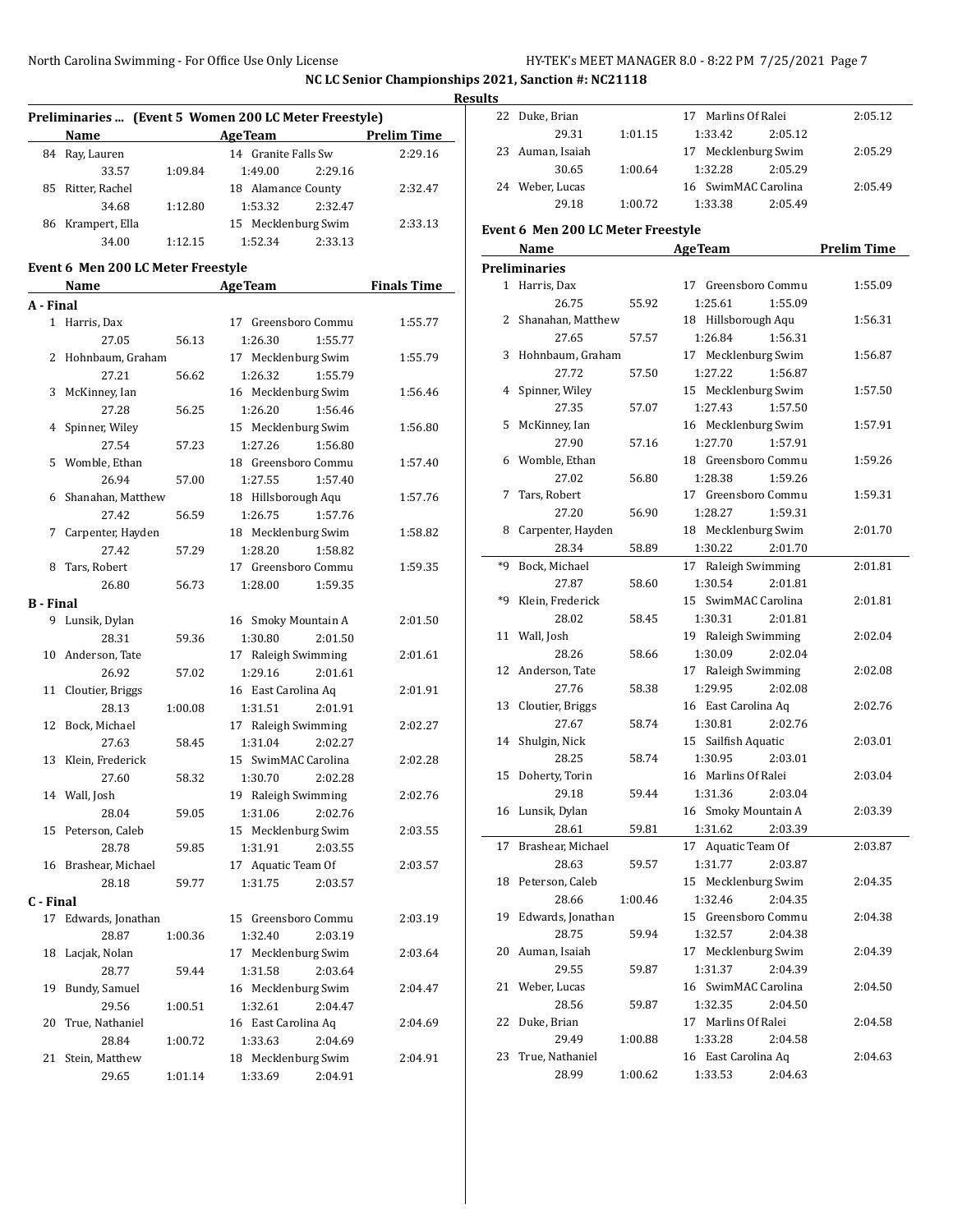# NC LC Senior Championships 2021, Sanction #: NC21118

## Results

### Preliminaries ... (Event 5 Women 200 LC Meter Freestyle)

| | Name | Age | Team | Prelim Time |
|---|---|---|---|---|
| 84 | Ray, Lauren | 14 | Granite Falls Sw | 2:29.16 |
| | 33.57 1:09.84 1:49.00 2:29.16 | | | |
| 85 | Ritter, Rachel | 18 | Alamance County | 2:32.47 |
| | 34.68 1:12.80 1:53.32 2:32.47 | | | |
| 86 | Krampert, Ella | 15 | Mecklenburg Swim | 2:33.13 |
| | 34.00 1:12.15 1:52.34 2:33.13 | | | |

### Event 6 Men 200 LC Meter Freestyle

| | Name | Age | Team | Finals Time |
|---|---|---|---|---|
| **A - Final** | | | | |
| 1 | Harris, Dax | 17 | Greensboro Commu | 1:55.77 |
| | 27.05 56.13 1:26.30 1:55.77 | | | |
| 2 | Hohnbaum, Graham | 17 | Mecklenburg Swim | 1:55.79 |
| | 27.21 56.62 1:26.32 1:55.79 | | | |
| 3 | McKinney, Ian | 16 | Mecklenburg Swim | 1:56.46 |
| | 27.28 56.25 1:26.20 1:56.46 | | | |
| 4 | Spinner, Wiley | 15 | Mecklenburg Swim | 1:56.80 |
| | 27.54 57.23 1:27.26 1:56.80 | | | |
| 5 | Womble, Ethan | 18 | Greensboro Commu | 1:57.40 |
| | 26.94 57.00 1:27.55 1:57.40 | | | |
| 6 | Shanahan, Matthew | 18 | Hillsborough Aqu | 1:57.76 |
| | 27.42 56.59 1:26.75 1:57.76 | | | |
| 7 | Carpenter, Hayden | 18 | Mecklenburg Swim | 1:58.82 |
| | 27.42 57.29 1:28.20 1:58.82 | | | |
| 8 | Tars, Robert | 17 | Greensboro Commu | 1:59.35 |
| | 26.80 56.73 1:28.00 1:59.35 | | | |
| **B - Final** | | | | |
| 9 | Lunsik, Dylan | 16 | Smoky Mountain A | 2:01.50 |
| | 28.31 59.36 1:30.80 2:01.50 | | | |
| 10 | Anderson, Tate | 17 | Raleigh Swimming | 2:01.61 |
| | 26.92 57.02 1:29.16 2:01.61 | | | |
| 11 | Cloutier, Briggs | 16 | East Carolina Aq | 2:01.91 |
| | 28.13 1:00.08 1:31.51 2:01.91 | | | |
| 12 | Bock, Michael | 17 | Raleigh Swimming | 2:02.27 |
| | 27.63 58.45 1:31.04 2:02.27 | | | |
| 13 | Klein, Frederick | 15 | SwimMAC Carolina | 2:02.28 |
| | 27.60 58.32 1:30.70 2:02.28 | | | |
| 14 | Wall, Josh | 19 | Raleigh Swimming | 2:02.76 |
| | 28.04 59.05 1:31.06 2:02.76 | | | |
| 15 | Peterson, Caleb | 15 | Mecklenburg Swim | 2:03.55 |
| | 28.78 59.85 1:31.91 2:03.55 | | | |
| 16 | Brashear, Michael | 17 | Aquatic Team Of | 2:03.57 |
| | 28.18 59.77 1:31.75 2:03.57 | | | |
| **C - Final** | | | | |
| 17 | Edwards, Jonathan | 15 | Greensboro Commu | 2:03.19 |
| | 28.87 1:00.36 1:32.40 2:03.19 | | | |
| 18 | Lacjak, Nolan | 17 | Mecklenburg Swim | 2:03.64 |
| | 28.77 59.44 1:31.58 2:03.64 | | | |
| 19 | Bundy, Samuel | 16 | Mecklenburg Swim | 2:04.47 |
| | 29.56 1:00.51 1:32.61 2:04.47 | | | |
| 20 | True, Nathaniel | 16 | East Carolina Aq | 2:04.69 |
| | 28.84 1:00.72 1:33.63 2:04.69 | | | |
| 21 | Stein, Matthew | 18 | Mecklenburg Swim | 2:04.91 |
| | 29.65 1:01.14 1:33.69 2:04.91 | | | |
| 22 | Duke, Brian | 17 | Marlins Of Ralei | 2:05.12 |
| | 29.31 1:01.15 1:33.42 2:05.12 | | | |
| 23 | Auman, Isaiah | 17 | Mecklenburg Swim | 2:05.29 |
| | 30.65 1:00.64 1:32.28 2:05.29 | | | |
| 24 | Weber, Lucas | 16 | SwimMAC Carolina | 2:05.49 |
| | 29.18 1:00.72 1:33.38 2:05.49 | | | |

### Event 6 Men 200 LC Meter Freestyle

| | Name | Age | Team | Prelim Time |
|---|---|---|---|---|
| **Preliminaries** | | | | |
| 1 | Harris, Dax | 17 | Greensboro Commu | 1:55.09 |
| | 26.75 55.92 1:25.61 1:55.09 | | | |
| 2 | Shanahan, Matthew | 18 | Hillsborough Aqu | 1:56.31 |
| | 27.65 57.57 1:26.84 1:56.31 | | | |
| 3 | Hohnbaum, Graham | 17 | Mecklenburg Swim | 1:56.87 |
| | 27.72 57.50 1:27.22 1:56.87 | | | |
| 4 | Spinner, Wiley | 15 | Mecklenburg Swim | 1:57.50 |
| | 27.35 57.07 1:27.43 1:57.50 | | | |
| 5 | McKinney, Ian | 16 | Mecklenburg Swim | 1:57.91 |
| | 27.90 57.16 1:27.70 1:57.91 | | | |
| 6 | Womble, Ethan | 18 | Greensboro Commu | 1:59.26 |
| | 27.02 56.80 1:28.38 1:59.26 | | | |
| 7 | Tars, Robert | 17 | Greensboro Commu | 1:59.31 |
| | 27.20 56.90 1:28.27 1:59.31 | | | |
| 8 | Carpenter, Hayden | 18 | Mecklenburg Swim | 2:01.70 |
| | 28.34 58.89 1:30.22 2:01.70 | | | |
| *9 | Bock, Michael | 17 | Raleigh Swimming | 2:01.81 |
| | 27.87 58.60 1:30.54 2:01.81 | | | |
| *9 | Klein, Frederick | 15 | SwimMAC Carolina | 2:01.81 |
| | 28.02 58.45 1:30.31 2:01.81 | | | |
| 11 | Wall, Josh | 19 | Raleigh Swimming | 2:02.04 |
| | 28.26 58.66 1:30.09 2:02.04 | | | |
| 12 | Anderson, Tate | 17 | Raleigh Swimming | 2:02.08 |
| | 27.76 58.38 1:29.95 2:02.08 | | | |
| 13 | Cloutier, Briggs | 16 | East Carolina Aq | 2:02.76 |
| | 27.67 58.74 1:30.81 2:02.76 | | | |
| 14 | Shulgin, Nick | 15 | Sailfish Aquatic | 2:03.01 |
| | 28.25 58.74 1:30.95 2:03.01 | | | |
| 15 | Doherty, Torin | 16 | Marlins Of Ralei | 2:03.04 |
| | 29.18 59.44 1:31.36 2:03.04 | | | |
| 16 | Lunsik, Dylan | 16 | Smoky Mountain A | 2:03.39 |
| | 28.61 59.81 1:31.62 2:03.39 | | | |
| 17 | Brashear, Michael | 17 | Aquatic Team Of | 2:03.87 |
| | 28.63 59.57 1:31.77 2:03.87 | | | |
| 18 | Peterson, Caleb | 15 | Mecklenburg Swim | 2:04.35 |
| | 28.66 1:00.46 1:32.46 2:04.35 | | | |
| 19 | Edwards, Jonathan | 15 | Greensboro Commu | 2:04.38 |
| | 28.75 59.94 1:32.57 2:04.38 | | | |
| 20 | Auman, Isaiah | 17 | Mecklenburg Swim | 2:04.39 |
| | 29.55 59.87 1:31.37 2:04.39 | | | |
| 21 | Weber, Lucas | 16 | SwimMAC Carolina | 2:04.50 |
| | 28.56 59.87 1:32.35 2:04.50 | | | |
| 22 | Duke, Brian | 17 | Marlins Of Ralei | 2:04.58 |
| | 29.49 1:00.88 1:33.28 2:04.58 | | | |
| 23 | True, Nathaniel | 16 | East Carolina Aq | 2:04.63 |
| | 28.99 1:00.62 1:33.53 2:04.63 | | | |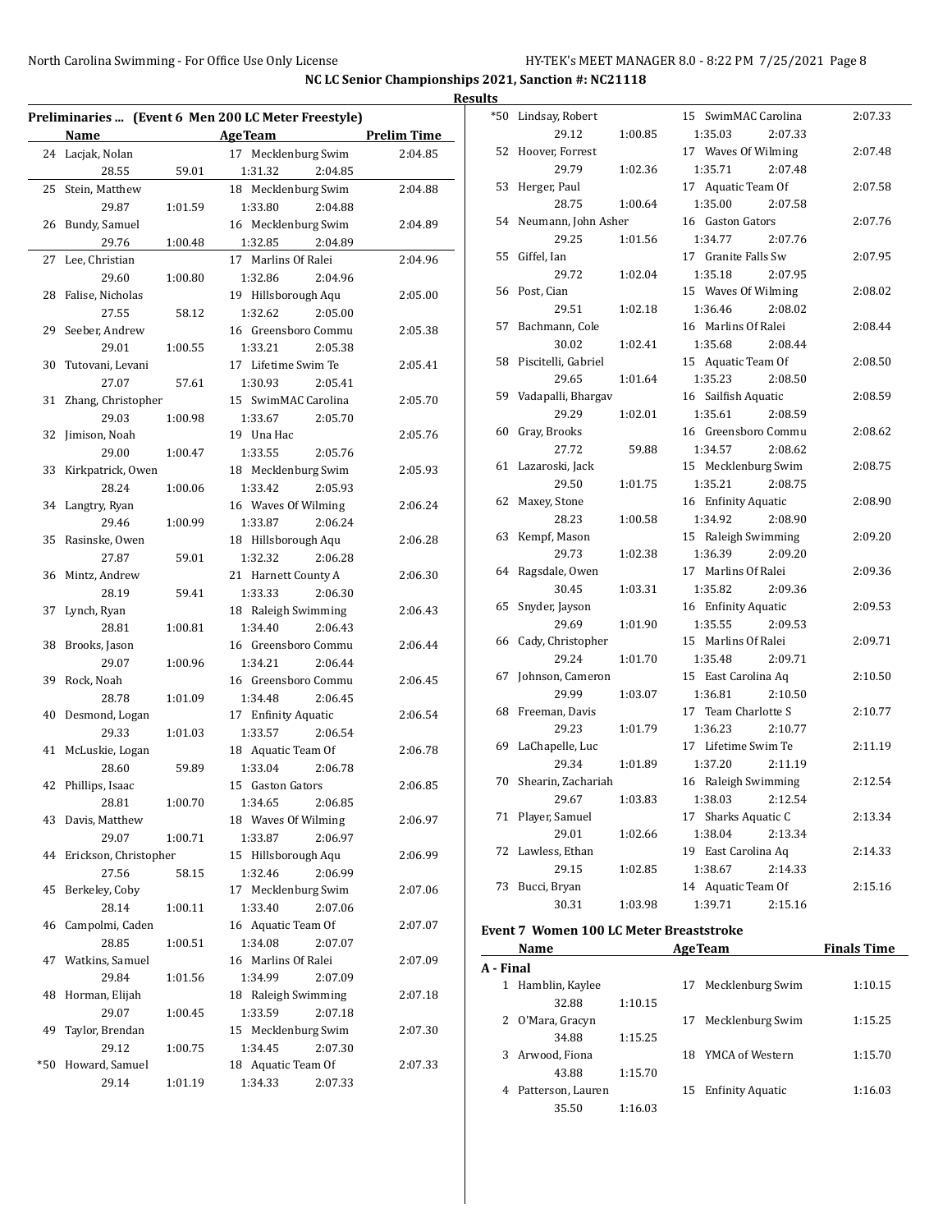NC LC Senior Championships 2021, Sanction #: NC21118

**Results**

### Preliminaries ... (Event 6 Men 200 LC Meter Freestyle)

| | Name | | Age | Team | Prelim Time |
|---|---|---|---|---|---|
| 24 | Lacjak, Nolan | | 17 | Mecklenburg Swim | 2:04.85 |
| | 28.55 | 59.01 | 1:31.32 | 2:04.85 | |
| 25 | Stein, Matthew | | 18 | Mecklenburg Swim | 2:04.88 |
| | 29.87 | 1:01.59 | 1:33.80 | 2:04.88 | |
| 26 | Bundy, Samuel | | 16 | Mecklenburg Swim | 2:04.89 |
| | 29.76 | 1:00.48 | 1:32.85 | 2:04.89 | |
| 27 | Lee, Christian | | 17 | Marlins Of Ralei | 2:04.96 |
| | 29.60 | 1:00.80 | 1:32.86 | 2:04.96 | |
| 28 | Falise, Nicholas | | 19 | Hillsborough Aqu | 2:05.00 |
| | 27.55 | 58.12 | 1:32.62 | 2:05.00 | |
| 29 | Seeber, Andrew | | 16 | Greensboro Commu | 2:05.38 |
| | 29.01 | 1:00.55 | 1:33.21 | 2:05.38 | |
| 30 | Tutovani, Levani | | 17 | Lifetime Swim Te | 2:05.41 |
| | 27.07 | 57.61 | 1:30.93 | 2:05.41 | |
| 31 | Zhang, Christopher | | 15 | SwimMAC Carolina | 2:05.70 |
| | 29.03 | 1:00.98 | 1:33.67 | 2:05.70 | |
| 32 | Jimison, Noah | | 19 | Una Hac | 2:05.76 |
| | 29.00 | 1:00.47 | 1:33.55 | 2:05.76 | |
| 33 | Kirkpatrick, Owen | | 18 | Mecklenburg Swim | 2:05.93 |
| | 28.24 | 1:00.06 | 1:33.42 | 2:05.93 | |
| 34 | Langtry, Ryan | | 16 | Waves Of Wilming | 2:06.24 |
| | 29.46 | 1:00.99 | 1:33.87 | 2:06.24 | |
| 35 | Rasinske, Owen | | 18 | Hillsborough Aqu | 2:06.28 |
| | 27.87 | 59.01 | 1:32.32 | 2:06.28 | |
| 36 | Mintz, Andrew | | 21 | Harnett County A | 2:06.30 |
| | 28.19 | 59.41 | 1:33.33 | 2:06.30 | |
| 37 | Lynch, Ryan | | 18 | Raleigh Swimming | 2:06.43 |
| | 28.81 | 1:00.81 | 1:34.40 | 2:06.43 | |
| 38 | Brooks, Jason | | 16 | Greensboro Commu | 2:06.44 |
| | 29.07 | 1:00.96 | 1:34.21 | 2:06.44 | |
| 39 | Rock, Noah | | 16 | Greensboro Commu | 2:06.45 |
| | 28.78 | 1:01.09 | 1:34.48 | 2:06.45 | |
| 40 | Desmond, Logan | | 17 | Enfinity Aquatic | 2:06.54 |
| | 29.33 | 1:01.03 | 1:33.57 | 2:06.54 | |
| 41 | McLuskie, Logan | | 18 | Aquatic Team Of | 2:06.78 |
| | 28.60 | 59.89 | 1:33.04 | 2:06.78 | |
| 42 | Phillips, Isaac | | 15 | Gaston Gators | 2:06.85 |
| | 28.81 | 1:00.70 | 1:34.65 | 2:06.85 | |
| 43 | Davis, Matthew | | 18 | Waves Of Wilming | 2:06.97 |
| | 29.07 | 1:00.71 | 1:33.87 | 2:06.97 | |
| 44 | Erickson, Christopher | | 15 | Hillsborough Aqu | 2:06.99 |
| | 27.56 | 58.15 | 1:32.46 | 2:06.99 | |
| 45 | Berkeley, Coby | | 17 | Mecklenburg Swim | 2:07.06 |
| | 28.14 | 1:00.11 | 1:33.40 | 2:07.06 | |
| 46 | Campolmi, Caden | | 16 | Aquatic Team Of | 2:07.07 |
| | 28.85 | 1:00.51 | 1:34.08 | 2:07.07 | |
| 47 | Watkins, Samuel | | 16 | Marlins Of Ralei | 2:07.09 |
| | 29.84 | 1:01.56 | 1:34.99 | 2:07.09 | |
| 48 | Horman, Elijah | | 18 | Raleigh Swimming | 2:07.18 |
| | 29.07 | 1:00.45 | 1:33.59 | 2:07.18 | |
| 49 | Taylor, Brendan | | 15 | Mecklenburg Swim | 2:07.30 |
| | 29.12 | 1:00.75 | 1:34.45 | 2:07.30 | |
| *50 | Howard, Samuel | | 18 | Aquatic Team Of | 2:07.33 |
| | 29.14 | 1:01.19 | 1:34.33 | 2:07.33 | |
| *50 | Lindsay, Robert | | 15 | SwimMAC Carolina | 2:07.33 |
| | 29.12 | 1:00.85 | 1:35.03 | 2:07.33 | |
| 52 | Hoover, Forrest | | 17 | Waves Of Wilming | 2:07.48 |
| | 29.79 | 1:02.36 | 1:35.71 | 2:07.48 | |
| 53 | Herger, Paul | | 17 | Aquatic Team Of | 2:07.58 |
| | 28.75 | 1:00.64 | 1:35.00 | 2:07.58 | |
| 54 | Neumann, John Asher | | 16 | Gaston Gators | 2:07.76 |
| | 29.25 | 1:01.56 | 1:34.77 | 2:07.76 | |
| 55 | Giffel, Ian | | 17 | Granite Falls Sw | 2:07.95 |
| | 29.72 | 1:02.04 | 1:35.18 | 2:07.95 | |
| 56 | Post, Cian | | 15 | Waves Of Wilming | 2:08.02 |
| | 29.51 | 1:02.18 | 1:36.46 | 2:08.02 | |
| 57 | Bachmann, Cole | | 16 | Marlins Of Ralei | 2:08.44 |
| | 30.02 | 1:02.41 | 1:35.68 | 2:08.44 | |
| 58 | Piscitelli, Gabriel | | 15 | Aquatic Team Of | 2:08.50 |
| | 29.65 | 1:01.64 | 1:35.23 | 2:08.50 | |
| 59 | Vadapalli, Bhargav | | 16 | Sailfish Aquatic | 2:08.59 |
| | 29.29 | 1:02.01 | 1:35.61 | 2:08.59 | |
| 60 | Gray, Brooks | | 16 | Greensboro Commu | 2:08.62 |
| | 27.72 | 59.88 | 1:34.57 | 2:08.62 | |
| 61 | Lazaroski, Jack | | 15 | Mecklenburg Swim | 2:08.75 |
| | 29.50 | 1:01.75 | 1:35.21 | 2:08.75 | |
| 62 | Maxey, Stone | | 16 | Enfinity Aquatic | 2:08.90 |
| | 28.23 | 1:00.58 | 1:34.92 | 2:08.90 | |
| 63 | Kempf, Mason | | 15 | Raleigh Swimming | 2:09.20 |
| | 29.73 | 1:02.38 | 1:36.39 | 2:09.20 | |
| 64 | Ragsdale, Owen | | 17 | Marlins Of Ralei | 2:09.36 |
| | 30.45 | 1:03.31 | 1:35.82 | 2:09.36 | |
| 65 | Snyder, Jayson | | 16 | Enfinity Aquatic | 2:09.53 |
| | 29.69 | 1:01.90 | 1:35.55 | 2:09.53 | |
| 66 | Cady, Christopher | | 15 | Marlins Of Ralei | 2:09.71 |
| | 29.24 | 1:01.70 | 1:35.48 | 2:09.71 | |
| 67 | Johnson, Cameron | | 15 | East Carolina Aq | 2:10.50 |
| | 29.99 | 1:03.07 | 1:36.81 | 2:10.50 | |
| 68 | Freeman, Davis | | 17 | Team Charlotte S | 2:10.77 |
| | 29.23 | 1:01.79 | 1:36.23 | 2:10.77 | |
| 69 | LaChapelle, Luc | | 17 | Lifetime Swim Te | 2:11.19 |
| | 29.34 | 1:01.89 | 1:37.20 | 2:11.19 | |
| 70 | Shearin, Zachariah | | 16 | Raleigh Swimming | 2:12.54 |
| | 29.67 | 1:03.83 | 1:38.03 | 2:12.54 | |
| 71 | Player, Samuel | | 17 | Sharks Aquatic C | 2:13.34 |
| | 29.01 | 1:02.66 | 1:38.04 | 2:13.34 | |
| 72 | Lawless, Ethan | | 19 | East Carolina Aq | 2:14.33 |
| | 29.15 | 1:02.85 | 1:38.67 | 2:14.33 | |
| 73 | Bucci, Bryan | | 14 | Aquatic Team Of | 2:15.16 |
| | 30.31 | 1:03.98 | 1:39.71 | 2:15.16 | |

### Event 7 Women 100 LC Meter Breaststroke

| | Name | | Age | Team | Finals Time |
|---|---|---|---|---|---|
| **A - Final** | | | | | |
| 1 | Hamblin, Kaylee | | 17 | Mecklenburg Swim | 1:10.15 |
| | 32.88 | 1:10.15 | | | |
| 2 | O'Mara, Gracyn | | 17 | Mecklenburg Swim | 1:15.25 |
| | 34.88 | 1:15.25 | | | |
| 3 | Arwood, Fiona | | 18 | YMCA of Western | 1:15.70 |
| | 43.88 | 1:15.70 | | | |
| 4 | Patterson, Lauren | | 15 | Enfinity Aquatic | 1:16.03 |
| | 35.50 | 1:16.03 | | | |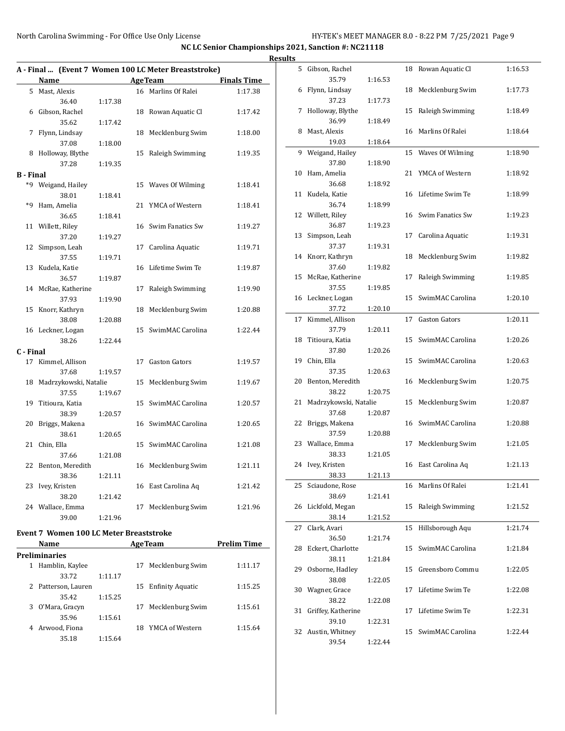## NC LC Senior Championships 2021, Sanction #: NC21118

### Results

#### A - Final ... (Event 7 Women 100 LC Meter Breaststroke)

| | Name | Age | Team | Finals Time |
|---|---|---|---|---|
| 5 | Mast, Alexis | 16 | Marlins Of Ralei | 1:17.38 |
| | 36.40 1:17.38 | | | |
| 6 | Gibson, Rachel | 18 | Rowan Aquatic Cl | 1:17.42 |
| | 35.62 1:17.42 | | | |
| 7 | Flynn, Lindsay | 18 | Mecklenburg Swim | 1:18.00 |
| | 37.08 1:18.00 | | | |
| 8 | Holloway, Blythe | 15 | Raleigh Swimming | 1:19.35 |
| | 37.28 1:19.35 | | | |

#### B - Final

| | Name | Age | Team | Finals Time |
|---|---|---|---|---|
| *9 | Weigand, Hailey | 15 | Waves Of Wilming | 1:18.41 |
| | 38.01 1:18.41 | | | |
| *9 | Ham, Amelia | 21 | YMCA of Western | 1:18.41 |
| | 36.65 1:18.41 | | | |
| 11 | Willett, Riley | 16 | Swim Fanatics Sw | 1:19.27 |
| | 37.20 1:19.27 | | | |
| 12 | Simpson, Leah | 17 | Carolina Aquatic | 1:19.71 |
| | 37.55 1:19.71 | | | |
| 13 | Kudela, Katie | 16 | Lifetime Swim Te | 1:19.87 |
| | 36.57 1:19.87 | | | |
| 14 | McRae, Katherine | 17 | Raleigh Swimming | 1:19.90 |
| | 37.93 1:19.90 | | | |
| 15 | Knorr, Kathryn | 18 | Mecklenburg Swim | 1:20.88 |
| | 38.08 1:20.88 | | | |
| 16 | Leckner, Logan | 15 | SwimMAC Carolina | 1:22.44 |
| | 38.26 1:22.44 | | | |

#### C - Final

| | Name | Age | Team | Finals Time |
|---|---|---|---|---|
| 17 | Kimmel, Allison | 17 | Gaston Gators | 1:19.57 |
| | 37.68 1:19.57 | | | |
| 18 | Madrzykowski, Natalie | 15 | Mecklenburg Swim | 1:19.67 |
| | 37.55 1:19.67 | | | |
| 19 | Titioura, Katia | 15 | SwimMAC Carolina | 1:20.57 |
| | 38.39 1:20.57 | | | |
| 20 | Briggs, Makena | 16 | SwimMAC Carolina | 1:20.65 |
| | 38.61 1:20.65 | | | |
| 21 | Chin, Ella | 15 | SwimMAC Carolina | 1:21.08 |
| | 37.66 1:21.08 | | | |
| 22 | Benton, Meredith | 16 | Mecklenburg Swim | 1:21.11 |
| | 38.36 1:21.11 | | | |
| 23 | Ivey, Kristen | 16 | East Carolina Aq | 1:21.42 |
| | 38.20 1:21.42 | | | |
| 24 | Wallace, Emma | 17 | Mecklenburg Swim | 1:21.96 |
| | 39.00 1:21.96 | | | |

### Event 7 Women 100 LC Meter Breaststroke

#### Preliminaries

| | Name | Age | Team | Prelim Time |
|---|---|---|---|---|
| 1 | Hamblin, Kaylee | 17 | Mecklenburg Swim | 1:11.17 |
| | 33.72 1:11.17 | | | |
| 2 | Patterson, Lauren | 15 | Enfinity Aquatic | 1:15.25 |
| | 35.42 1:15.25 | | | |
| 3 | O'Mara, Gracyn | 17 | Mecklenburg Swim | 1:15.61 |
| | 35.96 1:15.61 | | | |
| 4 | Arwood, Fiona | 18 | YMCA of Western | 1:15.64 |
| | 35.18 1:15.64 | | | |
| 5 | Gibson, Rachel | 18 | Rowan Aquatic Cl | 1:16.53 |
| | 35.79 1:16.53 | | | |
| 6 | Flynn, Lindsay | 18 | Mecklenburg Swim | 1:17.73 |
| | 37.23 1:17.73 | | | |
| 7 | Holloway, Blythe | 15 | Raleigh Swimming | 1:18.49 |
| | 36.99 1:18.49 | | | |
| 8 | Mast, Alexis | 16 | Marlins Of Ralei | 1:18.64 |
| | 19.03 1:18.64 | | | |
| 9 | Weigand, Hailey | 15 | Waves Of Wilming | 1:18.90 |
| | 37.80 1:18.90 | | | |
| 10 | Ham, Amelia | 21 | YMCA of Western | 1:18.92 |
| | 36.68 1:18.92 | | | |
| 11 | Kudela, Katie | 16 | Lifetime Swim Te | 1:18.99 |
| | 36.74 1:18.99 | | | |
| 12 | Willett, Riley | 16 | Swim Fanatics Sw | 1:19.23 |
| | 36.87 1:19.23 | | | |
| 13 | Simpson, Leah | 17 | Carolina Aquatic | 1:19.31 |
| | 37.37 1:19.31 | | | |
| 14 | Knorr, Kathryn | 18 | Mecklenburg Swim | 1:19.82 |
| | 37.60 1:19.82 | | | |
| 15 | McRae, Katherine | 17 | Raleigh Swimming | 1:19.85 |
| | 37.55 1:19.85 | | | |
| 16 | Leckner, Logan | 15 | SwimMAC Carolina | 1:20.10 |
| | 37.72 1:20.10 | | | |
| 17 | Kimmel, Allison | 17 | Gaston Gators | 1:20.11 |
| | 37.79 1:20.11 | | | |
| 18 | Titioura, Katia | 15 | SwimMAC Carolina | 1:20.26 |
| | 37.80 1:20.26 | | | |
| 19 | Chin, Ella | 15 | SwimMAC Carolina | 1:20.63 |
| | 37.35 1:20.63 | | | |
| 20 | Benton, Meredith | 16 | Mecklenburg Swim | 1:20.75 |
| | 38.22 1:20.75 | | | |
| 21 | Madrzykowski, Natalie | 15 | Mecklenburg Swim | 1:20.87 |
| | 37.68 1:20.87 | | | |
| 22 | Briggs, Makena | 16 | SwimMAC Carolina | 1:20.88 |
| | 37.59 1:20.88 | | | |
| 23 | Wallace, Emma | 17 | Mecklenburg Swim | 1:21.05 |
| | 38.33 1:21.05 | | | |
| 24 | Ivey, Kristen | 16 | East Carolina Aq | 1:21.13 |
| | 38.33 1:21.13 | | | |
| 25 | Sciaudone, Rose | 16 | Marlins Of Ralei | 1:21.41 |
| | 38.69 1:21.41 | | | |
| 26 | Lickfold, Megan | 15 | Raleigh Swimming | 1:21.52 |
| | 38.14 1:21.52 | | | |
| 27 | Clark, Avari | 15 | Hillsborough Aqu | 1:21.74 |
| | 36.50 1:21.74 | | | |
| 28 | Eckert, Charlotte | 15 | SwimMAC Carolina | 1:21.84 |
| | 38.11 1:21.84 | | | |
| 29 | Osborne, Hadley | 15 | Greensboro Commu | 1:22.05 |
| | 38.08 1:22.05 | | | |
| 30 | Wagner, Grace | 17 | Lifetime Swim Te | 1:22.08 |
| | 38.22 1:22.08 | | | |
| 31 | Griffey, Katherine | 17 | Lifetime Swim Te | 1:22.31 |
| | 39.10 1:22.31 | | | |
| 32 | Austin, Whitney | 15 | SwimMAC Carolina | 1:22.44 |
| | 39.54 1:22.44 | | | |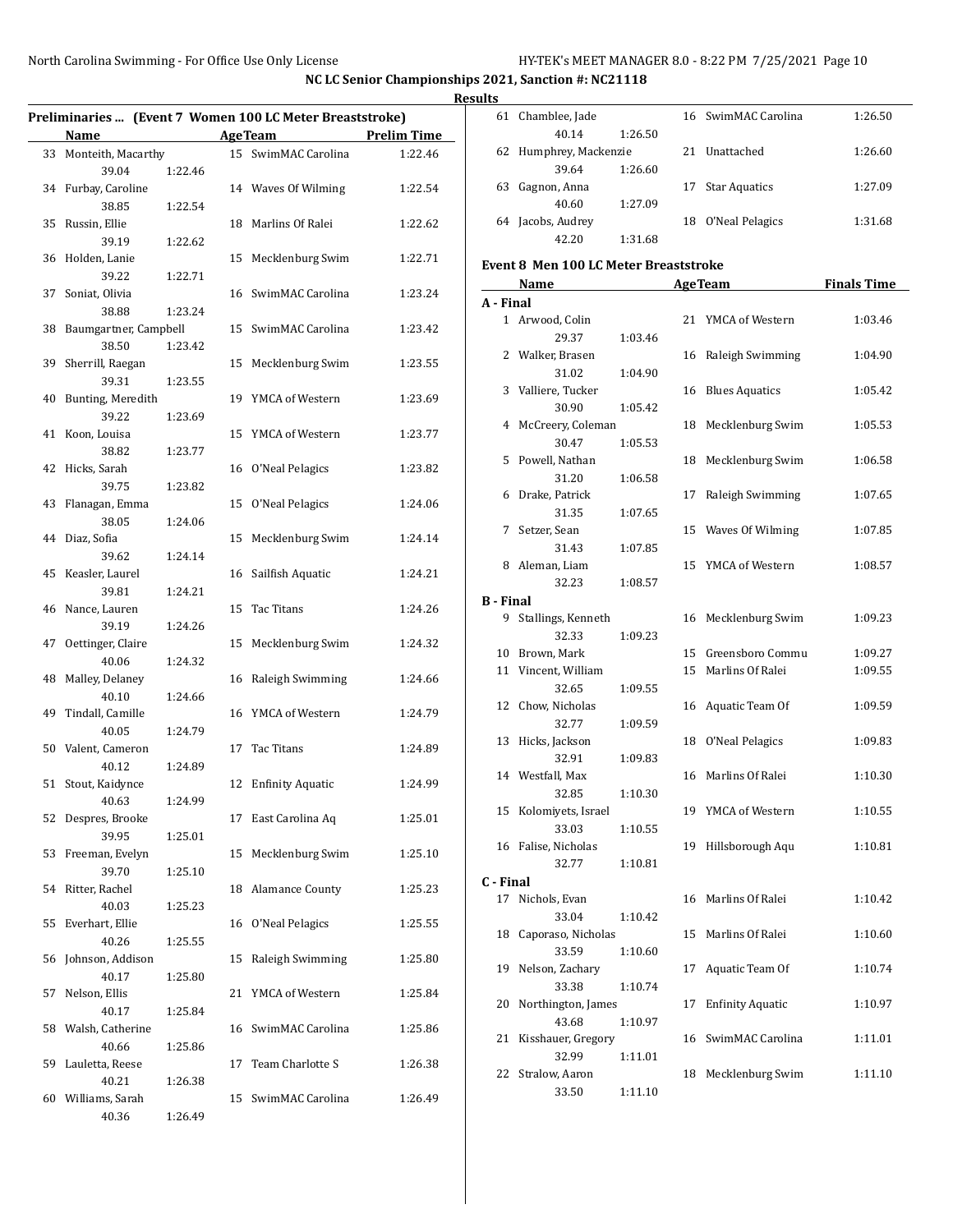## Results

### Preliminaries ... (Event 7 Women 100 LC Meter Breaststroke)

| | Name | Age | Team | Prelim Time |
|---|---|---|---|---|
| 33 | Monteith, Macarthy | 15 | SwimMAC Carolina | 1:22.46 |
| | 39.04 1:22.46 | | | |
| 34 | Furbay, Caroline | 14 | Waves Of Wilming | 1:22.54 |
| | 38.85 1:22.54 | | | |
| 35 | Russin, Ellie | 18 | Marlins Of Ralei | 1:22.62 |
| | 39.19 1:22.62 | | | |
| 36 | Holden, Lanie | 15 | Mecklenburg Swim | 1:22.71 |
| | 39.22 1:22.71 | | | |
| 37 | Soniat, Olivia | 16 | SwimMAC Carolina | 1:23.24 |
| | 38.88 1:23.24 | | | |
| 38 | Baumgartner, Campbell | 15 | SwimMAC Carolina | 1:23.42 |
| | 38.50 1:23.42 | | | |
| 39 | Sherrill, Raegan | 15 | Mecklenburg Swim | 1:23.55 |
| | 39.31 1:23.55 | | | |
| 40 | Bunting, Meredith | 19 | YMCA of Western | 1:23.69 |
| | 39.22 1:23.69 | | | |
| 41 | Koon, Louisa | 15 | YMCA of Western | 1:23.77 |
| | 38.82 1:23.77 | | | |
| 42 | Hicks, Sarah | 16 | O'Neal Pelagics | 1:23.82 |
| | 39.75 1:23.82 | | | |
| 43 | Flanagan, Emma | 15 | O'Neal Pelagics | 1:24.06 |
| | 38.05 1:24.06 | | | |
| 44 | Diaz, Sofia | 15 | Mecklenburg Swim | 1:24.14 |
| | 39.62 1:24.14 | | | |
| 45 | Keasler, Laurel | 16 | Sailfish Aquatic | 1:24.21 |
| | 39.81 1:24.21 | | | |
| 46 | Nance, Lauren | 15 | Tac Titans | 1:24.26 |
| | 39.19 1:24.26 | | | |
| 47 | Oettinger, Claire | 15 | Mecklenburg Swim | 1:24.32 |
| | 40.06 1:24.32 | | | |
| 48 | Malley, Delaney | 16 | Raleigh Swimming | 1:24.66 |
| | 40.10 1:24.66 | | | |
| 49 | Tindall, Camille | 16 | YMCA of Western | 1:24.79 |
| | 40.05 1:24.79 | | | |
| 50 | Valent, Cameron | 17 | Tac Titans | 1:24.89 |
| | 40.12 1:24.89 | | | |
| 51 | Stout, Kaidynce | 12 | Enfinity Aquatic | 1:24.99 |
| | 40.63 1:24.99 | | | |
| 52 | Despres, Brooke | 17 | East Carolina Aq | 1:25.01 |
| | 39.95 1:25.01 | | | |
| 53 | Freeman, Evelyn | 15 | Mecklenburg Swim | 1:25.10 |
| | 39.70 1:25.10 | | | |
| 54 | Ritter, Rachel | 18 | Alamance County | 1:25.23 |
| | 40.03 1:25.23 | | | |
| 55 | Everhart, Ellie | 16 | O'Neal Pelagics | 1:25.55 |
| | 40.26 1:25.55 | | | |
| 56 | Johnson, Addison | 15 | Raleigh Swimming | 1:25.80 |
| | 40.17 1:25.80 | | | |
| 57 | Nelson, Ellis | 21 | YMCA of Western | 1:25.84 |
| | 40.17 1:25.84 | | | |
| 58 | Walsh, Catherine | 16 | SwimMAC Carolina | 1:25.86 |
| | 40.66 1:25.86 | | | |
| 59 | Lauletta, Reese | 17 | Team Charlotte S | 1:26.38 |
| | 40.21 1:26.38 | | | |
| 60 | Williams, Sarah | 15 | SwimMAC Carolina | 1:26.49 |
| | 40.36 1:26.49 | | | |
| 61 | Chamblee, Jade | 16 | SwimMAC Carolina | 1:26.50 |
| | 40.14 1:26.50 | | | |
| 62 | Humphrey, Mackenzie | 21 | Unattached | 1:26.60 |
| | 39.64 1:26.60 | | | |
| 63 | Gagnon, Anna | 17 | Star Aquatics | 1:27.09 |
| | 40.60 1:27.09 | | | |
| 64 | Jacobs, Audrey | 18 | O'Neal Pelagics | 1:31.68 |
| | 42.20 1:31.68 | | | |

### Event 8 Men 100 LC Meter Breaststroke

| | Name | Age | Team | Finals Time |
|---|---|---|---|---|
| **A - Final** | | | | |
| 1 | Arwood, Colin | 21 | YMCA of Western | 1:03.46 |
| | 29.37 1:03.46 | | | |
| 2 | Walker, Brasen | 16 | Raleigh Swimming | 1:04.90 |
| | 31.02 1:04.90 | | | |
| 3 | Valliere, Tucker | 16 | Blues Aquatics | 1:05.42 |
| | 30.90 1:05.42 | | | |
| 4 | McCreery, Coleman | 18 | Mecklenburg Swim | 1:05.53 |
| | 30.47 1:05.53 | | | |
| 5 | Powell, Nathan | 18 | Mecklenburg Swim | 1:06.58 |
| | 31.20 1:06.58 | | | |
| 6 | Drake, Patrick | 17 | Raleigh Swimming | 1:07.65 |
| | 31.35 1:07.65 | | | |
| 7 | Setzer, Sean | 15 | Waves Of Wilming | 1:07.85 |
| | 31.43 1:07.85 | | | |
| 8 | Aleman, Liam | 15 | YMCA of Western | 1:08.57 |
| | 32.23 1:08.57 | | | |
| **B - Final** | | | | |
| 9 | Stallings, Kenneth | 16 | Mecklenburg Swim | 1:09.23 |
| | 32.33 1:09.23 | | | |
| 10 | Brown, Mark | 15 | Greensboro Commu | 1:09.27 |
| 11 | Vincent, William | 15 | Marlins Of Ralei | 1:09.55 |
| | 32.65 1:09.55 | | | |
| 12 | Chow, Nicholas | 16 | Aquatic Team Of | 1:09.59 |
| | 32.77 1:09.59 | | | |
| 13 | Hicks, Jackson | 18 | O'Neal Pelagics | 1:09.83 |
| | 32.91 1:09.83 | | | |
| 14 | Westfall, Max | 16 | Marlins Of Ralei | 1:10.30 |
| | 32.85 1:10.30 | | | |
| 15 | Kolomiyets, Israel | 19 | YMCA of Western | 1:10.55 |
| | 33.03 1:10.55 | | | |
| 16 | Falise, Nicholas | 19 | Hillsborough Aqu | 1:10.81 |
| | 32.77 1:10.81 | | | |
| **C - Final** | | | | |
| 17 | Nichols, Evan | 16 | Marlins Of Ralei | 1:10.42 |
| | 33.04 1:10.42 | | | |
| 18 | Caporaso, Nicholas | 15 | Marlins Of Ralei | 1:10.60 |
| | 33.59 1:10.60 | | | |
| 19 | Nelson, Zachary | 17 | Aquatic Team Of | 1:10.74 |
| | 33.38 1:10.74 | | | |
| 20 | Northington, James | 17 | Enfinity Aquatic | 1:10.97 |
| | 43.68 1:10.97 | | | |
| 21 | Kisshauer, Gregory | 16 | SwimMAC Carolina | 1:11.01 |
| | 32.99 1:11.01 | | | |
| 22 | Stralow, Aaron | 18 | Mecklenburg Swim | 1:11.10 |
| | 33.50 1:11.10 | | | |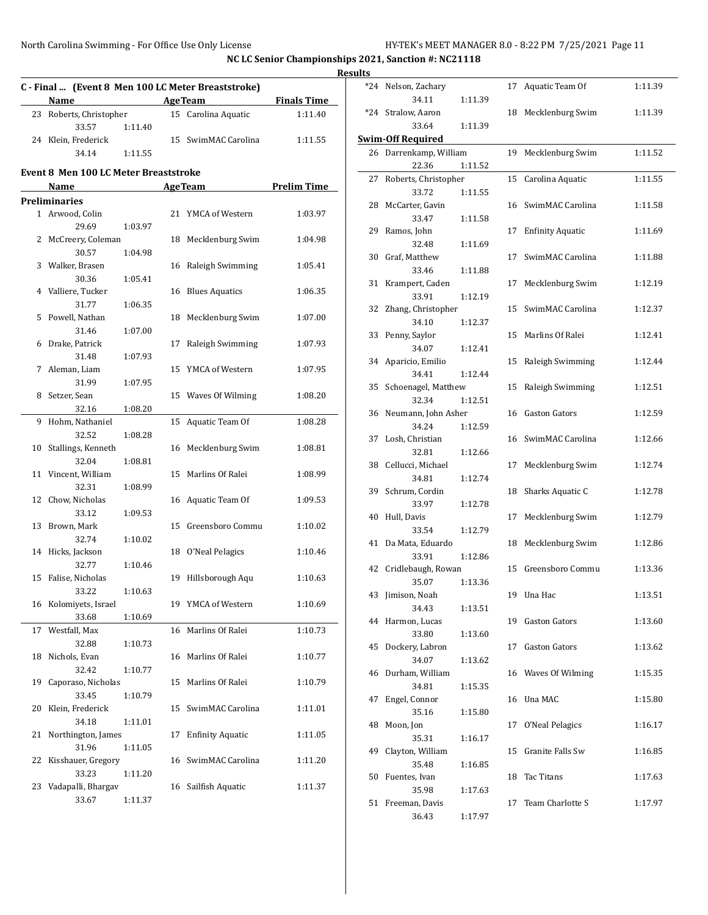## NC LC Senior Championships 2021, Sanction #: NC21118

**Results**

### C - Final ... (Event 8 Men 100 LC Meter Breaststroke)

| | Name | Age | Team | Finals Time |
|---|---|---|---|---|
| 23 | Roberts, Christopher | 15 | Carolina Aquatic | 1:11.40 |
| | 33.57 1:11.40 | | | |
| 24 | Klein, Frederick | 15 | SwimMAC Carolina | 1:11.55 |
| | 34.14 1:11.55 | | | |

### Event 8 Men 100 LC Meter Breaststroke

| | Name | Age | Team | Prelim Time |
|---|---|---|---|---|
| **Preliminaries** | | | | |
| 1 | Arwood, Colin | 21 | YMCA of Western | 1:03.97 |
| | 29.69 1:03.97 | | | |
| 2 | McCreery, Coleman | 18 | Mecklenburg Swim | 1:04.98 |
| | 30.57 1:04.98 | | | |
| 3 | Walker, Brasen | 16 | Raleigh Swimming | 1:05.41 |
| | 30.36 1:05.41 | | | |
| 4 | Valliere, Tucker | 16 | Blues Aquatics | 1:06.35 |
| | 31.77 1:06.35 | | | |
| 5 | Powell, Nathan | 18 | Mecklenburg Swim | 1:07.00 |
| | 31.46 1:07.00 | | | |
| 6 | Drake, Patrick | 17 | Raleigh Swimming | 1:07.93 |
| | 31.48 1:07.93 | | | |
| 7 | Aleman, Liam | 15 | YMCA of Western | 1:07.95 |
| | 31.99 1:07.95 | | | |
| 8 | Setzer, Sean | 15 | Waves Of Wilming | 1:08.20 |
| | 32.16 1:08.20 | | | |
| 9 | Hohm, Nathaniel | 15 | Aquatic Team Of | 1:08.28 |
| | 32.52 1:08.28 | | | |
| 10 | Stallings, Kenneth | 16 | Mecklenburg Swim | 1:08.81 |
| | 32.04 1:08.81 | | | |
| 11 | Vincent, William | 15 | Marlins Of Ralei | 1:08.99 |
| | 32.31 1:08.99 | | | |
| 12 | Chow, Nicholas | 16 | Aquatic Team Of | 1:09.53 |
| | 33.12 1:09.53 | | | |
| 13 | Brown, Mark | 15 | Greensboro Commu | 1:10.02 |
| | 32.74 1:10.02 | | | |
| 14 | Hicks, Jackson | 18 | O'Neal Pelagics | 1:10.46 |
| | 32.77 1:10.46 | | | |
| 15 | Falise, Nicholas | 19 | Hillsborough Aqu | 1:10.63 |
| | 33.22 1:10.63 | | | |
| 16 | Kolomiyets, Israel | 19 | YMCA of Western | 1:10.69 |
| | 33.68 1:10.69 | | | |
| 17 | Westfall, Max | 16 | Marlins Of Ralei | 1:10.73 |
| | 32.88 1:10.73 | | | |
| 18 | Nichols, Evan | 16 | Marlins Of Ralei | 1:10.77 |
| | 32.42 1:10.77 | | | |
| 19 | Caporaso, Nicholas | 15 | Marlins Of Ralei | 1:10.79 |
| | 33.45 1:10.79 | | | |
| 20 | Klein, Frederick | 15 | SwimMAC Carolina | 1:11.01 |
| | 34.18 1:11.01 | | | |
| 21 | Northington, James | 17 | Enfinity Aquatic | 1:11.05 |
| | 31.96 1:11.05 | | | |
| 22 | Kisshauer, Gregory | 16 | SwimMAC Carolina | 1:11.20 |
| | 33.23 1:11.20 | | | |
| 23 | Vadapalli, Bhargav | 16 | Sailfish Aquatic | 1:11.37 |
| | 33.67 1:11.37 | | | |
| *24 | Nelson, Zachary | 17 | Aquatic Team Of | 1:11.39 |
| | 34.11 1:11.39 | | | |
| *24 | Stralow, Aaron | 18 | Mecklenburg Swim | 1:11.39 |
| | 33.64 1:11.39 | | | |
| **Swim-Off Required** | | | | |
| 26 | Darrenkamp, William | 19 | Mecklenburg Swim | 1:11.52 |
| | 22.36 1:11.52 | | | |
| 27 | Roberts, Christopher | 15 | Carolina Aquatic | 1:11.55 |
| | 33.72 1:11.55 | | | |
| 28 | McCarter, Gavin | 16 | SwimMAC Carolina | 1:11.58 |
| | 33.47 1:11.58 | | | |
| 29 | Ramos, John | 17 | Enfinity Aquatic | 1:11.69 |
| | 32.48 1:11.69 | | | |
| 30 | Graf, Matthew | 17 | SwimMAC Carolina | 1:11.88 |
| | 33.46 1:11.88 | | | |
| 31 | Krampert, Caden | 17 | Mecklenburg Swim | 1:12.19 |
| | 33.91 1:12.19 | | | |
| 32 | Zhang, Christopher | 15 | SwimMAC Carolina | 1:12.37 |
| | 34.10 1:12.37 | | | |
| 33 | Penny, Saylor | 15 | Marlins Of Ralei | 1:12.41 |
| | 34.07 1:12.41 | | | |
| 34 | Aparicio, Emilio | 15 | Raleigh Swimming | 1:12.44 |
| | 34.41 1:12.44 | | | |
| 35 | Schoenagel, Matthew | 15 | Raleigh Swimming | 1:12.51 |
| | 32.34 1:12.51 | | | |
| 36 | Neumann, John Asher | 16 | Gaston Gators | 1:12.59 |
| | 34.24 1:12.59 | | | |
| 37 | Losh, Christian | 16 | SwimMAC Carolina | 1:12.66 |
| | 32.81 1:12.66 | | | |
| 38 | Cellucci, Michael | 17 | Mecklenburg Swim | 1:12.74 |
| | 34.81 1:12.74 | | | |
| 39 | Schrum, Cordin | 18 | Sharks Aquatic C | 1:12.78 |
| | 33.97 1:12.78 | | | |
| 40 | Hull, Davis | 17 | Mecklenburg Swim | 1:12.79 |
| | 33.54 1:12.79 | | | |
| 41 | Da Mata, Eduardo | 18 | Mecklenburg Swim | 1:12.86 |
| | 33.91 1:12.86 | | | |
| 42 | Cridlebaugh, Rowan | 15 | Greensboro Commu | 1:13.36 |
| | 35.07 1:13.36 | | | |
| 43 | Jimison, Noah | 19 | Una Hac | 1:13.51 |
| | 34.43 1:13.51 | | | |
| 44 | Harmon, Lucas | 19 | Gaston Gators | 1:13.60 |
| | 33.80 1:13.60 | | | |
| 45 | Dockery, Labron | 17 | Gaston Gators | 1:13.62 |
| | 34.07 1:13.62 | | | |
| 46 | Durham, William | 16 | Waves Of Wilming | 1:15.35 |
| | 34.81 1:15.35 | | | |
| 47 | Engel, Connor | 16 | Una MAC | 1:15.80 |
| | 35.16 1:15.80 | | | |
| 48 | Moon, Jon | 17 | O'Neal Pelagics | 1:16.17 |
| | 35.31 1:16.17 | | | |
| 49 | Clayton, William | 15 | Granite Falls Sw | 1:16.85 |
| | 35.48 1:16.85 | | | |
| 50 | Fuentes, Ivan | 18 | Tac Titans | 1:17.63 |
| | 35.98 1:17.63 | | | |
| 51 | Freeman, Davis | 17 | Team Charlotte S | 1:17.97 |
| | 36.43 1:17.97 | | | |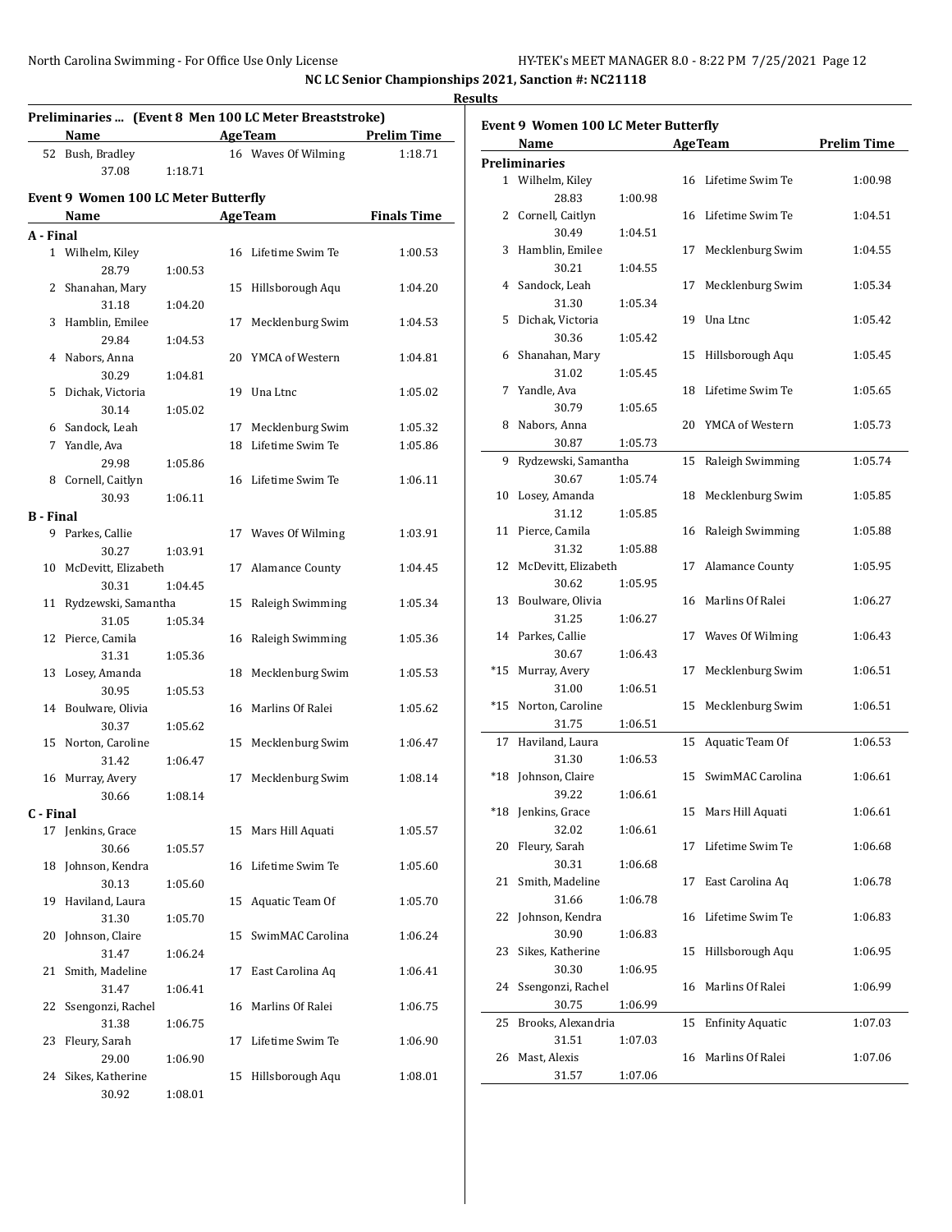**NC LC Senior Championships 2021, Sanction #: NC21118**

**Results**

### Preliminaries ... (Event 8 Men 100 LC Meter Breaststroke)

| | Name | Age | Team | Prelim Time |
|---|---|---|---|---|
| 52 | Bush, Bradley | 16 | Waves Of Wilming | 1:18.71 |
| | 37.08 1:18.71 | | | |

### Event 9 Women 100 LC Meter Butterfly

| | Name | Age | Team | Finals Time |
|---|---|---|---|---|
| **A - Final** | | | | |
| 1 | Wilhelm, Kiley | 16 | Lifetime Swim Te | 1:00.53 |
| | 28.79 1:00.53 | | | |
| 2 | Shanahan, Mary | 15 | Hillsborough Aqu | 1:04.20 |
| | 31.18 1:04.20 | | | |
| 3 | Hamblin, Emilee | 17 | Mecklenburg Swim | 1:04.53 |
| | 29.84 1:04.53 | | | |
| 4 | Nabors, Anna | 20 | YMCA of Western | 1:04.81 |
| | 30.29 1:04.81 | | | |
| 5 | Dichak, Victoria | 19 | Una Ltnc | 1:05.02 |
| | 30.14 1:05.02 | | | |
| 6 | Sandock, Leah | 17 | Mecklenburg Swim | 1:05.32 |
| 7 | Yandle, Ava | 18 | Lifetime Swim Te | 1:05.86 |
| | 29.98 1:05.86 | | | |
| 8 | Cornell, Caitlyn | 16 | Lifetime Swim Te | 1:06.11 |
| | 30.93 1:06.11 | | | |
| **B - Final** | | | | |
| 9 | Parkes, Callie | 17 | Waves Of Wilming | 1:03.91 |
| | 30.27 1:03.91 | | | |
| 10 | McDevitt, Elizabeth | 17 | Alamance County | 1:04.45 |
| | 30.31 1:04.45 | | | |
| 11 | Rydzewski, Samantha | 15 | Raleigh Swimming | 1:05.34 |
| | 31.05 1:05.34 | | | |
| 12 | Pierce, Camila | 16 | Raleigh Swimming | 1:05.36 |
| | 31.31 1:05.36 | | | |
| 13 | Losey, Amanda | 18 | Mecklenburg Swim | 1:05.53 |
| | 30.95 1:05.53 | | | |
| 14 | Boulware, Olivia | 16 | Marlins Of Ralei | 1:05.62 |
| | 30.37 1:05.62 | | | |
| 15 | Norton, Caroline | 15 | Mecklenburg Swim | 1:06.47 |
| | 31.42 1:06.47 | | | |
| 16 | Murray, Avery | 17 | Mecklenburg Swim | 1:08.14 |
| | 30.66 1:08.14 | | | |
| **C - Final** | | | | |
| 17 | Jenkins, Grace | 15 | Mars Hill Aquati | 1:05.57 |
| | 30.66 1:05.57 | | | |
| 18 | Johnson, Kendra | 16 | Lifetime Swim Te | 1:05.60 |
| | 30.13 1:05.60 | | | |
| 19 | Haviland, Laura | 15 | Aquatic Team Of | 1:05.70 |
| | 31.30 1:05.70 | | | |
| 20 | Johnson, Claire | 15 | SwimMAC Carolina | 1:06.24 |
| | 31.47 1:06.24 | | | |
| 21 | Smith, Madeline | 17 | East Carolina Aq | 1:06.41 |
| | 31.47 1:06.41 | | | |
| 22 | Ssengonzi, Rachel | 16 | Marlins Of Ralei | 1:06.75 |
| | 31.38 1:06.75 | | | |
| 23 | Fleury, Sarah | 17 | Lifetime Swim Te | 1:06.90 |
| | 29.00 1:06.90 | | | |
| 24 | Sikes, Katherine | 15 | Hillsborough Aqu | 1:08.01 |
| | 30.92 1:08.01 | | | |

### Event 9 Women 100 LC Meter Butterfly

| | Name | Age | Team | Prelim Time |
|---|---|---|---|---|
| **Preliminaries** | | | | |
| 1 | Wilhelm, Kiley | 16 | Lifetime Swim Te | 1:00.98 |
| | 28.83 1:00.98 | | | |
| 2 | Cornell, Caitlyn | 16 | Lifetime Swim Te | 1:04.51 |
| | 30.49 1:04.51 | | | |
| 3 | Hamblin, Emilee | 17 | Mecklenburg Swim | 1:04.55 |
| | 30.21 1:04.55 | | | |
| 4 | Sandock, Leah | 17 | Mecklenburg Swim | 1:05.34 |
| | 31.30 1:05.34 | | | |
| 5 | Dichak, Victoria | 19 | Una Ltnc | 1:05.42 |
| | 30.36 1:05.42 | | | |
| 6 | Shanahan, Mary | 15 | Hillsborough Aqu | 1:05.45 |
| | 31.02 1:05.45 | | | |
| 7 | Yandle, Ava | 18 | Lifetime Swim Te | 1:05.65 |
| | 30.79 1:05.65 | | | |
| 8 | Nabors, Anna | 20 | YMCA of Western | 1:05.73 |
| | 30.87 1:05.73 | | | |
| 9 | Rydzewski, Samantha | 15 | Raleigh Swimming | 1:05.74 |
| | 30.67 1:05.74 | | | |
| 10 | Losey, Amanda | 18 | Mecklenburg Swim | 1:05.85 |
| | 31.12 1:05.85 | | | |
| 11 | Pierce, Camila | 16 | Raleigh Swimming | 1:05.88 |
| | 31.32 1:05.88 | | | |
| 12 | McDevitt, Elizabeth | 17 | Alamance County | 1:05.95 |
| | 30.62 1:05.95 | | | |
| 13 | Boulware, Olivia | 16 | Marlins Of Ralei | 1:06.27 |
| | 31.25 1:06.27 | | | |
| 14 | Parkes, Callie | 17 | Waves Of Wilming | 1:06.43 |
| | 30.67 1:06.43 | | | |
| *15 | Murray, Avery | 17 | Mecklenburg Swim | 1:06.51 |
| | 31.00 1:06.51 | | | |
| *15 | Norton, Caroline | 15 | Mecklenburg Swim | 1:06.51 |
| | 31.75 1:06.51 | | | |
| 17 | Haviland, Laura | 15 | Aquatic Team Of | 1:06.53 |
| | 31.30 1:06.53 | | | |
| *18 | Johnson, Claire | 15 | SwimMAC Carolina | 1:06.61 |
| | 39.22 1:06.61 | | | |
| *18 | Jenkins, Grace | 15 | Mars Hill Aquati | 1:06.61 |
| | 32.02 1:06.61 | | | |
| 20 | Fleury, Sarah | 17 | Lifetime Swim Te | 1:06.68 |
| | 30.31 1:06.68 | | | |
| 21 | Smith, Madeline | 17 | East Carolina Aq | 1:06.78 |
| | 31.66 1:06.78 | | | |
| 22 | Johnson, Kendra | 16 | Lifetime Swim Te | 1:06.83 |
| | 30.90 1:06.83 | | | |
| 23 | Sikes, Katherine | 15 | Hillsborough Aqu | 1:06.95 |
| | 30.30 1:06.95 | | | |
| 24 | Ssengonzi, Rachel | 16 | Marlins Of Ralei | 1:06.99 |
| | 30.75 1:06.99 | | | |
| 25 | Brooks, Alexandria | 15 | Enfinity Aquatic | 1:07.03 |
| | 31.51 1:07.03 | | | |
| 26 | Mast, Alexis | 16 | Marlins Of Ralei | 1:07.06 |
| | 31.57 1:07.06 | | | |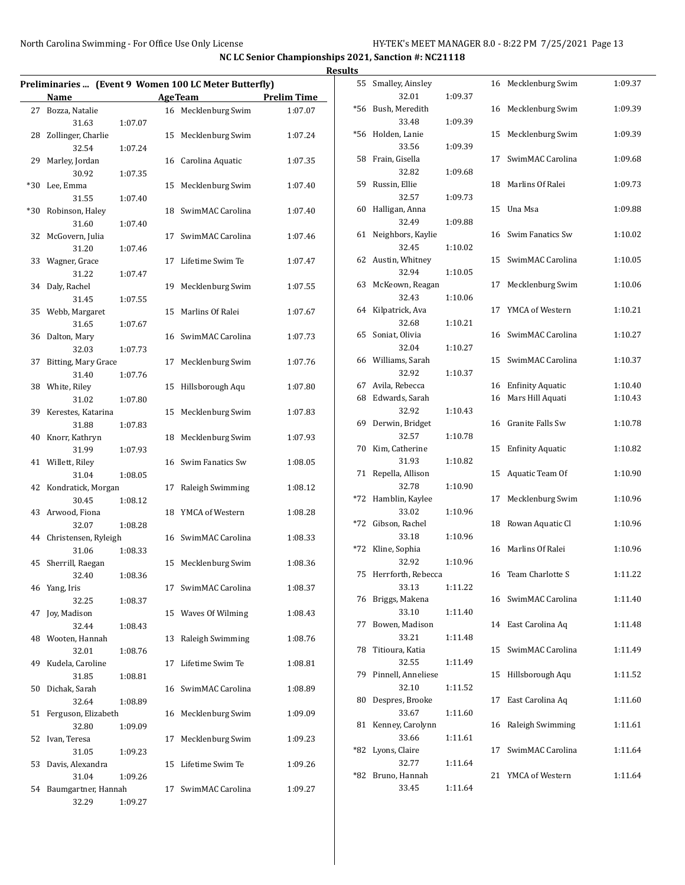# NC LC Senior Championships 2021, Sanction #: NC21118

## Results

### Preliminaries ... (Event 9 Women 100 LC Meter Butterfly)

| | Name | Age | Team | Prelim Time | Split 1 | Split 2 |
|---|---|---|---|---|---|---|
| 27 | Bozza, Natalie | 16 | Mecklenburg Swim | 1:07.07 | 31.63 | 1:07.07 |
| 28 | Zollinger, Charlie | 15 | Mecklenburg Swim | 1:07.24 | 32.54 | 1:07.24 |
| 29 | Marley, Jordan | 16 | Carolina Aquatic | 1:07.35 | 30.92 | 1:07.35 |
| *30 | Lee, Emma | 15 | Mecklenburg Swim | 1:07.40 | 31.55 | 1:07.40 |
| *30 | Robinson, Haley | 18 | SwimMAC Carolina | 1:07.40 | 31.60 | 1:07.40 |
| 32 | McGovern, Julia | 17 | SwimMAC Carolina | 1:07.46 | 31.20 | 1:07.46 |
| 33 | Wagner, Grace | 17 | Lifetime Swim Te | 1:07.47 | 31.22 | 1:07.47 |
| 34 | Daly, Rachel | 19 | Mecklenburg Swim | 1:07.55 | 31.45 | 1:07.55 |
| 35 | Webb, Margaret | 15 | Marlins Of Ralei | 1:07.67 | 31.65 | 1:07.67 |
| 36 | Dalton, Mary | 16 | SwimMAC Carolina | 1:07.73 | 32.03 | 1:07.73 |
| 37 | Bitting, Mary Grace | 17 | Mecklenburg Swim | 1:07.76 | 31.40 | 1:07.76 |
| 38 | White, Riley | 15 | Hillsborough Aqu | 1:07.80 | 31.02 | 1:07.80 |
| 39 | Kerestes, Katarina | 15 | Mecklenburg Swim | 1:07.83 | 31.88 | 1:07.83 |
| 40 | Knorr, Kathryn | 18 | Mecklenburg Swim | 1:07.93 | 31.99 | 1:07.93 |
| 41 | Willett, Riley | 16 | Swim Fanatics Sw | 1:08.05 | 31.04 | 1:08.05 |
| 42 | Kondratick, Morgan | 17 | Raleigh Swimming | 1:08.12 | 30.45 | 1:08.12 |
| 43 | Arwood, Fiona | 18 | YMCA of Western | 1:08.28 | 32.07 | 1:08.28 |
| 44 | Christensen, Ryleigh | 16 | SwimMAC Carolina | 1:08.33 | 31.06 | 1:08.33 |
| 45 | Sherrill, Raegan | 15 | Mecklenburg Swim | 1:08.36 | 32.40 | 1:08.36 |
| 46 | Yang, Iris | 17 | SwimMAC Carolina | 1:08.37 | 32.25 | 1:08.37 |
| 47 | Joy, Madison | 15 | Waves Of Wilming | 1:08.43 | 32.44 | 1:08.43 |
| 48 | Wooten, Hannah | 13 | Raleigh Swimming | 1:08.76 | 32.01 | 1:08.76 |
| 49 | Kudela, Caroline | 17 | Lifetime Swim Te | 1:08.81 | 31.85 | 1:08.81 |
| 50 | Dichak, Sarah | 16 | SwimMAC Carolina | 1:08.89 | 32.64 | 1:08.89 |
| 51 | Ferguson, Elizabeth | 16 | Mecklenburg Swim | 1:09.09 | 32.80 | 1:09.09 |
| 52 | Ivan, Teresa | 17 | Mecklenburg Swim | 1:09.23 | 31.05 | 1:09.23 |
| 53 | Davis, Alexandra | 15 | Lifetime Swim Te | 1:09.26 | 31.04 | 1:09.26 |
| 54 | Baumgartner, Hannah | 17 | SwimMAC Carolina | 1:09.27 | 32.29 | 1:09.27 |
| 55 | Smalley, Ainsley | 16 | Mecklenburg Swim | 1:09.37 | 32.01 | 1:09.37 |
| *56 | Bush, Meredith | 16 | Mecklenburg Swim | 1:09.39 | 33.48 | 1:09.39 |
| *56 | Holden, Lanie | 15 | Mecklenburg Swim | 1:09.39 | 33.56 | 1:09.39 |
| 58 | Frain, Gisella | 17 | SwimMAC Carolina | 1:09.68 | 32.82 | 1:09.68 |
| 59 | Russin, Ellie | 18 | Marlins Of Ralei | 1:09.73 | 32.57 | 1:09.73 |
| 60 | Halligan, Anna | 15 | Una Msa | 1:09.88 | 32.49 | 1:09.88 |
| 61 | Neighbors, Kaylie | 16 | Swim Fanatics Sw | 1:10.02 | 32.45 | 1:10.02 |
| 62 | Austin, Whitney | 15 | SwimMAC Carolina | 1:10.05 | 32.94 | 1:10.05 |
| 63 | McKeown, Reagan | 17 | Mecklenburg Swim | 1:10.06 | 32.43 | 1:10.06 |
| 64 | Kilpatrick, Ava | 17 | YMCA of Western | 1:10.21 | 32.68 | 1:10.21 |
| 65 | Soniat, Olivia | 16 | SwimMAC Carolina | 1:10.27 | 32.04 | 1:10.27 |
| 66 | Williams, Sarah | 15 | SwimMAC Carolina | 1:10.37 | 32.92 | 1:10.37 |
| 67 | Avila, Rebecca | 16 | Enfinity Aquatic | 1:10.40 | | |
| 68 | Edwards, Sarah | 16 | Mars Hill Aquati | 1:10.43 | 32.92 | 1:10.43 |
| 69 | Derwin, Bridget | 16 | Granite Falls Sw | 1:10.78 | 32.57 | 1:10.78 |
| 70 | Kim, Catherine | 15 | Enfinity Aquatic | 1:10.82 | 31.93 | 1:10.82 |
| 71 | Repella, Allison | 15 | Aquatic Team Of | 1:10.90 | 32.78 | 1:10.90 |
| *72 | Hamblin, Kaylee | 17 | Mecklenburg Swim | 1:10.96 | 33.02 | 1:10.96 |
| *72 | Gibson, Rachel | 18 | Rowan Aquatic Cl | 1:10.96 | 33.18 | 1:10.96 |
| *72 | Kline, Sophia | 16 | Marlins Of Ralei | 1:10.96 | 32.92 | 1:10.96 |
| 75 | Herrforth, Rebecca | 16 | Team Charlotte S | 1:11.22 | 33.13 | 1:11.22 |
| 76 | Briggs, Makena | 16 | SwimMAC Carolina | 1:11.40 | 33.10 | 1:11.40 |
| 77 | Bowen, Madison | 14 | East Carolina Aq | 1:11.48 | 33.21 | 1:11.48 |
| 78 | Titioura, Katia | 15 | SwimMAC Carolina | 1:11.49 | 32.55 | 1:11.49 |
| 79 | Pinnell, Anneliese | 15 | Hillsborough Aqu | 1:11.52 | 32.10 | 1:11.52 |
| 80 | Despres, Brooke | 17 | East Carolina Aq | 1:11.60 | 33.67 | 1:11.60 |
| 81 | Kenney, Carolynn | 16 | Raleigh Swimming | 1:11.61 | 33.66 | 1:11.61 |
| *82 | Lyons, Claire | 17 | SwimMAC Carolina | 1:11.64 | 32.77 | 1:11.64 |
| *82 | Bruno, Hannah | 21 | YMCA of Western | 1:11.64 | 33.45 | 1:11.64 |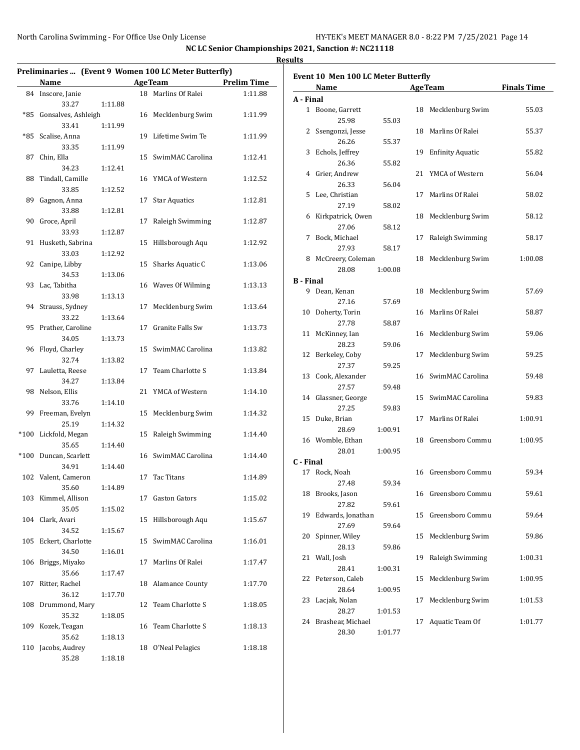North Carolina Swimming - For Office Use Only License HY-TEK's MEET MANAGER 8.0 - 8:22 PM 7/25/2021

**NC LC Senior Championships 2021, Sanction #: NC21118**

**Results**

### Preliminaries ... (Event 9 Women 100 LC Meter Butterfly)

| | Name | Split | Age | Team | Prelim Time |
|---|---|---|---|---|---|
| 84 | Inscore, Janie | | 18 | Marlins Of Ralei | 1:11.88 |
| | 33.27 | 1:11.88 | | | |
| *85 | Gonsalves, Ashleigh | | 16 | Mecklenburg Swim | 1:11.99 |
| | 33.41 | 1:11.99 | | | |
| *85 | Scalise, Anna | | 19 | Lifetime Swim Te | 1:11.99 |
| | 33.35 | 1:11.99 | | | |
| 87 | Chin, Ella | | 15 | SwimMAC Carolina | 1:12.41 |
| | 34.23 | 1:12.41 | | | |
| 88 | Tindall, Camille | | 16 | YMCA of Western | 1:12.52 |
| | 33.85 | 1:12.52 | | | |
| 89 | Gagnon, Anna | | 17 | Star Aquatics | 1:12.81 |
| | 33.88 | 1:12.81 | | | |
| 90 | Groce, April | | 17 | Raleigh Swimming | 1:12.87 |
| | 33.93 | 1:12.87 | | | |
| 91 | Husketh, Sabrina | | 15 | Hillsborough Aqu | 1:12.92 |
| | 33.03 | 1:12.92 | | | |
| 92 | Canipe, Libby | | 15 | Sharks Aquatic C | 1:13.06 |
| | 34.53 | 1:13.06 | | | |
| 93 | Lac, Tabitha | | 16 | Waves Of Wilming | 1:13.13 |
| | 33.98 | 1:13.13 | | | |
| 94 | Strauss, Sydney | | 17 | Mecklenburg Swim | 1:13.64 |
| | 33.22 | 1:13.64 | | | |
| 95 | Prather, Caroline | | 17 | Granite Falls Sw | 1:13.73 |
| | 34.05 | 1:13.73 | | | |
| 96 | Floyd, Charley | | 15 | SwimMAC Carolina | 1:13.82 |
| | 32.74 | 1:13.82 | | | |
| 97 | Lauletta, Reese | | 17 | Team Charlotte S | 1:13.84 |
| | 34.27 | 1:13.84 | | | |
| 98 | Nelson, Ellis | | 21 | YMCA of Western | 1:14.10 |
| | 33.76 | 1:14.10 | | | |
| 99 | Freeman, Evelyn | | 15 | Mecklenburg Swim | 1:14.32 |
| | 25.19 | 1:14.32 | | | |
| *100 | Lickfold, Megan | | 15 | Raleigh Swimming | 1:14.40 |
| | 35.65 | 1:14.40 | | | |
| *100 | Duncan, Scarlett | | 16 | SwimMAC Carolina | 1:14.40 |
| | 34.91 | 1:14.40 | | | |
| 102 | Valent, Cameron | | 17 | Tac Titans | 1:14.89 |
| | 35.60 | 1:14.89 | | | |
| 103 | Kimmel, Allison | | 17 | Gaston Gators | 1:15.02 |
| | 35.05 | 1:15.02 | | | |
| 104 | Clark, Avari | | 15 | Hillsborough Aqu | 1:15.67 |
| | 34.52 | 1:15.67 | | | |
| 105 | Eckert, Charlotte | | 15 | SwimMAC Carolina | 1:16.01 |
| | 34.50 | 1:16.01 | | | |
| 106 | Briggs, Miyako | | 17 | Marlins Of Ralei | 1:17.47 |
| | 35.66 | 1:17.47 | | | |
| 107 | Ritter, Rachel | | 18 | Alamance County | 1:17.70 |
| | 36.12 | 1:17.70 | | | |
| 108 | Drummond, Mary | | 12 | Team Charlotte S | 1:18.05 |
| | 35.32 | 1:18.05 | | | |
| 109 | Kozek, Teagan | | 16 | Team Charlotte S | 1:18.13 |
| | 35.62 | 1:18.13 | | | |
| 110 | Jacobs, Audrey | | 18 | O'Neal Pelagics | 1:18.18 |
| | 35.28 | 1:18.18 | | | |

### Event 10 Men 100 LC Meter Butterfly

| | Name | Split | Age | Team | Finals Time |
|---|---|---|---|---|---|
| **A - Final** | | | | | |
| 1 | Boone, Garrett | | 18 | Mecklenburg Swim | 55.03 |
| | 25.98 | 55.03 | | | |
| 2 | Ssengonzi, Jesse | | 18 | Marlins Of Ralei | 55.37 |
| | 26.26 | 55.37 | | | |
| 3 | Echols, Jeffrey | | 19 | Enfinity Aquatic | 55.82 |
| | 26.36 | 55.82 | | | |
| 4 | Grier, Andrew | | 21 | YMCA of Western | 56.04 |
| | 26.33 | 56.04 | | | |
| 5 | Lee, Christian | | 17 | Marlins Of Ralei | 58.02 |
| | 27.19 | 58.02 | | | |
| 6 | Kirkpatrick, Owen | | 18 | Mecklenburg Swim | 58.12 |
| | 27.06 | 58.12 | | | |
| 7 | Bock, Michael | | 17 | Raleigh Swimming | 58.17 |
| | 27.93 | 58.17 | | | |
| 8 | McCreery, Coleman | | 18 | Mecklenburg Swim | 1:00.08 |
| | 28.08 | 1:00.08 | | | |
| **B - Final** | | | | | |
| 9 | Dean, Kenan | | 18 | Mecklenburg Swim | 57.69 |
| | 27.16 | 57.69 | | | |
| 10 | Doherty, Torin | | 16 | Marlins Of Ralei | 58.87 |
| | 27.78 | 58.87 | | | |
| 11 | McKinney, Ian | | 16 | Mecklenburg Swim | 59.06 |
| | 28.23 | 59.06 | | | |
| 12 | Berkeley, Coby | | 17 | Mecklenburg Swim | 59.25 |
| | 27.37 | 59.25 | | | |
| 13 | Cook, Alexander | | 16 | SwimMAC Carolina | 59.48 |
| | 27.57 | 59.48 | | | |
| 14 | Glassner, George | | 15 | SwimMAC Carolina | 59.83 |
| | 27.25 | 59.83 | | | |
| 15 | Duke, Brian | | 17 | Marlins Of Ralei | 1:00.91 |
| | 28.69 | 1:00.91 | | | |
| 16 | Womble, Ethan | | 18 | Greensboro Commu | 1:00.95 |
| | 28.01 | 1:00.95 | | | |
| **C - Final** | | | | | |
| 17 | Rock, Noah | | 16 | Greensboro Commu | 59.34 |
| | 27.48 | 59.34 | | | |
| 18 | Brooks, Jason | | 16 | Greensboro Commu | 59.61 |
| | 27.82 | 59.61 | | | |
| 19 | Edwards, Jonathan | | 15 | Greensboro Commu | 59.64 |
| | 27.69 | 59.64 | | | |
| 20 | Spinner, Wiley | | 15 | Mecklenburg Swim | 59.86 |
| | 28.13 | 59.86 | | | |
| 21 | Wall, Josh | | 19 | Raleigh Swimming | 1:00.31 |
| | 28.41 | 1:00.31 | | | |
| 22 | Peterson, Caleb | | 15 | Mecklenburg Swim | 1:00.95 |
| | 28.64 | 1:00.95 | | | |
| 23 | Lacjak, Nolan | | 17 | Mecklenburg Swim | 1:01.53 |
| | 28.27 | 1:01.53 | | | |
| 24 | Brashear, Michael | | 17 | Aquatic Team Of | 1:01.77 |
| | 28.30 | 1:01.77 | | | |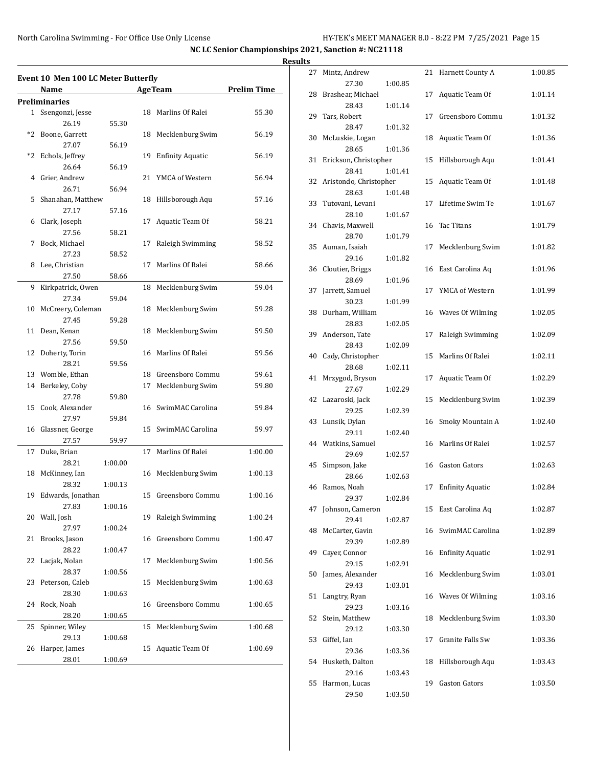**NC LC Senior Championships 2021, Sanction #: NC21118**

**Results**

### Event 10 Men 100 LC Meter Butterfly

| | Name | | Age | Team | Prelim Time |
|---|---|---|---|---|---|
| **Preliminaries** | | | | | |
| 1 | Ssengonzi, Jesse | | 18 | Marlins Of Ralei | 55.30 |
| | 26.19 | 55.30 | | | |
| *2 | Boone, Garrett | | 18 | Mecklenburg Swim | 56.19 |
| | 27.07 | 56.19 | | | |
| *2 | Echols, Jeffrey | | 19 | Enfinity Aquatic | 56.19 |
| | 26.64 | 56.19 | | | |
| 4 | Grier, Andrew | | 21 | YMCA of Western | 56.94 |
| | 26.71 | 56.94 | | | |
| 5 | Shanahan, Matthew | | 18 | Hillsborough Aqu | 57.16 |
| | 27.17 | 57.16 | | | |
| 6 | Clark, Joseph | | 17 | Aquatic Team Of | 58.21 |
| | 27.56 | 58.21 | | | |
| 7 | Bock, Michael | | 17 | Raleigh Swimming | 58.52 |
| | 27.23 | 58.52 | | | |
| 8 | Lee, Christian | | 17 | Marlins Of Ralei | 58.66 |
| | 27.50 | 58.66 | | | |
| 9 | Kirkpatrick, Owen | | 18 | Mecklenburg Swim | 59.04 |
| | 27.34 | 59.04 | | | |
| 10 | McCreery, Coleman | | 18 | Mecklenburg Swim | 59.28 |
| | 27.45 | 59.28 | | | |
| 11 | Dean, Kenan | | 18 | Mecklenburg Swim | 59.50 |
| | 27.56 | 59.50 | | | |
| 12 | Doherty, Torin | | 16 | Marlins Of Ralei | 59.56 |
| | 28.21 | 59.56 | | | |
| 13 | Womble, Ethan | | 18 | Greensboro Commu | 59.61 |
| 14 | Berkeley, Coby | | 17 | Mecklenburg Swim | 59.80 |
| | 27.78 | 59.80 | | | |
| 15 | Cook, Alexander | | 16 | SwimMAC Carolina | 59.84 |
| | 27.97 | 59.84 | | | |
| 16 | Glassner, George | | 15 | SwimMAC Carolina | 59.97 |
| | 27.57 | 59.97 | | | |
| 17 | Duke, Brian | | 17 | Marlins Of Ralei | 1:00.00 |
| | 28.21 | 1:00.00 | | | |
| 18 | McKinney, Ian | | 16 | Mecklenburg Swim | 1:00.13 |
| | 28.32 | 1:00.13 | | | |
| 19 | Edwards, Jonathan | | 15 | Greensboro Commu | 1:00.16 |
| | 27.83 | 1:00.16 | | | |
| 20 | Wall, Josh | | 19 | Raleigh Swimming | 1:00.24 |
| | 27.97 | 1:00.24 | | | |
| 21 | Brooks, Jason | | 16 | Greensboro Commu | 1:00.47 |
| | 28.22 | 1:00.47 | | | |
| 22 | Lacjak, Nolan | | 17 | Mecklenburg Swim | 1:00.56 |
| | 28.37 | 1:00.56 | | | |
| 23 | Peterson, Caleb | | 15 | Mecklenburg Swim | 1:00.63 |
| | 28.30 | 1:00.63 | | | |
| 24 | Rock, Noah | | 16 | Greensboro Commu | 1:00.65 |
| | 28.20 | 1:00.65 | | | |
| 25 | Spinner, Wiley | | 15 | Mecklenburg Swim | 1:00.68 |
| | 29.13 | 1:00.68 | | | |
| 26 | Harper, James | | 15 | Aquatic Team Of | 1:00.69 |
| | 28.01 | 1:00.69 | | | |
| 27 | Mintz, Andrew | | 21 | Harnett County A | 1:00.85 |
| | 27.30 | 1:00.85 | | | |
| 28 | Brashear, Michael | | 17 | Aquatic Team Of | 1:01.14 |
| | 28.43 | 1:01.14 | | | |
| 29 | Tars, Robert | | 17 | Greensboro Commu | 1:01.32 |
| | 28.47 | 1:01.32 | | | |
| 30 | McLuskie, Logan | | 18 | Aquatic Team Of | 1:01.36 |
| | 28.65 | 1:01.36 | | | |
| 31 | Erickson, Christopher | | 15 | Hillsborough Aqu | 1:01.41 |
| | 28.41 | 1:01.41 | | | |
| 32 | Aristondo, Christopher | | 15 | Aquatic Team Of | 1:01.48 |
| | 28.63 | 1:01.48 | | | |
| 33 | Tutovani, Levani | | 17 | Lifetime Swim Te | 1:01.67 |
| | 28.10 | 1:01.67 | | | |
| 34 | Chavis, Maxwell | | 16 | Tac Titans | 1:01.79 |
| | 28.70 | 1:01.79 | | | |
| 35 | Auman, Isaiah | | 17 | Mecklenburg Swim | 1:01.82 |
| | 29.16 | 1:01.82 | | | |
| 36 | Cloutier, Briggs | | 16 | East Carolina Aq | 1:01.96 |
| | 28.69 | 1:01.96 | | | |
| 37 | Jarrett, Samuel | | 17 | YMCA of Western | 1:01.99 |
| | 30.23 | 1:01.99 | | | |
| 38 | Durham, William | | 16 | Waves Of Wilming | 1:02.05 |
| | 28.83 | 1:02.05 | | | |
| 39 | Anderson, Tate | | 17 | Raleigh Swimming | 1:02.09 |
| | 28.43 | 1:02.09 | | | |
| 40 | Cady, Christopher | | 15 | Marlins Of Ralei | 1:02.11 |
| | 28.68 | 1:02.11 | | | |
| 41 | Mrzygod, Bryson | | 17 | Aquatic Team Of | 1:02.29 |
| | 27.67 | 1:02.29 | | | |
| 42 | Lazaroski, Jack | | 15 | Mecklenburg Swim | 1:02.39 |
| | 29.25 | 1:02.39 | | | |
| 43 | Lunsik, Dylan | | 16 | Smoky Mountain A | 1:02.40 |
| | 29.11 | 1:02.40 | | | |
| 44 | Watkins, Samuel | | 16 | Marlins Of Ralei | 1:02.57 |
| | 29.69 | 1:02.57 | | | |
| 45 | Simpson, Jake | | 16 | Gaston Gators | 1:02.63 |
| | 28.66 | 1:02.63 | | | |
| 46 | Ramos, Noah | | 17 | Enfinity Aquatic | 1:02.84 |
| | 29.37 | 1:02.84 | | | |
| 47 | Johnson, Cameron | | 15 | East Carolina Aq | 1:02.87 |
| | 29.41 | 1:02.87 | | | |
| 48 | McCarter, Gavin | | 16 | SwimMAC Carolina | 1:02.89 |
| | 29.39 | 1:02.89 | | | |
| 49 | Cayer, Connor | | 16 | Enfinity Aquatic | 1:02.91 |
| | 29.15 | 1:02.91 | | | |
| 50 | James, Alexander | | 16 | Mecklenburg Swim | 1:03.01 |
| | 29.43 | 1:03.01 | | | |
| 51 | Langtry, Ryan | | 16 | Waves Of Wilming | 1:03.16 |
| | 29.23 | 1:03.16 | | | |
| 52 | Stein, Matthew | | 18 | Mecklenburg Swim | 1:03.30 |
| | 29.12 | 1:03.30 | | | |
| 53 | Giffel, Ian | | 17 | Granite Falls Sw | 1:03.36 |
| | 29.36 | 1:03.36 | | | |
| 54 | Husketh, Dalton | | 18 | Hillsborough Aqu | 1:03.43 |
| | 29.16 | 1:03.43 | | | |
| 55 | Harmon, Lucas | | 19 | Gaston Gators | 1:03.50 |
| | 29.50 | 1:03.50 | | | |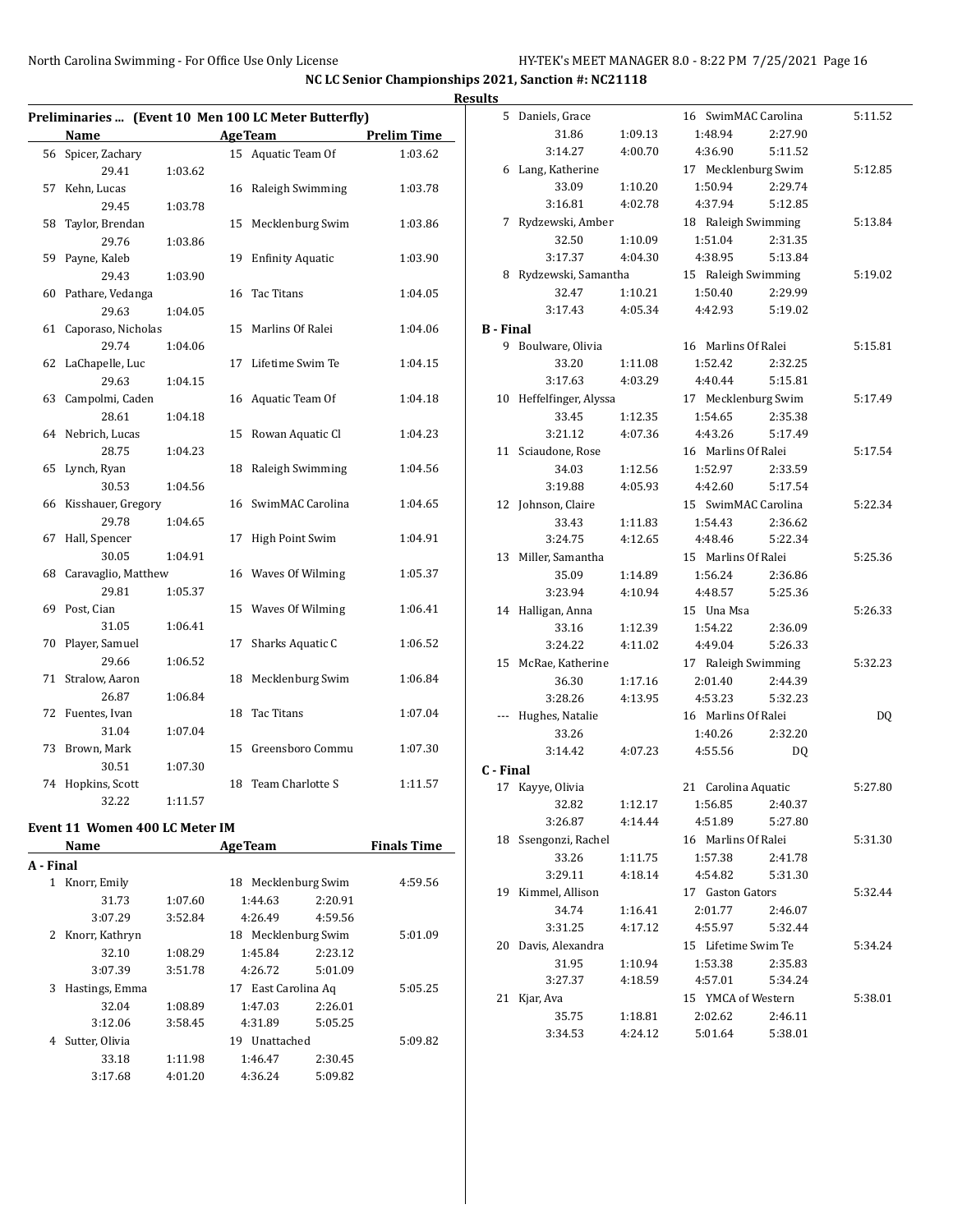NC LC Senior Championships 2021, Sanction #: NC21118

Results

## Preliminaries ... (Event 10 Men 100 LC Meter Butterfly)

| | Name | Age | Team | Prelim Time |
|---|---|---|---|---|
| 56 | Spicer, Zachary | 15 | Aquatic Team Of | 1:03.62 |
| | 29.41 | 1:03.62 | | |
| 57 | Kehn, Lucas | 16 | Raleigh Swimming | 1:03.78 |
| | 29.45 | 1:03.78 | | |
| 58 | Taylor, Brendan | 15 | Mecklenburg Swim | 1:03.86 |
| | 29.76 | 1:03.86 | | |
| 59 | Payne, Kaleb | 19 | Enfinity Aquatic | 1:03.90 |
| | 29.43 | 1:03.90 | | |
| 60 | Pathare, Vedanga | 16 | Tac Titans | 1:04.05 |
| | 29.63 | 1:04.05 | | |
| 61 | Caporaso, Nicholas | 15 | Marlins Of Ralei | 1:04.06 |
| | 29.74 | 1:04.06 | | |
| 62 | LaChapelle, Luc | 17 | Lifetime Swim Te | 1:04.15 |
| | 29.63 | 1:04.15 | | |
| 63 | Campolmi, Caden | 16 | Aquatic Team Of | 1:04.18 |
| | 28.61 | 1:04.18 | | |
| 64 | Nebrich, Lucas | 15 | Rowan Aquatic Cl | 1:04.23 |
| | 28.75 | 1:04.23 | | |
| 65 | Lynch, Ryan | 18 | Raleigh Swimming | 1:04.56 |
| | 30.53 | 1:04.56 | | |
| 66 | Kisshauer, Gregory | 16 | SwimMAC Carolina | 1:04.65 |
| | 29.78 | 1:04.65 | | |
| 67 | Hall, Spencer | 17 | High Point Swim | 1:04.91 |
| | 30.05 | 1:04.91 | | |
| 68 | Caravaglio, Matthew | 16 | Waves Of Wilming | 1:05.37 |
| | 29.81 | 1:05.37 | | |
| 69 | Post, Cian | 15 | Waves Of Wilming | 1:06.41 |
| | 31.05 | 1:06.41 | | |
| 70 | Player, Samuel | 17 | Sharks Aquatic C | 1:06.52 |
| | 29.66 | 1:06.52 | | |
| 71 | Stralow, Aaron | 18 | Mecklenburg Swim | 1:06.84 |
| | 26.87 | 1:06.84 | | |
| 72 | Fuentes, Ivan | 18 | Tac Titans | 1:07.04 |
| | 31.04 | 1:07.04 | | |
| 73 | Brown, Mark | 15 | Greensboro Commu | 1:07.30 |
| | 30.51 | 1:07.30 | | |
| 74 | Hopkins, Scott | 18 | Team Charlotte S | 1:11.57 |
| | 32.22 | 1:11.57 | | |

## Event 11 Women 400 LC Meter IM

| | Name | | Age | Team | | Finals Time |
|---|---|---|---|---|---|---|
| **A - Final** | | | | | | |
| 1 | Knorr, Emily | | 18 | Mecklenburg Swim | | 4:59.56 |
| | 31.73 | 1:07.60 | 1:44.63 | 2:20.91 | | |
| | 3:07.29 | 3:52.84 | 4:26.49 | 4:59.56 | | |
| 2 | Knorr, Kathryn | | 18 | Mecklenburg Swim | | 5:01.09 |
| | 32.10 | 1:08.29 | 1:45.84 | 2:23.12 | | |
| | 3:07.39 | 3:51.78 | 4:26.72 | 5:01.09 | | |
| 3 | Hastings, Emma | | 17 | East Carolina Aq | | 5:05.25 |
| | 32.04 | 1:08.89 | 1:47.03 | 2:26.01 | | |
| | 3:12.06 | 3:58.45 | 4:31.89 | 5:05.25 | | |
| 4 | Sutter, Olivia | | 19 | Unattached | | 5:09.82 |
| | 33.18 | 1:11.98 | 1:46.47 | 2:30.45 | | |
| | 3:17.68 | 4:01.20 | 4:36.24 | 5:09.82 | | |
| 5 | Daniels, Grace | | 16 | SwimMAC Carolina | | 5:11.52 |
| | 31.86 | 1:09.13 | 1:48.94 | 2:27.90 | | |
| | 3:14.27 | 4:00.70 | 4:36.90 | 5:11.52 | | |
| 6 | Lang, Katherine | | 17 | Mecklenburg Swim | | 5:12.85 |
| | 33.09 | 1:10.20 | 1:50.94 | 2:29.74 | | |
| | 3:16.81 | 4:02.78 | 4:37.94 | 5:12.85 | | |
| 7 | Rydzewski, Amber | | 18 | Raleigh Swimming | | 5:13.84 |
| | 32.50 | 1:10.09 | 1:51.04 | 2:31.35 | | |
| | 3:17.37 | 4:04.30 | 4:38.95 | 5:13.84 | | |
| 8 | Rydzewski, Samantha | | 15 | Raleigh Swimming | | 5:19.02 |
| | 32.47 | 1:10.21 | 1:50.40 | 2:29.99 | | |
| | 3:17.43 | 4:05.34 | 4:42.93 | 5:19.02 | | |
| **B - Final** | | | | | | |
| 9 | Boulware, Olivia | | 16 | Marlins Of Ralei | | 5:15.81 |
| | 33.20 | 1:11.08 | 1:52.42 | 2:32.25 | | |
| | 3:17.63 | 4:03.29 | 4:40.44 | 5:15.81 | | |
| 10 | Heffelfinger, Alyssa | | 17 | Mecklenburg Swim | | 5:17.49 |
| | 33.45 | 1:12.35 | 1:54.65 | 2:35.38 | | |
| | 3:21.12 | 4:07.36 | 4:43.26 | 5:17.49 | | |
| 11 | Sciaudone, Rose | | 16 | Marlins Of Ralei | | 5:17.54 |
| | 34.03 | 1:12.56 | 1:52.97 | 2:33.59 | | |
| | 3:19.88 | 4:05.93 | 4:42.60 | 5:17.54 | | |
| 12 | Johnson, Claire | | 15 | SwimMAC Carolina | | 5:22.34 |
| | 33.43 | 1:11.83 | 1:54.43 | 2:36.62 | | |
| | 3:24.75 | 4:12.65 | 4:48.46 | 5:22.34 | | |
| 13 | Miller, Samantha | | 15 | Marlins Of Ralei | | 5:25.36 |
| | 35.09 | 1:14.89 | 1:56.24 | 2:36.86 | | |
| | 3:23.94 | 4:10.94 | 4:48.57 | 5:25.36 | | |
| 14 | Halligan, Anna | | 15 | Una Msa | | 5:26.33 |
| | 33.16 | 1:12.39 | 1:54.22 | 2:36.09 | | |
| | 3:24.22 | 4:11.02 | 4:49.04 | 5:26.33 | | |
| 15 | McRae, Katherine | | 17 | Raleigh Swimming | | 5:32.23 |
| | 36.30 | 1:17.16 | 2:01.40 | 2:44.39 | | |
| | 3:28.26 | 4:13.95 | 4:53.23 | 5:32.23 | | |
| --- | Hughes, Natalie | | 16 | Marlins Of Ralei | | DQ |
| | 33.26 | | 1:40.26 | 2:32.20 | | |
| | 3:14.42 | 4:07.23 | 4:55.56 | DQ | | |
| **C - Final** | | | | | | |
| 17 | Kayye, Olivia | | 21 | Carolina Aquatic | | 5:27.80 |
| | 32.82 | 1:12.17 | 1:56.85 | 2:40.37 | | |
| | 3:26.87 | 4:14.44 | 4:51.89 | 5:27.80 | | |
| 18 | Ssengonzi, Rachel | | 16 | Marlins Of Ralei | | 5:31.30 |
| | 33.26 | 1:11.75 | 1:57.38 | 2:41.78 | | |
| | 3:29.11 | 4:18.14 | 4:54.82 | 5:31.30 | | |
| 19 | Kimmel, Allison | | 17 | Gaston Gators | | 5:32.44 |
| | 34.74 | 1:16.41 | 2:01.77 | 2:46.07 | | |
| | 3:31.25 | 4:17.12 | 4:55.97 | 5:32.44 | | |
| 20 | Davis, Alexandra | | 15 | Lifetime Swim Te | | 5:34.24 |
| | 31.95 | 1:10.94 | 1:53.38 | 2:35.83 | | |
| | 3:27.37 | 4:18.59 | 4:57.01 | 5:34.24 | | |
| 21 | Kjar, Ava | | 15 | YMCA of Western | | 5:38.01 |
| | 35.75 | 1:18.81 | 2:02.62 | 2:46.11 | | |
| | 3:34.53 | 4:24.12 | 5:01.64 | 5:38.01 | | |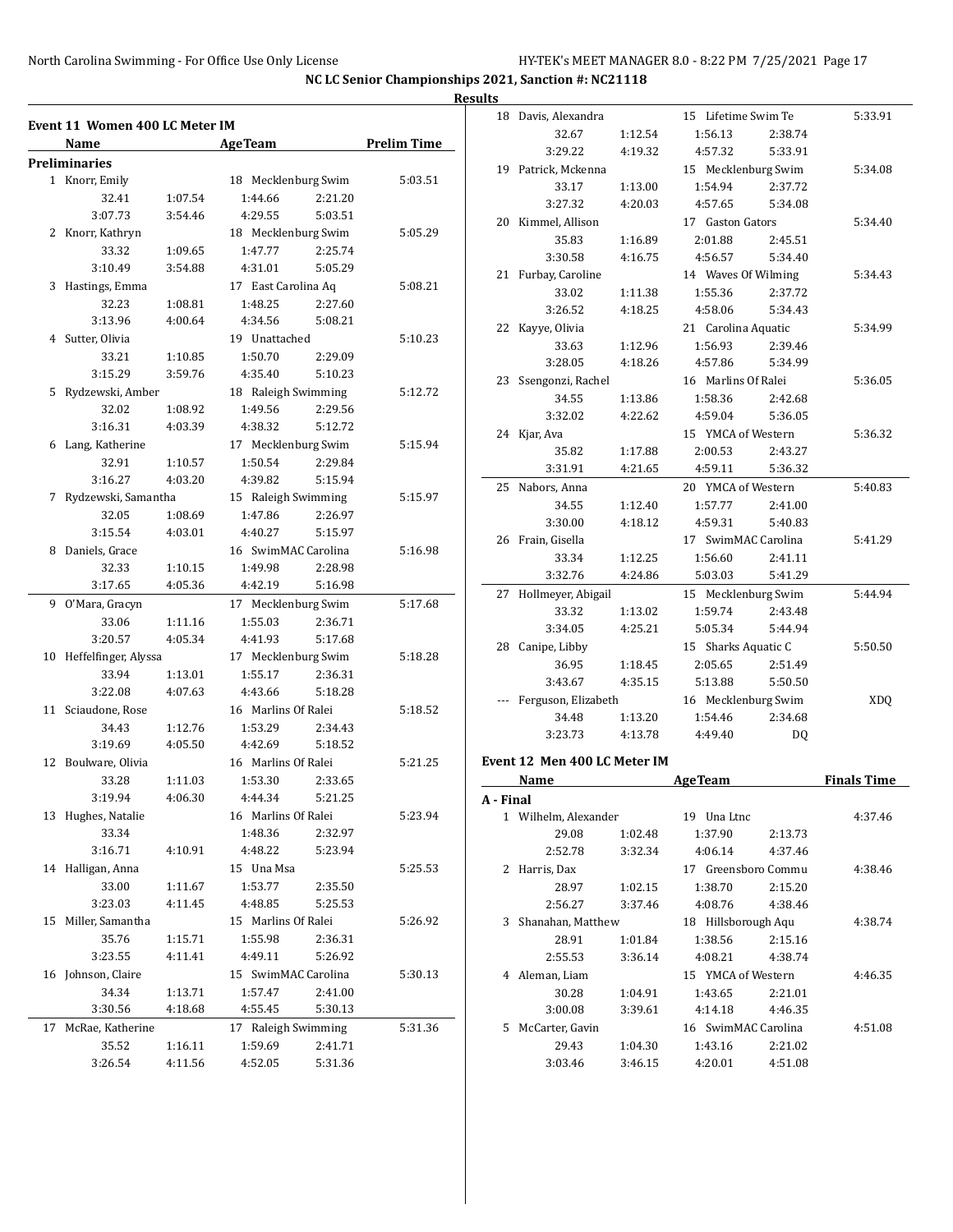**NC LC Senior Championships 2021, Sanction #: NC21118**

**Results**

## Event 11 Women 400 LC Meter IM

| | Name | Age | Team | Prelim Time |
|---|---|---|---|---|
| **Preliminaries** | | | | |
| 1 | Knorr, Emily | 18 | Mecklenburg Swim | 5:03.51 |
| | 32.41 1:07.54 1:44.66 2:21.20 3:07.73 3:54.46 4:29.55 5:03.51 | | | |
| 2 | Knorr, Kathryn | 18 | Mecklenburg Swim | 5:05.29 |
| | 33.32 1:09.65 1:47.77 2:25.74 3:10.49 3:54.88 4:31.01 5:05.29 | | | |
| 3 | Hastings, Emma | 17 | East Carolina Aq | 5:08.21 |
| | 32.23 1:08.81 1:48.25 2:27.60 3:13.96 4:00.64 4:34.56 5:08.21 | | | |
| 4 | Sutter, Olivia | 19 | Unattached | 5:10.23 |
| | 33.21 1:10.85 1:50.70 2:29.09 3:15.29 3:59.76 4:35.40 5:10.23 | | | |
| 5 | Rydzewski, Amber | 18 | Raleigh Swimming | 5:12.72 |
| | 32.02 1:08.92 1:49.56 2:29.56 3:16.31 4:03.39 4:38.32 5:12.72 | | | |
| 6 | Lang, Katherine | 17 | Mecklenburg Swim | 5:15.94 |
| | 32.91 1:10.57 1:50.54 2:29.84 3:16.27 4:03.20 4:39.82 5:15.94 | | | |
| 7 | Rydzewski, Samantha | 15 | Raleigh Swimming | 5:15.97 |
| | 32.05 1:08.69 1:47.86 2:26.97 3:15.54 4:03.01 4:40.27 5:15.97 | | | |
| 8 | Daniels, Grace | 16 | SwimMAC Carolina | 5:16.98 |
| | 32.33 1:10.15 1:49.98 2:28.98 3:17.65 4:05.36 4:42.19 5:16.98 | | | |
| 9 | O'Mara, Gracyn | 17 | Mecklenburg Swim | 5:17.68 |
| | 33.06 1:11.16 1:55.03 2:36.71 3:20.57 4:05.34 4:41.93 5:17.68 | | | |
| 10 | Heffelfinger, Alyssa | 17 | Mecklenburg Swim | 5:18.28 |
| | 33.94 1:13.01 1:55.17 2:36.31 3:22.08 4:07.63 4:43.66 5:18.28 | | | |
| 11 | Sciaudone, Rose | 16 | Marlins Of Ralei | 5:18.52 |
| | 34.43 1:12.76 1:53.29 2:34.43 3:19.69 4:05.50 4:42.69 5:18.52 | | | |
| 12 | Boulware, Olivia | 16 | Marlins Of Ralei | 5:21.25 |
| | 33.28 1:11.03 1:53.30 2:33.65 3:19.94 4:06.30 4:44.34 5:21.25 | | | |
| 13 | Hughes, Natalie | 16 | Marlins Of Ralei | 5:23.94 |
| | 33.34 1:48.36 2:32.97 3:16.71 4:10.91 4:48.22 5:23.94 | | | |
| 14 | Halligan, Anna | 15 | Una Msa | 5:25.53 |
| | 33.00 1:11.67 1:53.77 2:35.50 3:23.03 4:11.45 4:48.85 5:25.53 | | | |
| 15 | Miller, Samantha | 15 | Marlins Of Ralei | 5:26.92 |
| | 35.76 1:15.71 1:55.98 2:36.31 3:23.55 4:11.41 4:49.11 5:26.92 | | | |
| 16 | Johnson, Claire | 15 | SwimMAC Carolina | 5:30.13 |
| | 34.34 1:13.71 1:57.47 2:41.00 3:30.56 4:18.68 4:55.45 5:30.13 | | | |
| 17 | McRae, Katherine | 17 | Raleigh Swimming | 5:31.36 |
| | 35.52 1:16.11 1:59.69 2:41.71 3:26.54 4:11.56 4:52.05 5:31.36 | | | |
| 18 | Davis, Alexandra | 15 | Lifetime Swim Te | 5:33.91 |
| | 32.67 1:12.54 1:56.13 2:38.74 3:29.22 4:19.32 4:57.32 5:33.91 | | | |
| 19 | Patrick, Mckenna | 15 | Mecklenburg Swim | 5:34.08 |
| | 33.17 1:13.00 1:54.94 2:37.72 3:27.32 4:20.03 4:57.65 5:34.08 | | | |
| 20 | Kimmel, Allison | 17 | Gaston Gators | 5:34.40 |
| | 35.83 1:16.89 2:01.88 2:45.51 3:30.58 4:16.75 4:56.57 5:34.40 | | | |
| 21 | Furbay, Caroline | 14 | Waves Of Wilming | 5:34.43 |
| | 33.02 1:11.38 1:55.36 2:37.72 3:26.52 4:18.25 4:58.06 5:34.43 | | | |
| 22 | Kayye, Olivia | 21 | Carolina Aquatic | 5:34.99 |
| | 33.63 1:12.96 1:56.93 2:39.46 3:28.05 4:18.26 4:57.86 5:34.99 | | | |
| 23 | Ssengonzi, Rachel | 16 | Marlins Of Ralei | 5:36.05 |
| | 34.55 1:13.86 1:58.36 2:42.68 3:32.02 4:22.62 4:59.04 5:36.05 | | | |
| 24 | Kjar, Ava | 15 | YMCA of Western | 5:36.32 |
| | 35.82 1:17.88 2:00.53 2:43.27 3:31.91 4:21.65 4:59.11 5:36.32 | | | |
| 25 | Nabors, Anna | 20 | YMCA of Western | 5:40.83 |
| | 34.55 1:12.40 1:57.77 2:41.00 3:30.00 4:18.12 4:59.31 5:40.83 | | | |
| 26 | Frain, Gisella | 17 | SwimMAC Carolina | 5:41.29 |
| | 33.34 1:12.25 1:56.60 2:41.11 3:32.76 4:24.86 5:03.03 5:41.29 | | | |
| 27 | Hollmeyer, Abigail | 15 | Mecklenburg Swim | 5:44.94 |
| | 33.32 1:13.02 1:59.74 2:43.48 3:34.05 4:25.21 5:05.34 5:44.94 | | | |
| 28 | Canipe, Libby | 15 | Sharks Aquatic C | 5:50.50 |
| | 36.95 1:18.45 2:05.65 2:51.49 3:43.67 4:35.15 5:13.88 5:50.50 | | | |
| --- | Ferguson, Elizabeth | 16 | Mecklenburg Swim | XDQ |
| | 34.48 1:13.20 1:54.46 2:34.68 3:23.73 4:13.78 4:49.40 DQ | | | |

## Event 12 Men 400 LC Meter IM

| | Name | Age | Team | Finals Time |
|---|---|---|---|---|
| **A - Final** | | | | |
| 1 | Wilhelm, Alexander | 19 | Una Ltnc | 4:37.46 |
| | 29.08 1:02.48 1:37.90 2:13.73 2:52.78 3:32.34 4:06.14 4:37.46 | | | |
| 2 | Harris, Dax | 17 | Greensboro Commu | 4:38.46 |
| | 28.97 1:02.15 1:38.70 2:15.20 2:56.27 3:37.46 4:08.76 4:38.46 | | | |
| 3 | Shanahan, Matthew | 18 | Hillsborough Aqu | 4:38.74 |
| | 28.91 1:01.84 1:38.56 2:15.16 2:55.53 3:36.14 4:08.21 4:38.74 | | | |
| 4 | Aleman, Liam | 15 | YMCA of Western | 4:46.35 |
| | 30.28 1:04.91 1:43.65 2:21.01 3:00.08 3:39.61 4:14.18 4:46.35 | | | |
| 5 | McCarter, Gavin | 16 | SwimMAC Carolina | 4:51.08 |
| | 29.43 1:04.30 1:43.16 2:21.02 3:03.46 3:46.15 4:20.01 4:51.08 | | | |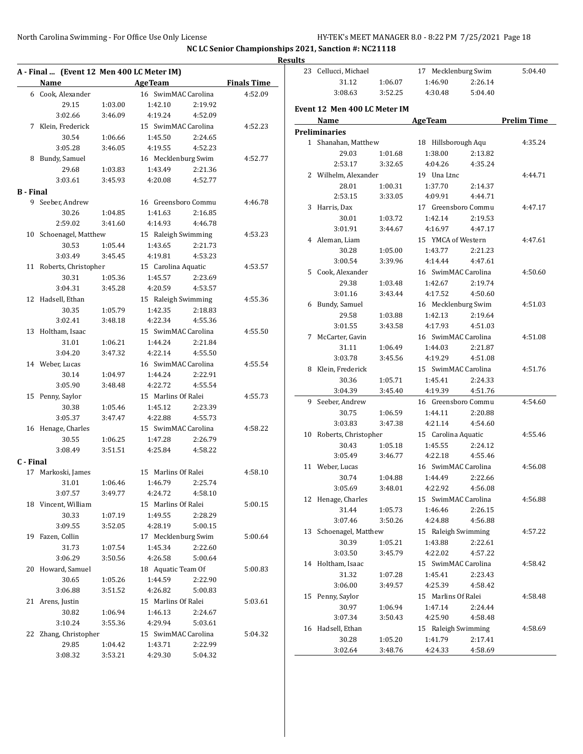**NC LC Senior Championships 2021, Sanction #: NC21118**

**Results**

## A - Final ... (Event 12 Men 400 LC Meter IM)

| | Name | | AgeTeam | | Finals Time |
|---|---|---|---|---|---|
| 6 | Cook, Alexander | | 16 SwimMAC Carolina | | 4:52.09 |
| | 29.15 | 1:03.00 | 1:42.10 | 2:19.92 | |
| | 3:02.66 | 3:46.09 | 4:19.24 | 4:52.09 | |
| 7 | Klein, Frederick | | 15 SwimMAC Carolina | | 4:52.23 |
| | 30.54 | 1:06.66 | 1:45.50 | 2:24.65 | |
| | 3:05.28 | 3:46.05 | 4:19.55 | 4:52.23 | |
| 8 | Bundy, Samuel | | 16 Mecklenburg Swim | | 4:52.77 |
| | 29.68 | 1:03.83 | 1:43.49 | 2:21.36 | |
| | 3:03.61 | 3:45.93 | 4:20.08 | 4:52.77 | |
| **B - Final** | | | | | |
| 9 | Seeber, Andrew | | 16 Greensboro Commu | | 4:46.78 |
| | 30.26 | 1:04.85 | 1:41.63 | 2:16.85 | |
| | 2:59.02 | 3:41.60 | 4:14.93 | 4:46.78 | |
| 10 | Schoenagel, Matthew | | 15 Raleigh Swimming | | 4:53.23 |
| | 30.53 | 1:05.44 | 1:43.65 | 2:21.73 | |
| | 3:03.49 | 3:45.45 | 4:19.81 | 4:53.23 | |
| 11 | Roberts, Christopher | | 15 Carolina Aquatic | | 4:53.57 |
| | 30.31 | 1:05.36 | 1:45.57 | 2:23.69 | |
| | 3:04.31 | 3:45.28 | 4:20.59 | 4:53.57 | |
| 12 | Hadsell, Ethan | | 15 Raleigh Swimming | | 4:55.36 |
| | 30.35 | 1:05.79 | 1:42.35 | 2:18.83 | |
| | 3:02.41 | 3:48.18 | 4:22.34 | 4:55.36 | |
| 13 | Holtham, Isaac | | 15 SwimMAC Carolina | | 4:55.50 |
| | 31.01 | 1:06.21 | 1:44.24 | 2:21.84 | |
| | 3:04.20 | 3:47.32 | 4:22.14 | 4:55.50 | |
| 14 | Weber, Lucas | | 16 SwimMAC Carolina | | 4:55.54 |
| | 30.14 | 1:04.97 | 1:44.24 | 2:22.91 | |
| | 3:05.90 | 3:48.48 | 4:22.72 | 4:55.54 | |
| 15 | Penny, Saylor | | 15 Marlins Of Ralei | | 4:55.73 |
| | 30.38 | 1:05.46 | 1:45.12 | 2:23.39 | |
| | 3:05.37 | 3:47.47 | 4:22.88 | 4:55.73 | |
| 16 | Henage, Charles | | 15 SwimMAC Carolina | | 4:58.22 |
| | 30.55 | 1:06.25 | 1:47.28 | 2:26.79 | |
| | 3:08.49 | 3:51.51 | 4:25.84 | 4:58.22 | |
| **C - Final** | | | | | |
| 17 | Markoski, James | | 15 Marlins Of Ralei | | 4:58.10 |
| | 31.01 | 1:06.46 | 1:46.79 | 2:25.74 | |
| | 3:07.57 | 3:49.77 | 4:24.72 | 4:58.10 | |
| 18 | Vincent, William | | 15 Marlins Of Ralei | | 5:00.15 |
| | 30.33 | 1:07.19 | 1:49.55 | 2:28.29 | |
| | 3:09.55 | 3:52.05 | 4:28.19 | 5:00.15 | |
| 19 | Fazen, Collin | | 17 Mecklenburg Swim | | 5:00.64 |
| | 31.73 | 1:07.54 | 1:45.34 | 2:22.60 | |
| | 3:06.29 | 3:50.56 | 4:26.58 | 5:00.64 | |
| 20 | Howard, Samuel | | 18 Aquatic Team Of | | 5:00.83 |
| | 30.65 | 1:05.26 | 1:44.59 | 2:22.90 | |
| | 3:06.88 | 3:51.52 | 4:26.82 | 5:00.83 | |
| 21 | Arens, Justin | | 15 Marlins Of Ralei | | 5:03.61 |
| | 30.82 | 1:06.94 | 1:46.13 | 2:24.67 | |
| | 3:10.24 | 3:55.36 | 4:29.94 | 5:03.61 | |
| 22 | Zhang, Christopher | | 15 SwimMAC Carolina | | 5:04.32 |
| | 29.85 | 1:04.42 | 1:43.71 | 2:22.99 | |
| | 3:08.32 | 3:53.21 | 4:29.30 | 5:04.32 | |
| 23 | Cellucci, Michael | | 17 Mecklenburg Swim | | 5:04.40 |
| | 31.12 | 1:06.07 | 1:46.90 | 2:26.14 | |
| | 3:08.63 | 3:52.25 | 4:30.48 | 5:04.40 | |

## Event 12 Men 400 LC Meter IM

| | Name | | AgeTeam | | Prelim Time |
|---|---|---|---|---|---|
| **Preliminaries** | | | | | |
| 1 | Shanahan, Matthew | | 18 Hillsborough Aqu | | 4:35.24 |
| | 29.03 | 1:01.68 | 1:38.00 | 2:13.82 | |
| | 2:53.17 | 3:32.65 | 4:04.26 | 4:35.24 | |
| 2 | Wilhelm, Alexander | | 19 Una Ltnc | | 4:44.71 |
| | 28.01 | 1:00.31 | 1:37.70 | 2:14.37 | |
| | 2:53.15 | 3:33.05 | 4:09.91 | 4:44.71 | |
| 3 | Harris, Dax | | 17 Greensboro Commu | | 4:47.17 |
| | 30.01 | 1:03.72 | 1:42.14 | 2:19.53 | |
| | 3:01.91 | 3:44.67 | 4:16.97 | 4:47.17 | |
| 4 | Aleman, Liam | | 15 YMCA of Western | | 4:47.61 |
| | 30.28 | 1:05.00 | 1:43.77 | 2:21.23 | |
| | 3:00.54 | 3:39.96 | 4:14.44 | 4:47.61 | |
| 5 | Cook, Alexander | | 16 SwimMAC Carolina | | 4:50.60 |
| | 29.38 | 1:03.48 | 1:42.67 | 2:19.74 | |
| | 3:01.16 | 3:43.44 | 4:17.52 | 4:50.60 | |
| 6 | Bundy, Samuel | | 16 Mecklenburg Swim | | 4:51.03 |
| | 29.58 | 1:03.88 | 1:42.13 | 2:19.64 | |
| | 3:01.55 | 3:43.58 | 4:17.93 | 4:51.03 | |
| 7 | McCarter, Gavin | | 16 SwimMAC Carolina | | 4:51.08 |
| | 31.11 | 1:06.49 | 1:44.03 | 2:21.87 | |
| | 3:03.78 | 3:45.56 | 4:19.29 | 4:51.08 | |
| 8 | Klein, Frederick | | 15 SwimMAC Carolina | | 4:51.76 |
| | 30.36 | 1:05.71 | 1:45.41 | 2:24.33 | |
| | 3:04.39 | 3:45.40 | 4:19.39 | 4:51.76 | |
| 9 | Seeber, Andrew | | 16 Greensboro Commu | | 4:54.60 |
| | 30.75 | 1:06.59 | 1:44.11 | 2:20.88 | |
| | 3:03.83 | 3:47.38 | 4:21.14 | 4:54.60 | |
| 10 | Roberts, Christopher | | 15 Carolina Aquatic | | 4:55.46 |
| | 30.43 | 1:05.18 | 1:45.55 | 2:24.12 | |
| | 3:05.49 | 3:46.77 | 4:22.18 | 4:55.46 | |
| 11 | Weber, Lucas | | 16 SwimMAC Carolina | | 4:56.08 |
| | 30.74 | 1:04.88 | 1:44.49 | 2:22.66 | |
| | 3:05.69 | 3:48.01 | 4:22.92 | 4:56.08 | |
| 12 | Henage, Charles | | 15 SwimMAC Carolina | | 4:56.88 |
| | 31.44 | 1:05.73 | 1:46.46 | 2:26.15 | |
| | 3:07.46 | 3:50.26 | 4:24.88 | 4:56.88 | |
| 13 | Schoenagel, Matthew | | 15 Raleigh Swimming | | 4:57.22 |
| | 30.39 | 1:05.21 | 1:43.88 | 2:22.61 | |
| | 3:03.50 | 3:45.79 | 4:22.02 | 4:57.22 | |
| 14 | Holtham, Isaac | | 15 SwimMAC Carolina | | 4:58.42 |
| | 31.32 | 1:07.28 | 1:45.41 | 2:23.43 | |
| | 3:06.00 | 3:49.57 | 4:25.39 | 4:58.42 | |
| 15 | Penny, Saylor | | 15 Marlins Of Ralei | | 4:58.48 |
| | 30.97 | 1:06.94 | 1:47.14 | 2:24.44 | |
| | 3:07.34 | 3:50.43 | 4:25.90 | 4:58.48 | |
| 16 | Hadsell, Ethan | | 15 Raleigh Swimming | | 4:58.69 |
| | 30.28 | 1:05.20 | 1:41.79 | 2:17.41 | |
| | 3:02.64 | 3:48.76 | 4:24.33 | 4:58.69 | |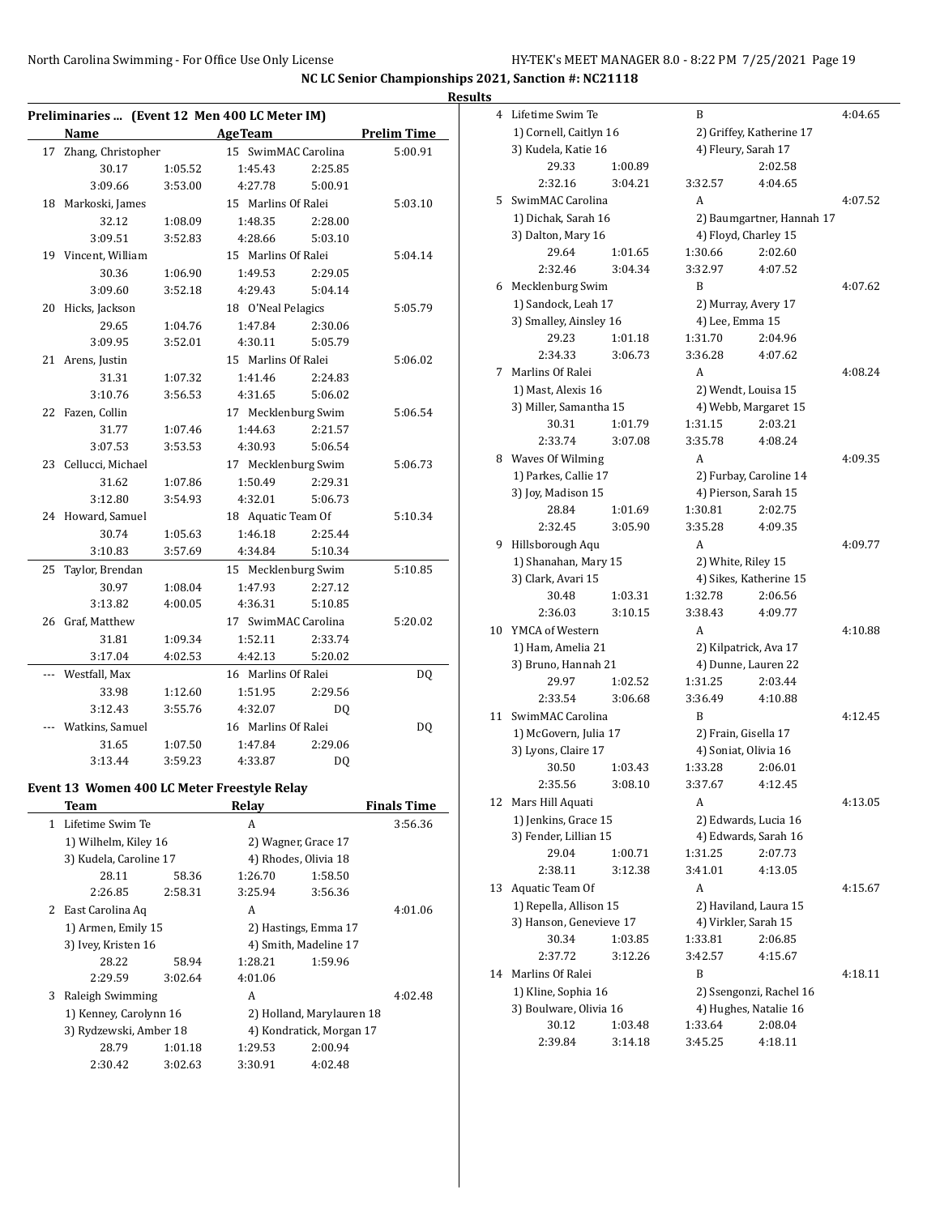**NC LC Senior Championships 2021, Sanction #: NC21118**

**Results**

### Preliminaries ... (Event 12 Men 400 LC Meter IM)

| | Name | Age | Team | Prelim Time |
|---|---|---|---|---|
| 17 | Zhang, Christopher | 15 | SwimMAC Carolina | 5:00.91 |
| | 30.17 / 1:05.52 / 1:45.43 / 2:25.85 / 3:09.66 / 3:53.00 / 4:27.78 / 5:00.91 | | | |
| 18 | Markoski, James | 15 | Marlins Of Ralei | 5:03.10 |
| | 32.12 / 1:08.09 / 1:48.35 / 2:28.00 / 3:09.51 / 3:52.83 / 4:28.66 / 5:03.10 | | | |
| 19 | Vincent, William | 15 | Marlins Of Ralei | 5:04.14 |
| | 30.36 / 1:06.90 / 1:49.53 / 2:29.05 / 3:09.60 / 3:52.18 / 4:29.43 / 5:04.14 | | | |
| 20 | Hicks, Jackson | 18 | O'Neal Pelagics | 5:05.79 |
| | 29.65 / 1:04.76 / 1:47.84 / 2:30.06 / 3:09.95 / 3:52.01 / 4:30.11 / 5:05.79 | | | |
| 21 | Arens, Justin | 15 | Marlins Of Ralei | 5:06.02 |
| | 31.31 / 1:07.32 / 1:41.46 / 2:24.83 / 3:10.76 / 3:56.53 / 4:31.65 / 5:06.02 | | | |
| 22 | Fazen, Collin | 17 | Mecklenburg Swim | 5:06.54 |
| | 31.77 / 1:07.46 / 1:44.63 / 2:21.57 / 3:07.53 / 3:53.53 / 4:30.93 / 5:06.54 | | | |
| 23 | Cellucci, Michael | 17 | Mecklenburg Swim | 5:06.73 |
| | 31.62 / 1:07.86 / 1:50.49 / 2:29.31 / 3:12.80 / 3:54.93 / 4:32.01 / 5:06.73 | | | |
| 24 | Howard, Samuel | 18 | Aquatic Team Of | 5:10.34 |
| | 30.74 / 1:05.63 / 1:46.18 / 2:25.44 / 3:10.83 / 3:57.69 / 4:34.84 / 5:10.34 | | | |
| 25 | Taylor, Brendan | 15 | Mecklenburg Swim | 5:10.85 |
| | 30.97 / 1:08.04 / 1:47.93 / 2:27.12 / 3:13.82 / 4:00.05 / 4:36.31 / 5:10.85 | | | |
| 26 | Graf, Matthew | 17 | SwimMAC Carolina | 5:20.02 |
| | 31.81 / 1:09.34 / 1:52.11 / 2:33.74 / 3:17.04 / 4:02.53 / 4:42.13 / 5:20.02 | | | |
| --- | Westfall, Max | 16 | Marlins Of Ralei | DQ |
| | 33.98 / 1:12.60 / 1:51.95 / 2:29.56 / 3:12.43 / 3:55.76 / 4:32.07 / DQ | | | |
| --- | Watkins, Samuel | 16 | Marlins Of Ralei | DQ |
| | 31.65 / 1:07.50 / 1:47.84 / 2:29.06 / 3:13.44 / 3:59.23 / 4:33.87 / DQ | | | |

### Event 13 Women 400 LC Meter Freestyle Relay

| | Team | Relay | Finals Time |
|---|---|---|---|
| 1 | Lifetime Swim Te | A | 3:56.36 |
| | 1) Wilhelm, Kiley 16; 2) Wagner, Grace 17; 3) Kudela, Caroline 17; 4) Rhodes, Olivia 18 | | |
| | 28.11 / 58.36 / 1:26.70 / 1:58.50 / 2:26.85 / 2:58.31 / 3:25.94 / 3:56.36 | | |
| 2 | East Carolina Aq | A | 4:01.06 |
| | 1) Armen, Emily 15; 2) Hastings, Emma 17; 3) Ivey, Kristen 16; 4) Smith, Madeline 17 | | |
| | 28.22 / 58.94 / 1:28.21 / 1:59.96 / 2:29.59 / 3:02.64 / 4:01.06 | | |
| 3 | Raleigh Swimming | A | 4:02.48 |
| | 1) Kenney, Carolynn 16; 2) Holland, Marylauren 18; 3) Rydzewski, Amber 18; 4) Kondratick, Morgan 17 | | |
| | 28.79 / 1:01.18 / 1:29.53 / 2:00.94 / 2:30.42 / 3:02.63 / 3:30.91 / 4:02.48 | | |
| 4 | Lifetime Swim Te | B | 4:04.65 |
| | 1) Cornell, Caitlyn 16; 2) Griffey, Katherine 17; 3) Kudela, Katie 16; 4) Fleury, Sarah 17 | | |
| | 29.33 / 1:00.89 / 2:02.58 / 2:32.16 / 3:04.21 / 3:32.57 / 4:04.65 | | |
| 5 | SwimMAC Carolina | A | 4:07.52 |
| | 1) Dichak, Sarah 16; 2) Baumgartner, Hannah 17; 3) Dalton, Mary 16; 4) Floyd, Charley 15 | | |
| | 29.64 / 1:01.65 / 1:30.66 / 2:02.60 / 2:32.46 / 3:04.34 / 3:32.97 / 4:07.52 | | |
| 6 | Mecklenburg Swim | B | 4:07.62 |
| | 1) Sandock, Leah 17; 2) Murray, Avery 17; 3) Smalley, Ainsley 16; 4) Lee, Emma 15 | | |
| | 29.23 / 1:01.18 / 1:31.70 / 2:04.96 / 2:34.33 / 3:06.73 / 3:36.28 / 4:07.62 | | |
| 7 | Marlins Of Ralei | A | 4:08.24 |
| | 1) Mast, Alexis 16; 2) Wendt, Louisa 15; 3) Miller, Samantha 15; 4) Webb, Margaret 15 | | |
| | 30.31 / 1:01.79 / 1:31.15 / 2:03.21 / 2:33.74 / 3:07.08 / 3:35.78 / 4:08.24 | | |
| 8 | Waves Of Wilming | A | 4:09.35 |
| | 1) Parkes, Callie 17; 2) Furbay, Caroline 14; 3) Joy, Madison 15; 4) Pierson, Sarah 15 | | |
| | 28.84 / 1:01.69 / 1:30.81 / 2:02.75 / 2:32.45 / 3:05.90 / 3:35.28 / 4:09.35 | | |
| 9 | Hillsborough Aqu | A | 4:09.77 |
| | 1) Shanahan, Mary 15; 2) White, Riley 15; 3) Clark, Avari 15; 4) Sikes, Katherine 15 | | |
| | 30.48 / 1:03.31 / 1:32.78 / 2:06.56 / 2:36.03 / 3:10.15 / 3:38.43 / 4:09.77 | | |
| 10 | YMCA of Western | A | 4:10.88 |
| | 1) Ham, Amelia 21; 2) Kilpatrick, Ava 17; 3) Bruno, Hannah 21; 4) Dunne, Lauren 22 | | |
| | 29.97 / 1:02.52 / 1:31.25 / 2:03.44 / 2:33.54 / 3:06.68 / 3:36.49 / 4:10.88 | | |
| 11 | SwimMAC Carolina | B | 4:12.45 |
| | 1) McGovern, Julia 17; 2) Frain, Gisella 17; 3) Lyons, Claire 17; 4) Soniat, Olivia 16 | | |
| | 30.50 / 1:03.43 / 1:33.28 / 2:06.01 / 2:35.56 / 3:08.10 / 3:37.67 / 4:12.45 | | |
| 12 | Mars Hill Aquati | A | 4:13.05 |
| | 1) Jenkins, Grace 15; 2) Edwards, Lucia 16; 3) Fender, Lillian 15; 4) Edwards, Sarah 16 | | |
| | 29.04 / 1:00.71 / 1:31.25 / 2:07.73 / 2:38.11 / 3:12.38 / 3:41.01 / 4:13.05 | | |
| 13 | Aquatic Team Of | A | 4:15.67 |
| | 1) Repella, Allison 15; 2) Haviland, Laura 15; 3) Hanson, Genevieve 17; 4) Virkler, Sarah 15 | | |
| | 30.34 / 1:03.85 / 1:33.81 / 2:06.85 / 2:37.72 / 3:12.26 / 3:42.57 / 4:15.67 | | |
| 14 | Marlins Of Ralei | B | 4:18.11 |
| | 1) Kline, Sophia 16; 2) Ssengonzi, Rachel 16; 3) Boulware, Olivia 16; 4) Hughes, Natalie 16 | | |
| | 30.12 / 1:03.48 / 1:33.64 / 2:08.04 / 2:39.84 / 3:14.18 / 3:45.25 / 4:18.11 | | |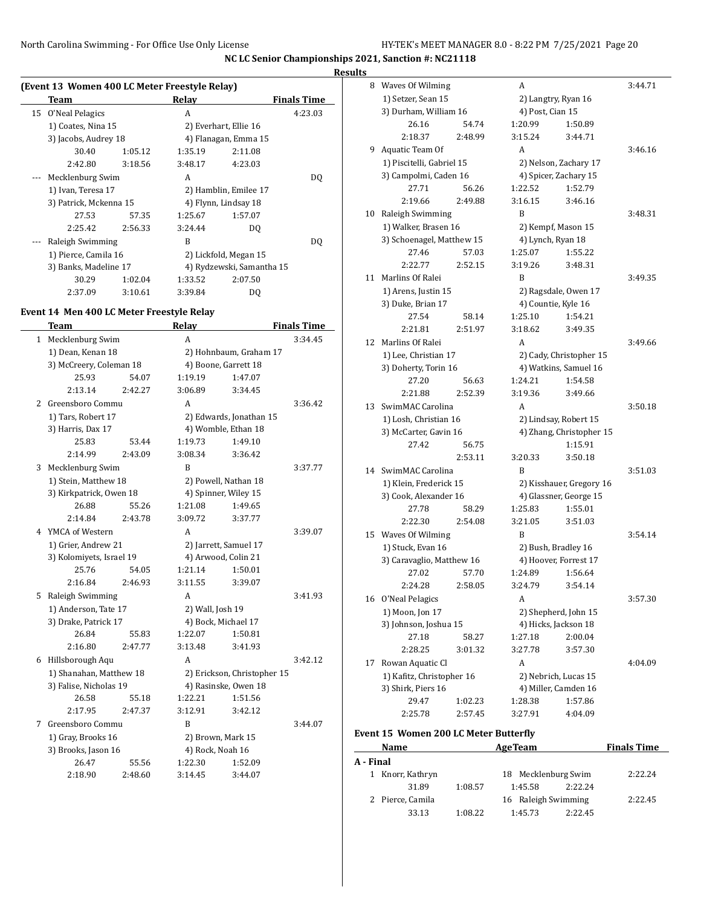**NC LC Senior Championships 2021, Sanction #: NC21118**

**Results**

### (Event 13 Women 400 LC Meter Freestyle Relay)

| | Team | Relay | | Finals Time |
|---|---|---|---|---|
| 15 | O'Neal Pelagics | A | | 4:23.03 |
| | 1) Coates, Nina 15 | 2) Everhart, Ellie 16 | | |
| | 3) Jacobs, Audrey 18 | 4) Flanagan, Emma 15 | | |
| | 30.40 1:05.12 | 1:35.19 | 2:11.08 | |
| | 2:42.80 3:18.56 | 3:48.17 | 4:23.03 | |
| --- | Mecklenburg Swim | A | | DQ |
| | 1) Ivan, Teresa 17 | 2) Hamblin, Emilee 17 | | |
| | 3) Patrick, Mckenna 15 | 4) Flynn, Lindsay 18 | | |
| | 27.53 57.35 | 1:25.67 | 1:57.07 | |
| | 2:25.42 2:56.33 | 3:24.44 | DQ | |
| --- | Raleigh Swimming | B | | DQ |
| | 1) Pierce, Camila 16 | 2) Lickfold, Megan 15 | | |
| | 3) Banks, Madeline 17 | 4) Rydzewski, Samantha 15 | | |
| | 30.29 1:02.04 | 1:33.52 | 2:07.50 | |
| | 2:37.09 3:10.61 | 3:39.84 | DQ | |

### Event 14 Men 400 LC Meter Freestyle Relay

| | Team | Relay | | Finals Time |
|---|---|---|---|---|
| 1 | Mecklenburg Swim | A | | 3:34.45 |
| | 1) Dean, Kenan 18 | 2) Hohnbaum, Graham 17 | | |
| | 3) McCreery, Coleman 18 | 4) Boone, Garrett 18 | | |
| | 25.93 54.07 | 1:19.19 | 1:47.07 | |
| | 2:13.14 2:42.27 | 3:06.89 | 3:34.45 | |
| 2 | Greensboro Commu | A | | 3:36.42 |
| | 1) Tars, Robert 17 | 2) Edwards, Jonathan 15 | | |
| | 3) Harris, Dax 17 | 4) Womble, Ethan 18 | | |
| | 25.83 53.44 | 1:19.73 | 1:49.10 | |
| | 2:14.99 2:43.09 | 3:08.34 | 3:36.42 | |
| 3 | Mecklenburg Swim | B | | 3:37.77 |
| | 1) Stein, Matthew 18 | 2) Powell, Nathan 18 | | |
| | 3) Kirkpatrick, Owen 18 | 4) Spinner, Wiley 15 | | |
| | 26.88 55.26 | 1:21.08 | 1:49.65 | |
| | 2:14.84 2:43.78 | 3:09.72 | 3:37.77 | |
| 4 | YMCA of Western | A | | 3:39.07 |
| | 1) Grier, Andrew 21 | 2) Jarrett, Samuel 17 | | |
| | 3) Kolomiyets, Israel 19 | 4) Arwood, Colin 21 | | |
| | 25.76 54.05 | 1:21.14 | 1:50.01 | |
| | 2:16.84 2:46.93 | 3:11.55 | 3:39.07 | |
| 5 | Raleigh Swimming | A | | 3:41.93 |
| | 1) Anderson, Tate 17 | 2) Wall, Josh 19 | | |
| | 3) Drake, Patrick 17 | 4) Bock, Michael 17 | | |
| | 26.84 55.83 | 1:22.07 | 1:50.81 | |
| | 2:16.80 2:47.77 | 3:13.48 | 3:41.93 | |
| 6 | Hillsborough Aqu | A | | 3:42.12 |
| | 1) Shanahan, Matthew 18 | 2) Erickson, Christopher 15 | | |
| | 3) Falise, Nicholas 19 | 4) Rasinske, Owen 18 | | |
| | 26.58 55.18 | 1:22.21 | 1:51.56 | |
| | 2:17.95 2:47.37 | 3:12.91 | 3:42.12 | |
| 7 | Greensboro Commu | B | | 3:44.07 |
| | 1) Gray, Brooks 16 | 2) Brown, Mark 15 | | |
| | 3) Brooks, Jason 16 | 4) Rock, Noah 16 | | |
| | 26.47 55.56 | 1:22.30 | 1:52.09 | |
| | 2:18.90 2:48.60 | 3:14.45 | 3:44.07 | |
| 8 | Waves Of Wilming | A | | 3:44.71 |
| | 1) Setzer, Sean 15 | 2) Langtry, Ryan 16 | | |
| | 3) Durham, William 16 | 4) Post, Cian 15 | | |
| | 26.16 54.74 | 1:20.99 | 1:50.89 | |
| | 2:18.37 2:48.99 | 3:15.24 | 3:44.71 | |
| 9 | Aquatic Team Of | A | | 3:46.16 |
| | 1) Piscitelli, Gabriel 15 | 2) Nelson, Zachary 17 | | |
| | 3) Campolmi, Caden 16 | 4) Spicer, Zachary 15 | | |
| | 27.71 56.26 | 1:22.52 | 1:52.79 | |
| | 2:19.66 2:49.88 | 3:16.15 | 3:46.16 | |
| 10 | Raleigh Swimming | B | | 3:48.31 |
| | 1) Walker, Brasen 16 | 2) Kempf, Mason 15 | | |
| | 3) Schoenagel, Matthew 15 | 4) Lynch, Ryan 18 | | |
| | 27.46 57.03 | 1:25.07 | 1:55.22 | |
| | 2:22.77 2:52.15 | 3:19.26 | 3:48.31 | |
| 11 | Marlins Of Ralei | B | | 3:49.35 |
| | 1) Arens, Justin 15 | 2) Ragsdale, Owen 17 | | |
| | 3) Duke, Brian 17 | 4) Countie, Kyle 16 | | |
| | 27.54 58.14 | 1:25.10 | 1:54.21 | |
| | 2:21.81 2:51.97 | 3:18.62 | 3:49.35 | |
| 12 | Marlins Of Ralei | A | | 3:49.66 |
| | 1) Lee, Christian 17 | 2) Cady, Christopher 15 | | |
| | 3) Doherty, Torin 16 | 4) Watkins, Samuel 16 | | |
| | 27.20 56.63 | 1:24.21 | 1:54.58 | |
| | 2:21.88 2:52.39 | 3:19.36 | 3:49.66 | |
| 13 | SwimMAC Carolina | A | | 3:50.18 |
| | 1) Losh, Christian 16 | 2) Lindsay, Robert 15 | | |
| | 3) McCarter, Gavin 16 | 4) Zhang, Christopher 15 | | |
| | 27.42 56.75 | | 1:15.91 | |
| | 2:53.11 | 3:20.33 | 3:50.18 | |
| 14 | SwimMAC Carolina | B | | 3:51.03 |
| | 1) Klein, Frederick 15 | 2) Kisshauer, Gregory 16 | | |
| | 3) Cook, Alexander 16 | 4) Glassner, George 15 | | |
| | 27.78 58.29 | 1:25.83 | 1:55.01 | |
| | 2:22.30 2:54.08 | 3:21.05 | 3:51.03 | |
| 15 | Waves Of Wilming | B | | 3:54.14 |
| | 1) Stuck, Evan 16 | 2) Bush, Bradley 16 | | |
| | 3) Caravaglio, Matthew 16 | 4) Hoover, Forrest 17 | | |
| | 27.02 57.70 | 1:24.89 | 1:56.64 | |
| | 2:24.28 2:58.05 | 3:24.79 | 3:54.14 | |
| 16 | O'Neal Pelagics | A | | 3:57.30 |
| | 1) Moon, Jon 17 | 2) Shepherd, John 15 | | |
| | 3) Johnson, Joshua 15 | 4) Hicks, Jackson 18 | | |
| | 27.18 58.27 | 1:27.18 | 2:00.04 | |
| | 2:28.25 3:01.32 | 3:27.78 | 3:57.30 | |
| 17 | Rowan Aquatic Cl | A | | 4:04.09 |
| | 1) Kafitz, Christopher 16 | 2) Nebrich, Lucas 15 | | |
| | 3) Shirk, Piers 16 | 4) Miller, Camden 16 | | |
| | 29.47 1:02.23 | 1:28.38 | 1:57.86 | |
| | 2:25.78 2:57.45 | 3:27.91 | 4:04.09 | |

### Event 15 Women 200 LC Meter Butterfly

| | Name | Age | Team | Finals Time |
|---|---|---|---|---|
| **A - Final** | | | | |
| 1 | Knorr, Kathryn | 18 | Mecklenburg Swim | 2:22.24 |
| | 31.89 1:08.57 | 1:45.58 | 2:22.24 | |
| 2 | Pierce, Camila | 16 | Raleigh Swimming | 2:22.45 |
| | 33.13 1:08.22 | 1:45.73 | 2:22.45 | |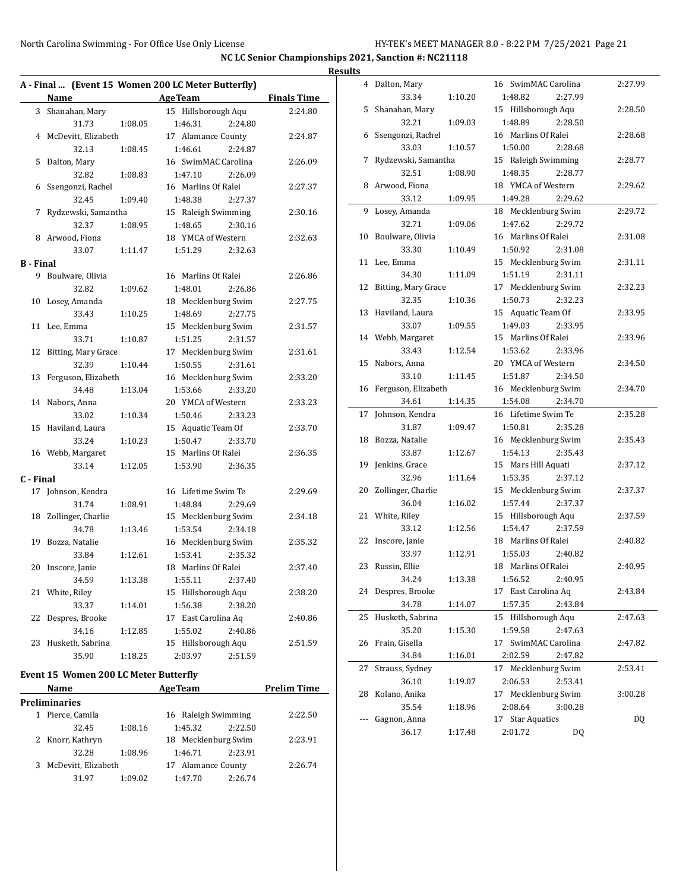NC LC Senior Championships 2021, Sanction #: NC21118

Results

## A - Final ... (Event 15 Women 200 LC Meter Butterfly)

| | Name | Age | Team | Finals Time |
|---|---|---|---|---|
| 3 | Shanahan, Mary | 15 | Hillsborough Aqu | 2:24.80 |
| | 31.73 / 1:08.05 / 1:46.31 / 2:24.80 | | | |
| 4 | McDevitt, Elizabeth | 17 | Alamance County | 2:24.87 |
| | 32.13 / 1:08.45 / 1:46.61 / 2:24.87 | | | |
| 5 | Dalton, Mary | 16 | SwimMAC Carolina | 2:26.09 |
| | 32.82 / 1:08.83 / 1:47.10 / 2:26.09 | | | |
| 6 | Ssengonzi, Rachel | 16 | Marlins Of Ralei | 2:27.37 |
| | 32.45 / 1:09.40 / 1:48.38 / 2:27.37 | | | |
| 7 | Rydzewski, Samantha | 15 | Raleigh Swimming | 2:30.16 |
| | 32.37 / 1:08.95 / 1:48.65 / 2:30.16 | | | |
| 8 | Arwood, Fiona | 18 | YMCA of Western | 2:32.63 |
| | 33.07 / 1:11.47 / 1:51.29 / 2:32.63 | | | |

## B - Final

| | Name | Age | Team | Finals Time |
|---|---|---|---|---|
| 9 | Boulware, Olivia | 16 | Marlins Of Ralei | 2:26.86 |
| | 32.82 / 1:09.62 / 1:48.01 / 2:26.86 | | | |
| 10 | Losey, Amanda | 18 | Mecklenburg Swim | 2:27.75 |
| | 33.43 / 1:10.25 / 1:48.69 / 2:27.75 | | | |
| 11 | Lee, Emma | 15 | Mecklenburg Swim | 2:31.57 |
| | 33.71 / 1:10.87 / 1:51.25 / 2:31.57 | | | |
| 12 | Bitting, Mary Grace | 17 | Mecklenburg Swim | 2:31.61 |
| | 32.39 / 1:10.44 / 1:50.55 / 2:31.61 | | | |
| 13 | Ferguson, Elizabeth | 16 | Mecklenburg Swim | 2:33.20 |
| | 34.48 / 1:13.04 / 1:53.66 / 2:33.20 | | | |
| 14 | Nabors, Anna | 20 | YMCA of Western | 2:33.23 |
| | 33.02 / 1:10.34 / 1:50.46 / 2:33.23 | | | |
| 15 | Haviland, Laura | 15 | Aquatic Team Of | 2:33.70 |
| | 33.24 / 1:10.23 / 1:50.47 / 2:33.70 | | | |
| 16 | Webb, Margaret | 15 | Marlins Of Ralei | 2:36.35 |
| | 33.14 / 1:12.05 / 1:53.90 / 2:36.35 | | | |

## C - Final

| | Name | Age | Team | Finals Time |
|---|---|---|---|---|
| 17 | Johnson, Kendra | 16 | Lifetime Swim Te | 2:29.69 |
| | 31.74 / 1:08.91 / 1:48.84 / 2:29.69 | | | |
| 18 | Zollinger, Charlie | 15 | Mecklenburg Swim | 2:34.18 |
| | 34.78 / 1:13.46 / 1:53.54 / 2:34.18 | | | |
| 19 | Bozza, Natalie | 16 | Mecklenburg Swim | 2:35.32 |
| | 33.84 / 1:12.61 / 1:53.41 / 2:35.32 | | | |
| 20 | Inscore, Janie | 18 | Marlins Of Ralei | 2:37.40 |
| | 34.59 / 1:13.38 / 1:55.11 / 2:37.40 | | | |
| 21 | White, Riley | 15 | Hillsborough Aqu | 2:38.20 |
| | 33.37 / 1:14.01 / 1:56.38 / 2:38.20 | | | |
| 22 | Despres, Brooke | 17 | East Carolina Aq | 2:40.86 |
| | 34.16 / 1:12.85 / 1:55.02 / 2:40.86 | | | |
| 23 | Husketh, Sabrina | 15 | Hillsborough Aqu | 2:51.59 |
| | 35.90 / 1:18.25 / 2:03.97 / 2:51.59 | | | |

## Event 15 Women 200 LC Meter Butterfly

### Preliminaries

| | Name | Age | Team | Prelim Time |
|---|---|---|---|---|
| 1 | Pierce, Camila | 16 | Raleigh Swimming | 2:22.50 |
| | 32.45 / 1:08.16 / 1:45.32 / 2:22.50 | | | |
| 2 | Knorr, Kathryn | 18 | Mecklenburg Swim | 2:23.91 |
| | 32.28 / 1:08.96 / 1:46.71 / 2:23.91 | | | |
| 3 | McDevitt, Elizabeth | 17 | Alamance County | 2:26.74 |
| | 31.97 / 1:09.02 / 1:47.70 / 2:26.74 | | | |
| 4 | Dalton, Mary | 16 | SwimMAC Carolina | 2:27.99 |
| | 33.34 / 1:10.20 / 1:48.82 / 2:27.99 | | | |
| 5 | Shanahan, Mary | 15 | Hillsborough Aqu | 2:28.50 |
| | 32.21 / 1:09.03 / 1:48.89 / 2:28.50 | | | |
| 6 | Ssengonzi, Rachel | 16 | Marlins Of Ralei | 2:28.68 |
| | 33.03 / 1:10.57 / 1:50.00 / 2:28.68 | | | |
| 7 | Rydzewski, Samantha | 15 | Raleigh Swimming | 2:28.77 |
| | 32.51 / 1:08.90 / 1:48.35 / 2:28.77 | | | |
| 8 | Arwood, Fiona | 18 | YMCA of Western | 2:29.62 |
| | 33.12 / 1:09.95 / 1:49.28 / 2:29.62 | | | |
| 9 | Losey, Amanda | 18 | Mecklenburg Swim | 2:29.72 |
| | 32.71 / 1:09.06 / 1:47.62 / 2:29.72 | | | |
| 10 | Boulware, Olivia | 16 | Marlins Of Ralei | 2:31.08 |
| | 33.30 / 1:10.49 / 1:50.92 / 2:31.08 | | | |
| 11 | Lee, Emma | 15 | Mecklenburg Swim | 2:31.11 |
| | 34.30 / 1:11.09 / 1:51.19 / 2:31.11 | | | |
| 12 | Bitting, Mary Grace | 17 | Mecklenburg Swim | 2:32.23 |
| | 32.35 / 1:10.36 / 1:50.73 / 2:32.23 | | | |
| 13 | Haviland, Laura | 15 | Aquatic Team Of | 2:33.95 |
| | 33.07 / 1:09.55 / 1:49.03 / 2:33.95 | | | |
| 14 | Webb, Margaret | 15 | Marlins Of Ralei | 2:33.96 |
| | 33.43 / 1:12.54 / 1:53.62 / 2:33.96 | | | |
| 15 | Nabors, Anna | 20 | YMCA of Western | 2:34.50 |
| | 33.10 / 1:11.45 / 1:51.87 / 2:34.50 | | | |
| 16 | Ferguson, Elizabeth | 16 | Mecklenburg Swim | 2:34.70 |
| | 34.61 / 1:14.35 / 1:54.08 / 2:34.70 | | | |
| 17 | Johnson, Kendra | 16 | Lifetime Swim Te | 2:35.28 |
| | 31.87 / 1:09.47 / 1:50.81 / 2:35.28 | | | |
| 18 | Bozza, Natalie | 16 | Mecklenburg Swim | 2:35.43 |
| | 33.87 / 1:12.67 / 1:54.13 / 2:35.43 | | | |
| 19 | Jenkins, Grace | 15 | Mars Hill Aquati | 2:37.12 |
| | 32.96 / 1:11.64 / 1:53.35 / 2:37.12 | | | |
| 20 | Zollinger, Charlie | 15 | Mecklenburg Swim | 2:37.37 |
| | 36.04 / 1:16.02 / 1:57.44 / 2:37.37 | | | |
| 21 | White, Riley | 15 | Hillsborough Aqu | 2:37.59 |
| | 33.12 / 1:12.56 / 1:54.47 / 2:37.59 | | | |
| 22 | Inscore, Janie | 18 | Marlins Of Ralei | 2:40.82 |
| | 33.97 / 1:12.91 / 1:55.03 / 2:40.82 | | | |
| 23 | Russin, Ellie | 18 | Marlins Of Ralei | 2:40.95 |
| | 34.24 / 1:13.38 / 1:56.52 / 2:40.95 | | | |
| 24 | Despres, Brooke | 17 | East Carolina Aq | 2:43.84 |
| | 34.78 / 1:14.07 / 1:57.35 / 2:43.84 | | | |
| 25 | Husketh, Sabrina | 15 | Hillsborough Aqu | 2:47.63 |
| | 35.20 / 1:15.30 / 1:59.58 / 2:47.63 | | | |
| 26 | Frain, Gisella | 17 | SwimMAC Carolina | 2:47.82 |
| | 34.84 / 1:16.01 / 2:02.59 / 2:47.82 | | | |
| 27 | Strauss, Sydney | 17 | Mecklenburg Swim | 2:53.41 |
| | 36.10 / 1:19.07 / 2:06.53 / 2:53.41 | | | |
| 28 | Kolano, Anika | 17 | Mecklenburg Swim | 3:00.28 |
| | 35.54 / 1:18.96 / 2:08.64 / 3:00.28 | | | |
| --- | Gagnon, Anna | 17 | Star Aquatics | DQ |
| | 36.17 / 1:17.48 / 2:01.72 / DQ | | | |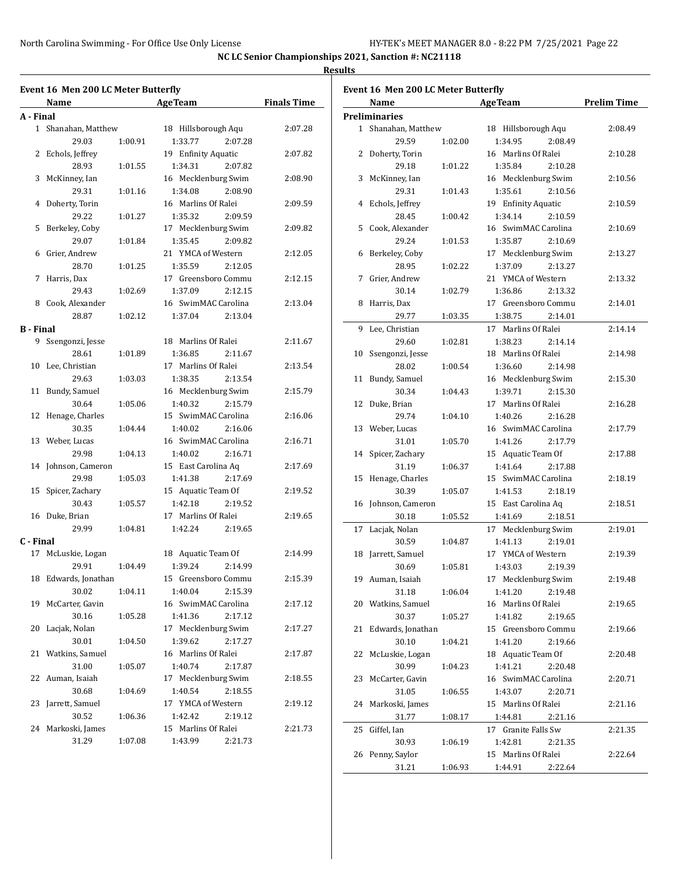NC LC Senior Championships 2021, Sanction #: NC21118

**Results**

### Event 16 Men 200 LC Meter Butterfly

| Name | Age | Team | Finals Time |
|---|---|---|---|
| **A - Final** | | | |
| 1 Shanahan, Matthew | 18 | Hillsborough Aqu | 2:07.28 |
| 29.03 1:00.91 1:33.77 2:07.28 | | | |
| 2 Echols, Jeffrey | 19 | Enfinity Aquatic | 2:07.82 |
| 28.93 1:01.55 1:34.31 2:07.82 | | | |
| 3 McKinney, Ian | 16 | Mecklenburg Swim | 2:08.90 |
| 29.31 1:01.16 1:34.08 2:08.90 | | | |
| 4 Doherty, Torin | 16 | Marlins Of Ralei | 2:09.59 |
| 29.22 1:01.27 1:35.32 2:09.59 | | | |
| 5 Berkeley, Coby | 17 | Mecklenburg Swim | 2:09.82 |
| 29.07 1:01.84 1:35.45 2:09.82 | | | |
| 6 Grier, Andrew | 21 | YMCA of Western | 2:12.05 |
| 28.70 1:01.25 1:35.59 2:12.05 | | | |
| 7 Harris, Dax | 17 | Greensboro Commu | 2:12.15 |
| 29.43 1:02.69 1:37.09 2:12.15 | | | |
| 8 Cook, Alexander | 16 | SwimMAC Carolina | 2:13.04 |
| 28.87 1:02.12 1:37.04 2:13.04 | | | |
| **B - Final** | | | |
| 9 Ssengonzi, Jesse | 18 | Marlins Of Ralei | 2:11.67 |
| 28.61 1:01.89 1:36.85 2:11.67 | | | |
| 10 Lee, Christian | 17 | Marlins Of Ralei | 2:13.54 |
| 29.63 1:03.03 1:38.35 2:13.54 | | | |
| 11 Bundy, Samuel | 16 | Mecklenburg Swim | 2:15.79 |
| 30.64 1:05.06 1:40.32 2:15.79 | | | |
| 12 Henage, Charles | 15 | SwimMAC Carolina | 2:16.06 |
| 30.35 1:04.44 1:40.02 2:16.06 | | | |
| 13 Weber, Lucas | 16 | SwimMAC Carolina | 2:16.71 |
| 29.98 1:04.13 1:40.02 2:16.71 | | | |
| 14 Johnson, Cameron | 15 | East Carolina Aq | 2:17.69 |
| 29.98 1:05.03 1:41.38 2:17.69 | | | |
| 15 Spicer, Zachary | 15 | Aquatic Team Of | 2:19.52 |
| 30.43 1:05.57 1:42.18 2:19.52 | | | |
| 16 Duke, Brian | 17 | Marlins Of Ralei | 2:19.65 |
| 29.99 1:04.81 1:42.24 2:19.65 | | | |
| **C - Final** | | | |
| 17 McLuskie, Logan | 18 | Aquatic Team Of | 2:14.99 |
| 29.91 1:04.49 1:39.24 2:14.99 | | | |
| 18 Edwards, Jonathan | 15 | Greensboro Commu | 2:15.39 |
| 30.02 1:04.11 1:40.04 2:15.39 | | | |
| 19 McCarter, Gavin | 16 | SwimMAC Carolina | 2:17.12 |
| 30.16 1:05.28 1:41.36 2:17.12 | | | |
| 20 Lacjak, Nolan | 17 | Mecklenburg Swim | 2:17.27 |
| 30.01 1:04.50 1:39.62 2:17.27 | | | |
| 21 Watkins, Samuel | 16 | Marlins Of Ralei | 2:17.87 |
| 31.00 1:05.07 1:40.74 2:17.87 | | | |
| 22 Auman, Isaiah | 17 | Mecklenburg Swim | 2:18.55 |
| 30.68 1:04.69 1:40.54 2:18.55 | | | |
| 23 Jarrett, Samuel | 17 | YMCA of Western | 2:19.12 |
| 30.52 1:06.36 1:42.42 2:19.12 | | | |
| 24 Markoski, James | 15 | Marlins Of Ralei | 2:21.73 |
| 31.29 1:07.08 1:43.99 2:21.73 | | | |

### Event 16 Men 200 LC Meter Butterfly

| Name | Age | Team | Prelim Time |
|---|---|---|---|
| **Preliminaries** | | | |
| 1 Shanahan, Matthew | 18 | Hillsborough Aqu | 2:08.49 |
| 29.59 1:02.00 1:34.95 2:08.49 | | | |
| 2 Doherty, Torin | 16 | Marlins Of Ralei | 2:10.28 |
| 29.18 1:01.22 1:35.84 2:10.28 | | | |
| 3 McKinney, Ian | 16 | Mecklenburg Swim | 2:10.56 |
| 29.31 1:01.43 1:35.61 2:10.56 | | | |
| 4 Echols, Jeffrey | 19 | Enfinity Aquatic | 2:10.59 |
| 28.45 1:00.42 1:34.14 2:10.59 | | | |
| 5 Cook, Alexander | 16 | SwimMAC Carolina | 2:10.69 |
| 29.24 1:01.53 1:35.87 2:10.69 | | | |
| 6 Berkeley, Coby | 17 | Mecklenburg Swim | 2:13.27 |
| 28.95 1:02.22 1:37.09 2:13.27 | | | |
| 7 Grier, Andrew | 21 | YMCA of Western | 2:13.32 |
| 30.14 1:02.79 1:36.86 2:13.32 | | | |
| 8 Harris, Dax | 17 | Greensboro Commu | 2:14.01 |
| 29.77 1:03.35 1:38.75 2:14.01 | | | |
| 9 Lee, Christian | 17 | Marlins Of Ralei | 2:14.14 |
| 29.60 1:02.81 1:38.23 2:14.14 | | | |
| 10 Ssengonzi, Jesse | 18 | Marlins Of Ralei | 2:14.98 |
| 28.02 1:00.54 1:36.60 2:14.98 | | | |
| 11 Bundy, Samuel | 16 | Mecklenburg Swim | 2:15.30 |
| 30.34 1:04.43 1:39.71 2:15.30 | | | |
| 12 Duke, Brian | 17 | Marlins Of Ralei | 2:16.28 |
| 29.74 1:04.10 1:40.26 2:16.28 | | | |
| 13 Weber, Lucas | 16 | SwimMAC Carolina | 2:17.79 |
| 31.01 1:05.70 1:41.26 2:17.79 | | | |
| 14 Spicer, Zachary | 15 | Aquatic Team Of | 2:17.88 |
| 31.19 1:06.37 1:41.64 2:17.88 | | | |
| 15 Henage, Charles | 15 | SwimMAC Carolina | 2:18.19 |
| 30.39 1:05.07 1:41.53 2:18.19 | | | |
| 16 Johnson, Cameron | 15 | East Carolina Aq | 2:18.51 |
| 30.18 1:05.52 1:41.69 2:18.51 | | | |
| 17 Lacjak, Nolan | 17 | Mecklenburg Swim | 2:19.01 |
| 30.59 1:04.87 1:41.13 2:19.01 | | | |
| 18 Jarrett, Samuel | 17 | YMCA of Western | 2:19.39 |
| 30.69 1:05.81 1:43.03 2:19.39 | | | |
| 19 Auman, Isaiah | 17 | Mecklenburg Swim | 2:19.48 |
| 31.18 1:06.04 1:41.20 2:19.48 | | | |
| 20 Watkins, Samuel | 16 | Marlins Of Ralei | 2:19.65 |
| 30.37 1:05.27 1:41.82 2:19.65 | | | |
| 21 Edwards, Jonathan | 15 | Greensboro Commu | 2:19.66 |
| 30.10 1:04.21 1:41.20 2:19.66 | | | |
| 22 McLuskie, Logan | 18 | Aquatic Team Of | 2:20.48 |
| 30.99 1:04.23 1:41.21 2:20.48 | | | |
| 23 McCarter, Gavin | 16 | SwimMAC Carolina | 2:20.71 |
| 31.05 1:06.55 1:43.07 2:20.71 | | | |
| 24 Markoski, James | 15 | Marlins Of Ralei | 2:21.16 |
| 31.77 1:08.17 1:44.81 2:21.16 | | | |
| 25 Giffel, Ian | 17 | Granite Falls Sw | 2:21.35 |
| 30.93 1:06.19 1:42.81 2:21.35 | | | |
| 26 Penny, Saylor | 15 | Marlins Of Ralei | 2:22.64 |
| 31.21 1:06.93 1:44.91 2:22.64 | | | |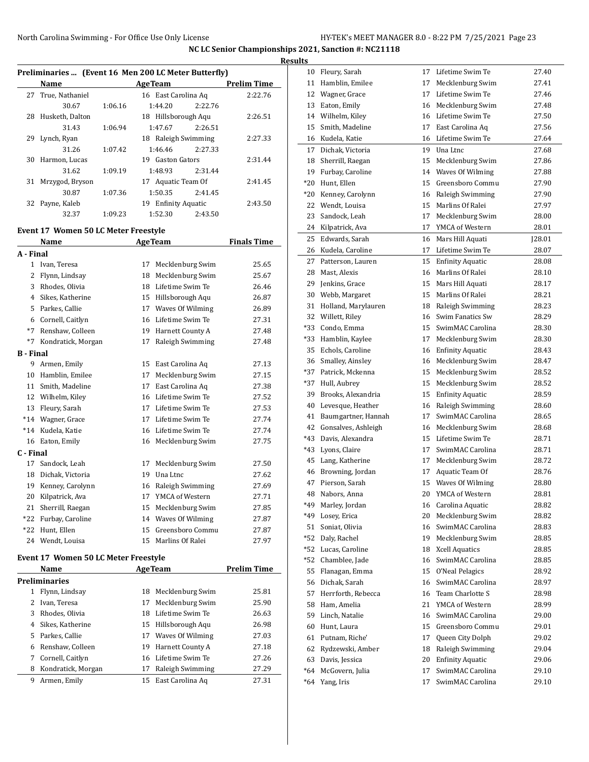NC LC Senior Championships 2021, Sanction #: NC21118

Results

**Preliminaries ... (Event 16 Men 200 LC Meter Butterfly)**

| | Name | Age | Team | Prelim Time |
|---|---|---|---|---|
| 27 | True, Nathaniel | 16 | East Carolina Aq | 2:22.76 |
| | 30.67 1:06.16 1:44.20 2:22.76 | | | |
| 28 | Husketh, Dalton | 18 | Hillsborough Aqu | 2:26.51 |
| | 31.43 1:06.94 1:47.67 2:26.51 | | | |
| 29 | Lynch, Ryan | 18 | Raleigh Swimming | 2:27.33 |
| | 31.26 1:07.42 1:46.46 2:27.33 | | | |
| 30 | Harmon, Lucas | 19 | Gaston Gators | 2:31.44 |
| | 31.62 1:09.19 1:48.93 2:31.44 | | | |
| 31 | Mrzygod, Bryson | 17 | Aquatic Team Of | 2:41.45 |
| | 30.87 1:07.36 1:50.35 2:41.45 | | | |
| 32 | Payne, Kaleb | 19 | Enfinity Aquatic | 2:43.50 |
| | 32.37 1:09.23 1:52.30 2:43.50 | | | |

**Event 17 Women 50 LC Meter Freestyle**

| | Name | Age | Team | Finals Time |
|---|---|---|---|---|
| **A - Final** | | | | |
| 1 | Ivan, Teresa | 17 | Mecklenburg Swim | 25.65 |
| 2 | Flynn, Lindsay | 18 | Mecklenburg Swim | 25.67 |
| 3 | Rhodes, Olivia | 18 | Lifetime Swim Te | 26.46 |
| 4 | Sikes, Katherine | 15 | Hillsborough Aqu | 26.87 |
| 5 | Parkes, Callie | 17 | Waves Of Wilming | 26.89 |
| 6 | Cornell, Caitlyn | 16 | Lifetime Swim Te | 27.31 |
| *7 | Renshaw, Colleen | 19 | Harnett County A | 27.48 |
| *7 | Kondratick, Morgan | 17 | Raleigh Swimming | 27.48 |
| **B - Final** | | | | |
| 9 | Armen, Emily | 15 | East Carolina Aq | 27.13 |
| 10 | Hamblin, Emilee | 17 | Mecklenburg Swim | 27.15 |
| 11 | Smith, Madeline | 17 | East Carolina Aq | 27.38 |
| 12 | Wilhelm, Kiley | 16 | Lifetime Swim Te | 27.52 |
| 13 | Fleury, Sarah | 17 | Lifetime Swim Te | 27.53 |
| *14 | Wagner, Grace | 17 | Lifetime Swim Te | 27.74 |
| *14 | Kudela, Katie | 16 | Lifetime Swim Te | 27.74 |
| 16 | Eaton, Emily | 16 | Mecklenburg Swim | 27.75 |
| **C - Final** | | | | |
| 17 | Sandock, Leah | 17 | Mecklenburg Swim | 27.50 |
| 18 | Dichak, Victoria | 19 | Una Ltnc | 27.62 |
| 19 | Kenney, Carolynn | 16 | Raleigh Swimming | 27.69 |
| 20 | Kilpatrick, Ava | 17 | YMCA of Western | 27.71 |
| 21 | Sherrill, Raegan | 15 | Mecklenburg Swim | 27.85 |
| *22 | Furbay, Caroline | 14 | Waves Of Wilming | 27.87 |
| *22 | Hunt, Ellen | 15 | Greensboro Commu | 27.87 |
| 24 | Wendt, Louisa | 15 | Marlins Of Ralei | 27.97 |

**Event 17 Women 50 LC Meter Freestyle**

| | Name | Age | Team | Prelim Time |
|---|---|---|---|---|
| **Preliminaries** | | | | |
| 1 | Flynn, Lindsay | 18 | Mecklenburg Swim | 25.81 |
| 2 | Ivan, Teresa | 17 | Mecklenburg Swim | 25.90 |
| 3 | Rhodes, Olivia | 18 | Lifetime Swim Te | 26.63 |
| 4 | Sikes, Katherine | 15 | Hillsborough Aqu | 26.98 |
| 5 | Parkes, Callie | 17 | Waves Of Wilming | 27.03 |
| 6 | Renshaw, Colleen | 19 | Harnett County A | 27.18 |
| 7 | Cornell, Caitlyn | 16 | Lifetime Swim Te | 27.26 |
| 8 | Kondratick, Morgan | 17 | Raleigh Swimming | 27.29 |
| 9 | Armen, Emily | 15 | East Carolina Aq | 27.31 |
| 10 | Fleury, Sarah | 17 | Lifetime Swim Te | 27.40 |
| 11 | Hamblin, Emilee | 17 | Mecklenburg Swim | 27.41 |
| 12 | Wagner, Grace | 17 | Lifetime Swim Te | 27.46 |
| 13 | Eaton, Emily | 16 | Mecklenburg Swim | 27.48 |
| 14 | Wilhelm, Kiley | 16 | Lifetime Swim Te | 27.50 |
| 15 | Smith, Madeline | 17 | East Carolina Aq | 27.56 |
| 16 | Kudela, Katie | 16 | Lifetime Swim Te | 27.64 |
| 17 | Dichak, Victoria | 19 | Una Ltnc | 27.68 |
| 18 | Sherrill, Raegan | 15 | Mecklenburg Swim | 27.86 |
| 19 | Furbay, Caroline | 14 | Waves Of Wilming | 27.88 |
| *20 | Hunt, Ellen | 15 | Greensboro Commu | 27.90 |
| *20 | Kenney, Carolynn | 16 | Raleigh Swimming | 27.90 |
| 22 | Wendt, Louisa | 15 | Marlins Of Ralei | 27.97 |
| 23 | Sandock, Leah | 17 | Mecklenburg Swim | 28.00 |
| 24 | Kilpatrick, Ava | 17 | YMCA of Western | 28.01 |
| 25 | Edwards, Sarah | 16 | Mars Hill Aquati | J28.01 |
| 26 | Kudela, Caroline | 17 | Lifetime Swim Te | 28.07 |
| 27 | Patterson, Lauren | 15 | Enfinity Aquatic | 28.08 |
| 28 | Mast, Alexis | 16 | Marlins Of Ralei | 28.10 |
| 29 | Jenkins, Grace | 15 | Mars Hill Aquati | 28.17 |
| 30 | Webb, Margaret | 15 | Marlins Of Ralei | 28.21 |
| 31 | Holland, Marylauren | 18 | Raleigh Swimming | 28.23 |
| 32 | Willett, Riley | 16 | Swim Fanatics Sw | 28.29 |
| *33 | Condo, Emma | 15 | SwimMAC Carolina | 28.30 |
| *33 | Hamblin, Kaylee | 17 | Mecklenburg Swim | 28.30 |
| 35 | Echols, Caroline | 16 | Enfinity Aquatic | 28.43 |
| 36 | Smalley, Ainsley | 16 | Mecklenburg Swim | 28.47 |
| *37 | Patrick, Mckenna | 15 | Mecklenburg Swim | 28.52 |
| *37 | Hull, Aubrey | 15 | Mecklenburg Swim | 28.52 |
| 39 | Brooks, Alexandria | 15 | Enfinity Aquatic | 28.59 |
| 40 | Levesque, Heather | 16 | Raleigh Swimming | 28.60 |
| 41 | Baumgartner, Hannah | 17 | SwimMAC Carolina | 28.65 |
| 42 | Gonsalves, Ashleigh | 16 | Mecklenburg Swim | 28.68 |
| *43 | Davis, Alexandra | 15 | Lifetime Swim Te | 28.71 |
| *43 | Lyons, Claire | 17 | SwimMAC Carolina | 28.71 |
| 45 | Lang, Katherine | 17 | Mecklenburg Swim | 28.72 |
| 46 | Browning, Jordan | 17 | Aquatic Team Of | 28.76 |
| 47 | Pierson, Sarah | 15 | Waves Of Wilming | 28.80 |
| 48 | Nabors, Anna | 20 | YMCA of Western | 28.81 |
| *49 | Marley, Jordan | 16 | Carolina Aquatic | 28.82 |
| *49 | Losey, Erica | 20 | Mecklenburg Swim | 28.82 |
| 51 | Soniat, Olivia | 16 | SwimMAC Carolina | 28.83 |
| *52 | Daly, Rachel | 19 | Mecklenburg Swim | 28.85 |
| *52 | Lucas, Caroline | 18 | Xcell Aquatics | 28.85 |
| *52 | Chamblee, Jade | 16 | SwimMAC Carolina | 28.85 |
| 55 | Flanagan, Emma | 15 | O'Neal Pelagics | 28.92 |
| 56 | Dichak, Sarah | 16 | SwimMAC Carolina | 28.97 |
| 57 | Herrforth, Rebecca | 16 | Team Charlotte S | 28.98 |
| 58 | Ham, Amelia | 21 | YMCA of Western | 28.99 |
| 59 | Linch, Natalie | 16 | SwimMAC Carolina | 29.00 |
| 60 | Hunt, Laura | 15 | Greensboro Commu | 29.01 |
| 61 | Putnam, Riche' | 17 | Queen City Dolph | 29.02 |
| 62 | Rydzewski, Amber | 18 | Raleigh Swimming | 29.04 |
| 63 | Davis, Jessica | 20 | Enfinity Aquatic | 29.06 |
| *64 | McGovern, Julia | 17 | SwimMAC Carolina | 29.10 |
| *64 | Yang, Iris | 17 | SwimMAC Carolina | 29.10 |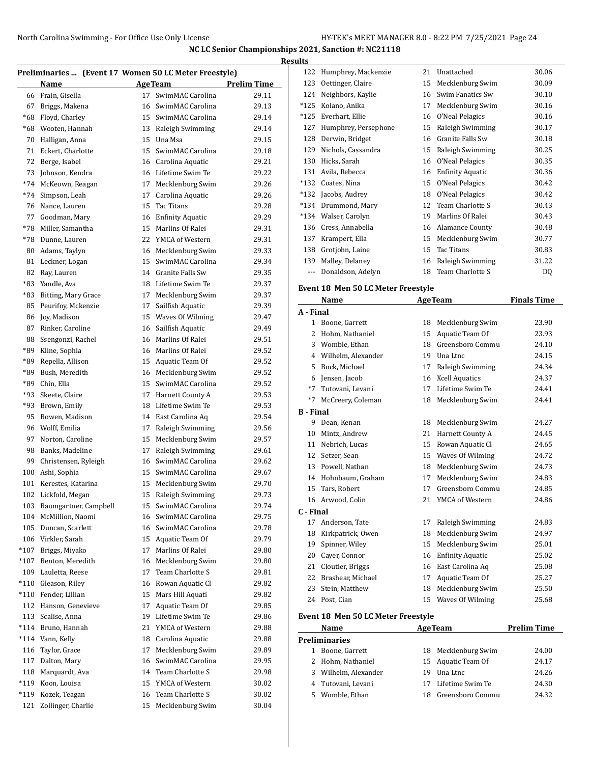NC LC Senior Championships 2021, Sanction #: NC21118

Results

## Preliminaries ... (Event 17 Women 50 LC Meter Freestyle)

| | Name | Age | Team | Prelim Time |
|---|---|---|---|---|
| 66 | Frain, Gisella | 17 | SwimMAC Carolina | 29.11 |
| 67 | Briggs, Makena | 16 | SwimMAC Carolina | 29.13 |
| *68 | Floyd, Charley | 15 | SwimMAC Carolina | 29.14 |
| *68 | Wooten, Hannah | 13 | Raleigh Swimming | 29.14 |
| 70 | Halligan, Anna | 15 | Una Msa | 29.15 |
| 71 | Eckert, Charlotte | 15 | SwimMAC Carolina | 29.18 |
| 72 | Berge, Isabel | 16 | Carolina Aquatic | 29.21 |
| 73 | Johnson, Kendra | 16 | Lifetime Swim Te | 29.22 |
| *74 | McKeown, Reagan | 17 | Mecklenburg Swim | 29.26 |
| *74 | Simpson, Leah | 17 | Carolina Aquatic | 29.26 |
| 76 | Nance, Lauren | 15 | Tac Titans | 29.28 |
| 77 | Goodman, Mary | 16 | Enfinity Aquatic | 29.29 |
| *78 | Miller, Samantha | 15 | Marlins Of Ralei | 29.31 |
| *78 | Dunne, Lauren | 22 | YMCA of Western | 29.31 |
| 80 | Adams, Taylyn | 16 | Mecklenburg Swim | 29.33 |
| 81 | Leckner, Logan | 15 | SwimMAC Carolina | 29.34 |
| 82 | Ray, Lauren | 14 | Granite Falls Sw | 29.35 |
| *83 | Yandle, Ava | 18 | Lifetime Swim Te | 29.37 |
| *83 | Bitting, Mary Grace | 17 | Mecklenburg Swim | 29.37 |
| 85 | Peurifoy, Mckenzie | 17 | Sailfish Aquatic | 29.39 |
| 86 | Joy, Madison | 15 | Waves Of Wilming | 29.47 |
| 87 | Rinker, Caroline | 16 | Sailfish Aquatic | 29.49 |
| 88 | Ssengonzi, Rachel | 16 | Marlins Of Ralei | 29.51 |
| *89 | Kline, Sophia | 16 | Marlins Of Ralei | 29.52 |
| *89 | Repella, Allison | 15 | Aquatic Team Of | 29.52 |
| *89 | Bush, Meredith | 16 | Mecklenburg Swim | 29.52 |
| *89 | Chin, Ella | 15 | SwimMAC Carolina | 29.52 |
| *93 | Skeete, Claire | 17 | Harnett County A | 29.53 |
| *93 | Brown, Emily | 18 | Lifetime Swim Te | 29.53 |
| 95 | Bowen, Madison | 14 | East Carolina Aq | 29.54 |
| 96 | Wolff, Emilia | 17 | Raleigh Swimming | 29.56 |
| 97 | Norton, Caroline | 15 | Mecklenburg Swim | 29.57 |
| 98 | Banks, Madeline | 17 | Raleigh Swimming | 29.61 |
| 99 | Christensen, Ryleigh | 16 | SwimMAC Carolina | 29.62 |
| 100 | Ashi, Sophia | 15 | SwimMAC Carolina | 29.67 |
| 101 | Kerestes, Katarina | 15 | Mecklenburg Swim | 29.70 |
| 102 | Lickfold, Megan | 15 | Raleigh Swimming | 29.73 |
| 103 | Baumgartner, Campbell | 15 | SwimMAC Carolina | 29.74 |
| 104 | McMillion, Naomi | 16 | SwimMAC Carolina | 29.75 |
| 105 | Duncan, Scarlett | 16 | SwimMAC Carolina | 29.78 |
| 106 | Virkler, Sarah | 15 | Aquatic Team Of | 29.79 |
| *107 | Briggs, Miyako | 17 | Marlins Of Ralei | 29.80 |
| *107 | Benton, Meredith | 16 | Mecklenburg Swim | 29.80 |
| 109 | Lauletta, Reese | 17 | Team Charlotte S | 29.81 |
| *110 | Gleason, Riley | 16 | Rowan Aquatic Cl | 29.82 |
| *110 | Fender, Lillian | 15 | Mars Hill Aquati | 29.82 |
| 112 | Hanson, Genevieve | 17 | Aquatic Team Of | 29.85 |
| 113 | Scalise, Anna | 19 | Lifetime Swim Te | 29.86 |
| *114 | Bruno, Hannah | 21 | YMCA of Western | 29.88 |
| *114 | Vann, Kelly | 18 | Carolina Aquatic | 29.88 |
| 116 | Taylor, Grace | 17 | Mecklenburg Swim | 29.89 |
| 117 | Dalton, Mary | 16 | SwimMAC Carolina | 29.95 |
| 118 | Marquardt, Ava | 14 | Team Charlotte S | 29.98 |
| *119 | Koon, Louisa | 15 | YMCA of Western | 30.02 |
| *119 | Kozek, Teagan | 16 | Team Charlotte S | 30.02 |
| 121 | Zollinger, Charlie | 15 | Mecklenburg Swim | 30.04 |
| 122 | Humphrey, Mackenzie | 21 | Unattached | 30.06 |
| 123 | Oettinger, Claire | 15 | Mecklenburg Swim | 30.09 |
| 124 | Neighbors, Kaylie | 16 | Swim Fanatics Sw | 30.10 |
| *125 | Kolano, Anika | 17 | Mecklenburg Swim | 30.16 |
| *125 | Everhart, Ellie | 16 | O'Neal Pelagics | 30.16 |
| 127 | Humphrey, Persephone | 15 | Raleigh Swimming | 30.17 |
| 128 | Derwin, Bridget | 16 | Granite Falls Sw | 30.18 |
| 129 | Nichols, Cassandra | 15 | Raleigh Swimming | 30.25 |
| 130 | Hicks, Sarah | 16 | O'Neal Pelagics | 30.35 |
| 131 | Avila, Rebecca | 16 | Enfinity Aquatic | 30.36 |
| *132 | Coates, Nina | 15 | O'Neal Pelagics | 30.42 |
| *132 | Jacobs, Audrey | 18 | O'Neal Pelagics | 30.42 |
| *134 | Drummond, Mary | 12 | Team Charlotte S | 30.43 |
| *134 | Walser, Carolyn | 19 | Marlins Of Ralei | 30.43 |
| 136 | Cress, Annabella | 16 | Alamance County | 30.48 |
| 137 | Krampert, Ella | 15 | Mecklenburg Swim | 30.77 |
| 138 | Grotjohn, Laine | 15 | Tac Titans | 30.83 |
| 139 | Malley, Delaney | 16 | Raleigh Swimming | 31.22 |
| --- | Donaldson, Adelyn | 18 | Team Charlotte S | DQ |

## Event 18 Men 50 LC Meter Freestyle

| | Name | Age | Team | Finals Time |
|---|---|---|---|---|
| **A - Final** | | | | |
| 1 | Boone, Garrett | 18 | Mecklenburg Swim | 23.90 |
| 2 | Hohm, Nathaniel | 15 | Aquatic Team Of | 23.93 |
| 3 | Womble, Ethan | 18 | Greensboro Commu | 24.10 |
| 4 | Wilhelm, Alexander | 19 | Una Ltnc | 24.15 |
| 5 | Bock, Michael | 17 | Raleigh Swimming | 24.34 |
| 6 | Jensen, Jacob | 16 | Xcell Aquatics | 24.37 |
| *7 | Tutovani, Levani | 17 | Lifetime Swim Te | 24.41 |
| *7 | McCreery, Coleman | 18 | Mecklenburg Swim | 24.41 |
| **B - Final** | | | | |
| 9 | Dean, Kenan | 18 | Mecklenburg Swim | 24.27 |
| 10 | Mintz, Andrew | 21 | Harnett County A | 24.45 |
| 11 | Nebrich, Lucas | 15 | Rowan Aquatic Cl | 24.65 |
| 12 | Setzer, Sean | 15 | Waves Of Wilming | 24.72 |
| 13 | Powell, Nathan | 18 | Mecklenburg Swim | 24.73 |
| 14 | Hohnbaum, Graham | 17 | Mecklenburg Swim | 24.83 |
| 15 | Tars, Robert | 17 | Greensboro Commu | 24.85 |
| 16 | Arwood, Colin | 21 | YMCA of Western | 24.86 |
| **C - Final** | | | | |
| 17 | Anderson, Tate | 17 | Raleigh Swimming | 24.83 |
| 18 | Kirkpatrick, Owen | 18 | Mecklenburg Swim | 24.97 |
| 19 | Spinner, Wiley | 15 | Mecklenburg Swim | 25.01 |
| 20 | Cayer, Connor | 16 | Enfinity Aquatic | 25.02 |
| 21 | Cloutier, Briggs | 16 | East Carolina Aq | 25.08 |
| 22 | Brashear, Michael | 17 | Aquatic Team Of | 25.27 |
| 23 | Stein, Matthew | 18 | Mecklenburg Swim | 25.50 |
| 24 | Post, Cian | 15 | Waves Of Wilming | 25.68 |

## Event 18 Men 50 LC Meter Freestyle

| | Name | Age | Team | Prelim Time |
|---|---|---|---|---|
| **Preliminaries** | | | | |
| 1 | Boone, Garrett | 18 | Mecklenburg Swim | 24.00 |
| 2 | Hohm, Nathaniel | 15 | Aquatic Team Of | 24.17 |
| 3 | Wilhelm, Alexander | 19 | Una Ltnc | 24.26 |
| 4 | Tutovani, Levani | 17 | Lifetime Swim Te | 24.30 |
| 5 | Womble, Ethan | 18 | Greensboro Commu | 24.32 |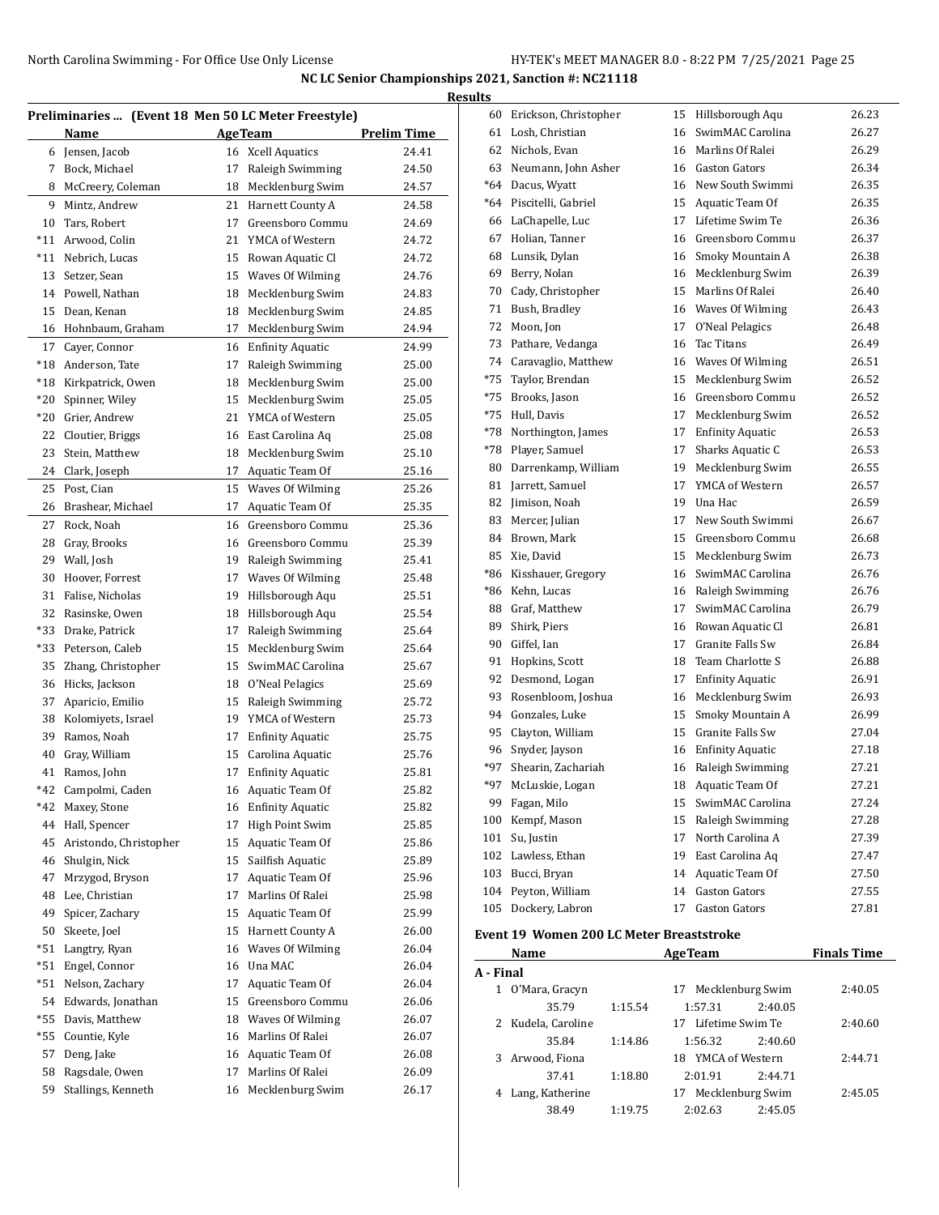## NC LC Senior Championships 2021, Sanction #: NC21118

### Results

**Preliminaries ... (Event 18 Men 50 LC Meter Freestyle)**

| | Name | Age | Team | Prelim Time |
|---|---|---|---|---|
| 6 | Jensen, Jacob | 16 | Xcell Aquatics | 24.41 |
| 7 | Bock, Michael | 17 | Raleigh Swimming | 24.50 |
| 8 | McCreery, Coleman | 18 | Mecklenburg Swim | 24.57 |
| 9 | Mintz, Andrew | 21 | Harnett County A | 24.58 |
| 10 | Tars, Robert | 17 | Greensboro Commu | 24.69 |
| *11 | Arwood, Colin | 21 | YMCA of Western | 24.72 |
| *11 | Nebrich, Lucas | 15 | Rowan Aquatic Cl | 24.72 |
| 13 | Setzer, Sean | 15 | Waves Of Wilming | 24.76 |
| 14 | Powell, Nathan | 18 | Mecklenburg Swim | 24.83 |
| 15 | Dean, Kenan | 18 | Mecklenburg Swim | 24.85 |
| 16 | Hohnbaum, Graham | 17 | Mecklenburg Swim | 24.94 |
| 17 | Cayer, Connor | 16 | Enfinity Aquatic | 24.99 |
| *18 | Anderson, Tate | 17 | Raleigh Swimming | 25.00 |
| *18 | Kirkpatrick, Owen | 18 | Mecklenburg Swim | 25.00 |
| *20 | Spinner, Wiley | 15 | Mecklenburg Swim | 25.05 |
| *20 | Grier, Andrew | 21 | YMCA of Western | 25.05 |
| 22 | Cloutier, Briggs | 16 | East Carolina Aq | 25.08 |
| 23 | Stein, Matthew | 18 | Mecklenburg Swim | 25.10 |
| 24 | Clark, Joseph | 17 | Aquatic Team Of | 25.16 |
| 25 | Post, Cian | 15 | Waves Of Wilming | 25.26 |
| 26 | Brashear, Michael | 17 | Aquatic Team Of | 25.35 |
| 27 | Rock, Noah | 16 | Greensboro Commu | 25.36 |
| 28 | Gray, Brooks | 16 | Greensboro Commu | 25.39 |
| 29 | Wall, Josh | 19 | Raleigh Swimming | 25.41 |
| 30 | Hoover, Forrest | 17 | Waves Of Wilming | 25.48 |
| 31 | Falise, Nicholas | 19 | Hillsborough Aqu | 25.51 |
| 32 | Rasinske, Owen | 18 | Hillsborough Aqu | 25.54 |
| *33 | Drake, Patrick | 17 | Raleigh Swimming | 25.64 |
| *33 | Peterson, Caleb | 15 | Mecklenburg Swim | 25.64 |
| 35 | Zhang, Christopher | 15 | SwimMAC Carolina | 25.67 |
| 36 | Hicks, Jackson | 18 | O'Neal Pelagics | 25.69 |
| 37 | Aparicio, Emilio | 15 | Raleigh Swimming | 25.72 |
| 38 | Kolomiyets, Israel | 19 | YMCA of Western | 25.73 |
| 39 | Ramos, Noah | 17 | Enfinity Aquatic | 25.75 |
| 40 | Gray, William | 15 | Carolina Aquatic | 25.76 |
| 41 | Ramos, John | 17 | Enfinity Aquatic | 25.81 |
| *42 | Campolmi, Caden | 16 | Aquatic Team Of | 25.82 |
| *42 | Maxey, Stone | 16 | Enfinity Aquatic | 25.82 |
| 44 | Hall, Spencer | 17 | High Point Swim | 25.85 |
| 45 | Aristondo, Christopher | 15 | Aquatic Team Of | 25.86 |
| 46 | Shulgin, Nick | 15 | Sailfish Aquatic | 25.89 |
| 47 | Mrzygod, Bryson | 17 | Aquatic Team Of | 25.96 |
| 48 | Lee, Christian | 17 | Marlins Of Ralei | 25.98 |
| 49 | Spicer, Zachary | 15 | Aquatic Team Of | 25.99 |
| 50 | Skeete, Joel | 15 | Harnett County A | 26.00 |
| *51 | Langtry, Ryan | 16 | Waves Of Wilming | 26.04 |
| *51 | Engel, Connor | 16 | Una MAC | 26.04 |
| *51 | Nelson, Zachary | 17 | Aquatic Team Of | 26.04 |
| 54 | Edwards, Jonathan | 15 | Greensboro Commu | 26.06 |
| *55 | Davis, Matthew | 18 | Waves Of Wilming | 26.07 |
| *55 | Countie, Kyle | 16 | Marlins Of Ralei | 26.07 |
| 57 | Deng, Jake | 16 | Aquatic Team Of | 26.08 |
| 58 | Ragsdale, Owen | 17 | Marlins Of Ralei | 26.09 |
| 59 | Stallings, Kenneth | 16 | Mecklenburg Swim | 26.17 |
| 60 | Erickson, Christopher | 15 | Hillsborough Aqu | 26.23 |
| 61 | Losh, Christian | 16 | SwimMAC Carolina | 26.27 |
| 62 | Nichols, Evan | 16 | Marlins Of Ralei | 26.29 |
| 63 | Neumann, John Asher | 16 | Gaston Gators | 26.34 |
| *64 | Dacus, Wyatt | 16 | New South Swimmi | 26.35 |
| *64 | Piscitelli, Gabriel | 15 | Aquatic Team Of | 26.35 |
| 66 | LaChapelle, Luc | 17 | Lifetime Swim Te | 26.36 |
| 67 | Holian, Tanner | 16 | Greensboro Commu | 26.37 |
| 68 | Lunsik, Dylan | 16 | Smoky Mountain A | 26.38 |
| 69 | Berry, Nolan | 16 | Mecklenburg Swim | 26.39 |
| 70 | Cady, Christopher | 15 | Marlins Of Ralei | 26.40 |
| 71 | Bush, Bradley | 16 | Waves Of Wilming | 26.43 |
| 72 | Moon, Jon | 17 | O'Neal Pelagics | 26.48 |
| 73 | Pathare, Vedanga | 16 | Tac Titans | 26.49 |
| 74 | Caravaglio, Matthew | 16 | Waves Of Wilming | 26.51 |
| *75 | Taylor, Brendan | 15 | Mecklenburg Swim | 26.52 |
| *75 | Brooks, Jason | 16 | Greensboro Commu | 26.52 |
| *75 | Hull, Davis | 17 | Mecklenburg Swim | 26.52 |
| *78 | Northington, James | 17 | Enfinity Aquatic | 26.53 |
| *78 | Player, Samuel | 17 | Sharks Aquatic C | 26.53 |
| 80 | Darrenkamp, William | 19 | Mecklenburg Swim | 26.55 |
| 81 | Jarrett, Samuel | 17 | YMCA of Western | 26.57 |
| 82 | Jimison, Noah | 19 | Una Hac | 26.59 |
| 83 | Mercer, Julian | 17 | New South Swimmi | 26.67 |
| 84 | Brown, Mark | 15 | Greensboro Commu | 26.68 |
| 85 | Xie, David | 15 | Mecklenburg Swim | 26.73 |
| *86 | Kisshauer, Gregory | 16 | SwimMAC Carolina | 26.76 |
| *86 | Kehn, Lucas | 16 | Raleigh Swimming | 26.76 |
| 88 | Graf, Matthew | 17 | SwimMAC Carolina | 26.79 |
| 89 | Shirk, Piers | 16 | Rowan Aquatic Cl | 26.81 |
| 90 | Giffel, Ian | 17 | Granite Falls Sw | 26.84 |
| 91 | Hopkins, Scott | 18 | Team Charlotte S | 26.88 |
| 92 | Desmond, Logan | 17 | Enfinity Aquatic | 26.91 |
| 93 | Rosenbloom, Joshua | 16 | Mecklenburg Swim | 26.93 |
| 94 | Gonzales, Luke | 15 | Smoky Mountain A | 26.99 |
| 95 | Clayton, William | 15 | Granite Falls Sw | 27.04 |
| 96 | Snyder, Jayson | 16 | Enfinity Aquatic | 27.18 |
| *97 | Shearin, Zachariah | 16 | Raleigh Swimming | 27.21 |
| *97 | McLuskie, Logan | 18 | Aquatic Team Of | 27.21 |
| 99 | Fagan, Milo | 15 | SwimMAC Carolina | 27.24 |
| 100 | Kempf, Mason | 15 | Raleigh Swimming | 27.28 |
| 101 | Su, Justin | 17 | North Carolina A | 27.39 |
| 102 | Lawless, Ethan | 19 | East Carolina Aq | 27.47 |
| 103 | Bucci, Bryan | 14 | Aquatic Team Of | 27.50 |
| 104 | Peyton, William | 14 | Gaston Gators | 27.55 |
| 105 | Dockery, Labron | 17 | Gaston Gators | 27.81 |

**Event 19 Women 200 LC Meter Breaststroke**

| | Name | Age | Team | Finals Time |
|---|---|---|---|---|
| **A - Final** | | | | |
| 1 | O'Mara, Gracyn | 17 | Mecklenburg Swim | 2:40.05 |
| | 35.79 | 1:15.54 | 1:57.31 | 2:40.05 |
| 2 | Kudela, Caroline | 17 | Lifetime Swim Te | 2:40.60 |
| | 35.84 | 1:14.86 | 1:56.32 | 2:40.60 |
| 3 | Arwood, Fiona | 18 | YMCA of Western | 2:44.71 |
| | 37.41 | 1:18.80 | 2:01.91 | 2:44.71 |
| 4 | Lang, Katherine | 17 | Mecklenburg Swim | 2:45.05 |
| | 38.49 | 1:19.75 | 2:02.63 | 2:45.05 |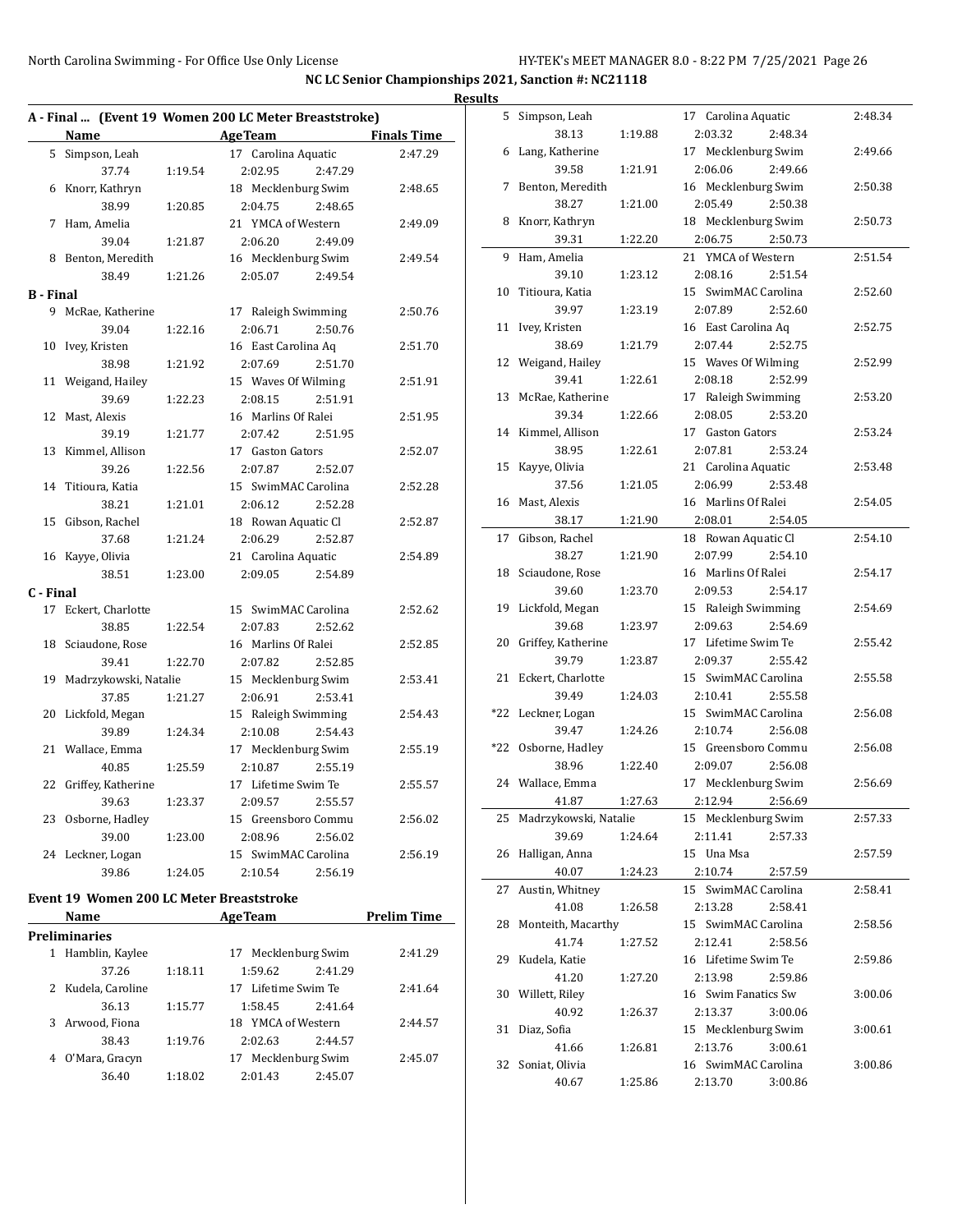## NC LC Senior Championships 2021, Sanction #: NC21118

### Results

### A - Final ... (Event 19 Women 200 LC Meter Breaststroke)

| | Name | Age | Team | Finals Time |
|---|---|---|---|---|
| 5 | Simpson, Leah | 17 | Carolina Aquatic | 2:47.29 |
| | 37.74 | 1:19.54 | 2:02.95 | 2:47.29 |
| 6 | Knorr, Kathryn | 18 | Mecklenburg Swim | 2:48.65 |
| | 38.99 | 1:20.85 | 2:04.75 | 2:48.65 |
| 7 | Ham, Amelia | 21 | YMCA of Western | 2:49.09 |
| | 39.04 | 1:21.87 | 2:06.20 | 2:49.09 |
| 8 | Benton, Meredith | 16 | Mecklenburg Swim | 2:49.54 |
| | 38.49 | 1:21.26 | 2:05.07 | 2:49.54 |

### B - Final

| | Name | Age | Team | Finals Time |
|---|---|---|---|---|
| 9 | McRae, Katherine | 17 | Raleigh Swimming | 2:50.76 |
| | 39.04 | 1:22.16 | 2:06.71 | 2:50.76 |
| 10 | Ivey, Kristen | 16 | East Carolina Aq | 2:51.70 |
| | 38.98 | 1:21.92 | 2:07.69 | 2:51.70 |
| 11 | Weigand, Hailey | 15 | Waves Of Wilming | 2:51.91 |
| | 39.69 | 1:22.23 | 2:08.15 | 2:51.91 |
| 12 | Mast, Alexis | 16 | Marlins Of Ralei | 2:51.95 |
| | 39.19 | 1:21.77 | 2:07.42 | 2:51.95 |
| 13 | Kimmel, Allison | 17 | Gaston Gators | 2:52.07 |
| | 39.26 | 1:22.56 | 2:07.87 | 2:52.07 |
| 14 | Titioura, Katia | 15 | SwimMAC Carolina | 2:52.28 |
| | 38.21 | 1:21.01 | 2:06.12 | 2:52.28 |
| 15 | Gibson, Rachel | 18 | Rowan Aquatic Cl | 2:52.87 |
| | 37.68 | 1:21.24 | 2:06.29 | 2:52.87 |
| 16 | Kayye, Olivia | 21 | Carolina Aquatic | 2:54.89 |
| | 38.51 | 1:23.00 | 2:09.05 | 2:54.89 |

### C - Final

| | Name | Age | Team | Finals Time |
|---|---|---|---|---|
| 17 | Eckert, Charlotte | 15 | SwimMAC Carolina | 2:52.62 |
| | 38.85 | 1:22.54 | 2:07.83 | 2:52.62 |
| 18 | Sciaudone, Rose | 16 | Marlins Of Ralei | 2:52.85 |
| | 39.41 | 1:22.70 | 2:07.82 | 2:52.85 |
| 19 | Madrzykowski, Natalie | 15 | Mecklenburg Swim | 2:53.41 |
| | 37.85 | 1:21.27 | 2:06.91 | 2:53.41 |
| 20 | Lickfold, Megan | 15 | Raleigh Swimming | 2:54.43 |
| | 39.89 | 1:24.34 | 2:10.08 | 2:54.43 |
| 21 | Wallace, Emma | 17 | Mecklenburg Swim | 2:55.19 |
| | 40.85 | 1:25.59 | 2:10.87 | 2:55.19 |
| 22 | Griffey, Katherine | 17 | Lifetime Swim Te | 2:55.57 |
| | 39.63 | 1:23.37 | 2:09.57 | 2:55.57 |
| 23 | Osborne, Hadley | 15 | Greensboro Commu | 2:56.02 |
| | 39.00 | 1:23.00 | 2:08.96 | 2:56.02 |
| 24 | Leckner, Logan | 15 | SwimMAC Carolina | 2:56.19 |
| | 39.86 | 1:24.05 | 2:10.54 | 2:56.19 |

### Event 19 Women 200 LC Meter Breaststroke

**Preliminaries**

| | Name | Age | Team | Prelim Time |
|---|---|---|---|---|
| 1 | Hamblin, Kaylee | 17 | Mecklenburg Swim | 2:41.29 |
| | 37.26 | 1:18.11 | 1:59.62 | 2:41.29 |
| 2 | Kudela, Caroline | 17 | Lifetime Swim Te | 2:41.64 |
| | 36.13 | 1:15.77 | 1:58.45 | 2:41.64 |
| 3 | Arwood, Fiona | 18 | YMCA of Western | 2:44.57 |
| | 38.43 | 1:19.76 | 2:02.63 | 2:44.57 |
| 4 | O'Mara, Gracyn | 17 | Mecklenburg Swim | 2:45.07 |
| | 36.40 | 1:18.02 | 2:01.43 | 2:45.07 |
| 5 | Simpson, Leah | 17 | Carolina Aquatic | 2:48.34 |
| | 38.13 | 1:19.88 | 2:03.32 | 2:48.34 |
| 6 | Lang, Katherine | 17 | Mecklenburg Swim | 2:49.66 |
| | 39.58 | 1:21.91 | 2:06.06 | 2:49.66 |
| 7 | Benton, Meredith | 16 | Mecklenburg Swim | 2:50.38 |
| | 38.27 | 1:21.00 | 2:05.49 | 2:50.38 |
| 8 | Knorr, Kathryn | 18 | Mecklenburg Swim | 2:50.73 |
| | 39.31 | 1:22.20 | 2:06.75 | 2:50.73 |
| 9 | Ham, Amelia | 21 | YMCA of Western | 2:51.54 |
| | 39.10 | 1:23.12 | 2:08.16 | 2:51.54 |
| 10 | Titioura, Katia | 15 | SwimMAC Carolina | 2:52.60 |
| | 39.97 | 1:23.19 | 2:07.89 | 2:52.60 |
| 11 | Ivey, Kristen | 16 | East Carolina Aq | 2:52.75 |
| | 38.69 | 1:21.79 | 2:07.44 | 2:52.75 |
| 12 | Weigand, Hailey | 15 | Waves Of Wilming | 2:52.99 |
| | 39.41 | 1:22.61 | 2:08.18 | 2:52.99 |
| 13 | McRae, Katherine | 17 | Raleigh Swimming | 2:53.20 |
| | 39.34 | 1:22.66 | 2:08.05 | 2:53.20 |
| 14 | Kimmel, Allison | 17 | Gaston Gators | 2:53.24 |
| | 38.95 | 1:22.61 | 2:07.81 | 2:53.24 |
| 15 | Kayye, Olivia | 21 | Carolina Aquatic | 2:53.48 |
| | 37.56 | 1:21.05 | 2:06.99 | 2:53.48 |
| 16 | Mast, Alexis | 16 | Marlins Of Ralei | 2:54.05 |
| | 38.17 | 1:21.90 | 2:08.01 | 2:54.05 |
| 17 | Gibson, Rachel | 18 | Rowan Aquatic Cl | 2:54.10 |
| | 38.27 | 1:21.90 | 2:07.99 | 2:54.10 |
| 18 | Sciaudone, Rose | 16 | Marlins Of Ralei | 2:54.17 |
| | 39.60 | 1:23.70 | 2:09.53 | 2:54.17 |
| 19 | Lickfold, Megan | 15 | Raleigh Swimming | 2:54.69 |
| | 39.68 | 1:23.97 | 2:09.63 | 2:54.69 |
| 20 | Griffey, Katherine | 17 | Lifetime Swim Te | 2:55.42 |
| | 39.79 | 1:23.87 | 2:09.37 | 2:55.42 |
| 21 | Eckert, Charlotte | 15 | SwimMAC Carolina | 2:55.58 |
| | 39.49 | 1:24.03 | 2:10.41 | 2:55.58 |
| *22 | Leckner, Logan | 15 | SwimMAC Carolina | 2:56.08 |
| | 39.47 | 1:24.26 | 2:10.74 | 2:56.08 |
| *22 | Osborne, Hadley | 15 | Greensboro Commu | 2:56.08 |
| | 38.96 | 1:22.40 | 2:09.07 | 2:56.08 |
| 24 | Wallace, Emma | 17 | Mecklenburg Swim | 2:56.69 |
| | 41.87 | 1:27.63 | 2:12.94 | 2:56.69 |
| 25 | Madrzykowski, Natalie | 15 | Mecklenburg Swim | 2:57.33 |
| | 39.69 | 1:24.64 | 2:11.41 | 2:57.33 |
| 26 | Halligan, Anna | 15 | Una Msa | 2:57.59 |
| | 40.07 | 1:24.23 | 2:10.74 | 2:57.59 |
| 27 | Austin, Whitney | 15 | SwimMAC Carolina | 2:58.41 |
| | 41.08 | 1:26.58 | 2:13.28 | 2:58.41 |
| 28 | Monteith, Macarthy | 15 | SwimMAC Carolina | 2:58.56 |
| | 41.74 | 1:27.52 | 2:12.41 | 2:58.56 |
| 29 | Kudela, Katie | 16 | Lifetime Swim Te | 2:59.86 |
| | 41.20 | 1:27.20 | 2:13.98 | 2:59.86 |
| 30 | Willett, Riley | 16 | Swim Fanatics Sw | 3:00.06 |
| | 40.92 | 1:26.37 | 2:13.37 | 3:00.06 |
| 31 | Diaz, Sofia | 15 | Mecklenburg Swim | 3:00.61 |
| | 41.66 | 1:26.81 | 2:13.76 | 3:00.61 |
| 32 | Soniat, Olivia | 16 | SwimMAC Carolina | 3:00.86 |
| | 40.67 | 1:25.86 | 2:13.70 | 3:00.86 |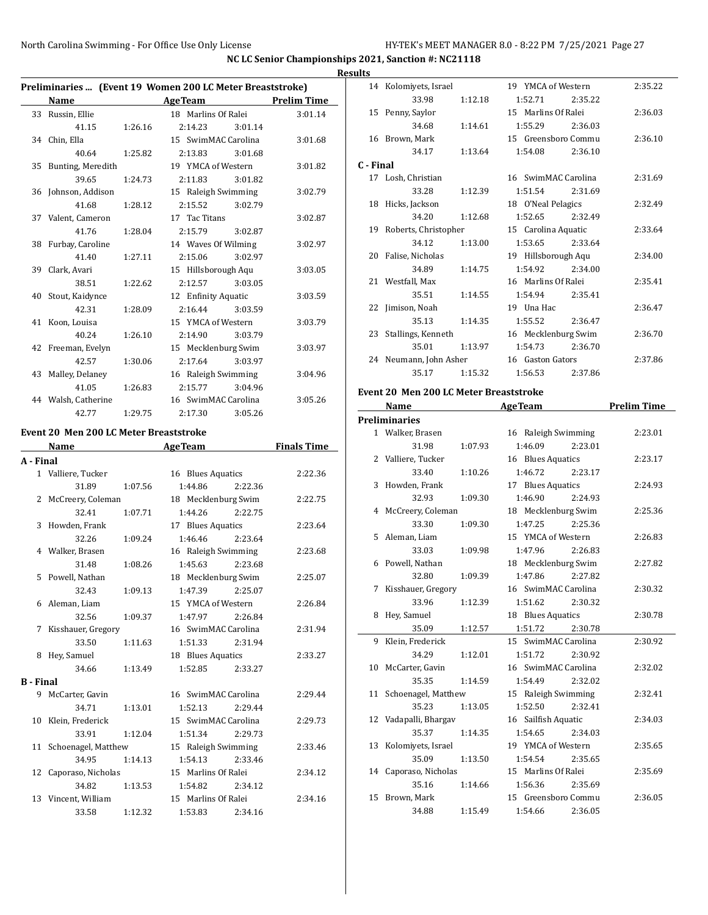NC LC Senior Championships 2021, Sanction #: NC21118

Results

## Preliminaries ... (Event 19 Women 200 LC Meter Breaststroke)

| | Name | | AgeTeam | | Prelim Time |
|---|---|---|---|---|---|
| 33 | Russin, Ellie | | 18 Marlins Of Ralei | | 3:01.14 |
| | 41.15 | 1:26.16 | 2:14.23 | 3:01.14 | |
| 34 | Chin, Ella | | 15 SwimMAC Carolina | | 3:01.68 |
| | 40.64 | 1:25.82 | 2:13.83 | 3:01.68 | |
| 35 | Bunting, Meredith | | 19 YMCA of Western | | 3:01.82 |
| | 39.65 | 1:24.73 | 2:11.83 | 3:01.82 | |
| 36 | Johnson, Addison | | 15 Raleigh Swimming | | 3:02.79 |
| | 41.68 | 1:28.12 | 2:15.52 | 3:02.79 | |
| 37 | Valent, Cameron | | 17 Tac Titans | | 3:02.87 |
| | 41.76 | 1:28.04 | 2:15.79 | 3:02.87 | |
| 38 | Furbay, Caroline | | 14 Waves Of Wilming | | 3:02.97 |
| | 41.40 | 1:27.11 | 2:15.06 | 3:02.97 | |
| 39 | Clark, Avari | | 15 Hillsborough Aqu | | 3:03.05 |
| | 38.51 | 1:22.62 | 2:12.57 | 3:03.05 | |
| 40 | Stout, Kaidynce | | 12 Enfinity Aquatic | | 3:03.59 |
| | 42.31 | 1:28.09 | 2:16.44 | 3:03.59 | |
| 41 | Koon, Louisa | | 15 YMCA of Western | | 3:03.79 |
| | 40.24 | 1:26.10 | 2:14.90 | 3:03.79 | |
| 42 | Freeman, Evelyn | | 15 Mecklenburg Swim | | 3:03.97 |
| | 42.57 | 1:30.06 | 2:17.64 | 3:03.97 | |
| 43 | Malley, Delaney | | 16 Raleigh Swimming | | 3:04.96 |
| | 41.05 | 1:26.83 | 2:15.77 | 3:04.96 | |
| 44 | Walsh, Catherine | | 16 SwimMAC Carolina | | 3:05.26 |
| | 42.77 | 1:29.75 | 2:17.30 | 3:05.26 | |

## Event 20 Men 200 LC Meter Breaststroke

| | Name | | AgeTeam | | Finals Time |
|---|---|---|---|---|---|
| **A - Final** | | | | | |
| 1 | Valliere, Tucker | | 16 Blues Aquatics | | 2:22.36 |
| | 31.89 | 1:07.56 | 1:44.86 | 2:22.36 | |
| 2 | McCreery, Coleman | | 18 Mecklenburg Swim | | 2:22.75 |
| | 32.41 | 1:07.71 | 1:44.26 | 2:22.75 | |
| 3 | Howden, Frank | | 17 Blues Aquatics | | 2:23.64 |
| | 32.26 | 1:09.24 | 1:46.46 | 2:23.64 | |
| 4 | Walker, Brasen | | 16 Raleigh Swimming | | 2:23.68 |
| | 31.48 | 1:08.26 | 1:45.63 | 2:23.68 | |
| 5 | Powell, Nathan | | 18 Mecklenburg Swim | | 2:25.07 |
| | 32.43 | 1:09.13 | 1:47.39 | 2:25.07 | |
| 6 | Aleman, Liam | | 15 YMCA of Western | | 2:26.84 |
| | 32.56 | 1:09.37 | 1:47.97 | 2:26.84 | |
| 7 | Kisshauer, Gregory | | 16 SwimMAC Carolina | | 2:31.94 |
| | 33.50 | 1:11.63 | 1:51.33 | 2:31.94 | |
| 8 | Hey, Samuel | | 18 Blues Aquatics | | 2:33.27 |
| | 34.66 | 1:13.49 | 1:52.85 | 2:33.27 | |
| **B - Final** | | | | | |
| 9 | McCarter, Gavin | | 16 SwimMAC Carolina | | 2:29.44 |
| | 34.71 | 1:13.01 | 1:52.13 | 2:29.44 | |
| 10 | Klein, Frederick | | 15 SwimMAC Carolina | | 2:29.73 |
| | 33.91 | 1:12.04 | 1:51.34 | 2:29.73 | |
| 11 | Schoenagel, Matthew | | 15 Raleigh Swimming | | 2:33.46 |
| | 34.95 | 1:14.13 | 1:54.13 | 2:33.46 | |
| 12 | Caporaso, Nicholas | | 15 Marlins Of Ralei | | 2:34.12 |
| | 34.82 | 1:13.53 | 1:54.82 | 2:34.12 | |
| 13 | Vincent, William | | 15 Marlins Of Ralei | | 2:34.16 |
| | 33.58 | 1:12.32 | 1:53.83 | 2:34.16 | |
| 14 | Kolomiyets, Israel | | 19 YMCA of Western | | 2:35.22 |
| | 33.98 | 1:12.18 | 1:52.71 | 2:35.22 | |
| 15 | Penny, Saylor | | 15 Marlins Of Ralei | | 2:36.03 |
| | 34.68 | 1:14.61 | 1:55.29 | 2:36.03 | |
| 16 | Brown, Mark | | 15 Greensboro Commu | | 2:36.10 |
| | 34.17 | 1:13.64 | 1:54.08 | 2:36.10 | |
| **C - Final** | | | | | |
| 17 | Losh, Christian | | 16 SwimMAC Carolina | | 2:31.69 |
| | 33.28 | 1:12.39 | 1:51.54 | 2:31.69 | |
| 18 | Hicks, Jackson | | 18 O'Neal Pelagics | | 2:32.49 |
| | 34.20 | 1:12.68 | 1:52.65 | 2:32.49 | |
| 19 | Roberts, Christopher | | 15 Carolina Aquatic | | 2:33.64 |
| | 34.12 | 1:13.00 | 1:53.65 | 2:33.64 | |
| 20 | Falise, Nicholas | | 19 Hillsborough Aqu | | 2:34.00 |
| | 34.89 | 1:14.75 | 1:54.92 | 2:34.00 | |
| 21 | Westfall, Max | | 16 Marlins Of Ralei | | 2:35.41 |
| | 35.51 | 1:14.55 | 1:54.94 | 2:35.41 | |
| 22 | Jimison, Noah | | 19 Una Hac | | 2:36.47 |
| | 35.13 | 1:14.35 | 1:55.52 | 2:36.47 | |
| 23 | Stallings, Kenneth | | 16 Mecklenburg Swim | | 2:36.70 |
| | 35.01 | 1:13.97 | 1:54.73 | 2:36.70 | |
| 24 | Neumann, John Asher | | 16 Gaston Gators | | 2:37.86 |
| | 35.17 | 1:15.32 | 1:56.53 | 2:37.86 | |

## Event 20 Men 200 LC Meter Breaststroke

| | Name | | AgeTeam | | Prelim Time |
|---|---|---|---|---|---|
| **Preliminaries** | | | | | |
| 1 | Walker, Brasen | | 16 Raleigh Swimming | | 2:23.01 |
| | 31.98 | 1:07.93 | 1:46.09 | 2:23.01 | |
| 2 | Valliere, Tucker | | 16 Blues Aquatics | | 2:23.17 |
| | 33.40 | 1:10.26 | 1:46.72 | 2:23.17 | |
| 3 | Howden, Frank | | 17 Blues Aquatics | | 2:24.93 |
| | 32.93 | 1:09.30 | 1:46.90 | 2:24.93 | |
| 4 | McCreery, Coleman | | 18 Mecklenburg Swim | | 2:25.36 |
| | 33.30 | 1:09.30 | 1:47.25 | 2:25.36 | |
| 5 | Aleman, Liam | | 15 YMCA of Western | | 2:26.83 |
| | 33.03 | 1:09.98 | 1:47.96 | 2:26.83 | |
| 6 | Powell, Nathan | | 18 Mecklenburg Swim | | 2:27.82 |
| | 32.80 | 1:09.39 | 1:47.86 | 2:27.82 | |
| 7 | Kisshauer, Gregory | | 16 SwimMAC Carolina | | 2:30.32 |
| | 33.96 | 1:12.39 | 1:51.62 | 2:30.32 | |
| 8 | Hey, Samuel | | 18 Blues Aquatics | | 2:30.78 |
| | 35.09 | 1:12.57 | 1:51.72 | 2:30.78 | |
| 9 | Klein, Frederick | | 15 SwimMAC Carolina | | 2:30.92 |
| | 34.29 | 1:12.01 | 1:51.72 | 2:30.92 | |
| 10 | McCarter, Gavin | | 16 SwimMAC Carolina | | 2:32.02 |
| | 35.35 | 1:14.59 | 1:54.49 | 2:32.02 | |
| 11 | Schoenagel, Matthew | | 15 Raleigh Swimming | | 2:32.41 |
| | 35.23 | 1:13.05 | 1:52.50 | 2:32.41 | |
| 12 | Vadapalli, Bhargav | | 16 Sailfish Aquatic | | 2:34.03 |
| | 35.37 | 1:14.35 | 1:54.65 | 2:34.03 | |
| 13 | Kolomiyets, Israel | | 19 YMCA of Western | | 2:35.65 |
| | 35.09 | 1:13.50 | 1:54.54 | 2:35.65 | |
| 14 | Caporaso, Nicholas | | 15 Marlins Of Ralei | | 2:35.69 |
| | 35.16 | 1:14.66 | 1:56.36 | 2:35.69 | |
| 15 | Brown, Mark | | 15 Greensboro Commu | | 2:36.05 |
| | 34.88 | 1:15.49 | 1:54.66 | 2:36.05 | |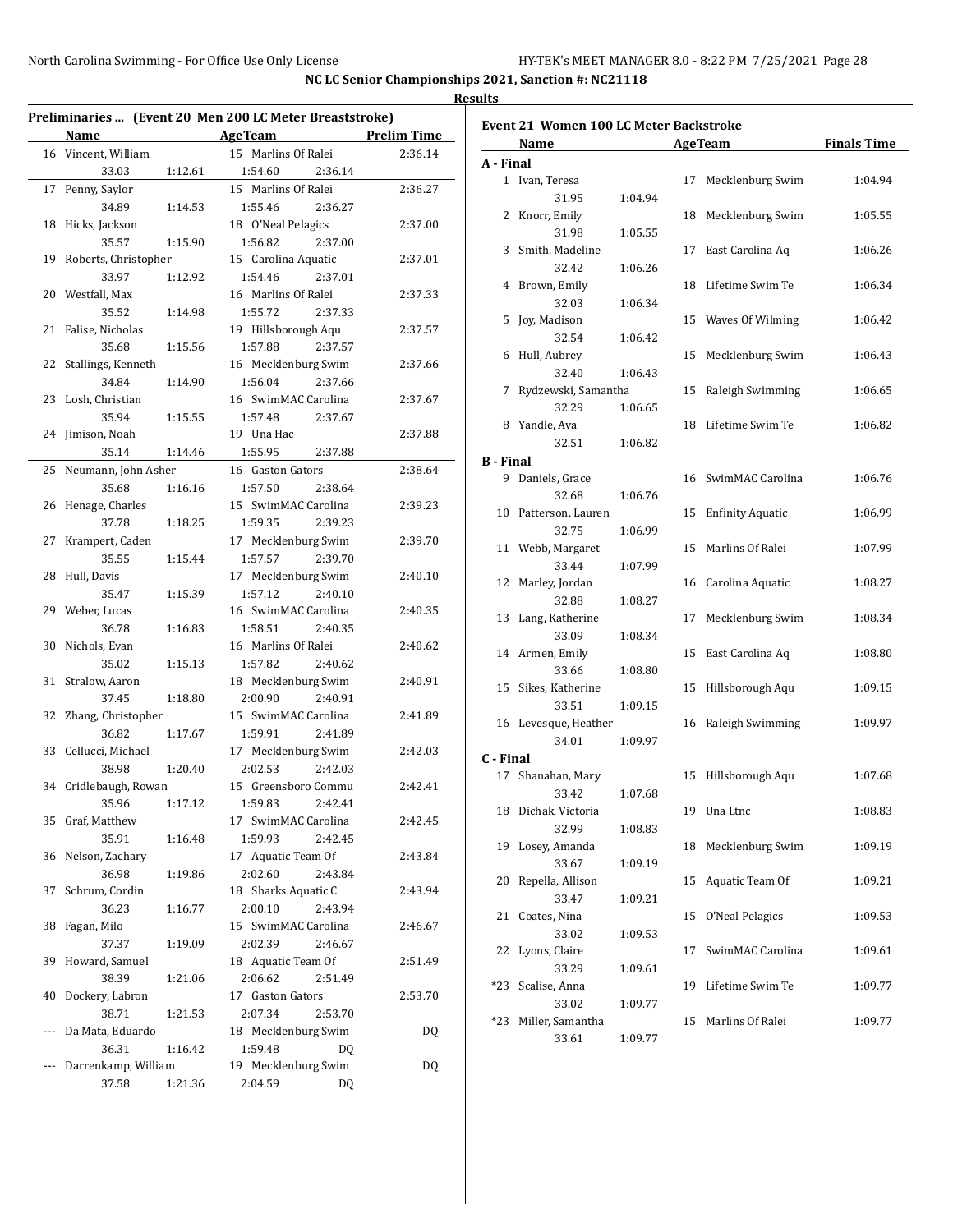NC LC Senior Championships 2021, Sanction #: NC21118

**Results**

## Preliminaries ... (Event 20 Men 200 LC Meter Breaststroke)

| | Name | Age | Team | Prelim Time |
|---|---|---|---|---|
| 16 | Vincent, William | 15 | Marlins Of Ralei | 2:36.14 |
| | 33.03 / 1:12.61 / 1:54.60 / 2:36.14 | | | |
| 17 | Penny, Saylor | 15 | Marlins Of Ralei | 2:36.27 |
| | 34.89 / 1:14.53 / 1:55.46 / 2:36.27 | | | |
| 18 | Hicks, Jackson | 18 | O'Neal Pelagics | 2:37.00 |
| | 35.57 / 1:15.90 / 1:56.82 / 2:37.00 | | | |
| 19 | Roberts, Christopher | 15 | Carolina Aquatic | 2:37.01 |
| | 33.97 / 1:12.92 / 1:54.46 / 2:37.01 | | | |
| 20 | Westfall, Max | 16 | Marlins Of Ralei | 2:37.33 |
| | 35.52 / 1:14.98 / 1:55.72 / 2:37.33 | | | |
| 21 | Falise, Nicholas | 19 | Hillsborough Aqu | 2:37.57 |
| | 35.68 / 1:15.56 / 1:57.88 / 2:37.57 | | | |
| 22 | Stallings, Kenneth | 16 | Mecklenburg Swim | 2:37.66 |
| | 34.84 / 1:14.90 / 1:56.04 / 2:37.66 | | | |
| 23 | Losh, Christian | 16 | SwimMAC Carolina | 2:37.67 |
| | 35.94 / 1:15.55 / 1:57.48 / 2:37.67 | | | |
| 24 | Jimison, Noah | 19 | Una Hac | 2:37.88 |
| | 35.14 / 1:14.46 / 1:55.95 / 2:37.88 | | | |
| 25 | Neumann, John Asher | 16 | Gaston Gators | 2:38.64 |
| | 35.68 / 1:16.16 / 1:57.50 / 2:38.64 | | | |
| 26 | Henage, Charles | 15 | SwimMAC Carolina | 2:39.23 |
| | 37.78 / 1:18.25 / 1:59.35 / 2:39.23 | | | |
| 27 | Krampert, Caden | 17 | Mecklenburg Swim | 2:39.70 |
| | 35.55 / 1:15.44 / 1:57.57 / 2:39.70 | | | |
| 28 | Hull, Davis | 17 | Mecklenburg Swim | 2:40.10 |
| | 35.47 / 1:15.39 / 1:57.12 / 2:40.10 | | | |
| 29 | Weber, Lucas | 16 | SwimMAC Carolina | 2:40.35 |
| | 36.78 / 1:16.83 / 1:58.51 / 2:40.35 | | | |
| 30 | Nichols, Evan | 16 | Marlins Of Ralei | 2:40.62 |
| | 35.02 / 1:15.13 / 1:57.82 / 2:40.62 | | | |
| 31 | Stralow, Aaron | 18 | Mecklenburg Swim | 2:40.91 |
| | 37.45 / 1:18.80 / 2:00.90 / 2:40.91 | | | |
| 32 | Zhang, Christopher | 15 | SwimMAC Carolina | 2:41.89 |
| | 36.82 / 1:17.67 / 1:59.91 / 2:41.89 | | | |
| 33 | Cellucci, Michael | 17 | Mecklenburg Swim | 2:42.03 |
| | 38.98 / 1:20.40 / 2:02.53 / 2:42.03 | | | |
| 34 | Cridlebaugh, Rowan | 15 | Greensboro Commu | 2:42.41 |
| | 35.96 / 1:17.12 / 1:59.83 / 2:42.41 | | | |
| 35 | Graf, Matthew | 17 | SwimMAC Carolina | 2:42.45 |
| | 35.91 / 1:16.48 / 1:59.93 / 2:42.45 | | | |
| 36 | Nelson, Zachary | 17 | Aquatic Team Of | 2:43.84 |
| | 36.98 / 1:19.86 / 2:02.60 / 2:43.84 | | | |
| 37 | Schrum, Cordin | 18 | Sharks Aquatic C | 2:43.94 |
| | 36.23 / 1:16.77 / 2:00.10 / 2:43.94 | | | |
| 38 | Fagan, Milo | 15 | SwimMAC Carolina | 2:46.67 |
| | 37.37 / 1:19.09 / 2:02.39 / 2:46.67 | | | |
| 39 | Howard, Samuel | 18 | Aquatic Team Of | 2:51.49 |
| | 38.39 / 1:21.06 / 2:06.62 / 2:51.49 | | | |
| 40 | Dockery, Labron | 17 | Gaston Gators | 2:53.70 |
| | 38.71 / 1:21.53 / 2:07.34 / 2:53.70 | | | |
| --- | Da Mata, Eduardo | 18 | Mecklenburg Swim | DQ |
| | 36.31 / 1:16.42 / 1:59.48 / DQ | | | |
| --- | Darrenkamp, William | 19 | Mecklenburg Swim | DQ |
| | 37.58 / 1:21.36 / 2:04.59 / DQ | | | |

## Event 21 Women 100 LC Meter Backstroke

| | Name | Age | Team | Finals Time |
|---|---|---|---|---|
| **A - Final** | | | | |
| 1 | Ivan, Teresa | 17 | Mecklenburg Swim | 1:04.94 |
| | 31.95 / 1:04.94 | | | |
| 2 | Knorr, Emily | 18 | Mecklenburg Swim | 1:05.55 |
| | 31.98 / 1:05.55 | | | |
| 3 | Smith, Madeline | 17 | East Carolina Aq | 1:06.26 |
| | 32.42 / 1:06.26 | | | |
| 4 | Brown, Emily | 18 | Lifetime Swim Te | 1:06.34 |
| | 32.03 / 1:06.34 | | | |
| 5 | Joy, Madison | 15 | Waves Of Wilming | 1:06.42 |
| | 32.54 / 1:06.42 | | | |
| 6 | Hull, Aubrey | 15 | Mecklenburg Swim | 1:06.43 |
| | 32.40 / 1:06.43 | | | |
| 7 | Rydzewski, Samantha | 15 | Raleigh Swimming | 1:06.65 |
| | 32.29 / 1:06.65 | | | |
| 8 | Yandle, Ava | 18 | Lifetime Swim Te | 1:06.82 |
| | 32.51 / 1:06.82 | | | |
| **B - Final** | | | | |
| 9 | Daniels, Grace | 16 | SwimMAC Carolina | 1:06.76 |
| | 32.68 / 1:06.76 | | | |
| 10 | Patterson, Lauren | 15 | Enfinity Aquatic | 1:06.99 |
| | 32.75 / 1:06.99 | | | |
| 11 | Webb, Margaret | 15 | Marlins Of Ralei | 1:07.99 |
| | 33.44 / 1:07.99 | | | |
| 12 | Marley, Jordan | 16 | Carolina Aquatic | 1:08.27 |
| | 32.88 / 1:08.27 | | | |
| 13 | Lang, Katherine | 17 | Mecklenburg Swim | 1:08.34 |
| | 33.09 / 1:08.34 | | | |
| 14 | Armen, Emily | 15 | East Carolina Aq | 1:08.80 |
| | 33.66 / 1:08.80 | | | |
| 15 | Sikes, Katherine | 15 | Hillsborough Aqu | 1:09.15 |
| | 33.51 / 1:09.15 | | | |
| 16 | Levesque, Heather | 16 | Raleigh Swimming | 1:09.97 |
| | 34.01 / 1:09.97 | | | |
| **C - Final** | | | | |
| 17 | Shanahan, Mary | 15 | Hillsborough Aqu | 1:07.68 |
| | 33.42 / 1:07.68 | | | |
| 18 | Dichak, Victoria | 19 | Una Ltnc | 1:08.83 |
| | 32.99 / 1:08.83 | | | |
| 19 | Losey, Amanda | 18 | Mecklenburg Swim | 1:09.19 |
| | 33.67 / 1:09.19 | | | |
| 20 | Repella, Allison | 15 | Aquatic Team Of | 1:09.21 |
| | 33.47 / 1:09.21 | | | |
| 21 | Coates, Nina | 15 | O'Neal Pelagics | 1:09.53 |
| | 33.02 / 1:09.53 | | | |
| 22 | Lyons, Claire | 17 | SwimMAC Carolina | 1:09.61 |
| | 33.29 / 1:09.61 | | | |
| *23 | Scalise, Anna | 19 | Lifetime Swim Te | 1:09.77 |
| | 33.02 / 1:09.77 | | | |
| *23 | Miller, Samantha | 15 | Marlins Of Ralei | 1:09.77 |
| | 33.61 / 1:09.77 | | | |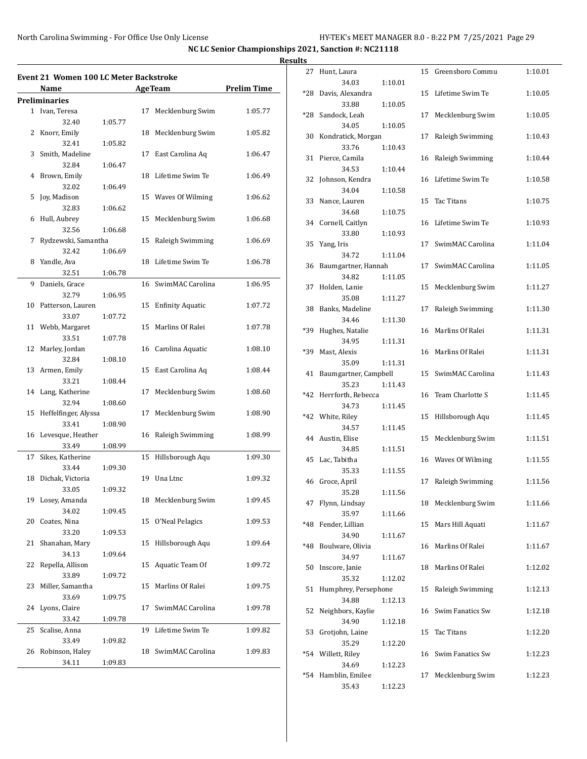**NC LC Senior Championships 2021, Sanction #: NC21118**

**Results**

## Event 21 Women 100 LC Meter Backstroke

| | Name | Age | Team | Prelim Time |
|---|---|---|---|---|
| **Preliminaries** | | | | |
| 1 | Ivan, Teresa | 17 | Mecklenburg Swim | 1:05.77 |
| | 32.40 1:05.77 | | | |
| 2 | Knorr, Emily | 18 | Mecklenburg Swim | 1:05.82 |
| | 32.41 1:05.82 | | | |
| 3 | Smith, Madeline | 17 | East Carolina Aq | 1:06.47 |
| | 32.84 1:06.47 | | | |
| 4 | Brown, Emily | 18 | Lifetime Swim Te | 1:06.49 |
| | 32.02 1:06.49 | | | |
| 5 | Joy, Madison | 15 | Waves Of Wilming | 1:06.62 |
| | 32.83 1:06.62 | | | |
| 6 | Hull, Aubrey | 15 | Mecklenburg Swim | 1:06.68 |
| | 32.56 1:06.68 | | | |
| 7 | Rydzewski, Samantha | 15 | Raleigh Swimming | 1:06.69 |
| | 32.42 1:06.69 | | | |
| 8 | Yandle, Ava | 18 | Lifetime Swim Te | 1:06.78 |
| | 32.51 1:06.78 | | | |
| 9 | Daniels, Grace | 16 | SwimMAC Carolina | 1:06.95 |
| | 32.79 1:06.95 | | | |
| 10 | Patterson, Lauren | 15 | Enfinity Aquatic | 1:07.72 |
| | 33.07 1:07.72 | | | |
| 11 | Webb, Margaret | 15 | Marlins Of Ralei | 1:07.78 |
| | 33.51 1:07.78 | | | |
| 12 | Marley, Jordan | 16 | Carolina Aquatic | 1:08.10 |
| | 32.84 1:08.10 | | | |
| 13 | Armen, Emily | 15 | East Carolina Aq | 1:08.44 |
| | 33.21 1:08.44 | | | |
| 14 | Lang, Katherine | 17 | Mecklenburg Swim | 1:08.60 |
| | 32.94 1:08.60 | | | |
| 15 | Heffelfinger, Alyssa | 17 | Mecklenburg Swim | 1:08.90 |
| | 33.41 1:08.90 | | | |
| 16 | Levesque, Heather | 16 | Raleigh Swimming | 1:08.99 |
| | 33.49 1:08.99 | | | |
| 17 | Sikes, Katherine | 15 | Hillsborough Aqu | 1:09.30 |
| | 33.44 1:09.30 | | | |
| 18 | Dichak, Victoria | 19 | Una Ltnc | 1:09.32 |
| | 33.05 1:09.32 | | | |
| 19 | Losey, Amanda | 18 | Mecklenburg Swim | 1:09.45 |
| | 34.02 1:09.45 | | | |
| 20 | Coates, Nina | 15 | O'Neal Pelagics | 1:09.53 |
| | 33.20 1:09.53 | | | |
| 21 | Shanahan, Mary | 15 | Hillsborough Aqu | 1:09.64 |
| | 34.13 1:09.64 | | | |
| 22 | Repella, Allison | 15 | Aquatic Team Of | 1:09.72 |
| | 33.89 1:09.72 | | | |
| 23 | Miller, Samantha | 15 | Marlins Of Ralei | 1:09.75 |
| | 33.69 1:09.75 | | | |
| 24 | Lyons, Claire | 17 | SwimMAC Carolina | 1:09.78 |
| | 33.42 1:09.78 | | | |
| 25 | Scalise, Anna | 19 | Lifetime Swim Te | 1:09.82 |
| | 33.49 1:09.82 | | | |
| 26 | Robinson, Haley | 18 | SwimMAC Carolina | 1:09.83 |
| | 34.11 1:09.83 | | | |
| 27 | Hunt, Laura | 15 | Greensboro Commu | 1:10.01 |
| | 34.03 1:10.01 | | | |
| *28 | Davis, Alexandra | 15 | Lifetime Swim Te | 1:10.05 |
| | 33.88 1:10.05 | | | |
| *28 | Sandock, Leah | 17 | Mecklenburg Swim | 1:10.05 |
| | 34.05 1:10.05 | | | |
| 30 | Kondratick, Morgan | 17 | Raleigh Swimming | 1:10.43 |
| | 33.76 1:10.43 | | | |
| 31 | Pierce, Camila | 16 | Raleigh Swimming | 1:10.44 |
| | 34.53 1:10.44 | | | |
| 32 | Johnson, Kendra | 16 | Lifetime Swim Te | 1:10.58 |
| | 34.04 1:10.58 | | | |
| 33 | Nance, Lauren | 15 | Tac Titans | 1:10.75 |
| | 34.68 1:10.75 | | | |
| 34 | Cornell, Caitlyn | 16 | Lifetime Swim Te | 1:10.93 |
| | 33.80 1:10.93 | | | |
| 35 | Yang, Iris | 17 | SwimMAC Carolina | 1:11.04 |
| | 34.72 1:11.04 | | | |
| 36 | Baumgartner, Hannah | 17 | SwimMAC Carolina | 1:11.05 |
| | 34.82 1:11.05 | | | |
| 37 | Holden, Lanie | 15 | Mecklenburg Swim | 1:11.27 |
| | 35.08 1:11.27 | | | |
| 38 | Banks, Madeline | 17 | Raleigh Swimming | 1:11.30 |
| | 34.46 1:11.30 | | | |
| *39 | Hughes, Natalie | 16 | Marlins Of Ralei | 1:11.31 |
| | 34.95 1:11.31 | | | |
| *39 | Mast, Alexis | 16 | Marlins Of Ralei | 1:11.31 |
| | 35.09 1:11.31 | | | |
| 41 | Baumgartner, Campbell | 15 | SwimMAC Carolina | 1:11.43 |
| | 35.23 1:11.43 | | | |
| *42 | Herrforth, Rebecca | 16 | Team Charlotte S | 1:11.45 |
| | 34.73 1:11.45 | | | |
| *42 | White, Riley | 15 | Hillsborough Aqu | 1:11.45 |
| | 34.57 1:11.45 | | | |
| 44 | Austin, Elise | 15 | Mecklenburg Swim | 1:11.51 |
| | 34.85 1:11.51 | | | |
| 45 | Lac, Tabitha | 16 | Waves Of Wilming | 1:11.55 |
| | 35.33 1:11.55 | | | |
| 46 | Groce, April | 17 | Raleigh Swimming | 1:11.56 |
| | 35.28 1:11.56 | | | |
| 47 | Flynn, Lindsay | 18 | Mecklenburg Swim | 1:11.66 |
| | 35.97 1:11.66 | | | |
| *48 | Fender, Lillian | 15 | Mars Hill Aquati | 1:11.67 |
| | 34.90 1:11.67 | | | |
| *48 | Boulware, Olivia | 16 | Marlins Of Ralei | 1:11.67 |
| | 34.97 1:11.67 | | | |
| 50 | Inscore, Janie | 18 | Marlins Of Ralei | 1:12.02 |
| | 35.32 1:12.02 | | | |
| 51 | Humphrey, Persephone | 15 | Raleigh Swimming | 1:12.13 |
| | 34.88 1:12.13 | | | |
| 52 | Neighbors, Kaylie | 16 | Swim Fanatics Sw | 1:12.18 |
| | 34.90 1:12.18 | | | |
| 53 | Grotjohn, Laine | 15 | Tac Titans | 1:12.20 |
| | 35.29 1:12.20 | | | |
| *54 | Willett, Riley | 16 | Swim Fanatics Sw | 1:12.23 |
| | 34.69 1:12.23 | | | |
| *54 | Hamblin, Emilee | 17 | Mecklenburg Swim | 1:12.23 |
| | 35.43 1:12.23 | | | |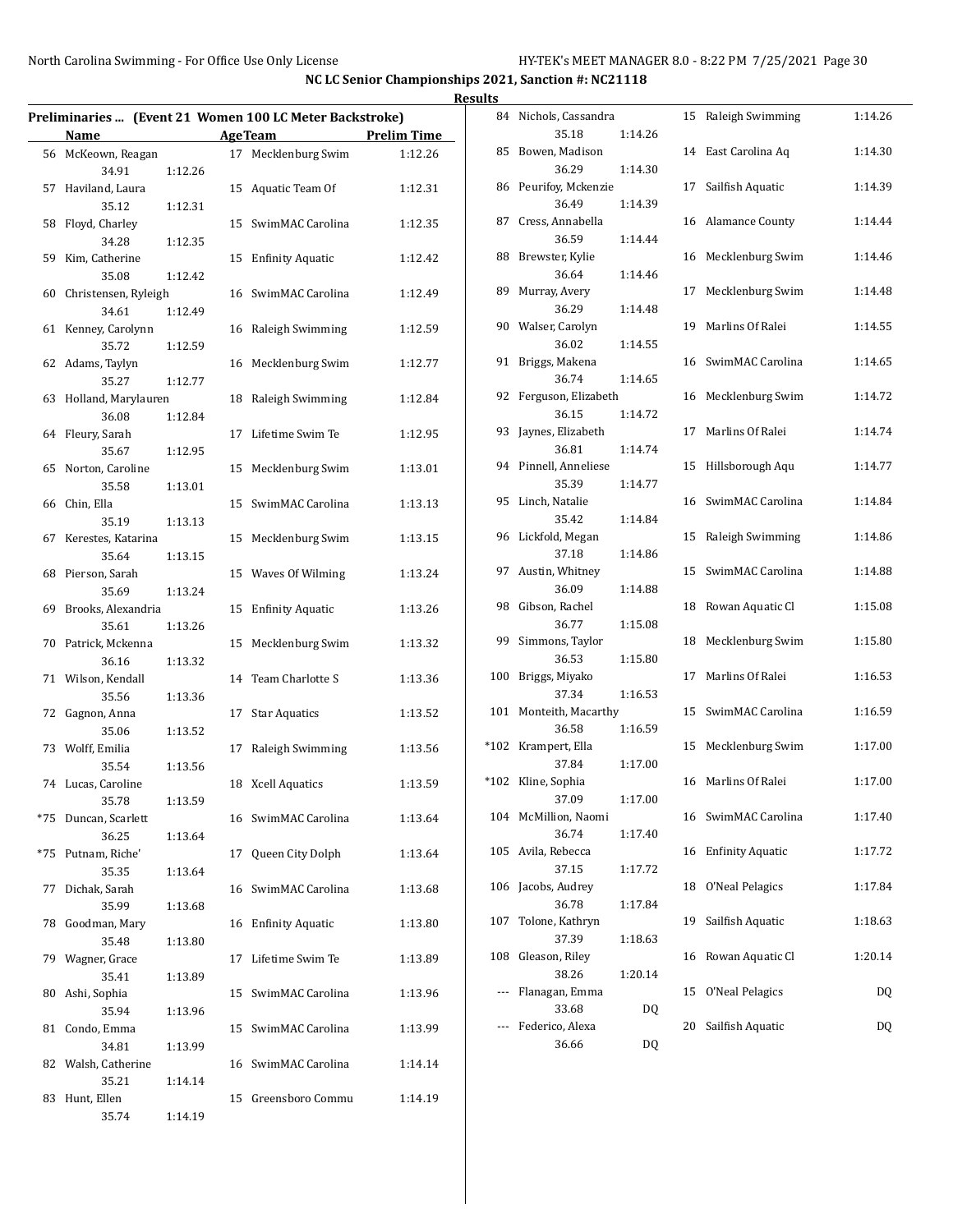# NC LC Senior Championships 2021, Sanction #: NC21118

## Results

### Preliminaries ... (Event 21 Women 100 LC Meter Backstroke)

| Place | Name | Age | Team | Split | Final | Prelim Time |
|---|---|---|---|---|---|---|
| 56 | McKeown, Reagan | 17 | Mecklenburg Swim | 34.91 | 1:12.26 | 1:12.26 |
| 57 | Haviland, Laura | 15 | Aquatic Team Of | 35.12 | 1:12.31 | 1:12.31 |
| 58 | Floyd, Charley | 15 | SwimMAC Carolina | 34.28 | 1:12.35 | 1:12.35 |
| 59 | Kim, Catherine | 15 | Enfinity Aquatic | 35.08 | 1:12.42 | 1:12.42 |
| 60 | Christensen, Ryleigh | 16 | SwimMAC Carolina | 34.61 | 1:12.49 | 1:12.49 |
| 61 | Kenney, Carolynn | 16 | Raleigh Swimming | 35.72 | 1:12.59 | 1:12.59 |
| 62 | Adams, Taylyn | 16 | Mecklenburg Swim | 35.27 | 1:12.77 | 1:12.77 |
| 63 | Holland, Marylauren | 18 | Raleigh Swimming | 36.08 | 1:12.84 | 1:12.84 |
| 64 | Fleury, Sarah | 17 | Lifetime Swim Te | 35.67 | 1:12.95 | 1:12.95 |
| 65 | Norton, Caroline | 15 | Mecklenburg Swim | 35.58 | 1:13.01 | 1:13.01 |
| 66 | Chin, Ella | 15 | SwimMAC Carolina | 35.19 | 1:13.13 | 1:13.13 |
| 67 | Kerestes, Katarina | 15 | Mecklenburg Swim | 35.64 | 1:13.15 | 1:13.15 |
| 68 | Pierson, Sarah | 15 | Waves Of Wilming | 35.69 | 1:13.24 | 1:13.24 |
| 69 | Brooks, Alexandria | 15 | Enfinity Aquatic | 35.61 | 1:13.26 | 1:13.26 |
| 70 | Patrick, Mckenna | 15 | Mecklenburg Swim | 36.16 | 1:13.32 | 1:13.32 |
| 71 | Wilson, Kendall | 14 | Team Charlotte S | 35.56 | 1:13.36 | 1:13.36 |
| 72 | Gagnon, Anna | 17 | Star Aquatics | 35.06 | 1:13.52 | 1:13.52 |
| 73 | Wolff, Emilia | 17 | Raleigh Swimming | 35.54 | 1:13.56 | 1:13.56 |
| 74 | Lucas, Caroline | 18 | Xcell Aquatics | 35.78 | 1:13.59 | 1:13.59 |
| *75 | Duncan, Scarlett | 16 | SwimMAC Carolina | 36.25 | 1:13.64 | 1:13.64 |
| *75 | Putnam, Riche' | 17 | Queen City Dolph | 35.35 | 1:13.64 | 1:13.64 |
| 77 | Dichak, Sarah | 16 | SwimMAC Carolina | 35.99 | 1:13.68 | 1:13.68 |
| 78 | Goodman, Mary | 16 | Enfinity Aquatic | 35.48 | 1:13.80 | 1:13.80 |
| 79 | Wagner, Grace | 17 | Lifetime Swim Te | 35.41 | 1:13.89 | 1:13.89 |
| 80 | Ashi, Sophia | 15 | SwimMAC Carolina | 35.94 | 1:13.96 | 1:13.96 |
| 81 | Condo, Emma | 15 | SwimMAC Carolina | 34.81 | 1:13.99 | 1:13.99 |
| 82 | Walsh, Catherine | 16 | SwimMAC Carolina | 35.21 | 1:14.14 | 1:14.14 |
| 83 | Hunt, Ellen | 15 | Greensboro Commu | 35.74 | 1:14.19 | 1:14.19 |
| 84 | Nichols, Cassandra | 15 | Raleigh Swimming | 35.18 | 1:14.26 | 1:14.26 |
| 85 | Bowen, Madison | 14 | East Carolina Aq | 36.29 | 1:14.30 | 1:14.30 |
| 86 | Peurifoy, Mckenzie | 17 | Sailfish Aquatic | 36.49 | 1:14.39 | 1:14.39 |
| 87 | Cress, Annabella | 16 | Alamance County | 36.59 | 1:14.44 | 1:14.44 |
| 88 | Brewster, Kylie | 16 | Mecklenburg Swim | 36.64 | 1:14.46 | 1:14.46 |
| 89 | Murray, Avery | 17 | Mecklenburg Swim | 36.29 | 1:14.48 | 1:14.48 |
| 90 | Walser, Carolyn | 19 | Marlins Of Ralei | 36.02 | 1:14.55 | 1:14.55 |
| 91 | Briggs, Makena | 16 | SwimMAC Carolina | 36.74 | 1:14.65 | 1:14.65 |
| 92 | Ferguson, Elizabeth | 16 | Mecklenburg Swim | 36.15 | 1:14.72 | 1:14.72 |
| 93 | Jaynes, Elizabeth | 17 | Marlins Of Ralei | 36.81 | 1:14.74 | 1:14.74 |
| 94 | Pinnell, Anneliese | 15 | Hillsborough Aqu | 35.39 | 1:14.77 | 1:14.77 |
| 95 | Linch, Natalie | 16 | SwimMAC Carolina | 35.42 | 1:14.84 | 1:14.84 |
| 96 | Lickfold, Megan | 15 | Raleigh Swimming | 37.18 | 1:14.86 | 1:14.86 |
| 97 | Austin, Whitney | 15 | SwimMAC Carolina | 36.09 | 1:14.88 | 1:14.88 |
| 98 | Gibson, Rachel | 18 | Rowan Aquatic Cl | 36.77 | 1:15.08 | 1:15.08 |
| 99 | Simmons, Taylor | 18 | Mecklenburg Swim | 36.53 | 1:15.80 | 1:15.80 |
| 100 | Briggs, Miyako | 17 | Marlins Of Ralei | 37.34 | 1:16.53 | 1:16.53 |
| 101 | Monteith, Macarthy | 15 | SwimMAC Carolina | 36.58 | 1:16.59 | 1:16.59 |
| *102 | Krampert, Ella | 15 | Mecklenburg Swim | 37.84 | 1:17.00 | 1:17.00 |
| *102 | Kline, Sophia | 16 | Marlins Of Ralei | 37.09 | 1:17.00 | 1:17.00 |
| 104 | McMillion, Naomi | 16 | SwimMAC Carolina | 36.74 | 1:17.40 | 1:17.40 |
| 105 | Avila, Rebecca | 16 | Enfinity Aquatic | 37.15 | 1:17.72 | 1:17.72 |
| 106 | Jacobs, Audrey | 18 | O'Neal Pelagics | 36.78 | 1:17.84 | 1:17.84 |
| 107 | Tolone, Kathryn | 19 | Sailfish Aquatic | 37.39 | 1:18.63 | 1:18.63 |
| 108 | Gleason, Riley | 16 | Rowan Aquatic Cl | 38.26 | 1:20.14 | 1:20.14 |
| --- | Flanagan, Emma | 15 | O'Neal Pelagics | 33.68 | DQ | DQ |
| --- | Federico, Alexa | 20 | Sailfish Aquatic | 36.66 | DQ | DQ |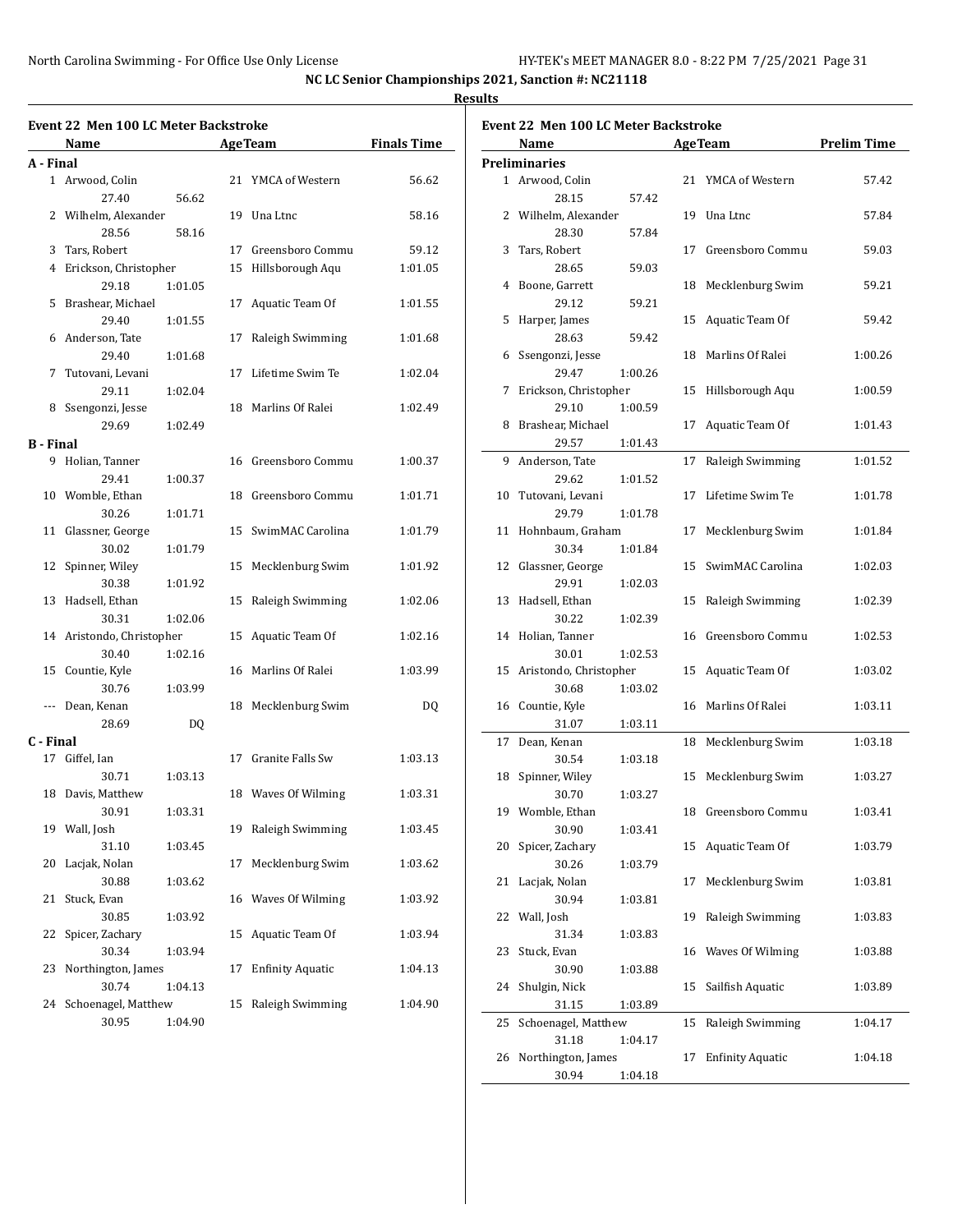# NC LC Senior Championships 2021, Sanction #: NC21118

## Results

### Event 22 Men 100 LC Meter Backstroke

| | Name | Age | Team | Finals Time |
|---|---|---|---|---|
| **A - Final** | | | | |
| 1 | Arwood, Colin | 21 | YMCA of Western | 56.62 |
| | 27.40 56.62 | | | |
| 2 | Wilhelm, Alexander | 19 | Una Ltnc | 58.16 |
| | 28.56 58.16 | | | |
| 3 | Tars, Robert | 17 | Greensboro Commu | 59.12 |
| 4 | Erickson, Christopher | 15 | Hillsborough Aqu | 1:01.05 |
| | 29.18 1:01.05 | | | |
| 5 | Brashear, Michael | 17 | Aquatic Team Of | 1:01.55 |
| | 29.40 1:01.55 | | | |
| 6 | Anderson, Tate | 17 | Raleigh Swimming | 1:01.68 |
| | 29.40 1:01.68 | | | |
| 7 | Tutovani, Levani | 17 | Lifetime Swim Te | 1:02.04 |
| | 29.11 1:02.04 | | | |
| 8 | Ssengonzi, Jesse | 18 | Marlins Of Ralei | 1:02.49 |
| | 29.69 1:02.49 | | | |
| **B - Final** | | | | |
| 9 | Holian, Tanner | 16 | Greensboro Commu | 1:00.37 |
| | 29.41 1:00.37 | | | |
| 10 | Womble, Ethan | 18 | Greensboro Commu | 1:01.71 |
| | 30.26 1:01.71 | | | |
| 11 | Glassner, George | 15 | SwimMAC Carolina | 1:01.79 |
| | 30.02 1:01.79 | | | |
| 12 | Spinner, Wiley | 15 | Mecklenburg Swim | 1:01.92 |
| | 30.38 1:01.92 | | | |
| 13 | Hadsell, Ethan | 15 | Raleigh Swimming | 1:02.06 |
| | 30.31 1:02.06 | | | |
| 14 | Aristondo, Christopher | 15 | Aquatic Team Of | 1:02.16 |
| | 30.40 1:02.16 | | | |
| 15 | Countie, Kyle | 16 | Marlins Of Ralei | 1:03.99 |
| | 30.76 1:03.99 | | | |
| --- | Dean, Kenan | 18 | Mecklenburg Swim | DQ |
| | 28.69 DQ | | | |
| **C - Final** | | | | |
| 17 | Giffel, Ian | 17 | Granite Falls Sw | 1:03.13 |
| | 30.71 1:03.13 | | | |
| 18 | Davis, Matthew | 18 | Waves Of Wilming | 1:03.31 |
| | 30.91 1:03.31 | | | |
| 19 | Wall, Josh | 19 | Raleigh Swimming | 1:03.45 |
| | 31.10 1:03.45 | | | |
| 20 | Lacjak, Nolan | 17 | Mecklenburg Swim | 1:03.62 |
| | 30.88 1:03.62 | | | |
| 21 | Stuck, Evan | 16 | Waves Of Wilming | 1:03.92 |
| | 30.85 1:03.92 | | | |
| 22 | Spicer, Zachary | 15 | Aquatic Team Of | 1:03.94 |
| | 30.34 1:03.94 | | | |
| 23 | Northington, James | 17 | Enfinity Aquatic | 1:04.13 |
| | 30.74 1:04.13 | | | |
| 24 | Schoenagel, Matthew | 15 | Raleigh Swimming | 1:04.90 |
| | 30.95 1:04.90 | | | |

### Event 22 Men 100 LC Meter Backstroke

| | Name | Age | Team | Prelim Time |
|---|---|---|---|---|
| **Preliminaries** | | | | |
| 1 | Arwood, Colin | 21 | YMCA of Western | 57.42 |
| | 28.15 57.42 | | | |
| 2 | Wilhelm, Alexander | 19 | Una Ltnc | 57.84 |
| | 28.30 57.84 | | | |
| 3 | Tars, Robert | 17 | Greensboro Commu | 59.03 |
| | 28.65 59.03 | | | |
| 4 | Boone, Garrett | 18 | Mecklenburg Swim | 59.21 |
| | 29.12 59.21 | | | |
| 5 | Harper, James | 15 | Aquatic Team Of | 59.42 |
| | 28.63 59.42 | | | |
| 6 | Ssengonzi, Jesse | 18 | Marlins Of Ralei | 1:00.26 |
| | 29.47 1:00.26 | | | |
| 7 | Erickson, Christopher | 15 | Hillsborough Aqu | 1:00.59 |
| | 29.10 1:00.59 | | | |
| 8 | Brashear, Michael | 17 | Aquatic Team Of | 1:01.43 |
| | 29.57 1:01.43 | | | |
| 9 | Anderson, Tate | 17 | Raleigh Swimming | 1:01.52 |
| | 29.62 1:01.52 | | | |
| 10 | Tutovani, Levani | 17 | Lifetime Swim Te | 1:01.78 |
| | 29.79 1:01.78 | | | |
| 11 | Hohnbaum, Graham | 17 | Mecklenburg Swim | 1:01.84 |
| | 30.34 1:01.84 | | | |
| 12 | Glassner, George | 15 | SwimMAC Carolina | 1:02.03 |
| | 29.91 1:02.03 | | | |
| 13 | Hadsell, Ethan | 15 | Raleigh Swimming | 1:02.39 |
| | 30.22 1:02.39 | | | |
| 14 | Holian, Tanner | 16 | Greensboro Commu | 1:02.53 |
| | 30.01 1:02.53 | | | |
| 15 | Aristondo, Christopher | 15 | Aquatic Team Of | 1:03.02 |
| | 30.68 1:03.02 | | | |
| 16 | Countie, Kyle | 16 | Marlins Of Ralei | 1:03.11 |
| | 31.07 1:03.11 | | | |
| 17 | Dean, Kenan | 18 | Mecklenburg Swim | 1:03.18 |
| | 30.54 1:03.18 | | | |
| 18 | Spinner, Wiley | 15 | Mecklenburg Swim | 1:03.27 |
| | 30.70 1:03.27 | | | |
| 19 | Womble, Ethan | 18 | Greensboro Commu | 1:03.41 |
| | 30.90 1:03.41 | | | |
| 20 | Spicer, Zachary | 15 | Aquatic Team Of | 1:03.79 |
| | 30.26 1:03.79 | | | |
| 21 | Lacjak, Nolan | 17 | Mecklenburg Swim | 1:03.81 |
| | 30.94 1:03.81 | | | |
| 22 | Wall, Josh | 19 | Raleigh Swimming | 1:03.83 |
| | 31.34 1:03.83 | | | |
| 23 | Stuck, Evan | 16 | Waves Of Wilming | 1:03.88 |
| | 30.90 1:03.88 | | | |
| 24 | Shulgin, Nick | 15 | Sailfish Aquatic | 1:03.89 |
| | 31.15 1:03.89 | | | |
| 25 | Schoenagel, Matthew | 15 | Raleigh Swimming | 1:04.17 |
| | 31.18 1:04.17 | | | |
| 26 | Northington, James | 17 | Enfinity Aquatic | 1:04.18 |
| | 30.94 1:04.18 | | | |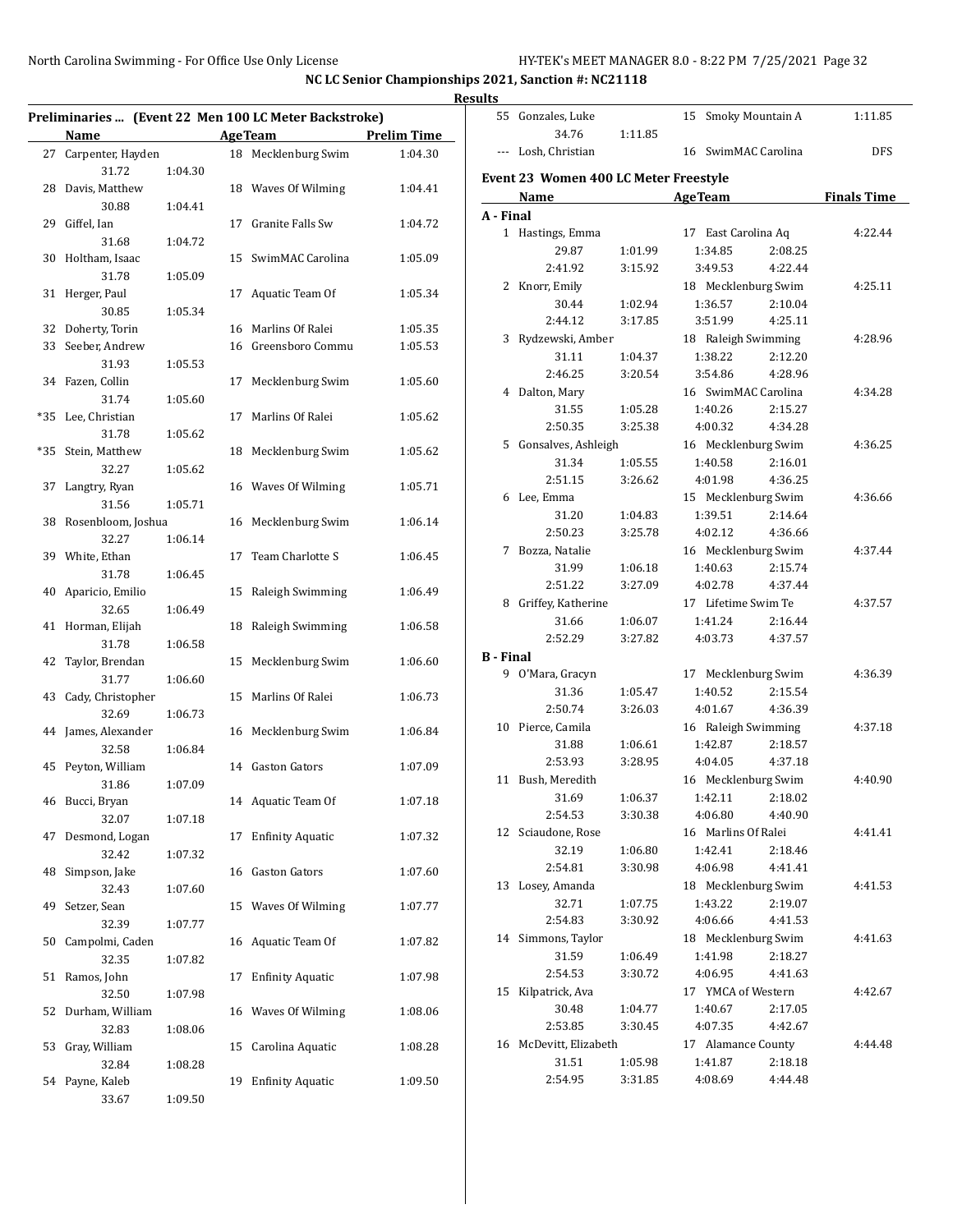NC LC Senior Championships 2021, Sanction #: NC21118

Results

## Preliminaries ... (Event 22 Men 100 LC Meter Backstroke)

| | Name | Age | Team | Prelim Time |
|---|---|---|---|---|
| 27 | Carpenter, Hayden | 18 | Mecklenburg Swim | 1:04.30 |
| | 31.72 1:04.30 | | | |
| 28 | Davis, Matthew | 18 | Waves Of Wilming | 1:04.41 |
| | 30.88 1:04.41 | | | |
| 29 | Giffel, Ian | 17 | Granite Falls Sw | 1:04.72 |
| | 31.68 1:04.72 | | | |
| 30 | Holtham, Isaac | 15 | SwimMAC Carolina | 1:05.09 |
| | 31.78 1:05.09 | | | |
| 31 | Herger, Paul | 17 | Aquatic Team Of | 1:05.34 |
| | 30.85 1:05.34 | | | |
| 32 | Doherty, Torin | 16 | Marlins Of Ralei | 1:05.35 |
| 33 | Seeber, Andrew | 16 | Greensboro Commu | 1:05.53 |
| | 31.93 1:05.53 | | | |
| 34 | Fazen, Collin | 17 | Mecklenburg Swim | 1:05.60 |
| | 31.74 1:05.60 | | | |
| *35 | Lee, Christian | 17 | Marlins Of Ralei | 1:05.62 |
| | 31.78 1:05.62 | | | |
| *35 | Stein, Matthew | 18 | Mecklenburg Swim | 1:05.62 |
| | 32.27 1:05.62 | | | |
| 37 | Langtry, Ryan | 16 | Waves Of Wilming | 1:05.71 |
| | 31.56 1:05.71 | | | |
| 38 | Rosenbloom, Joshua | 16 | Mecklenburg Swim | 1:06.14 |
| | 32.27 1:06.14 | | | |
| 39 | White, Ethan | 17 | Team Charlotte S | 1:06.45 |
| | 31.78 1:06.45 | | | |
| 40 | Aparicio, Emilio | 15 | Raleigh Swimming | 1:06.49 |
| | 32.65 1:06.49 | | | |
| 41 | Horman, Elijah | 18 | Raleigh Swimming | 1:06.58 |
| | 31.78 1:06.58 | | | |
| 42 | Taylor, Brendan | 15 | Mecklenburg Swim | 1:06.60 |
| | 31.77 1:06.60 | | | |
| 43 | Cady, Christopher | 15 | Marlins Of Ralei | 1:06.73 |
| | 32.69 1:06.73 | | | |
| 44 | James, Alexander | 16 | Mecklenburg Swim | 1:06.84 |
| | 32.58 1:06.84 | | | |
| 45 | Peyton, William | 14 | Gaston Gators | 1:07.09 |
| | 31.86 1:07.09 | | | |
| 46 | Bucci, Bryan | 14 | Aquatic Team Of | 1:07.18 |
| | 32.07 1:07.18 | | | |
| 47 | Desmond, Logan | 17 | Enfinity Aquatic | 1:07.32 |
| | 32.42 1:07.32 | | | |
| 48 | Simpson, Jake | 16 | Gaston Gators | 1:07.60 |
| | 32.43 1:07.60 | | | |
| 49 | Setzer, Sean | 15 | Waves Of Wilming | 1:07.77 |
| | 32.39 1:07.77 | | | |
| 50 | Campolmi, Caden | 16 | Aquatic Team Of | 1:07.82 |
| | 32.35 1:07.82 | | | |
| 51 | Ramos, John | 17 | Enfinity Aquatic | 1:07.98 |
| | 32.50 1:07.98 | | | |
| 52 | Durham, William | 16 | Waves Of Wilming | 1:08.06 |
| | 32.83 1:08.06 | | | |
| 53 | Gray, William | 15 | Carolina Aquatic | 1:08.28 |
| | 32.84 1:08.28 | | | |
| 54 | Payne, Kaleb | 19 | Enfinity Aquatic | 1:09.50 |
| | 33.67 1:09.50 | | | |
| 55 | Gonzales, Luke | 15 | Smoky Mountain A | 1:11.85 |
| | 34.76 1:11.85 | | | |
| --- | Losh, Christian | 16 | SwimMAC Carolina | DFS |

## Event 23 Women 400 LC Meter Freestyle

| | Name | Age | Team | Finals Time |
|---|---|---|---|---|
| **A - Final** | | | | |
| 1 | Hastings, Emma | 17 | East Carolina Aq | 4:22.44 |
| | 29.87 1:01.99 1:34.85 2:08.25 | | | |
| | 2:41.92 3:15.92 3:49.53 4:22.44 | | | |
| 2 | Knorr, Emily | 18 | Mecklenburg Swim | 4:25.11 |
| | 30.44 1:02.94 1:36.57 2:10.04 | | | |
| | 2:44.12 3:17.85 3:51.99 4:25.11 | | | |
| 3 | Rydzewski, Amber | 18 | Raleigh Swimming | 4:28.96 |
| | 31.11 1:04.37 1:38.22 2:12.20 | | | |
| | 2:46.25 3:20.54 3:54.86 4:28.96 | | | |
| 4 | Dalton, Mary | 16 | SwimMAC Carolina | 4:34.28 |
| | 31.55 1:05.28 1:40.26 2:15.27 | | | |
| | 2:50.35 3:25.38 4:00.32 4:34.28 | | | |
| 5 | Gonsalves, Ashleigh | 16 | Mecklenburg Swim | 4:36.25 |
| | 31.34 1:05.55 1:40.58 2:16.01 | | | |
| | 2:51.15 3:26.62 4:01.98 4:36.25 | | | |
| 6 | Lee, Emma | 15 | Mecklenburg Swim | 4:36.66 |
| | 31.20 1:04.83 1:39.51 2:14.64 | | | |
| | 2:50.23 3:25.78 4:02.12 4:36.66 | | | |
| 7 | Bozza, Natalie | 16 | Mecklenburg Swim | 4:37.44 |
| | 31.99 1:06.18 1:40.63 2:15.74 | | | |
| | 2:51.22 3:27.09 4:02.78 4:37.44 | | | |
| 8 | Griffey, Katherine | 17 | Lifetime Swim Te | 4:37.57 |
| | 31.66 1:06.07 1:41.24 2:16.44 | | | |
| | 2:52.29 3:27.82 4:03.73 4:37.57 | | | |
| **B - Final** | | | | |
| 9 | O'Mara, Gracyn | 17 | Mecklenburg Swim | 4:36.39 |
| | 31.36 1:05.47 1:40.52 2:15.54 | | | |
| | 2:50.74 3:26.03 4:01.67 4:36.39 | | | |
| 10 | Pierce, Camila | 16 | Raleigh Swimming | 4:37.18 |
| | 31.88 1:06.61 1:42.87 2:18.57 | | | |
| | 2:53.93 3:28.95 4:04.05 4:37.18 | | | |
| 11 | Bush, Meredith | 16 | Mecklenburg Swim | 4:40.90 |
| | 31.69 1:06.37 1:42.11 2:18.02 | | | |
| | 2:54.53 3:30.38 4:06.80 4:40.90 | | | |
| 12 | Sciaudone, Rose | 16 | Marlins Of Ralei | 4:41.41 |
| | 32.19 1:06.80 1:42.41 2:18.46 | | | |
| | 2:54.81 3:30.98 4:06.98 4:41.41 | | | |
| 13 | Losey, Amanda | 18 | Mecklenburg Swim | 4:41.53 |
| | 32.71 1:07.75 1:43.22 2:19.07 | | | |
| | 2:54.83 3:30.92 4:06.66 4:41.53 | | | |
| 14 | Simmons, Taylor | 18 | Mecklenburg Swim | 4:41.63 |
| | 31.59 1:06.49 1:41.98 2:18.27 | | | |
| | 2:54.53 3:30.72 4:06.95 4:41.63 | | | |
| 15 | Kilpatrick, Ava | 17 | YMCA of Western | 4:42.67 |
| | 30.48 1:04.77 1:40.67 2:17.05 | | | |
| | 2:53.85 3:30.45 4:07.35 4:42.67 | | | |
| 16 | McDevitt, Elizabeth | 17 | Alamance County | 4:44.48 |
| | 31.51 1:05.98 1:41.87 2:18.18 | | | |
| | 2:54.95 3:31.85 4:08.69 4:44.48 | | | |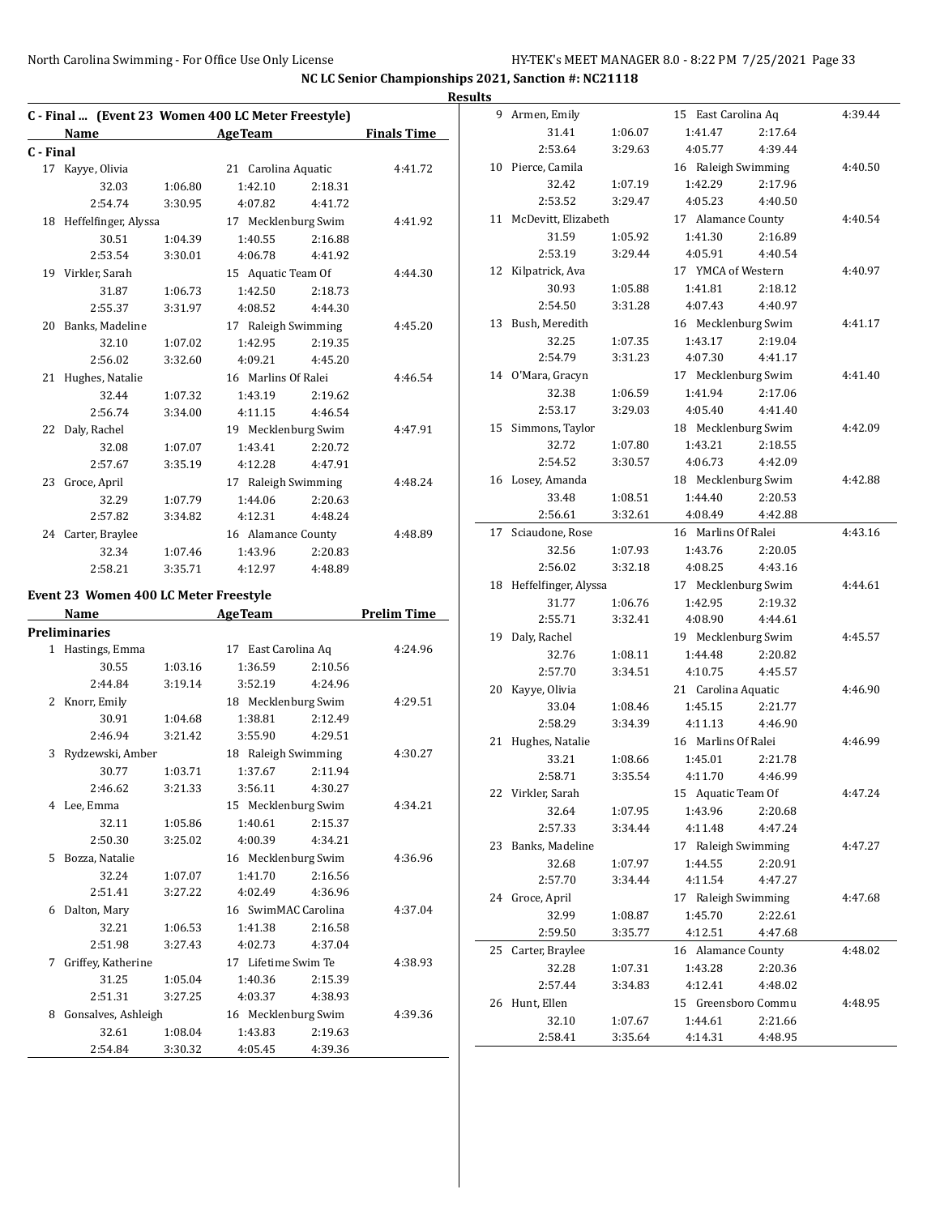NC LC Senior Championships 2021, Sanction #: NC21118

Results

## C - Final ... (Event 23 Women 400 LC Meter Freestyle)

| Name | | AgeTeam | | Finals Time |
|---|---|---|---|---|
| **C - Final** | | | | |
| 17 Kayye, Olivia | | 21 Carolina Aquatic | | 4:41.72 |
| 32.03 | 1:06.80 | 1:42.10 | 2:18.31 | |
| 2:54.74 | 3:30.95 | 4:07.82 | 4:41.72 | |
| 18 Heffelfinger, Alyssa | | 17 Mecklenburg Swim | | 4:41.92 |
| 30.51 | 1:04.39 | 1:40.55 | 2:16.88 | |
| 2:53.54 | 3:30.01 | 4:06.78 | 4:41.92 | |
| 19 Virkler, Sarah | | 15 Aquatic Team Of | | 4:44.30 |
| 31.87 | 1:06.73 | 1:42.50 | 2:18.73 | |
| 2:55.37 | 3:31.97 | 4:08.52 | 4:44.30 | |
| 20 Banks, Madeline | | 17 Raleigh Swimming | | 4:45.20 |
| 32.10 | 1:07.02 | 1:42.95 | 2:19.35 | |
| 2:56.02 | 3:32.60 | 4:09.21 | 4:45.20 | |
| 21 Hughes, Natalie | | 16 Marlins Of Ralei | | 4:46.54 |
| 32.44 | 1:07.32 | 1:43.19 | 2:19.62 | |
| 2:56.74 | 3:34.00 | 4:11.15 | 4:46.54 | |
| 22 Daly, Rachel | | 19 Mecklenburg Swim | | 4:47.91 |
| 32.08 | 1:07.07 | 1:43.41 | 2:20.72 | |
| 2:57.67 | 3:35.19 | 4:12.28 | 4:47.91 | |
| 23 Groce, April | | 17 Raleigh Swimming | | 4:48.24 |
| 32.29 | 1:07.79 | 1:44.06 | 2:20.63 | |
| 2:57.82 | 3:34.82 | 4:12.31 | 4:48.24 | |
| 24 Carter, Braylee | | 16 Alamance County | | 4:48.89 |
| 32.34 | 1:07.46 | 1:43.96 | 2:20.83 | |
| 2:58.21 | 3:35.71 | 4:12.97 | 4:48.89 | |

## Event 23 Women 400 LC Meter Freestyle

| Name | | AgeTeam | | Prelim Time |
|---|---|---|---|---|
| **Preliminaries** | | | | |
| 1 Hastings, Emma | | 17 East Carolina Aq | | 4:24.96 |
| 30.55 | 1:03.16 | 1:36.59 | 2:10.56 | |
| 2:44.84 | 3:19.14 | 3:52.19 | 4:24.96 | |
| 2 Knorr, Emily | | 18 Mecklenburg Swim | | 4:29.51 |
| 30.91 | 1:04.68 | 1:38.81 | 2:12.49 | |
| 2:46.94 | 3:21.42 | 3:55.90 | 4:29.51 | |
| 3 Rydzewski, Amber | | 18 Raleigh Swimming | | 4:30.27 |
| 30.77 | 1:03.71 | 1:37.67 | 2:11.94 | |
| 2:46.62 | 3:21.33 | 3:56.11 | 4:30.27 | |
| 4 Lee, Emma | | 15 Mecklenburg Swim | | 4:34.21 |
| 32.11 | 1:05.86 | 1:40.61 | 2:15.37 | |
| 2:50.30 | 3:25.02 | 4:00.39 | 4:34.21 | |
| 5 Bozza, Natalie | | 16 Mecklenburg Swim | | 4:36.96 |
| 32.24 | 1:07.07 | 1:41.70 | 2:16.56 | |
| 2:51.41 | 3:27.22 | 4:02.49 | 4:36.96 | |
| 6 Dalton, Mary | | 16 SwimMAC Carolina | | 4:37.04 |
| 32.21 | 1:06.53 | 1:41.38 | 2:16.58 | |
| 2:51.98 | 3:27.43 | 4:02.73 | 4:37.04 | |
| 7 Griffey, Katherine | | 17 Lifetime Swim Te | | 4:38.93 |
| 31.25 | 1:05.04 | 1:40.36 | 2:15.39 | |
| 2:51.31 | 3:27.25 | 4:03.37 | 4:38.93 | |
| 8 Gonsalves, Ashleigh | | 16 Mecklenburg Swim | | 4:39.36 |
| 32.61 | 1:08.04 | 1:43.83 | 2:19.63 | |
| 2:54.84 | 3:30.32 | 4:05.45 | 4:39.36 | |
| 9 Armen, Emily | | 15 East Carolina Aq | | 4:39.44 |
| 31.41 | 1:06.07 | 1:41.47 | 2:17.64 | |
| 2:53.64 | 3:29.63 | 4:05.77 | 4:39.44 | |
| 10 Pierce, Camila | | 16 Raleigh Swimming | | 4:40.50 |
| 32.42 | 1:07.19 | 1:42.29 | 2:17.96 | |
| 2:53.52 | 3:29.47 | 4:05.23 | 4:40.50 | |
| 11 McDevitt, Elizabeth | | 17 Alamance County | | 4:40.54 |
| 31.59 | 1:05.92 | 1:41.30 | 2:16.89 | |
| 2:53.19 | 3:29.44 | 4:05.91 | 4:40.54 | |
| 12 Kilpatrick, Ava | | 17 YMCA of Western | | 4:40.97 |
| 30.93 | 1:05.88 | 1:41.81 | 2:18.12 | |
| 2:54.50 | 3:31.28 | 4:07.43 | 4:40.97 | |
| 13 Bush, Meredith | | 16 Mecklenburg Swim | | 4:41.17 |
| 32.25 | 1:07.35 | 1:43.17 | 2:19.04 | |
| 2:54.79 | 3:31.23 | 4:07.30 | 4:41.17 | |
| 14 O'Mara, Gracyn | | 17 Mecklenburg Swim | | 4:41.40 |
| 32.38 | 1:06.59 | 1:41.94 | 2:17.06 | |
| 2:53.17 | 3:29.03 | 4:05.40 | 4:41.40 | |
| 15 Simmons, Taylor | | 18 Mecklenburg Swim | | 4:42.09 |
| 32.72 | 1:07.80 | 1:43.21 | 2:18.55 | |
| 2:54.52 | 3:30.57 | 4:06.73 | 4:42.09 | |
| 16 Losey, Amanda | | 18 Mecklenburg Swim | | 4:42.88 |
| 33.48 | 1:08.51 | 1:44.40 | 2:20.53 | |
| 2:56.61 | 3:32.61 | 4:08.49 | 4:42.88 | |
| 17 Sciaudone, Rose | | 16 Marlins Of Ralei | | 4:43.16 |
| 32.56 | 1:07.93 | 1:43.76 | 2:20.05 | |
| 2:56.02 | 3:32.18 | 4:08.25 | 4:43.16 | |
| 18 Heffelfinger, Alyssa | | 17 Mecklenburg Swim | | 4:44.61 |
| 31.77 | 1:06.76 | 1:42.95 | 2:19.32 | |
| 2:55.71 | 3:32.41 | 4:08.90 | 4:44.61 | |
| 19 Daly, Rachel | | 19 Mecklenburg Swim | | 4:45.57 |
| 32.76 | 1:08.11 | 1:44.48 | 2:20.82 | |
| 2:57.70 | 3:34.51 | 4:10.75 | 4:45.57 | |
| 20 Kayye, Olivia | | 21 Carolina Aquatic | | 4:46.90 |
| 33.04 | 1:08.46 | 1:45.15 | 2:21.77 | |
| 2:58.29 | 3:34.39 | 4:11.13 | 4:46.90 | |
| 21 Hughes, Natalie | | 16 Marlins Of Ralei | | 4:46.99 |
| 33.21 | 1:08.66 | 1:45.01 | 2:21.78 | |
| 2:58.71 | 3:35.54 | 4:11.70 | 4:46.99 | |
| 22 Virkler, Sarah | | 15 Aquatic Team Of | | 4:47.24 |
| 32.64 | 1:07.95 | 1:43.96 | 2:20.68 | |
| 2:57.33 | 3:34.44 | 4:11.48 | 4:47.24 | |
| 23 Banks, Madeline | | 17 Raleigh Swimming | | 4:47.27 |
| 32.68 | 1:07.97 | 1:44.55 | 2:20.91 | |
| 2:57.70 | 3:34.44 | 4:11.54 | 4:47.27 | |
| 24 Groce, April | | 17 Raleigh Swimming | | 4:47.68 |
| 32.99 | 1:08.87 | 1:45.70 | 2:22.61 | |
| 2:59.50 | 3:35.77 | 4:12.51 | 4:47.68 | |
| 25 Carter, Braylee | | 16 Alamance County | | 4:48.02 |
| 32.28 | 1:07.31 | 1:43.28 | 2:20.36 | |
| 2:57.44 | 3:34.83 | 4:12.41 | 4:48.02 | |
| 26 Hunt, Ellen | | 15 Greensboro Commu | | 4:48.95 |
| 32.10 | 1:07.67 | 1:44.61 | 2:21.66 | |
| 2:58.41 | 3:35.64 | 4:14.31 | 4:48.95 | |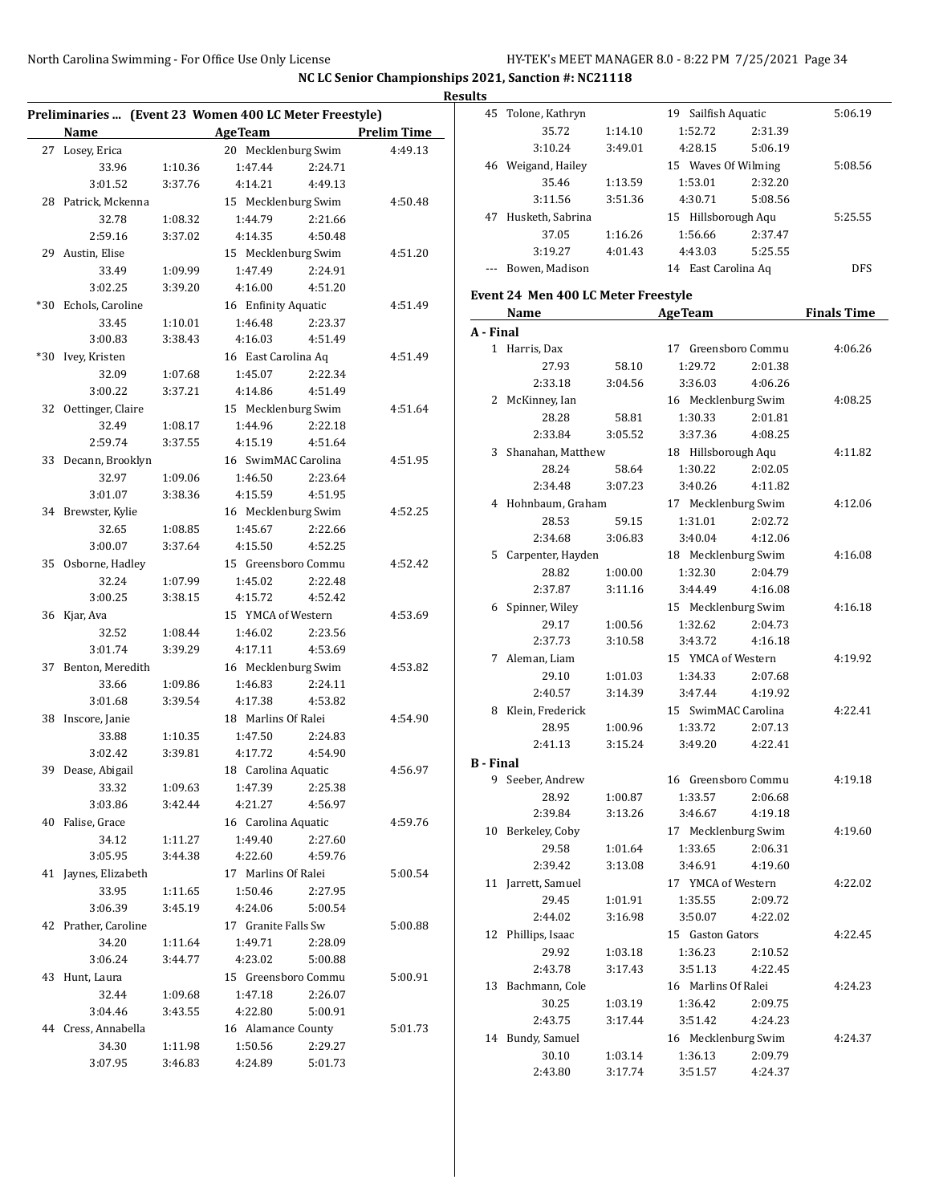## NC LC Senior Championships 2021, Sanction #: NC21118

### Results

### Preliminaries ... (Event 23 Women 400 LC Meter Freestyle)

| | Name | Age | Team | Prelim Time |
|---|---|---|---|---|
| 27 | Losey, Erica | 20 | Mecklenburg Swim | 4:49.13 |
| | 33.96 / 1:10.36 / 1:47.44 / 2:24.71 / 3:01.52 / 3:37.76 / 4:14.21 / 4:49.13 | | | |
| 28 | Patrick, Mckenna | 15 | Mecklenburg Swim | 4:50.48 |
| | 32.78 / 1:08.32 / 1:44.79 / 2:21.66 / 2:59.16 / 3:37.02 / 4:14.35 / 4:50.48 | | | |
| 29 | Austin, Elise | 15 | Mecklenburg Swim | 4:51.20 |
| | 33.49 / 1:09.99 / 1:47.49 / 2:24.91 / 3:02.25 / 3:39.20 / 4:16.00 / 4:51.20 | | | |
| *30 | Echols, Caroline | 16 | Enfinity Aquatic | 4:51.49 |
| | 33.45 / 1:10.01 / 1:46.48 / 2:23.37 / 3:00.83 / 3:38.43 / 4:16.03 / 4:51.49 | | | |
| *30 | Ivey, Kristen | 16 | East Carolina Aq | 4:51.49 |
| | 32.09 / 1:07.68 / 1:45.07 / 2:22.34 / 3:00.22 / 3:37.21 / 4:14.86 / 4:51.49 | | | |
| 32 | Oettinger, Claire | 15 | Mecklenburg Swim | 4:51.64 |
| | 32.49 / 1:08.17 / 1:44.96 / 2:22.18 / 2:59.74 / 3:37.55 / 4:15.19 / 4:51.64 | | | |
| 33 | Decann, Brooklyn | 16 | SwimMAC Carolina | 4:51.95 |
| | 32.97 / 1:09.06 / 1:46.50 / 2:23.64 / 3:01.07 / 3:38.36 / 4:15.59 / 4:51.95 | | | |
| 34 | Brewster, Kylie | 16 | Mecklenburg Swim | 4:52.25 |
| | 32.65 / 1:08.85 / 1:45.67 / 2:22.66 / 3:00.07 / 3:37.64 / 4:15.50 / 4:52.25 | | | |
| 35 | Osborne, Hadley | 15 | Greensboro Commu | 4:52.42 |
| | 32.24 / 1:07.99 / 1:45.02 / 2:22.48 / 3:00.25 / 3:38.15 / 4:15.72 / 4:52.42 | | | |
| 36 | Kjar, Ava | 15 | YMCA of Western | 4:53.69 |
| | 32.52 / 1:08.44 / 1:46.02 / 2:23.56 / 3:01.74 / 3:39.29 / 4:17.11 / 4:53.69 | | | |
| 37 | Benton, Meredith | 16 | Mecklenburg Swim | 4:53.82 |
| | 33.66 / 1:09.86 / 1:46.83 / 2:24.11 / 3:01.68 / 3:39.54 / 4:17.38 / 4:53.82 | | | |
| 38 | Inscore, Janie | 18 | Marlins Of Ralei | 4:54.90 |
| | 33.88 / 1:10.35 / 1:47.50 / 2:24.83 / 3:02.42 / 3:39.81 / 4:17.72 / 4:54.90 | | | |
| 39 | Dease, Abigail | 18 | Carolina Aquatic | 4:56.97 |
| | 33.32 / 1:09.63 / 1:47.39 / 2:25.38 / 3:03.86 / 3:42.44 / 4:21.27 / 4:56.97 | | | |
| 40 | Falise, Grace | 16 | Carolina Aquatic | 4:59.76 |
| | 34.12 / 1:11.27 / 1:49.40 / 2:27.60 / 3:05.95 / 3:44.38 / 4:22.60 / 4:59.76 | | | |
| 41 | Jaynes, Elizabeth | 17 | Marlins Of Ralei | 5:00.54 |
| | 33.95 / 1:11.65 / 1:50.46 / 2:27.95 / 3:06.39 / 3:45.19 / 4:24.06 / 5:00.54 | | | |
| 42 | Prather, Caroline | 17 | Granite Falls Sw | 5:00.88 |
| | 34.20 / 1:11.64 / 1:49.71 / 2:28.09 / 3:06.24 / 3:44.77 / 4:23.02 / 5:00.88 | | | |
| 43 | Hunt, Laura | 15 | Greensboro Commu | 5:00.91 |
| | 32.44 / 1:09.68 / 1:47.18 / 2:26.07 / 3:04.46 / 3:43.55 / 4:22.80 / 5:00.91 | | | |
| 44 | Cress, Annabella | 16 | Alamance County | 5:01.73 |
| | 34.30 / 1:11.98 / 1:50.56 / 2:29.27 / 3:07.95 / 3:46.83 / 4:24.89 / 5:01.73 | | | |
| 45 | Tolone, Kathryn | 19 | Sailfish Aquatic | 5:06.19 |
| | 35.72 / 1:14.10 / 1:52.72 / 2:31.39 / 3:10.24 / 3:49.01 / 4:28.15 / 5:06.19 | | | |
| 46 | Weigand, Hailey | 15 | Waves Of Wilming | 5:08.56 |
| | 35.46 / 1:13.59 / 1:53.01 / 2:32.20 / 3:11.56 / 3:51.36 / 4:30.71 / 5:08.56 | | | |
| 47 | Husketh, Sabrina | 15 | Hillsborough Aqu | 5:25.55 |
| | 37.05 / 1:16.26 / 1:56.66 / 2:37.47 / 3:19.27 / 4:01.43 / 4:43.03 / 5:25.55 | | | |
| --- | Bowen, Madison | 14 | East Carolina Aq | DFS |

### Event 24 Men 400 LC Meter Freestyle

| | Name | Age | Team | Finals Time |
|---|---|---|---|---|
| **A - Final** | | | | |
| 1 | Harris, Dax | 17 | Greensboro Commu | 4:06.26 |
| | 27.93 / 58.10 / 1:29.72 / 2:01.38 / 2:33.18 / 3:04.56 / 3:36.03 / 4:06.26 | | | |
| 2 | McKinney, Ian | 16 | Mecklenburg Swim | 4:08.25 |
| | 28.28 / 58.81 / 1:30.33 / 2:01.81 / 2:33.84 / 3:05.52 / 3:37.36 / 4:08.25 | | | |
| 3 | Shanahan, Matthew | 18 | Hillsborough Aqu | 4:11.82 |
| | 28.24 / 58.64 / 1:30.22 / 2:02.05 / 2:34.48 / 3:07.23 / 3:40.26 / 4:11.82 | | | |
| 4 | Hohnbaum, Graham | 17 | Mecklenburg Swim | 4:12.06 |
| | 28.53 / 59.15 / 1:31.01 / 2:02.72 / 2:34.68 / 3:06.83 / 3:40.04 / 4:12.06 | | | |
| 5 | Carpenter, Hayden | 18 | Mecklenburg Swim | 4:16.08 |
| | 28.82 / 1:00.00 / 1:32.30 / 2:04.79 / 2:37.87 / 3:11.16 / 3:44.49 / 4:16.08 | | | |
| 6 | Spinner, Wiley | 15 | Mecklenburg Swim | 4:16.18 |
| | 29.17 / 1:00.56 / 1:32.62 / 2:04.73 / 2:37.73 / 3:10.58 / 3:43.72 / 4:16.18 | | | |
| 7 | Aleman, Liam | 15 | YMCA of Western | 4:19.92 |
| | 29.10 / 1:01.03 / 1:34.33 / 2:07.68 / 2:40.57 / 3:14.39 / 3:47.44 / 4:19.92 | | | |
| 8 | Klein, Frederick | 15 | SwimMAC Carolina | 4:22.41 |
| | 28.95 / 1:00.96 / 1:33.72 / 2:07.13 / 2:41.13 / 3:15.24 / 3:49.20 / 4:22.41 | | | |
| **B - Final** | | | | |
| 9 | Seeber, Andrew | 16 | Greensboro Commu | 4:19.18 |
| | 28.92 / 1:00.87 / 1:33.57 / 2:06.68 / 2:39.84 / 3:13.26 / 3:46.67 / 4:19.18 | | | |
| 10 | Berkeley, Coby | 17 | Mecklenburg Swim | 4:19.60 |
| | 29.58 / 1:01.64 / 1:33.65 / 2:06.31 / 2:39.42 / 3:13.08 / 3:46.91 / 4:19.60 | | | |
| 11 | Jarrett, Samuel | 17 | YMCA of Western | 4:22.02 |
| | 29.45 / 1:01.91 / 1:35.55 / 2:09.72 / 2:44.02 / 3:16.98 / 3:50.07 / 4:22.02 | | | |
| 12 | Phillips, Isaac | 15 | Gaston Gators | 4:22.45 |
| | 29.92 / 1:03.18 / 1:36.23 / 2:10.52 / 2:43.78 / 3:17.43 / 3:51.13 / 4:22.45 | | | |
| 13 | Bachmann, Cole | 16 | Marlins Of Ralei | 4:24.23 |
| | 30.25 / 1:03.19 / 1:36.42 / 2:09.75 / 2:43.75 / 3:17.44 / 3:51.42 / 4:24.23 | | | |
| 14 | Bundy, Samuel | 16 | Mecklenburg Swim | 4:24.37 |
| | 30.10 / 1:03.14 / 1:36.13 / 2:09.79 / 2:43.80 / 3:17.74 / 3:51.57 / 4:24.37 | | | |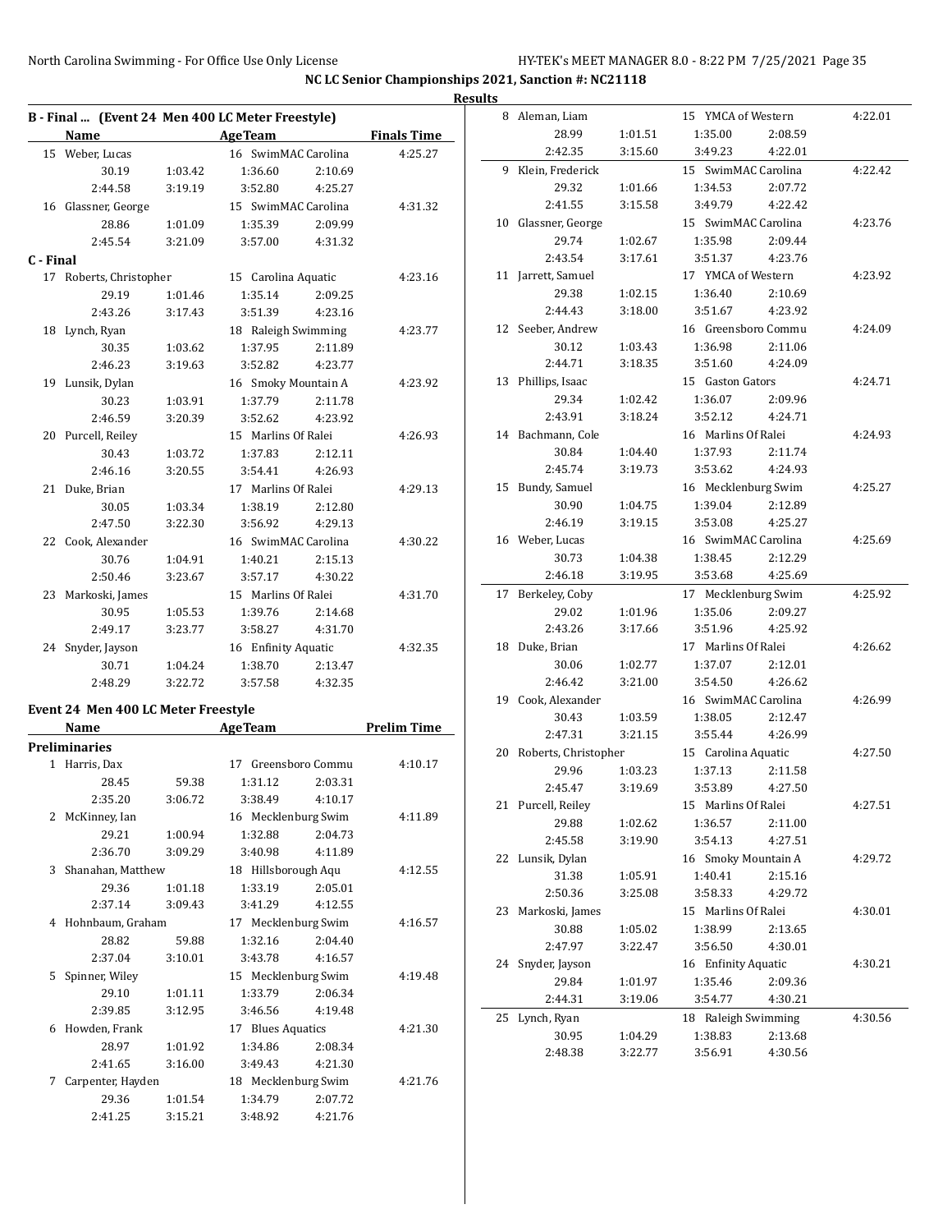**NC LC Senior Championships 2021, Sanction #: NC21118**

**Results**

## B - Final ... (Event 24 Men 400 LC Meter Freestyle)

| | Name | Age | Team | Finals Time |
|---|---|---|---|---|
| 15 | Weber, Lucas | 16 | SwimMAC Carolina | 4:25.27 |
| | 30.19 / 1:03.42 / 1:36.60 / 2:10.69 / 2:44.58 / 3:19.19 / 3:52.80 / 4:25.27 | | | |
| 16 | Glassner, George | 15 | SwimMAC Carolina | 4:31.32 |
| | 28.86 / 1:01.09 / 1:35.39 / 2:09.99 / 2:45.54 / 3:21.09 / 3:57.00 / 4:31.32 | | | |

## C - Final

| | Name | Age | Team | Finals Time |
|---|---|---|---|---|
| 17 | Roberts, Christopher | 15 | Carolina Aquatic | 4:23.16 |
| | 29.19 / 1:01.46 / 1:35.14 / 2:09.25 / 2:43.26 / 3:17.43 / 3:51.39 / 4:23.16 | | | |
| 18 | Lynch, Ryan | 18 | Raleigh Swimming | 4:23.77 |
| | 30.35 / 1:03.62 / 1:37.95 / 2:11.89 / 2:46.23 / 3:19.63 / 3:52.82 / 4:23.77 | | | |
| 19 | Lunsik, Dylan | 16 | Smoky Mountain A | 4:23.92 |
| | 30.23 / 1:03.91 / 1:37.79 / 2:11.78 / 2:46.59 / 3:20.39 / 3:52.62 / 4:23.92 | | | |
| 20 | Purcell, Reiley | 15 | Marlins Of Ralei | 4:26.93 |
| | 30.43 / 1:03.72 / 1:37.83 / 2:12.11 / 2:46.16 / 3:20.55 / 3:54.41 / 4:26.93 | | | |
| 21 | Duke, Brian | 17 | Marlins Of Ralei | 4:29.13 |
| | 30.05 / 1:03.34 / 1:38.19 / 2:12.80 / 2:47.50 / 3:22.30 / 3:56.92 / 4:29.13 | | | |
| 22 | Cook, Alexander | 16 | SwimMAC Carolina | 4:30.22 |
| | 30.76 / 1:04.91 / 1:40.21 / 2:15.13 / 2:50.46 / 3:23.67 / 3:57.17 / 4:30.22 | | | |
| 23 | Markoski, James | 15 | Marlins Of Ralei | 4:31.70 |
| | 30.95 / 1:05.53 / 1:39.76 / 2:14.68 / 2:49.17 / 3:23.77 / 3:58.27 / 4:31.70 | | | |
| 24 | Snyder, Jayson | 16 | Enfinity Aquatic | 4:32.35 |
| | 30.71 / 1:04.24 / 1:38.70 / 2:13.47 / 2:48.29 / 3:22.72 / 3:57.58 / 4:32.35 | | | |

## Event 24 Men 400 LC Meter Freestyle

### Preliminaries

| | Name | Age | Team | Prelim Time |
|---|---|---|---|---|
| 1 | Harris, Dax | 17 | Greensboro Commu | 4:10.17 |
| | 28.45 / 59.38 / 1:31.12 / 2:03.31 / 2:35.20 / 3:06.72 / 3:38.49 / 4:10.17 | | | |
| 2 | McKinney, Ian | 16 | Mecklenburg Swim | 4:11.89 |
| | 29.21 / 1:00.94 / 1:32.88 / 2:04.73 / 2:36.70 / 3:09.29 / 3:40.98 / 4:11.89 | | | |
| 3 | Shanahan, Matthew | 18 | Hillsborough Aqu | 4:12.55 |
| | 29.36 / 1:01.18 / 1:33.19 / 2:05.01 / 2:37.14 / 3:09.43 / 3:41.29 / 4:12.55 | | | |
| 4 | Hohnbaum, Graham | 17 | Mecklenburg Swim | 4:16.57 |
| | 28.82 / 59.88 / 1:32.16 / 2:04.40 / 2:37.04 / 3:10.01 / 3:43.78 / 4:16.57 | | | |
| 5 | Spinner, Wiley | 15 | Mecklenburg Swim | 4:19.48 |
| | 29.10 / 1:01.11 / 1:33.79 / 2:06.34 / 2:39.85 / 3:12.95 / 3:46.56 / 4:19.48 | | | |
| 6 | Howden, Frank | 17 | Blues Aquatics | 4:21.30 |
| | 28.97 / 1:01.92 / 1:34.86 / 2:08.34 / 2:41.65 / 3:16.00 / 3:49.43 / 4:21.30 | | | |
| 7 | Carpenter, Hayden | 18 | Mecklenburg Swim | 4:21.76 |
| | 29.36 / 1:01.54 / 1:34.79 / 2:07.72 / 2:41.25 / 3:15.21 / 3:48.92 / 4:21.76 | | | |
| 8 | Aleman, Liam | 15 | YMCA of Western | 4:22.01 |
| | 28.99 / 1:01.51 / 1:35.00 / 2:08.59 / 2:42.35 / 3:15.60 / 3:49.23 / 4:22.01 | | | |
| 9 | Klein, Frederick | 15 | SwimMAC Carolina | 4:22.42 |
| | 29.32 / 1:01.66 / 1:34.53 / 2:07.72 / 2:41.55 / 3:15.58 / 3:49.79 / 4:22.42 | | | |
| 10 | Glassner, George | 15 | SwimMAC Carolina | 4:23.76 |
| | 29.74 / 1:02.67 / 1:35.98 / 2:09.44 / 2:43.54 / 3:17.61 / 3:51.37 / 4:23.76 | | | |
| 11 | Jarrett, Samuel | 17 | YMCA of Western | 4:23.92 |
| | 29.38 / 1:02.15 / 1:36.40 / 2:10.69 / 2:44.43 / 3:18.00 / 3:51.67 / 4:23.92 | | | |
| 12 | Seeber, Andrew | 16 | Greensboro Commu | 4:24.09 |
| | 30.12 / 1:03.43 / 1:36.98 / 2:11.06 / 2:44.71 / 3:18.35 / 3:51.60 / 4:24.09 | | | |
| 13 | Phillips, Isaac | 15 | Gaston Gators | 4:24.71 |
| | 29.34 / 1:02.42 / 1:36.07 / 2:09.96 / 2:43.91 / 3:18.24 / 3:52.12 / 4:24.71 | | | |
| 14 | Bachmann, Cole | 16 | Marlins Of Ralei | 4:24.93 |
| | 30.84 / 1:04.40 / 1:37.93 / 2:11.74 / 2:45.74 / 3:19.73 / 3:53.62 / 4:24.93 | | | |
| 15 | Bundy, Samuel | 16 | Mecklenburg Swim | 4:25.27 |
| | 30.90 / 1:04.75 / 1:39.04 / 2:12.89 / 2:46.19 / 3:19.15 / 3:53.08 / 4:25.27 | | | |
| 16 | Weber, Lucas | 16 | SwimMAC Carolina | 4:25.69 |
| | 30.73 / 1:04.38 / 1:38.45 / 2:12.29 / 2:46.18 / 3:19.95 / 3:53.68 / 4:25.69 | | | |
| 17 | Berkeley, Coby | 17 | Mecklenburg Swim | 4:25.92 |
| | 29.02 / 1:01.96 / 1:35.06 / 2:09.27 / 2:43.26 / 3:17.66 / 3:51.96 / 4:25.92 | | | |
| 18 | Duke, Brian | 17 | Marlins Of Ralei | 4:26.62 |
| | 30.06 / 1:02.77 / 1:37.07 / 2:12.01 / 2:46.42 / 3:21.00 / 3:54.50 / 4:26.62 | | | |
| 19 | Cook, Alexander | 16 | SwimMAC Carolina | 4:26.99 |
| | 30.43 / 1:03.59 / 1:38.05 / 2:12.47 / 2:47.31 / 3:21.15 / 3:55.44 / 4:26.99 | | | |
| 20 | Roberts, Christopher | 15 | Carolina Aquatic | 4:27.50 |
| | 29.96 / 1:03.23 / 1:37.13 / 2:11.58 / 2:45.47 / 3:19.69 / 3:53.89 / 4:27.50 | | | |
| 21 | Purcell, Reiley | 15 | Marlins Of Ralei | 4:27.51 |
| | 29.88 / 1:02.62 / 1:36.57 / 2:11.00 / 2:45.58 / 3:19.90 / 3:54.13 / 4:27.51 | | | |
| 22 | Lunsik, Dylan | 16 | Smoky Mountain A | 4:29.72 |
| | 31.38 / 1:05.91 / 1:40.41 / 2:15.16 / 2:50.36 / 3:25.08 / 3:58.33 / 4:29.72 | | | |
| 23 | Markoski, James | 15 | Marlins Of Ralei | 4:30.01 |
| | 30.88 / 1:05.02 / 1:38.99 / 2:13.65 / 2:47.97 / 3:22.47 / 3:56.50 / 4:30.01 | | | |
| 24 | Snyder, Jayson | 16 | Enfinity Aquatic | 4:30.21 |
| | 29.84 / 1:01.97 / 1:35.46 / 2:09.36 / 2:44.31 / 3:19.06 / 3:54.77 / 4:30.21 | | | |
| 25 | Lynch, Ryan | 18 | Raleigh Swimming | 4:30.56 |
| | 30.95 / 1:04.29 / 1:38.83 / 2:13.68 / 2:48.38 / 3:22.77 / 3:56.91 / 4:30.56 | | | |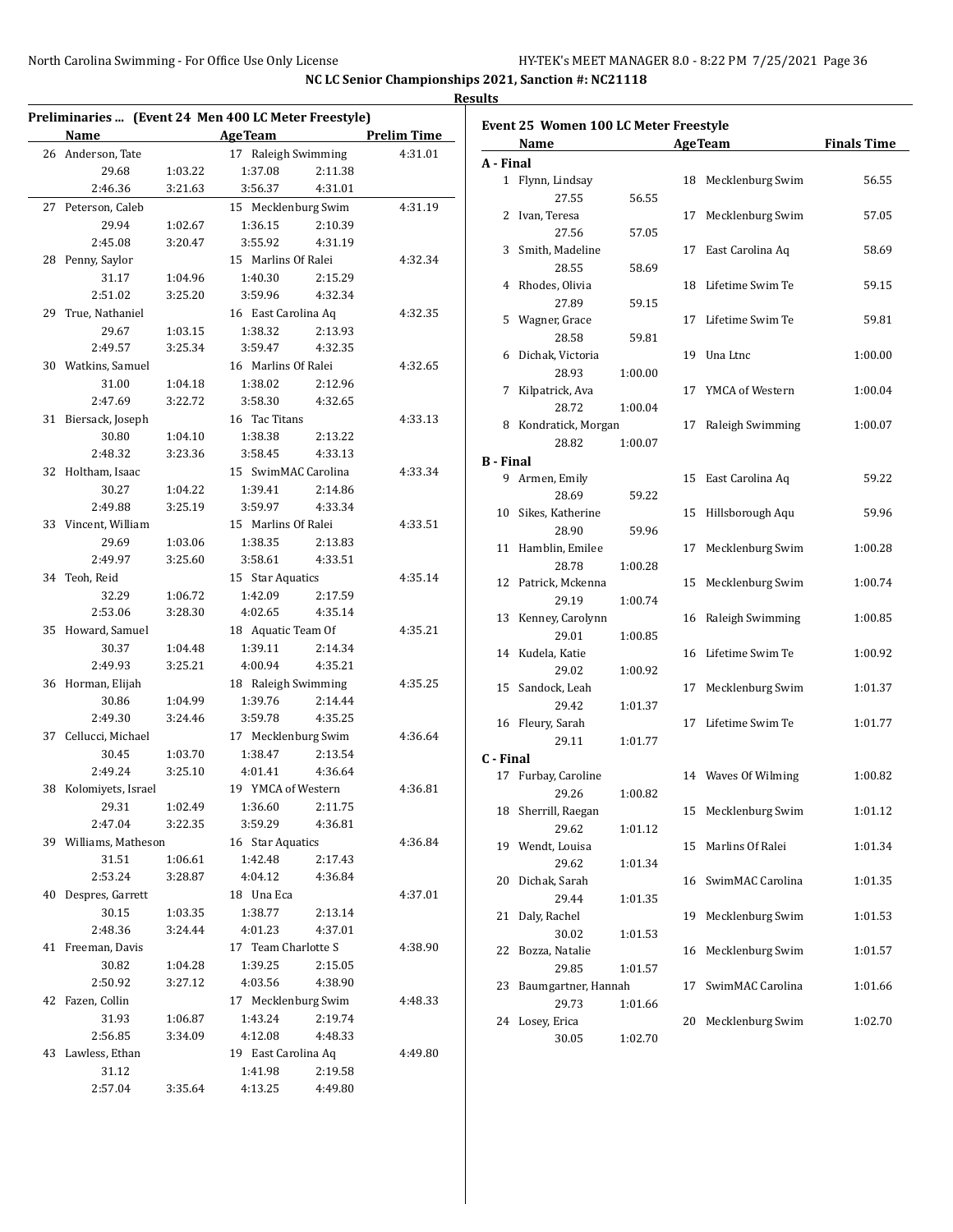**NC LC Senior Championships 2021, Sanction #: NC21118**

**Results**

### Preliminaries ... (Event 24 Men 400 LC Meter Freestyle)

| | Name | Age | Team | Prelim Time |
|---|---|---|---|---|
| 26 | Anderson, Tate | 17 | Raleigh Swimming | 4:31.01 |
| | 29.68 / 1:03.22 / 1:37.08 / 2:11.38 / 2:46.36 / 3:21.63 / 3:56.37 / 4:31.01 | | | |
| 27 | Peterson, Caleb | 15 | Mecklenburg Swim | 4:31.19 |
| | 29.94 / 1:02.67 / 1:36.15 / 2:10.39 / 2:45.08 / 3:20.47 / 3:55.92 / 4:31.19 | | | |
| 28 | Penny, Saylor | 15 | Marlins Of Ralei | 4:32.34 |
| | 31.17 / 1:04.96 / 1:40.30 / 2:15.29 / 2:51.02 / 3:25.20 / 3:59.96 / 4:32.34 | | | |
| 29 | True, Nathaniel | 16 | East Carolina Aq | 4:32.35 |
| | 29.67 / 1:03.15 / 1:38.32 / 2:13.93 / 2:49.57 / 3:25.34 / 3:59.47 / 4:32.35 | | | |
| 30 | Watkins, Samuel | 16 | Marlins Of Ralei | 4:32.65 |
| | 31.00 / 1:04.18 / 1:38.02 / 2:12.96 / 2:47.69 / 3:22.72 / 3:58.30 / 4:32.65 | | | |
| 31 | Biersack, Joseph | 16 | Tac Titans | 4:33.13 |
| | 30.80 / 1:04.10 / 1:38.38 / 2:13.22 / 2:48.32 / 3:23.36 / 3:58.45 / 4:33.13 | | | |
| 32 | Holtham, Isaac | 15 | SwimMAC Carolina | 4:33.34 |
| | 30.27 / 1:04.22 / 1:39.41 / 2:14.86 / 2:49.88 / 3:25.19 / 3:59.97 / 4:33.34 | | | |
| 33 | Vincent, William | 15 | Marlins Of Ralei | 4:33.51 |
| | 29.69 / 1:03.06 / 1:38.35 / 2:13.83 / 2:49.97 / 3:25.60 / 3:58.61 / 4:33.51 | | | |
| 34 | Teoh, Reid | 15 | Star Aquatics | 4:35.14 |
| | 32.29 / 1:06.72 / 1:42.09 / 2:17.59 / 2:53.06 / 3:28.30 / 4:02.65 / 4:35.14 | | | |
| 35 | Howard, Samuel | 18 | Aquatic Team Of | 4:35.21 |
| | 30.37 / 1:04.48 / 1:39.11 / 2:14.34 / 2:49.93 / 3:25.21 / 4:00.94 / 4:35.21 | | | |
| 36 | Horman, Elijah | 18 | Raleigh Swimming | 4:35.25 |
| | 30.86 / 1:04.99 / 1:39.76 / 2:14.44 / 2:49.30 / 3:24.46 / 3:59.78 / 4:35.25 | | | |
| 37 | Cellucci, Michael | 17 | Mecklenburg Swim | 4:36.64 |
| | 30.45 / 1:03.70 / 1:38.47 / 2:13.54 / 2:49.24 / 3:25.10 / 4:01.41 / 4:36.64 | | | |
| 38 | Kolomiyets, Israel | 19 | YMCA of Western | 4:36.81 |
| | 29.31 / 1:02.49 / 1:36.60 / 2:11.75 / 2:47.04 / 3:22.35 / 3:59.29 / 4:36.81 | | | |
| 39 | Williams, Matheson | 16 | Star Aquatics | 4:36.84 |
| | 31.51 / 1:06.61 / 1:42.48 / 2:17.43 / 2:53.24 / 3:28.87 / 4:04.12 / 4:36.84 | | | |
| 40 | Despres, Garrett | 18 | Una Eca | 4:37.01 |
| | 30.15 / 1:03.35 / 1:38.77 / 2:13.14 / 2:48.36 / 3:24.44 / 4:01.23 / 4:37.01 | | | |
| 41 | Freeman, Davis | 17 | Team Charlotte S | 4:38.90 |
| | 30.82 / 1:04.28 / 1:39.25 / 2:15.05 / 2:50.92 / 3:27.12 / 4:03.56 / 4:38.90 | | | |
| 42 | Fazen, Collin | 17 | Mecklenburg Swim | 4:48.33 |
| | 31.93 / 1:06.87 / 1:43.24 / 2:19.74 / 2:56.85 / 3:34.09 / 4:12.08 / 4:48.33 | | | |
| 43 | Lawless, Ethan | 19 | East Carolina Aq | 4:49.80 |
| | 31.12 / / 1:41.98 / 2:19.58 / 2:57.04 / 3:35.64 / 4:13.25 / 4:49.80 | | | |

### Event 25 Women 100 LC Meter Freestyle

| | Name | Age | Team | Finals Time |
|---|---|---|---|---|
| **A - Final** | | | | |
| 1 | Flynn, Lindsay | 18 | Mecklenburg Swim | 56.55 |
| | 27.55 / 56.55 | | | |
| 2 | Ivan, Teresa | 17 | Mecklenburg Swim | 57.05 |
| | 27.56 / 57.05 | | | |
| 3 | Smith, Madeline | 17 | East Carolina Aq | 58.69 |
| | 28.55 / 58.69 | | | |
| 4 | Rhodes, Olivia | 18 | Lifetime Swim Te | 59.15 |
| | 27.89 / 59.15 | | | |
| 5 | Wagner, Grace | 17 | Lifetime Swim Te | 59.81 |
| | 28.58 / 59.81 | | | |
| 6 | Dichak, Victoria | 19 | Una Ltnc | 1:00.00 |
| | 28.93 / 1:00.00 | | | |
| 7 | Kilpatrick, Ava | 17 | YMCA of Western | 1:00.04 |
| | 28.72 / 1:00.04 | | | |
| 8 | Kondratick, Morgan | 17 | Raleigh Swimming | 1:00.07 |
| | 28.82 / 1:00.07 | | | |
| **B - Final** | | | | |
| 9 | Armen, Emily | 15 | East Carolina Aq | 59.22 |
| | 28.69 / 59.22 | | | |
| 10 | Sikes, Katherine | 15 | Hillsborough Aqu | 59.96 |
| | 28.90 / 59.96 | | | |
| 11 | Hamblin, Emilee | 17 | Mecklenburg Swim | 1:00.28 |
| | 28.78 / 1:00.28 | | | |
| 12 | Patrick, Mckenna | 15 | Mecklenburg Swim | 1:00.74 |
| | 29.19 / 1:00.74 | | | |
| 13 | Kenney, Carolynn | 16 | Raleigh Swimming | 1:00.85 |
| | 29.01 / 1:00.85 | | | |
| 14 | Kudela, Katie | 16 | Lifetime Swim Te | 1:00.92 |
| | 29.02 / 1:00.92 | | | |
| 15 | Sandock, Leah | 17 | Mecklenburg Swim | 1:01.37 |
| | 29.42 / 1:01.37 | | | |
| 16 | Fleury, Sarah | 17 | Lifetime Swim Te | 1:01.77 |
| | 29.11 / 1:01.77 | | | |
| **C - Final** | | | | |
| 17 | Furbay, Caroline | 14 | Waves Of Wilming | 1:00.82 |
| | 29.26 / 1:00.82 | | | |
| 18 | Sherrill, Raegan | 15 | Mecklenburg Swim | 1:01.12 |
| | 29.62 / 1:01.12 | | | |
| 19 | Wendt, Louisa | 15 | Marlins Of Ralei | 1:01.34 |
| | 29.62 / 1:01.34 | | | |
| 20 | Dichak, Sarah | 16 | SwimMAC Carolina | 1:01.35 |
| | 29.44 / 1:01.35 | | | |
| 21 | Daly, Rachel | 19 | Mecklenburg Swim | 1:01.53 |
| | 30.02 / 1:01.53 | | | |
| 22 | Bozza, Natalie | 16 | Mecklenburg Swim | 1:01.57 |
| | 29.85 / 1:01.57 | | | |
| 23 | Baumgartner, Hannah | 17 | SwimMAC Carolina | 1:01.66 |
| | 29.73 / 1:01.66 | | | |
| 24 | Losey, Erica | 20 | Mecklenburg Swim | 1:02.70 |
| | 30.05 / 1:02.70 | | | |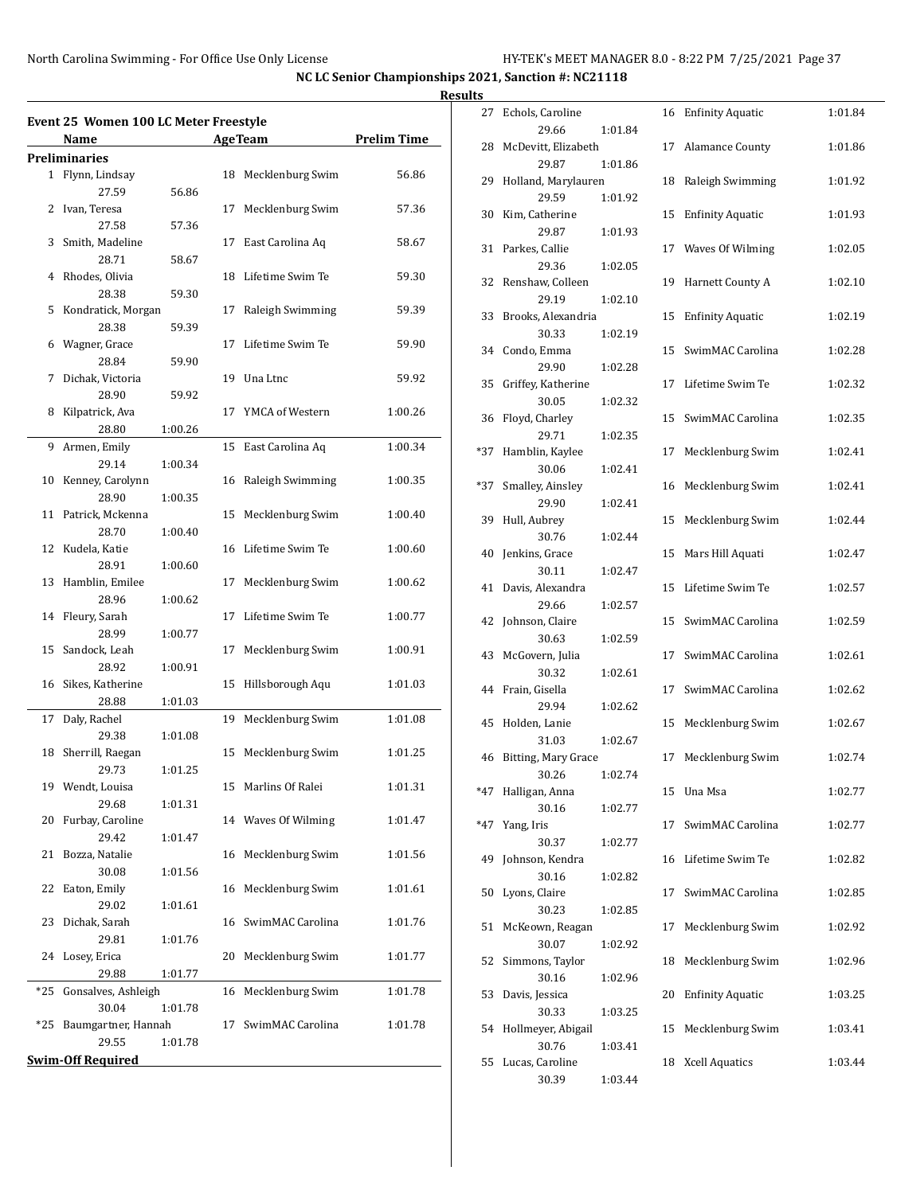**NC LC Senior Championships 2021, Sanction #: NC21118**

**Results**

## Event 25 Women 100 LC Meter Freestyle

| | Name | Age | Team | Prelim Time |
|---|---|---|---|---|
| **Preliminaries** | | | | |
| 1 | Flynn, Lindsay | 18 | Mecklenburg Swim | 56.86 |
| | 27.59 56.86 | | | |
| 2 | Ivan, Teresa | 17 | Mecklenburg Swim | 57.36 |
| | 27.58 57.36 | | | |
| 3 | Smith, Madeline | 17 | East Carolina Aq | 58.67 |
| | 28.71 58.67 | | | |
| 4 | Rhodes, Olivia | 18 | Lifetime Swim Te | 59.30 |
| | 28.38 59.30 | | | |
| 5 | Kondratick, Morgan | 17 | Raleigh Swimming | 59.39 |
| | 28.38 59.39 | | | |
| 6 | Wagner, Grace | 17 | Lifetime Swim Te | 59.90 |
| | 28.84 59.90 | | | |
| 7 | Dichak, Victoria | 19 | Una Ltnc | 59.92 |
| | 28.90 59.92 | | | |
| 8 | Kilpatrick, Ava | 17 | YMCA of Western | 1:00.26 |
| | 28.80 1:00.26 | | | |
| 9 | Armen, Emily | 15 | East Carolina Aq | 1:00.34 |
| | 29.14 1:00.34 | | | |
| 10 | Kenney, Carolynn | 16 | Raleigh Swimming | 1:00.35 |
| | 28.90 1:00.35 | | | |
| 11 | Patrick, Mckenna | 15 | Mecklenburg Swim | 1:00.40 |
| | 28.70 1:00.40 | | | |
| 12 | Kudela, Katie | 16 | Lifetime Swim Te | 1:00.60 |
| | 28.91 1:00.60 | | | |
| 13 | Hamblin, Emilee | 17 | Mecklenburg Swim | 1:00.62 |
| | 28.96 1:00.62 | | | |
| 14 | Fleury, Sarah | 17 | Lifetime Swim Te | 1:00.77 |
| | 28.99 1:00.77 | | | |
| 15 | Sandock, Leah | 17 | Mecklenburg Swim | 1:00.91 |
| | 28.92 1:00.91 | | | |
| 16 | Sikes, Katherine | 15 | Hillsborough Aqu | 1:01.03 |
| | 28.88 1:01.03 | | | |
| 17 | Daly, Rachel | 19 | Mecklenburg Swim | 1:01.08 |
| | 29.38 1:01.08 | | | |
| 18 | Sherrill, Raegan | 15 | Mecklenburg Swim | 1:01.25 |
| | 29.73 1:01.25 | | | |
| 19 | Wendt, Louisa | 15 | Marlins Of Ralei | 1:01.31 |
| | 29.68 1:01.31 | | | |
| 20 | Furbay, Caroline | 14 | Waves Of Wilming | 1:01.47 |
| | 29.42 1:01.47 | | | |
| 21 | Bozza, Natalie | 16 | Mecklenburg Swim | 1:01.56 |
| | 30.08 1:01.56 | | | |
| 22 | Eaton, Emily | 16 | Mecklenburg Swim | 1:01.61 |
| | 29.02 1:01.61 | | | |
| 23 | Dichak, Sarah | 16 | SwimMAC Carolina | 1:01.76 |
| | 29.81 1:01.76 | | | |
| 24 | Losey, Erica | 20 | Mecklenburg Swim | 1:01.77 |
| | 29.88 1:01.77 | | | |
| *25 | Gonsalves, Ashleigh | 16 | Mecklenburg Swim | 1:01.78 |
| | 30.04 1:01.78 | | | |
| *25 | Baumgartner, Hannah | 17 | SwimMAC Carolina | 1:01.78 |
| | 29.55 1:01.78 | | | |
| **Swim-Off Required** | | | | |
| 27 | Echols, Caroline | 16 | Enfinity Aquatic | 1:01.84 |
| | 29.66 1:01.84 | | | |
| 28 | McDevitt, Elizabeth | 17 | Alamance County | 1:01.86 |
| | 29.87 1:01.86 | | | |
| 29 | Holland, Marylauren | 18 | Raleigh Swimming | 1:01.92 |
| | 29.59 1:01.92 | | | |
| 30 | Kim, Catherine | 15 | Enfinity Aquatic | 1:01.93 |
| | 29.87 1:01.93 | | | |
| 31 | Parkes, Callie | 17 | Waves Of Wilming | 1:02.05 |
| | 29.36 1:02.05 | | | |
| 32 | Renshaw, Colleen | 19 | Harnett County A | 1:02.10 |
| | 29.19 1:02.10 | | | |
| 33 | Brooks, Alexandria | 15 | Enfinity Aquatic | 1:02.19 |
| | 30.33 1:02.19 | | | |
| 34 | Condo, Emma | 15 | SwimMAC Carolina | 1:02.28 |
| | 29.90 1:02.28 | | | |
| 35 | Griffey, Katherine | 17 | Lifetime Swim Te | 1:02.32 |
| | 30.05 1:02.32 | | | |
| 36 | Floyd, Charley | 15 | SwimMAC Carolina | 1:02.35 |
| | 29.71 1:02.35 | | | |
| *37 | Hamblin, Kaylee | 17 | Mecklenburg Swim | 1:02.41 |
| | 30.06 1:02.41 | | | |
| *37 | Smalley, Ainsley | 16 | Mecklenburg Swim | 1:02.41 |
| | 29.90 1:02.41 | | | |
| 39 | Hull, Aubrey | 15 | Mecklenburg Swim | 1:02.44 |
| | 30.76 1:02.44 | | | |
| 40 | Jenkins, Grace | 15 | Mars Hill Aquati | 1:02.47 |
| | 30.11 1:02.47 | | | |
| 41 | Davis, Alexandra | 15 | Lifetime Swim Te | 1:02.57 |
| | 29.66 1:02.57 | | | |
| 42 | Johnson, Claire | 15 | SwimMAC Carolina | 1:02.59 |
| | 30.63 1:02.59 | | | |
| 43 | McGovern, Julia | 17 | SwimMAC Carolina | 1:02.61 |
| | 30.32 1:02.61 | | | |
| 44 | Frain, Gisella | 17 | SwimMAC Carolina | 1:02.62 |
| | 29.94 1:02.62 | | | |
| 45 | Holden, Lanie | 15 | Mecklenburg Swim | 1:02.67 |
| | 31.03 1:02.67 | | | |
| 46 | Bitting, Mary Grace | 17 | Mecklenburg Swim | 1:02.74 |
| | 30.26 1:02.74 | | | |
| *47 | Halligan, Anna | 15 | Una Msa | 1:02.77 |
| | 30.16 1:02.77 | | | |
| *47 | Yang, Iris | 17 | SwimMAC Carolina | 1:02.77 |
| | 30.37 1:02.77 | | | |
| 49 | Johnson, Kendra | 16 | Lifetime Swim Te | 1:02.82 |
| | 30.16 1:02.82 | | | |
| 50 | Lyons, Claire | 17 | SwimMAC Carolina | 1:02.85 |
| | 30.23 1:02.85 | | | |
| 51 | McKeown, Reagan | 17 | Mecklenburg Swim | 1:02.92 |
| | 30.07 1:02.92 | | | |
| 52 | Simmons, Taylor | 18 | Mecklenburg Swim | 1:02.96 |
| | 30.16 1:02.96 | | | |
| 53 | Davis, Jessica | 20 | Enfinity Aquatic | 1:03.25 |
| | 30.33 1:03.25 | | | |
| 54 | Hollmeyer, Abigail | 15 | Mecklenburg Swim | 1:03.41 |
| | 30.76 1:03.41 | | | |
| 55 | Lucas, Caroline | 18 | Xcell Aquatics | 1:03.44 |
| | 30.39 1:03.44 | | | |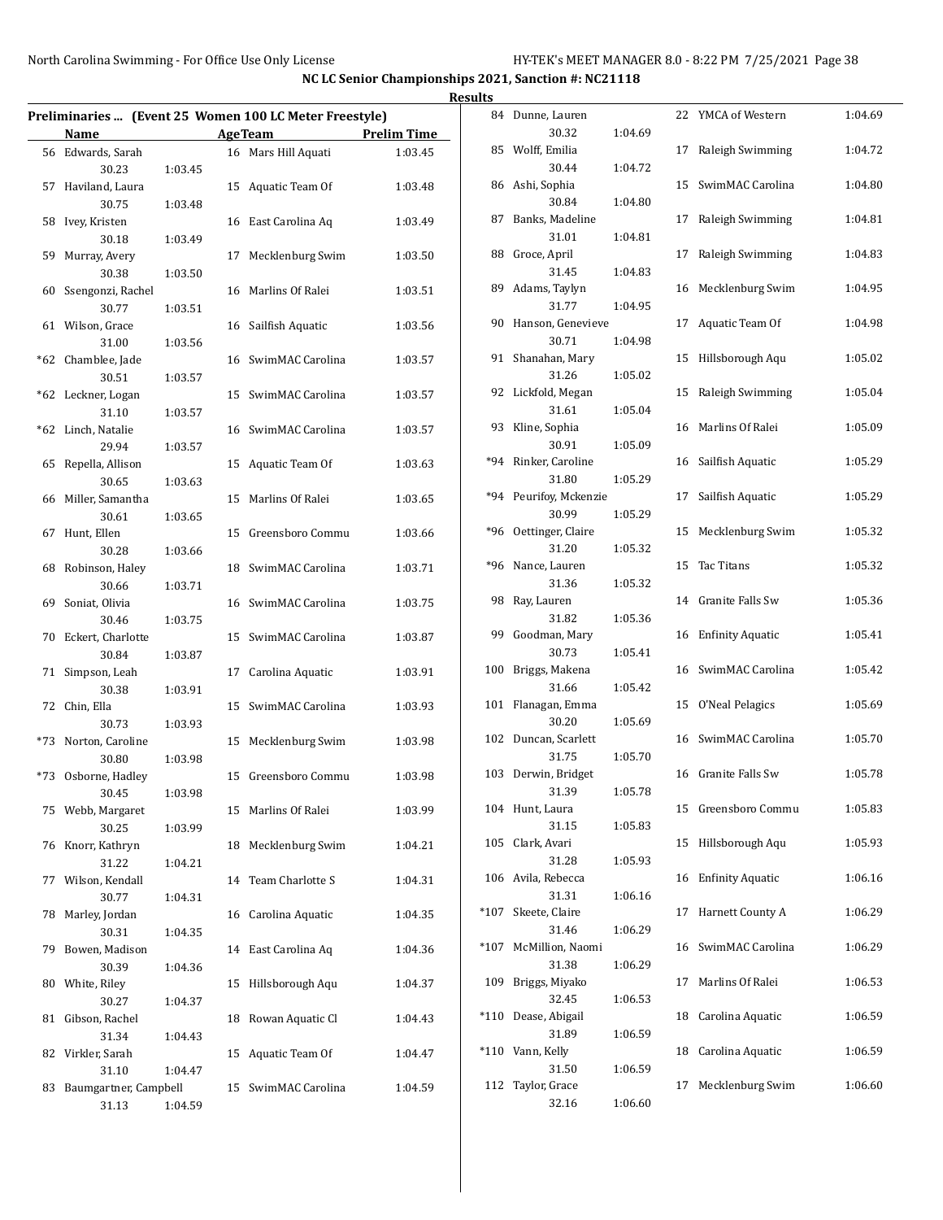## NC LC Senior Championships 2021, Sanction #: NC21118

**Results**

### Preliminaries ... (Event 25 Women 100 LC Meter Freestyle)

| | Name | Age | Team | Prelim Time | Split 50 | Split 100 |
|---|---|---|---|---|---|---|
| 56 | Edwards, Sarah | 16 | Mars Hill Aquati | 1:03.45 | 30.23 | 1:03.45 |
| 57 | Haviland, Laura | 15 | Aquatic Team Of | 1:03.48 | 30.75 | 1:03.48 |
| 58 | Ivey, Kristen | 16 | East Carolina Aq | 1:03.49 | 30.18 | 1:03.49 |
| 59 | Murray, Avery | 17 | Mecklenburg Swim | 1:03.50 | 30.38 | 1:03.50 |
| 60 | Ssengonzi, Rachel | 16 | Marlins Of Ralei | 1:03.51 | 30.77 | 1:03.51 |
| 61 | Wilson, Grace | 16 | Sailfish Aquatic | 1:03.56 | 31.00 | 1:03.56 |
| *62 | Chamblee, Jade | 16 | SwimMAC Carolina | 1:03.57 | 30.51 | 1:03.57 |
| *62 | Leckner, Logan | 15 | SwimMAC Carolina | 1:03.57 | 31.10 | 1:03.57 |
| *62 | Linch, Natalie | 16 | SwimMAC Carolina | 1:03.57 | 29.94 | 1:03.57 |
| 65 | Repella, Allison | 15 | Aquatic Team Of | 1:03.63 | 30.65 | 1:03.63 |
| 66 | Miller, Samantha | 15 | Marlins Of Ralei | 1:03.65 | 30.61 | 1:03.65 |
| 67 | Hunt, Ellen | 15 | Greensboro Commu | 1:03.66 | 30.28 | 1:03.66 |
| 68 | Robinson, Haley | 18 | SwimMAC Carolina | 1:03.71 | 30.66 | 1:03.71 |
| 69 | Soniat, Olivia | 16 | SwimMAC Carolina | 1:03.75 | 30.46 | 1:03.75 |
| 70 | Eckert, Charlotte | 15 | SwimMAC Carolina | 1:03.87 | 30.84 | 1:03.87 |
| 71 | Simpson, Leah | 17 | Carolina Aquatic | 1:03.91 | 30.38 | 1:03.91 |
| 72 | Chin, Ella | 15 | SwimMAC Carolina | 1:03.93 | 30.73 | 1:03.93 |
| *73 | Norton, Caroline | 15 | Mecklenburg Swim | 1:03.98 | 30.80 | 1:03.98 |
| *73 | Osborne, Hadley | 15 | Greensboro Commu | 1:03.98 | 30.45 | 1:03.98 |
| 75 | Webb, Margaret | 15 | Marlins Of Ralei | 1:03.99 | 30.25 | 1:03.99 |
| 76 | Knorr, Kathryn | 18 | Mecklenburg Swim | 1:04.21 | 31.22 | 1:04.21 |
| 77 | Wilson, Kendall | 14 | Team Charlotte S | 1:04.31 | 30.77 | 1:04.31 |
| 78 | Marley, Jordan | 16 | Carolina Aquatic | 1:04.35 | 30.31 | 1:04.35 |
| 79 | Bowen, Madison | 14 | East Carolina Aq | 1:04.36 | 30.39 | 1:04.36 |
| 80 | White, Riley | 15 | Hillsborough Aqu | 1:04.37 | 30.27 | 1:04.37 |
| 81 | Gibson, Rachel | 18 | Rowan Aquatic Cl | 1:04.43 | 31.34 | 1:04.43 |
| 82 | Virkler, Sarah | 15 | Aquatic Team Of | 1:04.47 | 31.10 | 1:04.47 |
| 83 | Baumgartner, Campbell | 15 | SwimMAC Carolina | 1:04.59 | 31.13 | 1:04.59 |
| 84 | Dunne, Lauren | 22 | YMCA of Western | 1:04.69 | 30.32 | 1:04.69 |
| 85 | Wolff, Emilia | 17 | Raleigh Swimming | 1:04.72 | 30.44 | 1:04.72 |
| 86 | Ashi, Sophia | 15 | SwimMAC Carolina | 1:04.80 | 30.84 | 1:04.80 |
| 87 | Banks, Madeline | 17 | Raleigh Swimming | 1:04.81 | 31.01 | 1:04.81 |
| 88 | Groce, April | 17 | Raleigh Swimming | 1:04.83 | 31.45 | 1:04.83 |
| 89 | Adams, Taylyn | 16 | Mecklenburg Swim | 1:04.95 | 31.77 | 1:04.95 |
| 90 | Hanson, Genevieve | 17 | Aquatic Team Of | 1:04.98 | 30.71 | 1:04.98 |
| 91 | Shanahan, Mary | 15 | Hillsborough Aqu | 1:05.02 | 31.26 | 1:05.02 |
| 92 | Lickfold, Megan | 15 | Raleigh Swimming | 1:05.04 | 31.61 | 1:05.04 |
| 93 | Kline, Sophia | 16 | Marlins Of Ralei | 1:05.09 | 30.91 | 1:05.09 |
| *94 | Rinker, Caroline | 16 | Sailfish Aquatic | 1:05.29 | 31.80 | 1:05.29 |
| *94 | Peurifoy, Mckenzie | 17 | Sailfish Aquatic | 1:05.29 | 30.99 | 1:05.29 |
| *96 | Oettinger, Claire | 15 | Mecklenburg Swim | 1:05.32 | 31.20 | 1:05.32 |
| *96 | Nance, Lauren | 15 | Tac Titans | 1:05.32 | 31.36 | 1:05.32 |
| 98 | Ray, Lauren | 14 | Granite Falls Sw | 1:05.36 | 31.82 | 1:05.36 |
| 99 | Goodman, Mary | 16 | Enfinity Aquatic | 1:05.41 | 30.73 | 1:05.41 |
| 100 | Briggs, Makena | 16 | SwimMAC Carolina | 1:05.42 | 31.66 | 1:05.42 |
| 101 | Flanagan, Emma | 15 | O'Neal Pelagics | 1:05.69 | 30.20 | 1:05.69 |
| 102 | Duncan, Scarlett | 16 | SwimMAC Carolina | 1:05.70 | 31.75 | 1:05.70 |
| 103 | Derwin, Bridget | 16 | Granite Falls Sw | 1:05.78 | 31.39 | 1:05.78 |
| 104 | Hunt, Laura | 15 | Greensboro Commu | 1:05.83 | 31.15 | 1:05.83 |
| 105 | Clark, Avari | 15 | Hillsborough Aqu | 1:05.93 | 31.28 | 1:05.93 |
| 106 | Avila, Rebecca | 16 | Enfinity Aquatic | 1:06.16 | 31.31 | 1:06.16 |
| *107 | Skeete, Claire | 17 | Harnett County A | 1:06.29 | 31.46 | 1:06.29 |
| *107 | McMillion, Naomi | 16 | SwimMAC Carolina | 1:06.29 | 31.38 | 1:06.29 |
| 109 | Briggs, Miyako | 17 | Marlins Of Ralei | 1:06.53 | 32.45 | 1:06.53 |
| *110 | Dease, Abigail | 18 | Carolina Aquatic | 1:06.59 | 31.89 | 1:06.59 |
| *110 | Vann, Kelly | 18 | Carolina Aquatic | 1:06.59 | 31.50 | 1:06.59 |
| 112 | Taylor, Grace | 17 | Mecklenburg Swim | 1:06.60 | 32.16 | 1:06.60 |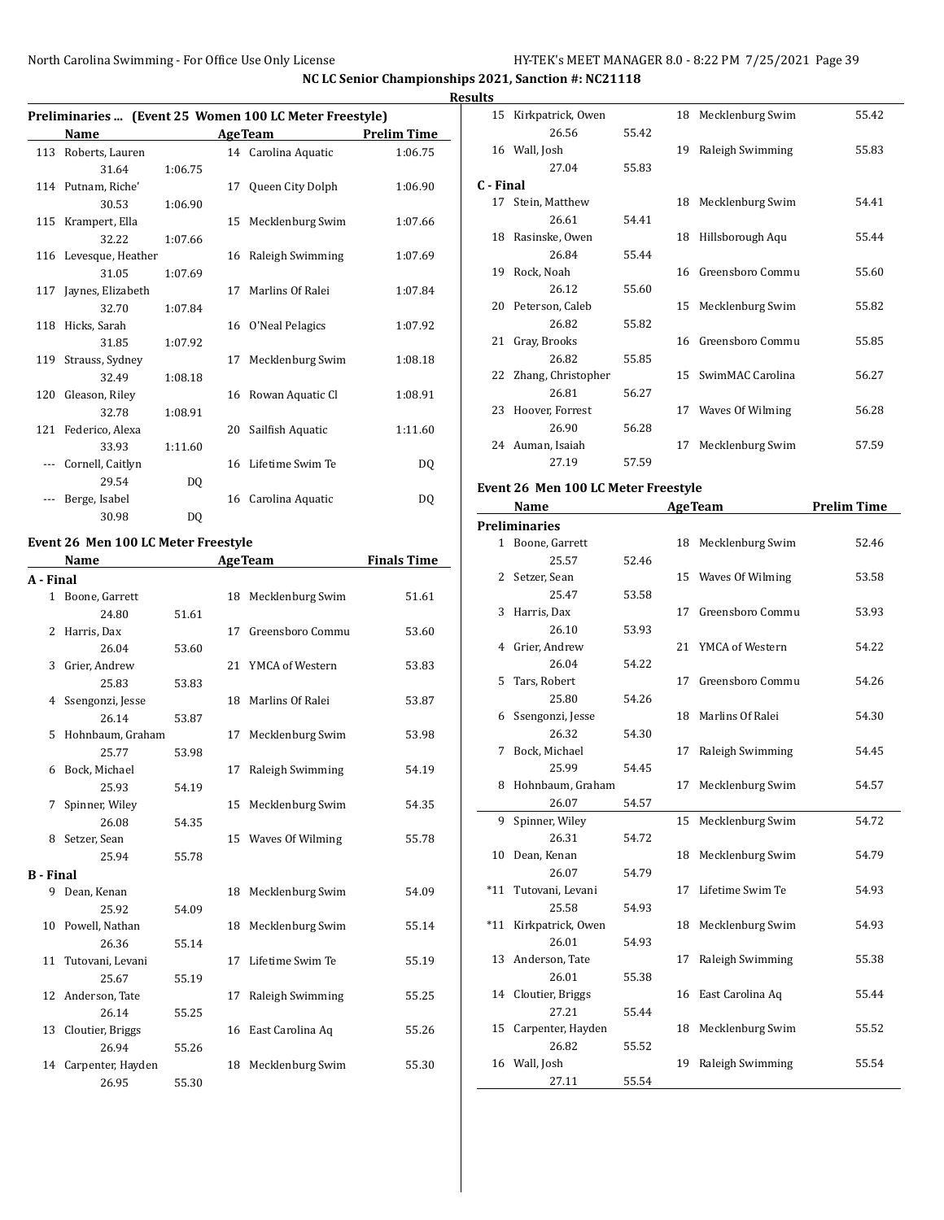NC LC Senior Championships 2021, Sanction #: NC21118

Results

**Preliminaries ... (Event 25 Women 100 LC Meter Freestyle)**

| | Name | Age | Team | Prelim Time |
|---|---|---|---|---|
| 113 | Roberts, Lauren | 14 | Carolina Aquatic | 1:06.75 |
| | 31.64 1:06.75 | | | |
| 114 | Putnam, Riche' | 17 | Queen City Dolph | 1:06.90 |
| | 30.53 1:06.90 | | | |
| 115 | Krampert, Ella | 15 | Mecklenburg Swim | 1:07.66 |
| | 32.22 1:07.66 | | | |
| 116 | Levesque, Heather | 16 | Raleigh Swimming | 1:07.69 |
| | 31.05 1:07.69 | | | |
| 117 | Jaynes, Elizabeth | 17 | Marlins Of Ralei | 1:07.84 |
| | 32.70 1:07.84 | | | |
| 118 | Hicks, Sarah | 16 | O'Neal Pelagics | 1:07.92 |
| | 31.85 1:07.92 | | | |
| 119 | Strauss, Sydney | 17 | Mecklenburg Swim | 1:08.18 |
| | 32.49 1:08.18 | | | |
| 120 | Gleason, Riley | 16 | Rowan Aquatic Cl | 1:08.91 |
| | 32.78 1:08.91 | | | |
| 121 | Federico, Alexa | 20 | Sailfish Aquatic | 1:11.60 |
| | 33.93 1:11.60 | | | |
| --- | Cornell, Caitlyn | 16 | Lifetime Swim Te | DQ |
| | 29.54 DQ | | | |
| --- | Berge, Isabel | 16 | Carolina Aquatic | DQ |
| | 30.98 DQ | | | |

**Event 26 Men 100 LC Meter Freestyle**

| | Name | Age | Team | Finals Time |
|---|---|---|---|---|
| **A - Final** | | | | |
| 1 | Boone, Garrett | 18 | Mecklenburg Swim | 51.61 |
| | 24.80 51.61 | | | |
| 2 | Harris, Dax | 17 | Greensboro Commu | 53.60 |
| | 26.04 53.60 | | | |
| 3 | Grier, Andrew | 21 | YMCA of Western | 53.83 |
| | 25.83 53.83 | | | |
| 4 | Ssengonzi, Jesse | 18 | Marlins Of Ralei | 53.87 |
| | 26.14 53.87 | | | |
| 5 | Hohnbaum, Graham | 17 | Mecklenburg Swim | 53.98 |
| | 25.77 53.98 | | | |
| 6 | Bock, Michael | 17 | Raleigh Swimming | 54.19 |
| | 25.93 54.19 | | | |
| 7 | Spinner, Wiley | 15 | Mecklenburg Swim | 54.35 |
| | 26.08 54.35 | | | |
| 8 | Setzer, Sean | 15 | Waves Of Wilming | 55.78 |
| | 25.94 55.78 | | | |
| **B - Final** | | | | |
| 9 | Dean, Kenan | 18 | Mecklenburg Swim | 54.09 |
| | 25.92 54.09 | | | |
| 10 | Powell, Nathan | 18 | Mecklenburg Swim | 55.14 |
| | 26.36 55.14 | | | |
| 11 | Tutovani, Levani | 17 | Lifetime Swim Te | 55.19 |
| | 25.67 55.19 | | | |
| 12 | Anderson, Tate | 17 | Raleigh Swimming | 55.25 |
| | 26.14 55.25 | | | |
| 13 | Cloutier, Briggs | 16 | East Carolina Aq | 55.26 |
| | 26.94 55.26 | | | |
| 14 | Carpenter, Hayden | 18 | Mecklenburg Swim | 55.30 |
| | 26.95 55.30 | | | |
| 15 | Kirkpatrick, Owen | 18 | Mecklenburg Swim | 55.42 |
| | 26.56 55.42 | | | |
| 16 | Wall, Josh | 19 | Raleigh Swimming | 55.83 |
| | 27.04 55.83 | | | |
| **C - Final** | | | | |
| 17 | Stein, Matthew | 18 | Mecklenburg Swim | 54.41 |
| | 26.61 54.41 | | | |
| 18 | Rasinske, Owen | 18 | Hillsborough Aqu | 55.44 |
| | 26.84 55.44 | | | |
| 19 | Rock, Noah | 16 | Greensboro Commu | 55.60 |
| | 26.12 55.60 | | | |
| 20 | Peterson, Caleb | 15 | Mecklenburg Swim | 55.82 |
| | 26.82 55.82 | | | |
| 21 | Gray, Brooks | 16 | Greensboro Commu | 55.85 |
| | 26.82 55.85 | | | |
| 22 | Zhang, Christopher | 15 | SwimMAC Carolina | 56.27 |
| | 26.81 56.27 | | | |
| 23 | Hoover, Forrest | 17 | Waves Of Wilming | 56.28 |
| | 26.90 56.28 | | | |
| 24 | Auman, Isaiah | 17 | Mecklenburg Swim | 57.59 |
| | 27.19 57.59 | | | |

**Event 26 Men 100 LC Meter Freestyle**

| | Name | Age | Team | Prelim Time |
|---|---|---|---|---|
| **Preliminaries** | | | | |
| 1 | Boone, Garrett | 18 | Mecklenburg Swim | 52.46 |
| | 25.57 52.46 | | | |
| 2 | Setzer, Sean | 15 | Waves Of Wilming | 53.58 |
| | 25.47 53.58 | | | |
| 3 | Harris, Dax | 17 | Greensboro Commu | 53.93 |
| | 26.10 53.93 | | | |
| 4 | Grier, Andrew | 21 | YMCA of Western | 54.22 |
| | 26.04 54.22 | | | |
| 5 | Tars, Robert | 17 | Greensboro Commu | 54.26 |
| | 25.80 54.26 | | | |
| 6 | Ssengonzi, Jesse | 18 | Marlins Of Ralei | 54.30 |
| | 26.32 54.30 | | | |
| 7 | Bock, Michael | 17 | Raleigh Swimming | 54.45 |
| | 25.99 54.45 | | | |
| 8 | Hohnbaum, Graham | 17 | Mecklenburg Swim | 54.57 |
| | 26.07 54.57 | | | |
| 9 | Spinner, Wiley | 15 | Mecklenburg Swim | 54.72 |
| | 26.31 54.72 | | | |
| 10 | Dean, Kenan | 18 | Mecklenburg Swim | 54.79 |
| | 26.07 54.79 | | | |
| *11 | Tutovani, Levani | 17 | Lifetime Swim Te | 54.93 |
| | 25.58 54.93 | | | |
| *11 | Kirkpatrick, Owen | 18 | Mecklenburg Swim | 54.93 |
| | 26.01 54.93 | | | |
| 13 | Anderson, Tate | 17 | Raleigh Swimming | 55.38 |
| | 26.01 55.38 | | | |
| 14 | Cloutier, Briggs | 16 | East Carolina Aq | 55.44 |
| | 27.21 55.44 | | | |
| 15 | Carpenter, Hayden | 18 | Mecklenburg Swim | 55.52 |
| | 26.82 55.52 | | | |
| 16 | Wall, Josh | 19 | Raleigh Swimming | 55.54 |
| | 27.11 55.54 | | | |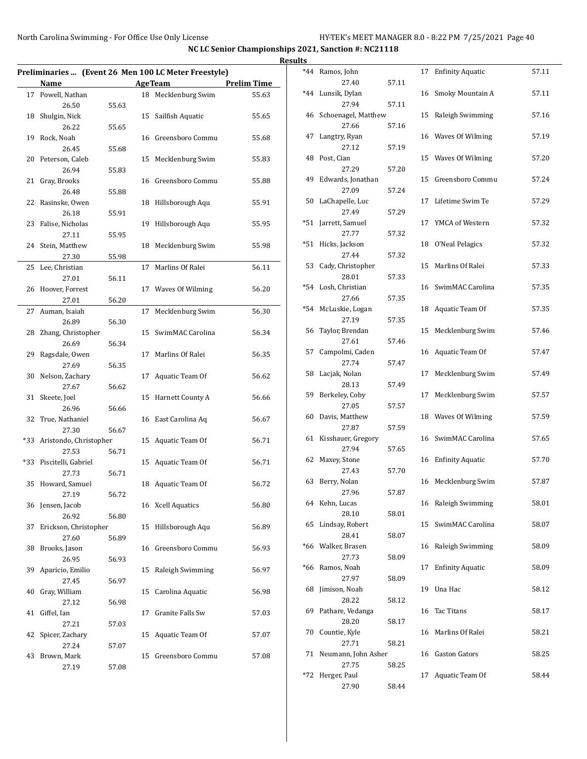## NC LC Senior Championships 2021, Sanction #: NC21118

### Results

**Preliminaries ... (Event 26 Men 100 LC Meter Freestyle)**

| | Name | Age | Team | Prelim Time |
|---|---|---|---|---|
| 17 | Powell, Nathan | 18 | Mecklenburg Swim | 55.63 |
| | 26.50 55.63 | | | |
| 18 | Shulgin, Nick | 15 | Sailfish Aquatic | 55.65 |
| | 26.22 55.65 | | | |
| 19 | Rock, Noah | 16 | Greensboro Commu | 55.68 |
| | 26.45 55.68 | | | |
| 20 | Peterson, Caleb | 15 | Mecklenburg Swim | 55.83 |
| | 26.94 55.83 | | | |
| 21 | Gray, Brooks | 16 | Greensboro Commu | 55.88 |
| | 26.48 55.88 | | | |
| 22 | Rasinske, Owen | 18 | Hillsborough Aqu | 55.91 |
| | 26.18 55.91 | | | |
| 23 | Falise, Nicholas | 19 | Hillsborough Aqu | 55.95 |
| | 27.11 55.95 | | | |
| 24 | Stein, Matthew | 18 | Mecklenburg Swim | 55.98 |
| | 27.30 55.98 | | | |
| 25 | Lee, Christian | 17 | Marlins Of Ralei | 56.11 |
| | 27.01 56.11 | | | |
| 26 | Hoover, Forrest | 17 | Waves Of Wilming | 56.20 |
| | 27.01 56.20 | | | |
| 27 | Auman, Isaiah | 17 | Mecklenburg Swim | 56.30 |
| | 26.89 56.30 | | | |
| 28 | Zhang, Christopher | 15 | SwimMAC Carolina | 56.34 |
| | 26.69 56.34 | | | |
| 29 | Ragsdale, Owen | 17 | Marlins Of Ralei | 56.35 |
| | 27.69 56.35 | | | |
| 30 | Nelson, Zachary | 17 | Aquatic Team Of | 56.62 |
| | 27.67 56.62 | | | |
| 31 | Skeete, Joel | 15 | Harnett County A | 56.66 |
| | 26.96 56.66 | | | |
| 32 | True, Nathaniel | 16 | East Carolina Aq | 56.67 |
| | 27.30 56.67 | | | |
| *33 | Aristondo, Christopher | 15 | Aquatic Team Of | 56.71 |
| | 27.53 56.71 | | | |
| *33 | Piscitelli, Gabriel | 15 | Aquatic Team Of | 56.71 |
| | 27.73 56.71 | | | |
| 35 | Howard, Samuel | 18 | Aquatic Team Of | 56.72 |
| | 27.19 56.72 | | | |
| 36 | Jensen, Jacob | 16 | Xcell Aquatics | 56.80 |
| | 26.92 56.80 | | | |
| 37 | Erickson, Christopher | 15 | Hillsborough Aqu | 56.89 |
| | 27.60 56.89 | | | |
| 38 | Brooks, Jason | 16 | Greensboro Commu | 56.93 |
| | 26.95 56.93 | | | |
| 39 | Aparicio, Emilio | 15 | Raleigh Swimming | 56.97 |
| | 27.45 56.97 | | | |
| 40 | Gray, William | 15 | Carolina Aquatic | 56.98 |
| | 27.12 56.98 | | | |
| 41 | Giffel, Ian | 17 | Granite Falls Sw | 57.03 |
| | 27.21 57.03 | | | |
| 42 | Spicer, Zachary | 15 | Aquatic Team Of | 57.07 |
| | 27.24 57.07 | | | |
| 43 | Brown, Mark | 15 | Greensboro Commu | 57.08 |
| | 27.19 57.08 | | | |
| *44 | Ramos, John | 17 | Enfinity Aquatic | 57.11 |
| | 27.40 57.11 | | | |
| *44 | Lunsik, Dylan | 16 | Smoky Mountain A | 57.11 |
| | 27.94 57.11 | | | |
| 46 | Schoenagel, Matthew | 15 | Raleigh Swimming | 57.16 |
| | 27.66 57.16 | | | |
| 47 | Langtry, Ryan | 16 | Waves Of Wilming | 57.19 |
| | 27.12 57.19 | | | |
| 48 | Post, Cian | 15 | Waves Of Wilming | 57.20 |
| | 27.29 57.20 | | | |
| 49 | Edwards, Jonathan | 15 | Greensboro Commu | 57.24 |
| | 27.09 57.24 | | | |
| 50 | LaChapelle, Luc | 17 | Lifetime Swim Te | 57.29 |
| | 27.49 57.29 | | | |
| *51 | Jarrett, Samuel | 17 | YMCA of Western | 57.32 |
| | 27.77 57.32 | | | |
| *51 | Hicks, Jackson | 18 | O'Neal Pelagics | 57.32 |
| | 27.44 57.32 | | | |
| 53 | Cady, Christopher | 15 | Marlins Of Ralei | 57.33 |
| | 28.01 57.33 | | | |
| *54 | Losh, Christian | 16 | SwimMAC Carolina | 57.35 |
| | 27.66 57.35 | | | |
| *54 | McLuskie, Logan | 18 | Aquatic Team Of | 57.35 |
| | 27.19 57.35 | | | |
| 56 | Taylor, Brendan | 15 | Mecklenburg Swim | 57.46 |
| | 27.61 57.46 | | | |
| 57 | Campolmi, Caden | 16 | Aquatic Team Of | 57.47 |
| | 27.74 57.47 | | | |
| 58 | Lacjak, Nolan | 17 | Mecklenburg Swim | 57.49 |
| | 28.13 57.49 | | | |
| 59 | Berkeley, Coby | 17 | Mecklenburg Swim | 57.57 |
| | 27.05 57.57 | | | |
| 60 | Davis, Matthew | 18 | Waves Of Wilming | 57.59 |
| | 27.87 57.59 | | | |
| 61 | Kisshauer, Gregory | 16 | SwimMAC Carolina | 57.65 |
| | 27.94 57.65 | | | |
| 62 | Maxey, Stone | 16 | Enfinity Aquatic | 57.70 |
| | 27.43 57.70 | | | |
| 63 | Berry, Nolan | 16 | Mecklenburg Swim | 57.87 |
| | 27.96 57.87 | | | |
| 64 | Kehn, Lucas | 16 | Raleigh Swimming | 58.01 |
| | 28.10 58.01 | | | |
| 65 | Lindsay, Robert | 15 | SwimMAC Carolina | 58.07 |
| | 28.41 58.07 | | | |
| *66 | Walker, Brasen | 16 | Raleigh Swimming | 58.09 |
| | 27.73 58.09 | | | |
| *66 | Ramos, Noah | 17 | Enfinity Aquatic | 58.09 |
| | 27.97 58.09 | | | |
| 68 | Jimison, Noah | 19 | Una Hac | 58.12 |
| | 28.22 58.12 | | | |
| 69 | Pathare, Vedanga | 16 | Tac Titans | 58.17 |
| | 28.20 58.17 | | | |
| 70 | Countie, Kyle | 16 | Marlins Of Ralei | 58.21 |
| | 27.71 58.21 | | | |
| 71 | Neumann, John Asher | 16 | Gaston Gators | 58.25 |
| | 27.75 58.25 | | | |
| *72 | Herger, Paul | 17 | Aquatic Team Of | 58.44 |
| | 27.90 58.44 | | | |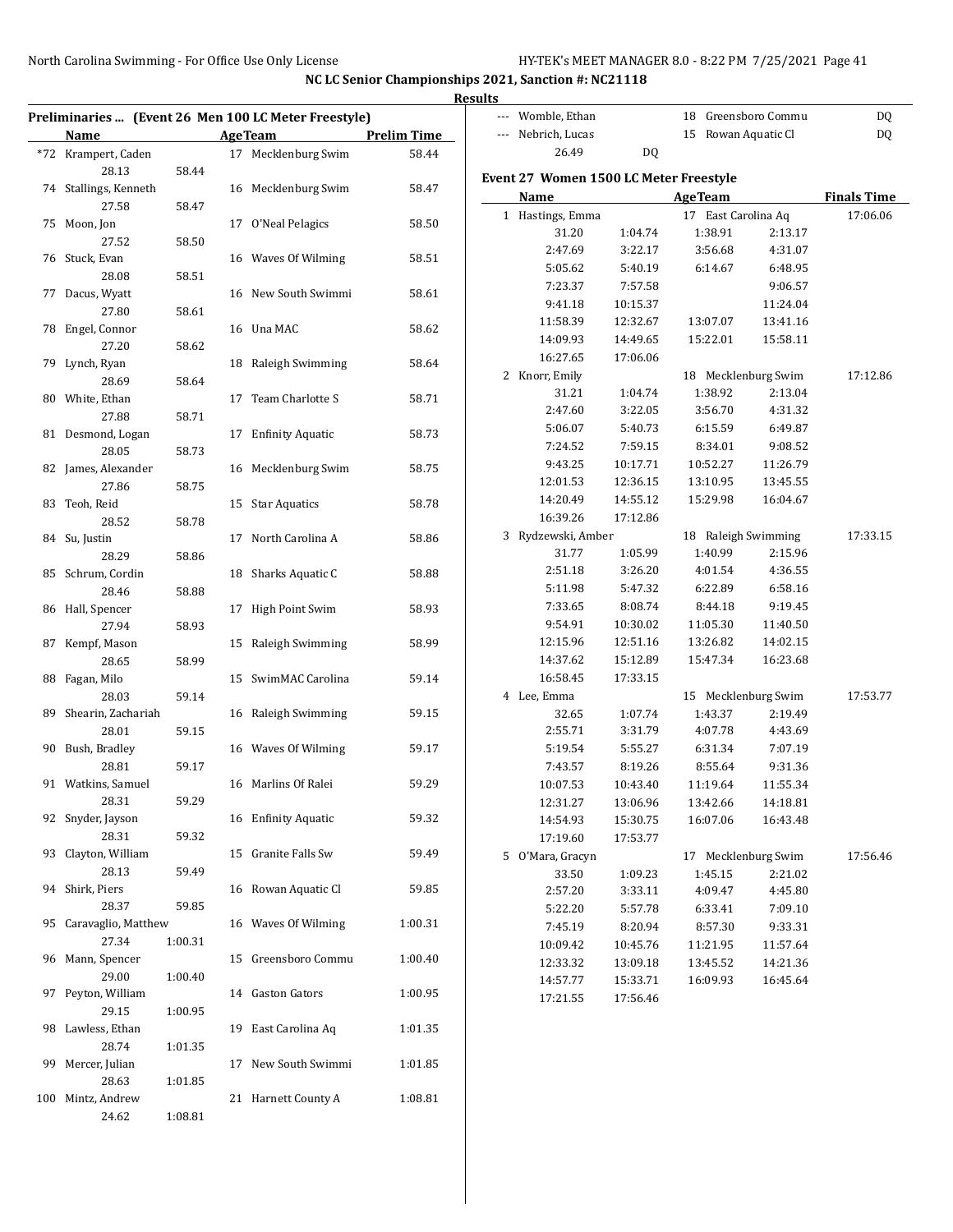NC LC Senior Championships 2021, Sanction #: NC21118

Results

## Preliminaries ... (Event 26 Men 100 LC Meter Freestyle)

| | Name | Age | Team | Prelim Time |
|---|---|---|---|---|
| *72 | Krampert, Caden | 17 | Mecklenburg Swim | 58.44 |
| | 28.13 58.44 | | | |
| 74 | Stallings, Kenneth | 16 | Mecklenburg Swim | 58.47 |
| | 27.58 58.47 | | | |
| 75 | Moon, Jon | 17 | O'Neal Pelagics | 58.50 |
| | 27.52 58.50 | | | |
| 76 | Stuck, Evan | 16 | Waves Of Wilming | 58.51 |
| | 28.08 58.51 | | | |
| 77 | Dacus, Wyatt | 16 | New South Swimmi | 58.61 |
| | 27.80 58.61 | | | |
| 78 | Engel, Connor | 16 | Una MAC | 58.62 |
| | 27.20 58.62 | | | |
| 79 | Lynch, Ryan | 18 | Raleigh Swimming | 58.64 |
| | 28.69 58.64 | | | |
| 80 | White, Ethan | 17 | Team Charlotte S | 58.71 |
| | 27.88 58.71 | | | |
| 81 | Desmond, Logan | 17 | Enfinity Aquatic | 58.73 |
| | 28.05 58.73 | | | |
| 82 | James, Alexander | 16 | Mecklenburg Swim | 58.75 |
| | 27.86 58.75 | | | |
| 83 | Teoh, Reid | 15 | Star Aquatics | 58.78 |
| | 28.52 58.78 | | | |
| 84 | Su, Justin | 17 | North Carolina A | 58.86 |
| | 28.29 58.86 | | | |
| 85 | Schrum, Cordin | 18 | Sharks Aquatic C | 58.88 |
| | 28.46 58.88 | | | |
| 86 | Hall, Spencer | 17 | High Point Swim | 58.93 |
| | 27.94 58.93 | | | |
| 87 | Kempf, Mason | 15 | Raleigh Swimming | 58.99 |
| | 28.65 58.99 | | | |
| 88 | Fagan, Milo | 15 | SwimMAC Carolina | 59.14 |
| | 28.03 59.14 | | | |
| 89 | Shearin, Zachariah | 16 | Raleigh Swimming | 59.15 |
| | 28.01 59.15 | | | |
| 90 | Bush, Bradley | 16 | Waves Of Wilming | 59.17 |
| | 28.81 59.17 | | | |
| 91 | Watkins, Samuel | 16 | Marlins Of Ralei | 59.29 |
| | 28.31 59.29 | | | |
| 92 | Snyder, Jayson | 16 | Enfinity Aquatic | 59.32 |
| | 28.31 59.32 | | | |
| 93 | Clayton, William | 15 | Granite Falls Sw | 59.49 |
| | 28.13 59.49 | | | |
| 94 | Shirk, Piers | 16 | Rowan Aquatic Cl | 59.85 |
| | 28.37 59.85 | | | |
| 95 | Caravaglio, Matthew | 16 | Waves Of Wilming | 1:00.31 |
| | 27.34 1:00.31 | | | |
| 96 | Mann, Spencer | 15 | Greensboro Commu | 1:00.40 |
| | 29.00 1:00.40 | | | |
| 97 | Peyton, William | 14 | Gaston Gators | 1:00.95 |
| | 29.15 1:00.95 | | | |
| 98 | Lawless, Ethan | 19 | East Carolina Aq | 1:01.35 |
| | 28.74 1:01.35 | | | |
| 99 | Mercer, Julian | 17 | New South Swimmi | 1:01.85 |
| | 28.63 1:01.85 | | | |
| 100 | Mintz, Andrew | 21 | Harnett County A | 1:08.81 |
| | 24.62 1:08.81 | | | |
| --- | Womble, Ethan | 18 | Greensboro Commu | DQ |
| --- | Nebrich, Lucas | 15 | Rowan Aquatic Cl | DQ |
| | 26.49 DQ | | | |

## Event 27 Women 1500 LC Meter Freestyle

| | Name | Age | Team | Finals Time |
|---|---|---|---|---|
| 1 | Hastings, Emma | 17 | East Carolina Aq | 17:06.06 |
| | 31.20 1:04.74 1:38.91 2:13.17 | | | |
| | 2:47.69 3:22.17 3:56.68 4:31.07 | | | |
| | 5:05.62 5:40.19 6:14.67 6:48.95 | | | |
| | 7:23.37 7:57.58 9:06.57 | | | |
| | 9:41.18 10:15.37 11:24.04 | | | |
| | 11:58.39 12:32.67 13:07.07 13:41.16 | | | |
| | 14:09.93 14:49.65 15:22.01 15:58.11 | | | |
| | 16:27.65 17:06.06 | | | |
| 2 | Knorr, Emily | 18 | Mecklenburg Swim | 17:12.86 |
| | 31.21 1:04.74 1:38.92 2:13.04 | | | |
| | 2:47.60 3:22.05 3:56.70 4:31.32 | | | |
| | 5:06.07 5:40.73 6:15.59 6:49.87 | | | |
| | 7:24.52 7:59.15 8:34.01 9:08.52 | | | |
| | 9:43.25 10:17.71 10:52.27 11:26.79 | | | |
| | 12:01.53 12:36.15 13:10.95 13:45.55 | | | |
| | 14:20.49 14:55.12 15:29.98 16:04.67 | | | |
| | 16:39.26 17:12.86 | | | |
| 3 | Rydzewski, Amber | 18 | Raleigh Swimming | 17:33.15 |
| | 31.77 1:05.99 1:40.99 2:15.96 | | | |
| | 2:51.18 3:26.20 4:01.54 4:36.55 | | | |
| | 5:11.98 5:47.32 6:22.89 6:58.16 | | | |
| | 7:33.65 8:08.74 8:44.18 9:19.45 | | | |
| | 9:54.91 10:30.02 11:05.30 11:40.50 | | | |
| | 12:15.96 12:51.16 13:26.82 14:02.15 | | | |
| | 14:37.62 15:12.89 15:47.34 16:23.68 | | | |
| | 16:58.45 17:33.15 | | | |
| 4 | Lee, Emma | 15 | Mecklenburg Swim | 17:53.77 |
| | 32.65 1:07.74 1:43.37 2:19.49 | | | |
| | 2:55.71 3:31.79 4:07.78 4:43.69 | | | |
| | 5:19.54 5:55.27 6:31.34 7:07.19 | | | |
| | 7:43.57 8:19.26 8:55.64 9:31.36 | | | |
| | 10:07.53 10:43.40 11:19.64 11:55.34 | | | |
| | 12:31.27 13:06.96 13:42.66 14:18.81 | | | |
| | 14:54.93 15:30.75 16:07.06 16:43.48 | | | |
| | 17:19.60 17:53.77 | | | |
| 5 | O'Mara, Gracyn | 17 | Mecklenburg Swim | 17:56.46 |
| | 33.50 1:09.23 1:45.15 2:21.02 | | | |
| | 2:57.20 3:33.11 4:09.47 4:45.80 | | | |
| | 5:22.20 5:57.78 6:33.41 7:09.10 | | | |
| | 7:45.19 8:20.94 8:57.30 9:33.31 | | | |
| | 10:09.42 10:45.76 11:21.95 11:57.64 | | | |
| | 12:33.32 13:09.18 13:45.52 14:21.36 | | | |
| | 14:57.77 15:33.71 16:09.93 16:45.64 | | | |
| | 17:21.55 17:56.46 | | | |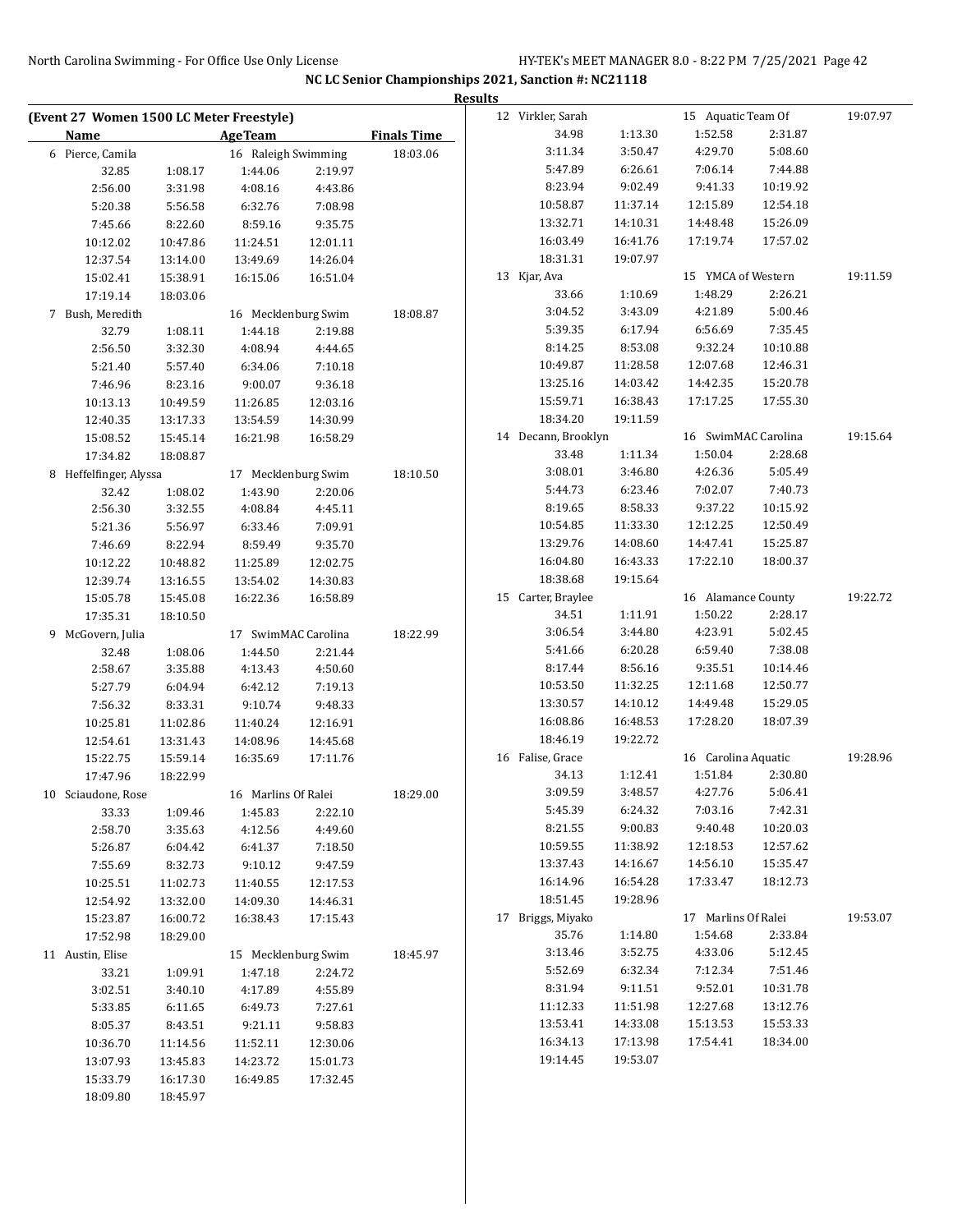**NC LC Senior Championships 2021, Sanction #: NC21118**

**Results**

**(Event 27 Women 1500 LC Meter Freestyle)**

| Name | | AgeTeam | | Finals Time |
|---|---|---|---|---|
| 6 Pierce, Camila | | 16 Raleigh Swimming | | 18:03.06 |
| 32.85 | 1:08.17 | 1:44.06 | 2:19.97 | |
| 2:56.00 | 3:31.98 | 4:08.16 | 4:43.86 | |
| 5:20.38 | 5:56.58 | 6:32.76 | 7:08.98 | |
| 7:45.66 | 8:22.60 | 8:59.16 | 9:35.75 | |
| 10:12.02 | 10:47.86 | 11:24.51 | 12:01.11 | |
| 12:37.54 | 13:14.00 | 13:49.69 | 14:26.04 | |
| 15:02.41 | 15:38.91 | 16:15.06 | 16:51.04 | |
| 17:19.14 | 18:03.06 | | | |
| 7 Bush, Meredith | | 16 Mecklenburg Swim | | 18:08.87 |
| 32.79 | 1:08.11 | 1:44.18 | 2:19.88 | |
| 2:56.50 | 3:32.30 | 4:08.94 | 4:44.65 | |
| 5:21.40 | 5:57.40 | 6:34.06 | 7:10.18 | |
| 7:46.96 | 8:23.16 | 9:00.07 | 9:36.18 | |
| 10:13.13 | 10:49.59 | 11:26.85 | 12:03.16 | |
| 12:40.35 | 13:17.33 | 13:54.59 | 14:30.99 | |
| 15:08.52 | 15:45.14 | 16:21.98 | 16:58.29 | |
| 17:34.82 | 18:08.87 | | | |
| 8 Heffelfinger, Alyssa | | 17 Mecklenburg Swim | | 18:10.50 |
| 32.42 | 1:08.02 | 1:43.90 | 2:20.06 | |
| 2:56.30 | 3:32.55 | 4:08.84 | 4:45.11 | |
| 5:21.36 | 5:56.97 | 6:33.46 | 7:09.91 | |
| 7:46.69 | 8:22.94 | 8:59.49 | 9:35.70 | |
| 10:12.22 | 10:48.82 | 11:25.89 | 12:02.75 | |
| 12:39.74 | 13:16.55 | 13:54.02 | 14:30.83 | |
| 15:05.78 | 15:45.08 | 16:22.36 | 16:58.89 | |
| 17:35.31 | 18:10.50 | | | |
| 9 McGovern, Julia | | 17 SwimMAC Carolina | | 18:22.99 |
| 32.48 | 1:08.06 | 1:44.50 | 2:21.44 | |
| 2:58.67 | 3:35.88 | 4:13.43 | 4:50.60 | |
| 5:27.79 | 6:04.94 | 6:42.12 | 7:19.13 | |
| 7:56.32 | 8:33.31 | 9:10.74 | 9:48.33 | |
| 10:25.81 | 11:02.86 | 11:40.24 | 12:16.91 | |
| 12:54.61 | 13:31.43 | 14:08.96 | 14:45.68 | |
| 15:22.75 | 15:59.14 | 16:35.69 | 17:11.76 | |
| 17:47.96 | 18:22.99 | | | |
| 10 Sciaudone, Rose | | 16 Marlins Of Ralei | | 18:29.00 |
| 33.33 | 1:09.46 | 1:45.83 | 2:22.10 | |
| 2:58.70 | 3:35.63 | 4:12.56 | 4:49.60 | |
| 5:26.87 | 6:04.42 | 6:41.37 | 7:18.50 | |
| 7:55.69 | 8:32.73 | 9:10.12 | 9:47.59 | |
| 10:25.51 | 11:02.73 | 11:40.55 | 12:17.53 | |
| 12:54.92 | 13:32.00 | 14:09.30 | 14:46.31 | |
| 15:23.87 | 16:00.72 | 16:38.43 | 17:15.43 | |
| 17:52.98 | 18:29.00 | | | |
| 11 Austin, Elise | | 15 Mecklenburg Swim | | 18:45.97 |
| 33.21 | 1:09.91 | 1:47.18 | 2:24.72 | |
| 3:02.51 | 3:40.10 | 4:17.89 | 4:55.89 | |
| 5:33.85 | 6:11.65 | 6:49.73 | 7:27.61 | |
| 8:05.37 | 8:43.51 | 9:21.11 | 9:58.83 | |
| 10:36.70 | 11:14.56 | 11:52.11 | 12:30.06 | |
| 13:07.93 | 13:45.83 | 14:23.72 | 15:01.73 | |
| 15:33.79 | 16:17.30 | 16:49.85 | 17:32.45 | |
| 18:09.80 | 18:45.97 | | | |
| 12 Virkler, Sarah | | 15 Aquatic Team Of | | 19:07.97 |
| 34.98 | 1:13.30 | 1:52.58 | 2:31.87 | |
| 3:11.34 | 3:50.47 | 4:29.70 | 5:08.60 | |
| 5:47.89 | 6:26.61 | 7:06.14 | 7:44.88 | |
| 8:23.94 | 9:02.49 | 9:41.33 | 10:19.92 | |
| 10:58.87 | 11:37.14 | 12:15.89 | 12:54.18 | |
| 13:32.71 | 14:10.31 | 14:48.48 | 15:26.09 | |
| 16:03.49 | 16:41.76 | 17:19.74 | 17:57.02 | |
| 18:31.31 | 19:07.97 | | | |
| 13 Kjar, Ava | | 15 YMCA of Western | | 19:11.59 |
| 33.66 | 1:10.69 | 1:48.29 | 2:26.21 | |
| 3:04.52 | 3:43.09 | 4:21.89 | 5:00.46 | |
| 5:39.35 | 6:17.94 | 6:56.69 | 7:35.45 | |
| 8:14.25 | 8:53.08 | 9:32.24 | 10:10.88 | |
| 10:49.87 | 11:28.58 | 12:07.68 | 12:46.31 | |
| 13:25.16 | 14:03.42 | 14:42.35 | 15:20.78 | |
| 15:59.71 | 16:38.43 | 17:17.25 | 17:55.30 | |
| 18:34.20 | 19:11.59 | | | |
| 14 Decann, Brooklyn | | 16 SwimMAC Carolina | | 19:15.64 |
| 33.48 | 1:11.34 | 1:50.04 | 2:28.68 | |
| 3:08.01 | 3:46.80 | 4:26.36 | 5:05.49 | |
| 5:44.73 | 6:23.46 | 7:02.07 | 7:40.73 | |
| 8:19.65 | 8:58.33 | 9:37.22 | 10:15.92 | |
| 10:54.85 | 11:33.30 | 12:12.25 | 12:50.49 | |
| 13:29.76 | 14:08.60 | 14:47.41 | 15:25.87 | |
| 16:04.80 | 16:43.33 | 17:22.10 | 18:00.37 | |
| 18:38.68 | 19:15.64 | | | |
| 15 Carter, Braylee | | 16 Alamance County | | 19:22.72 |
| 34.51 | 1:11.91 | 1:50.22 | 2:28.17 | |
| 3:06.54 | 3:44.80 | 4:23.91 | 5:02.45 | |
| 5:41.66 | 6:20.28 | 6:59.40 | 7:38.08 | |
| 8:17.44 | 8:56.16 | 9:35.51 | 10:14.46 | |
| 10:53.50 | 11:32.25 | 12:11.68 | 12:50.77 | |
| 13:30.57 | 14:10.12 | 14:49.48 | 15:29.05 | |
| 16:08.86 | 16:48.53 | 17:28.20 | 18:07.39 | |
| 18:46.19 | 19:22.72 | | | |
| 16 Falise, Grace | | 16 Carolina Aquatic | | 19:28.96 |
| 34.13 | 1:12.41 | 1:51.84 | 2:30.80 | |
| 3:09.59 | 3:48.57 | 4:27.76 | 5:06.41 | |
| 5:45.39 | 6:24.32 | 7:03.16 | 7:42.31 | |
| 8:21.55 | 9:00.83 | 9:40.48 | 10:20.03 | |
| 10:59.55 | 11:38.92 | 12:18.53 | 12:57.62 | |
| 13:37.43 | 14:16.67 | 14:56.10 | 15:35.47 | |
| 16:14.96 | 16:54.28 | 17:33.47 | 18:12.73 | |
| 18:51.45 | 19:28.96 | | | |
| 17 Briggs, Miyako | | 17 Marlins Of Ralei | | 19:53.07 |
| 35.76 | 1:14.80 | 1:54.68 | 2:33.84 | |
| 3:13.46 | 3:52.75 | 4:33.06 | 5:12.45 | |
| 5:52.69 | 6:32.34 | 7:12.34 | 7:51.46 | |
| 8:31.94 | 9:11.51 | 9:52.01 | 10:31.78 | |
| 11:12.33 | 11:51.98 | 12:27.68 | 13:12.76 | |
| 13:53.41 | 14:33.08 | 15:13.53 | 15:53.33 | |
| 16:34.13 | 17:13.98 | 17:54.41 | 18:34.00 | |
| 19:14.45 | 19:53.07 | | | |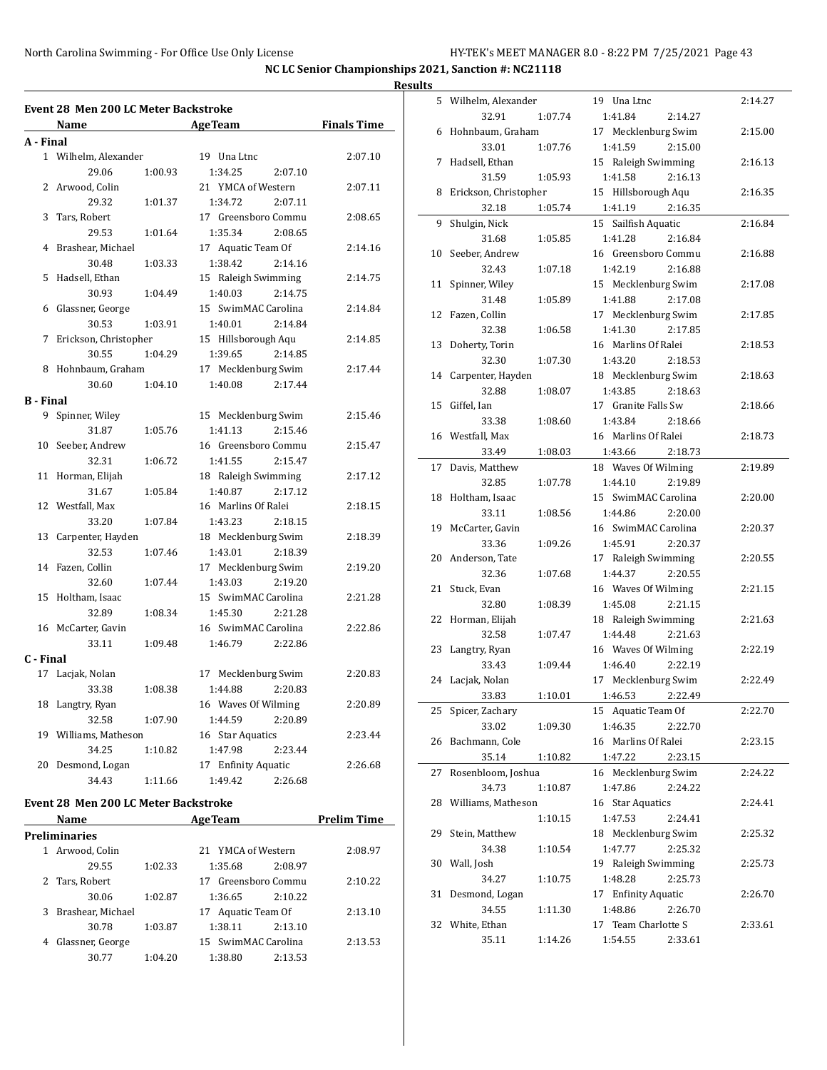NC LC Senior Championships 2021, Sanction #: NC21118

Results

## Event 28 Men 200 LC Meter Backstroke

| | Name | Age | Team | Finals Time |
|---|---|---|---|---|
| **A - Final** | | | | |
| 1 | Wilhelm, Alexander | 19 | Una Ltnc | 2:07.10 |
| | 29.06 1:00.93 1:34.25 2:07.10 | | | |
| 2 | Arwood, Colin | 21 | YMCA of Western | 2:07.11 |
| | 29.32 1:01.37 1:34.72 2:07.11 | | | |
| 3 | Tars, Robert | 17 | Greensboro Commu | 2:08.65 |
| | 29.53 1:01.64 1:35.34 2:08.65 | | | |
| 4 | Brashear, Michael | 17 | Aquatic Team Of | 2:14.16 |
| | 30.48 1:03.33 1:38.42 2:14.16 | | | |
| 5 | Hadsell, Ethan | 15 | Raleigh Swimming | 2:14.75 |
| | 30.93 1:04.49 1:40.03 2:14.75 | | | |
| 6 | Glassner, George | 15 | SwimMAC Carolina | 2:14.84 |
| | 30.53 1:03.91 1:40.01 2:14.84 | | | |
| 7 | Erickson, Christopher | 15 | Hillsborough Aqu | 2:14.85 |
| | 30.55 1:04.29 1:39.65 2:14.85 | | | |
| 8 | Hohnbaum, Graham | 17 | Mecklenburg Swim | 2:17.44 |
| | 30.60 1:04.10 1:40.08 2:17.44 | | | |
| **B - Final** | | | | |
| 9 | Spinner, Wiley | 15 | Mecklenburg Swim | 2:15.46 |
| | 31.87 1:05.76 1:41.13 2:15.46 | | | |
| 10 | Seeber, Andrew | 16 | Greensboro Commu | 2:15.47 |
| | 32.31 1:06.72 1:41.55 2:15.47 | | | |
| 11 | Horman, Elijah | 18 | Raleigh Swimming | 2:17.12 |
| | 31.67 1:05.84 1:40.87 2:17.12 | | | |
| 12 | Westfall, Max | 16 | Marlins Of Ralei | 2:18.15 |
| | 33.20 1:07.84 1:43.23 2:18.15 | | | |
| 13 | Carpenter, Hayden | 18 | Mecklenburg Swim | 2:18.39 |
| | 32.53 1:07.46 1:43.01 2:18.39 | | | |
| 14 | Fazen, Collin | 17 | Mecklenburg Swim | 2:19.20 |
| | 32.60 1:07.44 1:43.03 2:19.20 | | | |
| 15 | Holtham, Isaac | 15 | SwimMAC Carolina | 2:21.28 |
| | 32.89 1:08.34 1:45.30 2:21.28 | | | |
| 16 | McCarter, Gavin | 16 | SwimMAC Carolina | 2:22.86 |
| | 33.11 1:09.48 1:46.79 2:22.86 | | | |
| **C - Final** | | | | |
| 17 | Lacjak, Nolan | 17 | Mecklenburg Swim | 2:20.83 |
| | 33.38 1:08.38 1:44.88 2:20.83 | | | |
| 18 | Langtry, Ryan | 16 | Waves Of Wilming | 2:20.89 |
| | 32.58 1:07.90 1:44.59 2:20.89 | | | |
| 19 | Williams, Matheson | 16 | Star Aquatics | 2:23.44 |
| | 34.25 1:10.82 1:47.98 2:23.44 | | | |
| 20 | Desmond, Logan | 17 | Enfinity Aquatic | 2:26.68 |
| | 34.43 1:11.66 1:49.42 2:26.68 | | | |

## Event 28 Men 200 LC Meter Backstroke

| | Name | Age | Team | Prelim Time |
|---|---|---|---|---|
| **Preliminaries** | | | | |
| 1 | Arwood, Colin | 21 | YMCA of Western | 2:08.97 |
| | 29.55 1:02.33 1:35.68 2:08.97 | | | |
| 2 | Tars, Robert | 17 | Greensboro Commu | 2:10.22 |
| | 30.06 1:02.87 1:36.65 2:10.22 | | | |
| 3 | Brashear, Michael | 17 | Aquatic Team Of | 2:13.10 |
| | 30.78 1:03.87 1:38.11 2:13.10 | | | |
| 4 | Glassner, George | 15 | SwimMAC Carolina | 2:13.53 |
| | 30.77 1:04.20 1:38.80 2:13.53 | | | |
| 5 | Wilhelm, Alexander | 19 | Una Ltnc | 2:14.27 |
| | 32.91 1:07.74 1:41.84 2:14.27 | | | |
| 6 | Hohnbaum, Graham | 17 | Mecklenburg Swim | 2:15.00 |
| | 33.01 1:07.76 1:41.59 2:15.00 | | | |
| 7 | Hadsell, Ethan | 15 | Raleigh Swimming | 2:16.13 |
| | 31.59 1:05.93 1:41.58 2:16.13 | | | |
| 8 | Erickson, Christopher | 15 | Hillsborough Aqu | 2:16.35 |
| | 32.18 1:05.74 1:41.19 2:16.35 | | | |
| 9 | Shulgin, Nick | 15 | Sailfish Aquatic | 2:16.84 |
| | 31.68 1:05.85 1:41.28 2:16.84 | | | |
| 10 | Seeber, Andrew | 16 | Greensboro Commu | 2:16.88 |
| | 32.43 1:07.18 1:42.19 2:16.88 | | | |
| 11 | Spinner, Wiley | 15 | Mecklenburg Swim | 2:17.08 |
| | 31.48 1:05.89 1:41.88 2:17.08 | | | |
| 12 | Fazen, Collin | 17 | Mecklenburg Swim | 2:17.85 |
| | 32.38 1:06.58 1:41.30 2:17.85 | | | |
| 13 | Doherty, Torin | 16 | Marlins Of Ralei | 2:18.53 |
| | 32.30 1:07.30 1:43.20 2:18.53 | | | |
| 14 | Carpenter, Hayden | 18 | Mecklenburg Swim | 2:18.63 |
| | 32.88 1:08.07 1:43.85 2:18.63 | | | |
| 15 | Giffel, Ian | 17 | Granite Falls Sw | 2:18.66 |
| | 33.38 1:08.60 1:43.84 2:18.66 | | | |
| 16 | Westfall, Max | 16 | Marlins Of Ralei | 2:18.73 |
| | 33.49 1:08.03 1:43.66 2:18.73 | | | |
| 17 | Davis, Matthew | 18 | Waves Of Wilming | 2:19.89 |
| | 32.85 1:07.78 1:44.10 2:19.89 | | | |
| 18 | Holtham, Isaac | 15 | SwimMAC Carolina | 2:20.00 |
| | 33.11 1:08.56 1:44.86 2:20.00 | | | |
| 19 | McCarter, Gavin | 16 | SwimMAC Carolina | 2:20.37 |
| | 33.36 1:09.26 1:45.91 2:20.37 | | | |
| 20 | Anderson, Tate | 17 | Raleigh Swimming | 2:20.55 |
| | 32.36 1:07.68 1:44.37 2:20.55 | | | |
| 21 | Stuck, Evan | 16 | Waves Of Wilming | 2:21.15 |
| | 32.80 1:08.39 1:45.08 2:21.15 | | | |
| 22 | Horman, Elijah | 18 | Raleigh Swimming | 2:21.63 |
| | 32.58 1:07.47 1:44.48 2:21.63 | | | |
| 23 | Langtry, Ryan | 16 | Waves Of Wilming | 2:22.19 |
| | 33.43 1:09.44 1:46.40 2:22.19 | | | |
| 24 | Lacjak, Nolan | 17 | Mecklenburg Swim | 2:22.49 |
| | 33.83 1:10.01 1:46.53 2:22.49 | | | |
| 25 | Spicer, Zachary | 15 | Aquatic Team Of | 2:22.70 |
| | 33.02 1:09.30 1:46.35 2:22.70 | | | |
| 26 | Bachmann, Cole | 16 | Marlins Of Ralei | 2:23.15 |
| | 35.14 1:10.82 1:47.22 2:23.15 | | | |
| 27 | Rosenbloom, Joshua | 16 | Mecklenburg Swim | 2:24.22 |
| | 34.73 1:10.87 1:47.86 2:24.22 | | | |
| 28 | Williams, Matheson | 16 | Star Aquatics | 2:24.41 |
| | 1:10.15 1:47.53 2:24.41 | | | |
| 29 | Stein, Matthew | 18 | Mecklenburg Swim | 2:25.32 |
| | 34.38 1:10.54 1:47.77 2:25.32 | | | |
| 30 | Wall, Josh | 19 | Raleigh Swimming | 2:25.73 |
| | 34.27 1:10.75 1:48.28 2:25.73 | | | |
| 31 | Desmond, Logan | 17 | Enfinity Aquatic | 2:26.70 |
| | 34.55 1:11.30 1:48.86 2:26.70 | | | |
| 32 | White, Ethan | 17 | Team Charlotte S | 2:33.61 |
| | 35.11 1:14.26 1:54.55 2:33.61 | | | |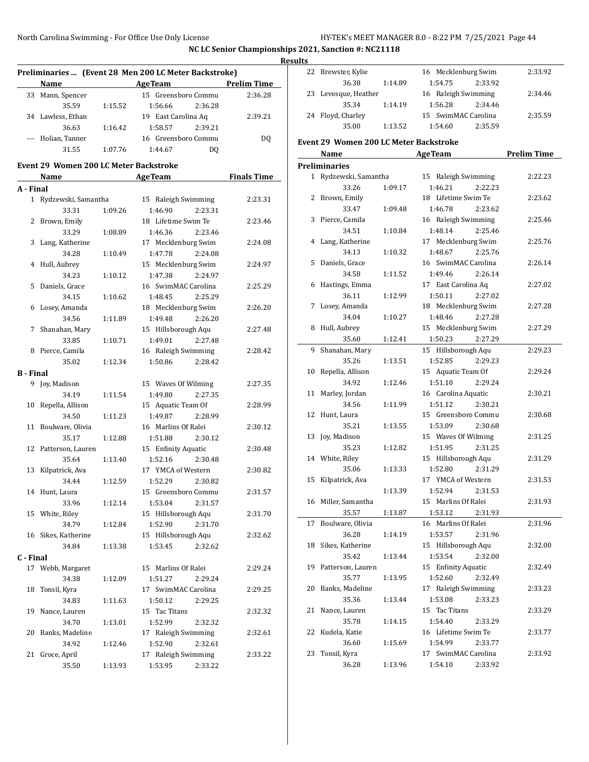## NC LC Senior Championships 2021, Sanction #: NC21118

### Results

#### Preliminaries ... (Event 28 Men 200 LC Meter Backstroke)

| | Name | | Age | Team | | Prelim Time |
|---|---|---|---|---|---|---|
| 33 | Mann, Spencer | | 15 | Greensboro Commu | | 2:36.28 |
| | 35.59 | 1:15.52 | 1:56.66 | 2:36.28 | | |
| 34 | Lawless, Ethan | | 19 | East Carolina Aq | | 2:39.21 |
| | 36.63 | 1:16.42 | 1:58.57 | 2:39.21 | | |
| --- | Holian, Tanner | | 16 | Greensboro Commu | | DQ |
| | 31.55 | 1:07.76 | 1:44.67 | DQ | | |

#### Event 29 Women 200 LC Meter Backstroke

| | Name | | Age | Team | | Finals Time |
|---|---|---|---|---|---|---|
| **A - Final** | | | | | | |
| 1 | Rydzewski, Samantha | | 15 | Raleigh Swimming | | 2:23.31 |
| | 33.31 | 1:09.26 | 1:46.90 | 2:23.31 | | |
| 2 | Brown, Emily | | 18 | Lifetime Swim Te | | 2:23.46 |
| | 33.29 | 1:08.89 | 1:46.36 | 2:23.46 | | |
| 3 | Lang, Katherine | | 17 | Mecklenburg Swim | | 2:24.08 |
| | 34.28 | 1:10.49 | 1:47.78 | 2:24.08 | | |
| 4 | Hull, Aubrey | | 15 | Mecklenburg Swim | | 2:24.97 |
| | 34.23 | 1:10.12 | 1:47.38 | 2:24.97 | | |
| 5 | Daniels, Grace | | 16 | SwimMAC Carolina | | 2:25.29 |
| | 34.15 | 1:10.62 | 1:48.45 | 2:25.29 | | |
| 6 | Losey, Amanda | | 18 | Mecklenburg Swim | | 2:26.20 |
| | 34.56 | 1:11.89 | 1:49.48 | 2:26.20 | | |
| 7 | Shanahan, Mary | | 15 | Hillsborough Aqu | | 2:27.48 |
| | 33.85 | 1:10.71 | 1:49.01 | 2:27.48 | | |
| 8 | Pierce, Camila | | 16 | Raleigh Swimming | | 2:28.42 |
| | 35.02 | 1:12.34 | 1:50.86 | 2:28.42 | | |
| **B - Final** | | | | | | |
| 9 | Joy, Madison | | 15 | Waves Of Wilming | | 2:27.35 |
| | 34.19 | 1:11.54 | 1:49.80 | 2:27.35 | | |
| 10 | Repella, Allison | | 15 | Aquatic Team Of | | 2:28.99 |
| | 34.50 | 1:11.23 | 1:49.87 | 2:28.99 | | |
| 11 | Boulware, Olivia | | 16 | Marlins Of Ralei | | 2:30.12 |
| | 35.17 | 1:12.88 | 1:51.88 | 2:30.12 | | |
| 12 | Patterson, Lauren | | 15 | Enfinity Aquatic | | 2:30.48 |
| | 35.64 | 1:13.40 | 1:52.16 | 2:30.48 | | |
| 13 | Kilpatrick, Ava | | 17 | YMCA of Western | | 2:30.82 |
| | 34.44 | 1:12.59 | 1:52.29 | 2:30.82 | | |
| 14 | Hunt, Laura | | 15 | Greensboro Commu | | 2:31.57 |
| | 33.96 | 1:12.14 | 1:53.04 | 2:31.57 | | |
| 15 | White, Riley | | 15 | Hillsborough Aqu | | 2:31.70 |
| | 34.79 | 1:12.84 | 1:52.90 | 2:31.70 | | |
| 16 | Sikes, Katherine | | 15 | Hillsborough Aqu | | 2:32.62 |
| | 34.84 | 1:13.38 | 1:53.45 | 2:32.62 | | |
| **C - Final** | | | | | | |
| 17 | Webb, Margaret | | 15 | Marlins Of Ralei | | 2:29.24 |
| | 34.38 | 1:12.09 | 1:51.27 | 2:29.24 | | |
| 18 | Tonsil, Kyra | | 17 | SwimMAC Carolina | | 2:29.25 |
| | 34.83 | 1:11.63 | 1:50.12 | 2:29.25 | | |
| 19 | Nance, Lauren | | 15 | Tac Titans | | 2:32.32 |
| | 34.70 | 1:13.01 | 1:52.99 | 2:32.32 | | |
| 20 | Banks, Madeline | | 17 | Raleigh Swimming | | 2:32.61 |
| | 34.92 | 1:12.46 | 1:52.90 | 2:32.61 | | |
| 21 | Groce, April | | 17 | Raleigh Swimming | | 2:33.22 |
| | 35.50 | 1:13.93 | 1:53.95 | 2:33.22 | | |
| 22 | Brewster, Kylie | | 16 | Mecklenburg Swim | | 2:33.92 |
| | 36.38 | 1:14.89 | 1:54.75 | 2:33.92 | | |
| 23 | Levesque, Heather | | 16 | Raleigh Swimming | | 2:34.46 |
| | 35.34 | 1:14.19 | 1:56.28 | 2:34.46 | | |
| 24 | Floyd, Charley | | 15 | SwimMAC Carolina | | 2:35.59 |
| | 35.00 | 1:13.52 | 1:54.60 | 2:35.59 | | |

#### Event 29 Women 200 LC Meter Backstroke

| | Name | | Age | Team | | Prelim Time |
|---|---|---|---|---|---|---|
| **Preliminaries** | | | | | | |
| 1 | Rydzewski, Samantha | | 15 | Raleigh Swimming | | 2:22.23 |
| | 33.26 | 1:09.17 | 1:46.21 | 2:22.23 | | |
| 2 | Brown, Emily | | 18 | Lifetime Swim Te | | 2:23.62 |
| | 33.47 | 1:09.48 | 1:46.78 | 2:23.62 | | |
| 3 | Pierce, Camila | | 16 | Raleigh Swimming | | 2:25.46 |
| | 34.51 | 1:10.84 | 1:48.14 | 2:25.46 | | |
| 4 | Lang, Katherine | | 17 | Mecklenburg Swim | | 2:25.76 |
| | 34.13 | 1:10.32 | 1:48.67 | 2:25.76 | | |
| 5 | Daniels, Grace | | 16 | SwimMAC Carolina | | 2:26.14 |
| | 34.58 | 1:11.52 | 1:49.46 | 2:26.14 | | |
| 6 | Hastings, Emma | | 17 | East Carolina Aq | | 2:27.02 |
| | 36.11 | 1:12.99 | 1:50.11 | 2:27.02 | | |
| 7 | Losey, Amanda | | 18 | Mecklenburg Swim | | 2:27.28 |
| | 34.04 | 1:10.27 | 1:48.46 | 2:27.28 | | |
| 8 | Hull, Aubrey | | 15 | Mecklenburg Swim | | 2:27.29 |
| | 35.60 | 1:12.41 | 1:50.23 | 2:27.29 | | |
| 9 | Shanahan, Mary | | 15 | Hillsborough Aqu | | 2:29.23 |
| | 35.26 | 1:13.51 | 1:52.85 | 2:29.23 | | |
| 10 | Repella, Allison | | 15 | Aquatic Team Of | | 2:29.24 |
| | 34.92 | 1:12.46 | 1:51.10 | 2:29.24 | | |
| 11 | Marley, Jordan | | 16 | Carolina Aquatic | | 2:30.21 |
| | 34.56 | 1:11.99 | 1:51.12 | 2:30.21 | | |
| 12 | Hunt, Laura | | 15 | Greensboro Commu | | 2:30.68 |
| | 35.21 | 1:13.55 | 1:53.09 | 2:30.68 | | |
| 13 | Joy, Madison | | 15 | Waves Of Wilming | | 2:31.25 |
| | 35.23 | 1:12.82 | 1:51.95 | 2:31.25 | | |
| 14 | White, Riley | | 15 | Hillsborough Aqu | | 2:31.29 |
| | 35.06 | 1:13.33 | 1:52.80 | 2:31.29 | | |
| 15 | Kilpatrick, Ava | | 17 | YMCA of Western | | 2:31.53 |
| | | 1:13.39 | 1:52.94 | 2:31.53 | | |
| 16 | Miller, Samantha | | 15 | Marlins Of Ralei | | 2:31.93 |
| | 35.57 | 1:13.87 | 1:53.12 | 2:31.93 | | |
| 17 | Boulware, Olivia | | 16 | Marlins Of Ralei | | 2:31.96 |
| | 36.28 | 1:14.19 | 1:53.57 | 2:31.96 | | |
| 18 | Sikes, Katherine | | 15 | Hillsborough Aqu | | 2:32.00 |
| | 35.42 | 1:13.44 | 1:53.54 | 2:32.00 | | |
| 19 | Patterson, Lauren | | 15 | Enfinity Aquatic | | 2:32.49 |
| | 35.77 | 1:13.95 | 1:52.60 | 2:32.49 | | |
| 20 | Banks, Madeline | | 17 | Raleigh Swimming | | 2:33.23 |
| | 35.36 | 1:13.44 | 1:53.08 | 2:33.23 | | |
| 21 | Nance, Lauren | | 15 | Tac Titans | | 2:33.29 |
| | 35.78 | 1:14.15 | 1:54.40 | 2:33.29 | | |
| 22 | Kudela, Katie | | 16 | Lifetime Swim Te | | 2:33.77 |
| | 36.60 | 1:15.69 | 1:54.99 | 2:33.77 | | |
| 23 | Tonsil, Kyra | | 17 | SwimMAC Carolina | | 2:33.92 |
| | 36.28 | 1:13.96 | 1:54.10 | 2:33.92 | | |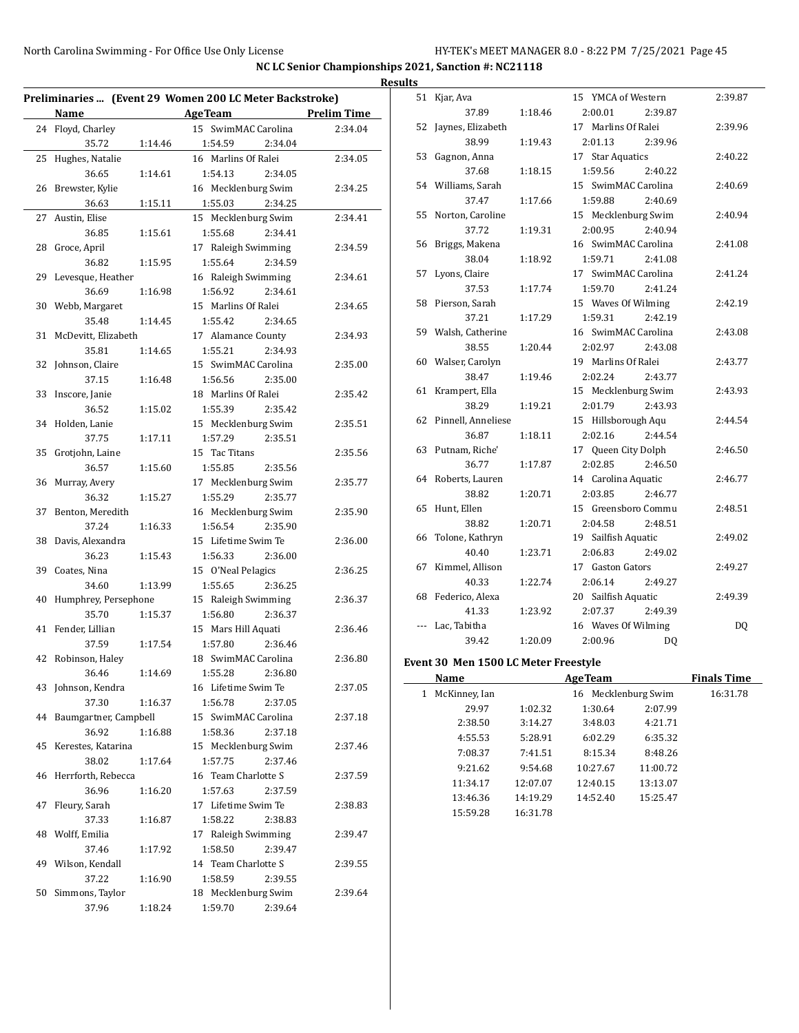## NC LC Senior Championships 2021, Sanction #: NC21118

### Results

### Preliminaries ... (Event 29 Women 200 LC Meter Backstroke)

| | Name | AgeTeam | | | Prelim Time |
|---|---|---|---|---|---|
| 24 | Floyd, Charley | 15 SwimMAC Carolina | | | 2:34.04 |
| | 35.72 | 1:14.46 | 1:54.59 | 2:34.04 | |
| 25 | Hughes, Natalie | 16 Marlins Of Ralei | | | 2:34.05 |
| | 36.65 | 1:14.61 | 1:54.13 | 2:34.05 | |
| 26 | Brewster, Kylie | 16 Mecklenburg Swim | | | 2:34.25 |
| | 36.63 | 1:15.11 | 1:55.03 | 2:34.25 | |
| 27 | Austin, Elise | 15 Mecklenburg Swim | | | 2:34.41 |
| | 36.85 | 1:15.61 | 1:55.68 | 2:34.41 | |
| 28 | Groce, April | 17 Raleigh Swimming | | | 2:34.59 |
| | 36.82 | 1:15.95 | 1:55.64 | 2:34.59 | |
| 29 | Levesque, Heather | 16 Raleigh Swimming | | | 2:34.61 |
| | 36.69 | 1:16.98 | 1:56.92 | 2:34.61 | |
| 30 | Webb, Margaret | 15 Marlins Of Ralei | | | 2:34.65 |
| | 35.48 | 1:14.45 | 1:55.42 | 2:34.65 | |
| 31 | McDevitt, Elizabeth | 17 Alamance County | | | 2:34.93 |
| | 35.81 | 1:14.65 | 1:55.21 | 2:34.93 | |
| 32 | Johnson, Claire | 15 SwimMAC Carolina | | | 2:35.00 |
| | 37.15 | 1:16.48 | 1:56.56 | 2:35.00 | |
| 33 | Inscore, Janie | 18 Marlins Of Ralei | | | 2:35.42 |
| | 36.52 | 1:15.02 | 1:55.39 | 2:35.42 | |
| 34 | Holden, Lanie | 15 Mecklenburg Swim | | | 2:35.51 |
| | 37.75 | 1:17.11 | 1:57.29 | 2:35.51 | |
| 35 | Grotjohn, Laine | 15 Tac Titans | | | 2:35.56 |
| | 36.57 | 1:15.60 | 1:55.85 | 2:35.56 | |
| 36 | Murray, Avery | 17 Mecklenburg Swim | | | 2:35.77 |
| | 36.32 | 1:15.27 | 1:55.29 | 2:35.77 | |
| 37 | Benton, Meredith | 16 Mecklenburg Swim | | | 2:35.90 |
| | 37.24 | 1:16.33 | 1:56.54 | 2:35.90 | |
| 38 | Davis, Alexandra | 15 Lifetime Swim Te | | | 2:36.00 |
| | 36.23 | 1:15.43 | 1:56.33 | 2:36.00 | |
| 39 | Coates, Nina | 15 O'Neal Pelagics | | | 2:36.25 |
| | 34.60 | 1:13.99 | 1:55.65 | 2:36.25 | |
| 40 | Humphrey, Persephone | 15 Raleigh Swimming | | | 2:36.37 |
| | 35.70 | 1:15.37 | 1:56.80 | 2:36.37 | |
| 41 | Fender, Lillian | 15 Mars Hill Aquati | | | 2:36.46 |
| | 37.59 | 1:17.54 | 1:57.80 | 2:36.46 | |
| 42 | Robinson, Haley | 18 SwimMAC Carolina | | | 2:36.80 |
| | 36.46 | 1:14.69 | 1:55.28 | 2:36.80 | |
| 43 | Johnson, Kendra | 16 Lifetime Swim Te | | | 2:37.05 |
| | 37.30 | 1:16.37 | 1:56.78 | 2:37.05 | |
| 44 | Baumgartner, Campbell | 15 SwimMAC Carolina | | | 2:37.18 |
| | 36.92 | 1:16.88 | 1:58.36 | 2:37.18 | |
| 45 | Kerestes, Katarina | 15 Mecklenburg Swim | | | 2:37.46 |
| | 38.02 | 1:17.64 | 1:57.75 | 2:37.46 | |
| 46 | Herrforth, Rebecca | 16 Team Charlotte S | | | 2:37.59 |
| | 36.96 | 1:16.20 | 1:57.63 | 2:37.59 | |
| 47 | Fleury, Sarah | 17 Lifetime Swim Te | | | 2:38.83 |
| | 37.33 | 1:16.87 | 1:58.22 | 2:38.83 | |
| 48 | Wolff, Emilia | 17 Raleigh Swimming | | | 2:39.47 |
| | 37.46 | 1:17.92 | 1:58.50 | 2:39.47 | |
| 49 | Wilson, Kendall | 14 Team Charlotte S | | | 2:39.55 |
| | 37.22 | 1:16.90 | 1:58.59 | 2:39.55 | |
| 50 | Simmons, Taylor | 18 Mecklenburg Swim | | | 2:39.64 |
| | 37.96 | 1:18.24 | 1:59.70 | 2:39.64 | |
| 51 | Kjar, Ava | 15 YMCA of Western | | | 2:39.87 |
| | 37.89 | 1:18.46 | 2:00.01 | 2:39.87 | |
| 52 | Jaynes, Elizabeth | 17 Marlins Of Ralei | | | 2:39.96 |
| | 38.99 | 1:19.43 | 2:01.13 | 2:39.96 | |
| 53 | Gagnon, Anna | 17 Star Aquatics | | | 2:40.22 |
| | 37.68 | 1:18.15 | 1:59.56 | 2:40.22 | |
| 54 | Williams, Sarah | 15 SwimMAC Carolina | | | 2:40.69 |
| | 37.47 | 1:17.66 | 1:59.88 | 2:40.69 | |
| 55 | Norton, Caroline | 15 Mecklenburg Swim | | | 2:40.94 |
| | 37.72 | 1:19.31 | 2:00.95 | 2:40.94 | |
| 56 | Briggs, Makena | 16 SwimMAC Carolina | | | 2:41.08 |
| | 38.04 | 1:18.92 | 1:59.71 | 2:41.08 | |
| 57 | Lyons, Claire | 17 SwimMAC Carolina | | | 2:41.24 |
| | 37.53 | 1:17.74 | 1:59.70 | 2:41.24 | |
| 58 | Pierson, Sarah | 15 Waves Of Wilming | | | 2:42.19 |
| | 37.21 | 1:17.29 | 1:59.31 | 2:42.19 | |
| 59 | Walsh, Catherine | 16 SwimMAC Carolina | | | 2:43.08 |
| | 38.55 | 1:20.44 | 2:02.97 | 2:43.08 | |
| 60 | Walser, Carolyn | 19 Marlins Of Ralei | | | 2:43.77 |
| | 38.47 | 1:19.46 | 2:02.24 | 2:43.77 | |
| 61 | Krampert, Ella | 15 Mecklenburg Swim | | | 2:43.93 |
| | 38.29 | 1:19.21 | 2:01.79 | 2:43.93 | |
| 62 | Pinnell, Anneliese | 15 Hillsborough Aqu | | | 2:44.54 |
| | 36.87 | 1:18.11 | 2:02.16 | 2:44.54 | |
| 63 | Putnam, Riche' | 17 Queen City Dolph | | | 2:46.50 |
| | 36.77 | 1:17.87 | 2:02.85 | 2:46.50 | |
| 64 | Roberts, Lauren | 14 Carolina Aquatic | | | 2:46.77 |
| | 38.82 | 1:20.71 | 2:03.85 | 2:46.77 | |
| 65 | Hunt, Ellen | 15 Greensboro Commu | | | 2:48.51 |
| | 38.82 | 1:20.71 | 2:04.58 | 2:48.51 | |
| 66 | Tolone, Kathryn | 19 Sailfish Aquatic | | | 2:49.02 |
| | 40.40 | 1:23.71 | 2:06.83 | 2:49.02 | |
| 67 | Kimmel, Allison | 17 Gaston Gators | | | 2:49.27 |
| | 40.33 | 1:22.74 | 2:06.14 | 2:49.27 | |
| 68 | Federico, Alexa | 20 Sailfish Aquatic | | | 2:49.39 |
| | 41.33 | 1:23.92 | 2:07.37 | 2:49.39 | |
| --- | Lac, Tabitha | 16 Waves Of Wilming | | | DQ |
| | 39.42 | 1:20.09 | 2:00.96 | DQ | |

### Event 30 Men 1500 LC Meter Freestyle

| | Name | AgeTeam | | | Finals Time |
|---|---|---|---|---|---|
| 1 | McKinney, Ian | 16 Mecklenburg Swim | | | 16:31.78 |
| | 29.97 | 1:02.32 | 1:30.64 | 2:07.99 | |
| | 2:38.50 | 3:14.27 | 3:48.03 | 4:21.71 | |
| | 4:55.53 | 5:28.91 | 6:02.29 | 6:35.32 | |
| | 7:08.37 | 7:41.51 | 8:15.34 | 8:48.26 | |
| | 9:21.62 | 9:54.68 | 10:27.67 | 11:00.72 | |
| | 11:34.17 | 12:07.07 | 12:40.15 | 13:13.07 | |
| | 13:46.36 | 14:19.29 | 14:52.40 | 15:25.47 | |
| | 15:59.28 | 16:31.78 | | | |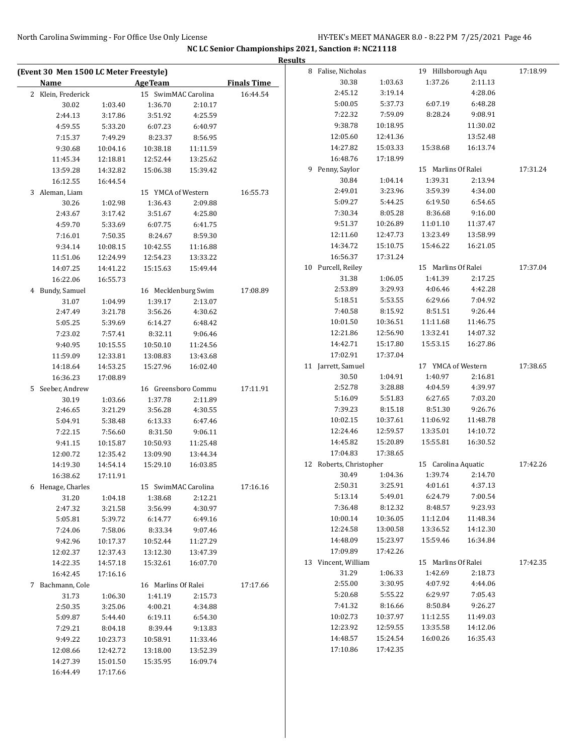**NC LC Senior Championships 2021, Sanction #: NC21118**

**Results**

**(Event 30 Men 1500 LC Meter Freestyle)**

| Name | | AgeTeam | | Finals Time |
|---|---|---|---|---|
| 2 Klein, Frederick | | 15 SwimMAC Carolina | | 16:44.54 |
| 30.02 | 1:03.40 | 1:36.70 | 2:10.17 | |
| 2:44.13 | 3:17.86 | 3:51.92 | 4:25.59 | |
| 4:59.55 | 5:33.20 | 6:07.23 | 6:40.97 | |
| 7:15.37 | 7:49.29 | 8:23.37 | 8:56.95 | |
| 9:30.68 | 10:04.16 | 10:38.18 | 11:11.59 | |
| 11:45.34 | 12:18.81 | 12:52.44 | 13:25.62 | |
| 13:59.28 | 14:32.82 | 15:06.38 | 15:39.42 | |
| 16:12.55 | 16:44.54 | | | |
| 3 Aleman, Liam | | 15 YMCA of Western | | 16:55.73 |
| 30.26 | 1:02.98 | 1:36.43 | 2:09.88 | |
| 2:43.67 | 3:17.42 | 3:51.67 | 4:25.80 | |
| 4:59.70 | 5:33.69 | 6:07.75 | 6:41.75 | |
| 7:16.01 | 7:50.35 | 8:24.67 | 8:59.30 | |
| 9:34.14 | 10:08.15 | 10:42.55 | 11:16.88 | |
| 11:51.06 | 12:24.99 | 12:54.23 | 13:33.22 | |
| 14:07.25 | 14:41.22 | 15:15.63 | 15:49.44 | |
| 16:22.06 | 16:55.73 | | | |
| 4 Bundy, Samuel | | 16 Mecklenburg Swim | | 17:08.89 |
| 31.07 | 1:04.99 | 1:39.17 | 2:13.07 | |
| 2:47.49 | 3:21.78 | 3:56.26 | 4:30.62 | |
| 5:05.25 | 5:39.69 | 6:14.27 | 6:48.42 | |
| 7:23.02 | 7:57.41 | 8:32.11 | 9:06.46 | |
| 9:40.95 | 10:15.55 | 10:50.10 | 11:24.56 | |
| 11:59.09 | 12:33.81 | 13:08.83 | 13:43.68 | |
| 14:18.64 | 14:53.25 | 15:27.96 | 16:02.40 | |
| 16:36.23 | 17:08.89 | | | |
| 5 Seeber, Andrew | | 16 Greensboro Commu | | 17:11.91 |
| 30.19 | 1:03.66 | 1:37.78 | 2:11.89 | |
| 2:46.65 | 3:21.29 | 3:56.28 | 4:30.55 | |
| 5:04.91 | 5:38.48 | 6:13.33 | 6:47.46 | |
| 7:22.15 | 7:56.60 | 8:31.50 | 9:06.11 | |
| 9:41.15 | 10:15.87 | 10:50.93 | 11:25.48 | |
| 12:00.72 | 12:35.42 | 13:09.90 | 13:44.34 | |
| 14:19.30 | 14:54.14 | 15:29.10 | 16:03.85 | |
| 16:38.62 | 17:11.91 | | | |
| 6 Henage, Charles | | 15 SwimMAC Carolina | | 17:16.16 |
| 31.20 | 1:04.18 | 1:38.68 | 2:12.21 | |
| 2:47.32 | 3:21.58 | 3:56.99 | 4:30.97 | |
| 5:05.81 | 5:39.72 | 6:14.77 | 6:49.16 | |
| 7:24.06 | 7:58.06 | 8:33.34 | 9:07.46 | |
| 9:42.96 | 10:17.37 | 10:52.44 | 11:27.29 | |
| 12:02.37 | 12:37.43 | 13:12.30 | 13:47.39 | |
| 14:22.35 | 14:57.18 | 15:32.61 | 16:07.70 | |
| 16:42.45 | 17:16.16 | | | |
| 7 Bachmann, Cole | | 16 Marlins Of Ralei | | 17:17.66 |
| 31.73 | 1:06.30 | 1:41.19 | 2:15.73 | |
| 2:50.35 | 3:25.06 | 4:00.21 | 4:34.88 | |
| 5:09.87 | 5:44.40 | 6:19.11 | 6:54.30 | |
| 7:29.21 | 8:04.18 | 8:39.44 | 9:13.83 | |
| 9:49.22 | 10:23.73 | 10:58.91 | 11:33.46 | |
| 12:08.66 | 12:42.72 | 13:18.00 | 13:52.39 | |
| 14:27.39 | 15:01.50 | 15:35.95 | 16:09.74 | |
| 16:44.49 | 17:17.66 | | | |
| 8 Falise, Nicholas | | 19 Hillsborough Aqu | | 17:18.99 |
| 30.38 | 1:03.63 | 1:37.26 | 2:11.13 | |
| 2:45.12 | 3:19.14 | | 4:28.06 | |
| 5:00.05 | 5:37.73 | 6:07.19 | 6:48.28 | |
| 7:22.32 | 7:59.09 | 8:28.24 | 9:08.91 | |
| 9:38.78 | 10:18.95 | | 11:30.02 | |
| 12:05.60 | 12:41.36 | | 13:52.48 | |
| 14:27.82 | 15:03.33 | 15:38.68 | 16:13.74 | |
| 16:48.76 | 17:18.99 | | | |
| 9 Penny, Saylor | | 15 Marlins Of Ralei | | 17:31.24 |
| 30.84 | 1:04.14 | 1:39.31 | 2:13.94 | |
| 2:49.01 | 3:23.96 | 3:59.39 | 4:34.00 | |
| 5:09.27 | 5:44.25 | 6:19.50 | 6:54.65 | |
| 7:30.34 | 8:05.28 | 8:36.68 | 9:16.00 | |
| 9:51.37 | 10:26.89 | 11:01.10 | 11:37.47 | |
| 12:11.60 | 12:47.73 | 13:23.49 | 13:58.99 | |
| 14:34.72 | 15:10.75 | 15:46.22 | 16:21.05 | |
| 16:56.37 | 17:31.24 | | | |
| 10 Purcell, Reiley | | 15 Marlins Of Ralei | | 17:37.04 |
| 31.38 | 1:06.05 | 1:41.39 | 2:17.25 | |
| 2:53.89 | 3:29.93 | 4:06.46 | 4:42.28 | |
| 5:18.51 | 5:53.55 | 6:29.66 | 7:04.92 | |
| 7:40.58 | 8:15.92 | 8:51.51 | 9:26.44 | |
| 10:01.50 | 10:36.51 | 11:11.68 | 11:46.75 | |
| 12:21.86 | 12:56.90 | 13:32.41 | 14:07.32 | |
| 14:42.71 | 15:17.80 | 15:53.15 | 16:27.86 | |
| 17:02.91 | 17:37.04 | | | |
| 11 Jarrett, Samuel | | 17 YMCA of Western | | 17:38.65 |
| 30.50 | 1:04.91 | 1:40.97 | 2:16.81 | |
| 2:52.78 | 3:28.88 | 4:04.59 | 4:39.97 | |
| 5:16.09 | 5:51.83 | 6:27.65 | 7:03.20 | |
| 7:39.23 | 8:15.18 | 8:51.30 | 9:26.76 | |
| 10:02.15 | 10:37.61 | 11:06.92 | 11:48.78 | |
| 12:24.46 | 12:59.57 | 13:35.01 | 14:10.72 | |
| 14:45.82 | 15:20.89 | 15:55.81 | 16:30.52 | |
| 17:04.83 | 17:38.65 | | | |
| 12 Roberts, Christopher | | 15 Carolina Aquatic | | 17:42.26 |
| 30.49 | 1:04.36 | 1:39.74 | 2:14.70 | |
| 2:50.31 | 3:25.91 | 4:01.61 | 4:37.13 | |
| 5:13.14 | 5:49.01 | 6:24.79 | 7:00.54 | |
| 7:36.48 | 8:12.32 | 8:48.57 | 9:23.93 | |
| 10:00.14 | 10:36.05 | 11:12.04 | 11:48.34 | |
| 12:24.58 | 13:00.58 | 13:36.52 | 14:12.30 | |
| 14:48.09 | 15:23.97 | 15:59.46 | 16:34.84 | |
| 17:09.89 | 17:42.26 | | | |
| 13 Vincent, William | | 15 Marlins Of Ralei | | 17:42.35 |
| 31.29 | 1:06.33 | 1:42.69 | 2:18.73 | |
| 2:55.00 | 3:30.95 | 4:07.92 | 4:44.06 | |
| 5:20.68 | 5:55.22 | 6:29.97 | 7:05.43 | |
| 7:41.32 | 8:16.66 | 8:50.84 | 9:26.27 | |
| 10:02.73 | 10:37.97 | 11:12.55 | 11:49.03 | |
| 12:23.92 | 12:59.55 | 13:35.58 | 14:12.06 | |
| 14:48.57 | 15:24.54 | 16:00.26 | 16:35.43 | |
| 17:10.86 | 17:42.35 | | | |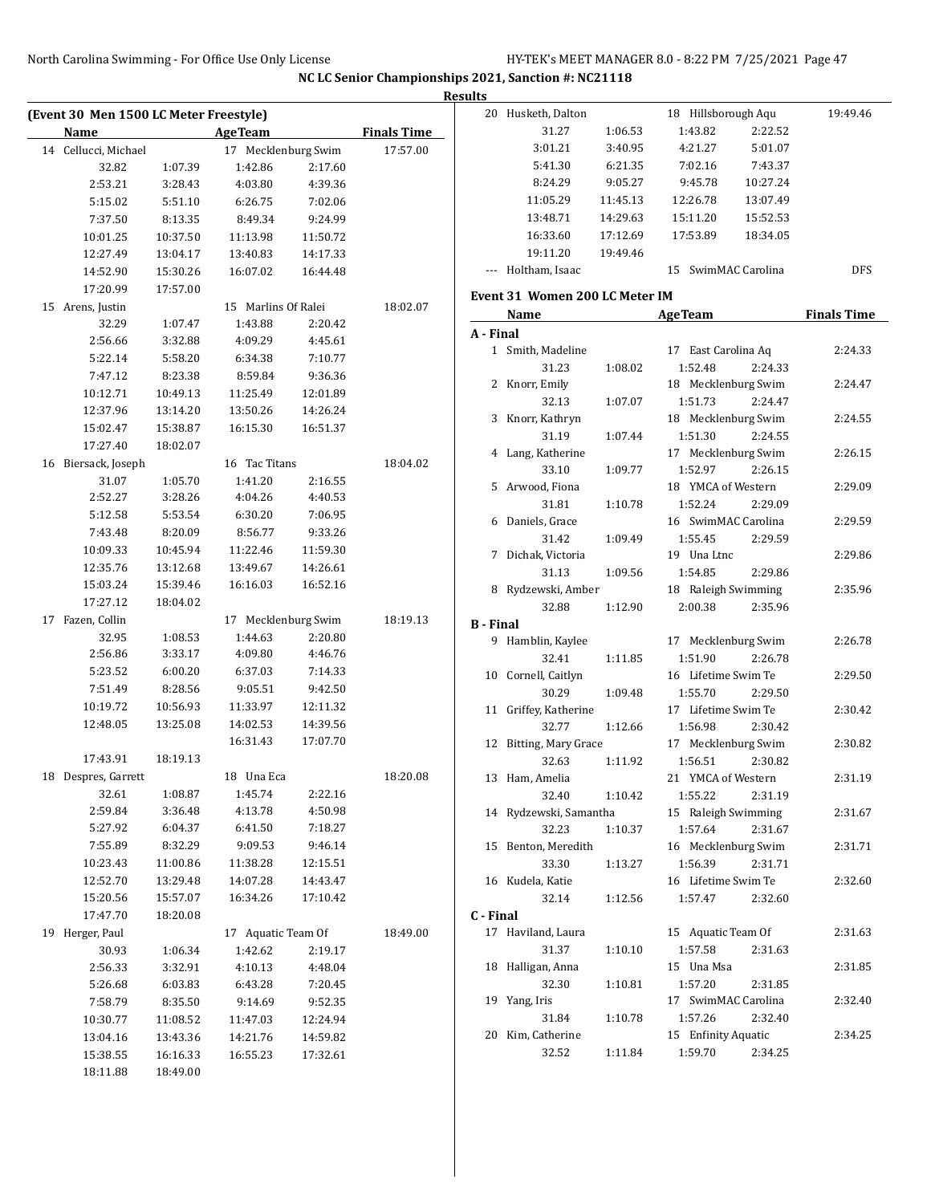**NC LC Senior Championships 2021, Sanction #: NC21118**

**Results**

### (Event 30 Men 1500 LC Meter Freestyle)

| Name | | AgeTeam | | Finals Time |
|---|---|---|---|---|
| 14 Cellucci, Michael | | 17 Mecklenburg Swim | | 17:57.00 |
| 32.82 | 1:07.39 | 1:42.86 | 2:17.60 | |
| 2:53.21 | 3:28.43 | 4:03.80 | 4:39.36 | |
| 5:15.02 | 5:51.10 | 6:26.75 | 7:02.06 | |
| 7:37.50 | 8:13.35 | 8:49.34 | 9:24.99 | |
| 10:01.25 | 10:37.50 | 11:13.98 | 11:50.72 | |
| 12:27.49 | 13:04.17 | 13:40.83 | 14:17.33 | |
| 14:52.90 | 15:30.26 | 16:07.02 | 16:44.48 | |
| 17:20.99 | 17:57.00 | | | |
| 15 Arens, Justin | | 15 Marlins Of Ralei | | 18:02.07 |
| 32.29 | 1:07.47 | 1:43.88 | 2:20.42 | |
| 2:56.66 | 3:32.88 | 4:09.29 | 4:45.61 | |
| 5:22.14 | 5:58.20 | 6:34.38 | 7:10.77 | |
| 7:47.12 | 8:23.38 | 8:59.84 | 9:36.36 | |
| 10:12.71 | 10:49.13 | 11:25.49 | 12:01.89 | |
| 12:37.96 | 13:14.20 | 13:50.26 | 14:26.24 | |
| 15:02.47 | 15:38.87 | 16:15.30 | 16:51.37 | |
| 17:27.40 | 18:02.07 | | | |
| 16 Biersack, Joseph | | 16 Tac Titans | | 18:04.02 |
| 31.07 | 1:05.70 | 1:41.20 | 2:16.55 | |
| 2:52.27 | 3:28.26 | 4:04.26 | 4:40.53 | |
| 5:12.58 | 5:53.54 | 6:30.20 | 7:06.95 | |
| 7:43.48 | 8:20.09 | 8:56.77 | 9:33.26 | |
| 10:09.33 | 10:45.94 | 11:22.46 | 11:59.30 | |
| 12:35.76 | 13:12.68 | 13:49.67 | 14:26.61 | |
| 15:03.24 | 15:39.46 | 16:16.03 | 16:52.16 | |
| 17:27.12 | 18:04.02 | | | |
| 17 Fazen, Collin | | 17 Mecklenburg Swim | | 18:19.13 |
| 32.95 | 1:08.53 | 1:44.63 | 2:20.80 | |
| 2:56.86 | 3:33.17 | 4:09.80 | 4:46.76 | |
| 5:23.52 | 6:00.20 | 6:37.03 | 7:14.33 | |
| 7:51.49 | 8:28.56 | 9:05.51 | 9:42.50 | |
| 10:19.72 | 10:56.93 | 11:33.97 | 12:11.32 | |
| 12:48.05 | 13:25.08 | 14:02.53 | 14:39.56 | |
| | | 16:31.43 | 17:07.70 | |
| 17:43.91 | 18:19.13 | | | |
| 18 Despres, Garrett | | 18 Una Eca | | 18:20.08 |
| 32.61 | 1:08.87 | 1:45.74 | 2:22.16 | |
| 2:59.84 | 3:36.48 | 4:13.78 | 4:50.98 | |
| 5:27.92 | 6:04.37 | 6:41.50 | 7:18.27 | |
| 7:55.89 | 8:32.29 | 9:09.53 | 9:46.14 | |
| 10:23.43 | 11:00.86 | 11:38.28 | 12:15.51 | |
| 12:52.70 | 13:29.48 | 14:07.28 | 14:43.47 | |
| 15:20.56 | 15:57.07 | 16:34.26 | 17:10.42 | |
| 17:47.70 | 18:20.08 | | | |
| 19 Herger, Paul | | 17 Aquatic Team Of | | 18:49.00 |
| 30.93 | 1:06.34 | 1:42.62 | 2:19.17 | |
| 2:56.33 | 3:32.91 | 4:10.13 | 4:48.04 | |
| 5:26.68 | 6:03.83 | 6:43.28 | 7:20.45 | |
| 7:58.79 | 8:35.50 | 9:14.69 | 9:52.35 | |
| 10:30.77 | 11:08.52 | 11:47.03 | 12:24.94 | |
| 13:04.16 | 13:43.36 | 14:21.76 | 14:59.82 | |
| 15:38.55 | 16:16.33 | 16:55.23 | 17:32.61 | |
| 18:11.88 | 18:49.00 | | | |
| 20 Husketh, Dalton | | 18 Hillsborough Aqu | | 19:49.46 |
| 31.27 | 1:06.53 | 1:43.82 | 2:22.52 | |
| 3:01.21 | 3:40.95 | 4:21.27 | 5:01.07 | |
| 5:41.30 | 6:21.35 | 7:02.16 | 7:43.37 | |
| 8:24.29 | 9:05.27 | 9:45.78 | 10:27.24 | |
| 11:05.29 | 11:45.13 | 12:26.78 | 13:07.49 | |
| 13:48.71 | 14:29.63 | 15:11.20 | 15:52.53 | |
| 16:33.60 | 17:12.69 | 17:53.89 | 18:34.05 | |
| 19:11.20 | 19:49.46 | | | |
| --- Holtham, Isaac | | 15 SwimMAC Carolina | | DFS |

### Event 31 Women 200 LC Meter IM

| Name | | AgeTeam | | Finals Time |
|---|---|---|---|---|
| **A - Final** | | | | |
| 1 Smith, Madeline | | 17 East Carolina Aq | | 2:24.33 |
| 31.23 | 1:08.02 | 1:52.48 | 2:24.33 | |
| 2 Knorr, Emily | | 18 Mecklenburg Swim | | 2:24.47 |
| 32.13 | 1:07.07 | 1:51.73 | 2:24.47 | |
| 3 Knorr, Kathryn | | 18 Mecklenburg Swim | | 2:24.55 |
| 31.19 | 1:07.44 | 1:51.30 | 2:24.55 | |
| 4 Lang, Katherine | | 17 Mecklenburg Swim | | 2:26.15 |
| 33.10 | 1:09.77 | 1:52.97 | 2:26.15 | |
| 5 Arwood, Fiona | | 18 YMCA of Western | | 2:29.09 |
| 31.81 | 1:10.78 | 1:52.24 | 2:29.09 | |
| 6 Daniels, Grace | | 16 SwimMAC Carolina | | 2:29.59 |
| 31.42 | 1:09.49 | 1:55.45 | 2:29.59 | |
| 7 Dichak, Victoria | | 19 Una Ltnc | | 2:29.86 |
| 31.13 | 1:09.56 | 1:54.85 | 2:29.86 | |
| 8 Rydzewski, Amber | | 18 Raleigh Swimming | | 2:35.96 |
| 32.88 | 1:12.90 | 2:00.38 | 2:35.96 | |
| **B - Final** | | | | |
| 9 Hamblin, Kaylee | | 17 Mecklenburg Swim | | 2:26.78 |
| 32.41 | 1:11.85 | 1:51.90 | 2:26.78 | |
| 10 Cornell, Caitlyn | | 16 Lifetime Swim Te | | 2:29.50 |
| 30.29 | 1:09.48 | 1:55.70 | 2:29.50 | |
| 11 Griffey, Katherine | | 17 Lifetime Swim Te | | 2:30.42 |
| 32.77 | 1:12.66 | 1:56.98 | 2:30.42 | |
| 12 Bitting, Mary Grace | | 17 Mecklenburg Swim | | 2:30.82 |
| 32.63 | 1:11.92 | 1:56.51 | 2:30.82 | |
| 13 Ham, Amelia | | 21 YMCA of Western | | 2:31.19 |
| 32.40 | 1:10.42 | 1:55.22 | 2:31.19 | |
| 14 Rydzewski, Samantha | | 15 Raleigh Swimming | | 2:31.67 |
| 32.23 | 1:10.37 | 1:57.64 | 2:31.67 | |
| 15 Benton, Meredith | | 16 Mecklenburg Swim | | 2:31.71 |
| 33.30 | 1:13.27 | 1:56.39 | 2:31.71 | |
| 16 Kudela, Katie | | 16 Lifetime Swim Te | | 2:32.60 |
| 32.14 | 1:12.56 | 1:57.47 | 2:32.60 | |
| **C - Final** | | | | |
| 17 Haviland, Laura | | 15 Aquatic Team Of | | 2:31.63 |
| 31.37 | 1:10.10 | 1:57.58 | 2:31.63 | |
| 18 Halligan, Anna | | 15 Una Msa | | 2:31.85 |
| 32.30 | 1:10.81 | 1:57.20 | 2:31.85 | |
| 19 Yang, Iris | | 17 SwimMAC Carolina | | 2:32.40 |
| 31.84 | 1:10.78 | 1:57.26 | 2:32.40 | |
| 20 Kim, Catherine | | 15 Enfinity Aquatic | | 2:34.25 |
| 32.52 | 1:11.84 | 1:59.70 | 2:34.25 | |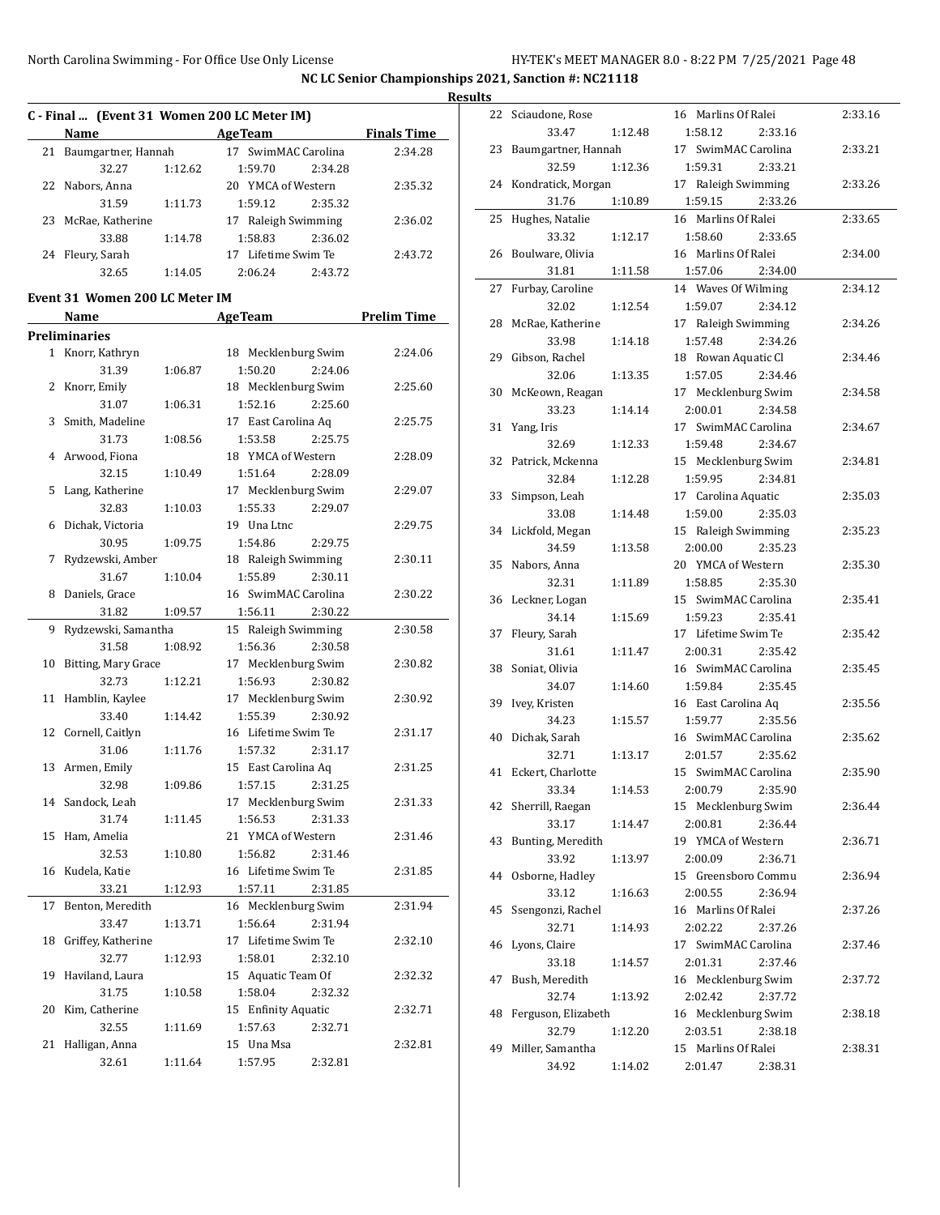**NC LC Senior Championships 2021, Sanction #: NC21118**

**Results**

## C - Final ... (Event 31 Women 200 LC Meter IM)

| | Name | | AgeTeam | | Finals Time |
|---|---|---|---|---|---|
| 21 | Baumgartner, Hannah | | 17 SwimMAC Carolina | | 2:34.28 |
| | 32.27 | 1:12.62 | 1:59.70 | 2:34.28 | |
| 22 | Nabors, Anna | | 20 YMCA of Western | | 2:35.32 |
| | 31.59 | 1:11.73 | 1:59.12 | 2:35.32 | |
| 23 | McRae, Katherine | | 17 Raleigh Swimming | | 2:36.02 |
| | 33.88 | 1:14.78 | 1:58.83 | 2:36.02 | |
| 24 | Fleury, Sarah | | 17 Lifetime Swim Te | | 2:43.72 |
| | 32.65 | 1:14.05 | 2:06.24 | 2:43.72 | |

## Event 31 Women 200 LC Meter IM

| | Name | | AgeTeam | | Prelim Time |
|---|---|---|---|---|---|
| **Preliminaries** | | | | | |
| 1 | Knorr, Kathryn | | 18 Mecklenburg Swim | | 2:24.06 |
| | 31.39 | 1:06.87 | 1:50.20 | 2:24.06 | |
| 2 | Knorr, Emily | | 18 Mecklenburg Swim | | 2:25.60 |
| | 31.07 | 1:06.31 | 1:52.16 | 2:25.60 | |
| 3 | Smith, Madeline | | 17 East Carolina Aq | | 2:25.75 |
| | 31.73 | 1:08.56 | 1:53.58 | 2:25.75 | |
| 4 | Arwood, Fiona | | 18 YMCA of Western | | 2:28.09 |
| | 32.15 | 1:10.49 | 1:51.64 | 2:28.09 | |
| 5 | Lang, Katherine | | 17 Mecklenburg Swim | | 2:29.07 |
| | 32.83 | 1:10.03 | 1:55.33 | 2:29.07 | |
| 6 | Dichak, Victoria | | 19 Una Ltnc | | 2:29.75 |
| | 30.95 | 1:09.75 | 1:54.86 | 2:29.75 | |
| 7 | Rydzewski, Amber | | 18 Raleigh Swimming | | 2:30.11 |
| | 31.67 | 1:10.04 | 1:55.89 | 2:30.11 | |
| 8 | Daniels, Grace | | 16 SwimMAC Carolina | | 2:30.22 |
| | 31.82 | 1:09.57 | 1:56.11 | 2:30.22 | |
| 9 | Rydzewski, Samantha | | 15 Raleigh Swimming | | 2:30.58 |
| | 31.58 | 1:08.92 | 1:56.36 | 2:30.58 | |
| 10 | Bitting, Mary Grace | | 17 Mecklenburg Swim | | 2:30.82 |
| | 32.73 | 1:12.21 | 1:56.93 | 2:30.82 | |
| 11 | Hamblin, Kaylee | | 17 Mecklenburg Swim | | 2:30.92 |
| | 33.40 | 1:14.42 | 1:55.39 | 2:30.92 | |
| 12 | Cornell, Caitlyn | | 16 Lifetime Swim Te | | 2:31.17 |
| | 31.06 | 1:11.76 | 1:57.32 | 2:31.17 | |
| 13 | Armen, Emily | | 15 East Carolina Aq | | 2:31.25 |
| | 32.98 | 1:09.86 | 1:57.15 | 2:31.25 | |
| 14 | Sandock, Leah | | 17 Mecklenburg Swim | | 2:31.33 |
| | 31.74 | 1:11.45 | 1:56.53 | 2:31.33 | |
| 15 | Ham, Amelia | | 21 YMCA of Western | | 2:31.46 |
| | 32.53 | 1:10.80 | 1:56.82 | 2:31.46 | |
| 16 | Kudela, Katie | | 16 Lifetime Swim Te | | 2:31.85 |
| | 33.21 | 1:12.93 | 1:57.11 | 2:31.85 | |
| 17 | Benton, Meredith | | 16 Mecklenburg Swim | | 2:31.94 |
| | 33.47 | 1:13.71 | 1:56.64 | 2:31.94 | |
| 18 | Griffey, Katherine | | 17 Lifetime Swim Te | | 2:32.10 |
| | 32.77 | 1:12.93 | 1:58.01 | 2:32.10 | |
| 19 | Haviland, Laura | | 15 Aquatic Team Of | | 2:32.32 |
| | 31.75 | 1:10.58 | 1:58.04 | 2:32.32 | |
| 20 | Kim, Catherine | | 15 Enfinity Aquatic | | 2:32.71 |
| | 32.55 | 1:11.69 | 1:57.63 | 2:32.71 | |
| 21 | Halligan, Anna | | 15 Una Msa | | 2:32.81 |
| | 32.61 | 1:11.64 | 1:57.95 | 2:32.81 | |
| 22 | Sciaudone, Rose | | 16 Marlins Of Ralei | | 2:33.16 |
| | 33.47 | 1:12.48 | 1:58.12 | 2:33.16 | |
| 23 | Baumgartner, Hannah | | 17 SwimMAC Carolina | | 2:33.21 |
| | 32.59 | 1:12.36 | 1:59.31 | 2:33.21 | |
| 24 | Kondratick, Morgan | | 17 Raleigh Swimming | | 2:33.26 |
| | 31.76 | 1:10.89 | 1:59.15 | 2:33.26 | |
| 25 | Hughes, Natalie | | 16 Marlins Of Ralei | | 2:33.65 |
| | 33.32 | 1:12.17 | 1:58.60 | 2:33.65 | |
| 26 | Boulware, Olivia | | 16 Marlins Of Ralei | | 2:34.00 |
| | 31.81 | 1:11.58 | 1:57.06 | 2:34.00 | |
| 27 | Furbay, Caroline | | 14 Waves Of Wilming | | 2:34.12 |
| | 32.02 | 1:12.54 | 1:59.07 | 2:34.12 | |
| 28 | McRae, Katherine | | 17 Raleigh Swimming | | 2:34.26 |
| | 33.98 | 1:14.18 | 1:57.48 | 2:34.26 | |
| 29 | Gibson, Rachel | | 18 Rowan Aquatic Cl | | 2:34.46 |
| | 32.06 | 1:13.35 | 1:57.05 | 2:34.46 | |
| 30 | McKeown, Reagan | | 17 Mecklenburg Swim | | 2:34.58 |
| | 33.23 | 1:14.14 | 2:00.01 | 2:34.58 | |
| 31 | Yang, Iris | | 17 SwimMAC Carolina | | 2:34.67 |
| | 32.69 | 1:12.33 | 1:59.48 | 2:34.67 | |
| 32 | Patrick, Mckenna | | 15 Mecklenburg Swim | | 2:34.81 |
| | 32.84 | 1:12.28 | 1:59.95 | 2:34.81 | |
| 33 | Simpson, Leah | | 17 Carolina Aquatic | | 2:35.03 |
| | 33.08 | 1:14.48 | 1:59.00 | 2:35.03 | |
| 34 | Lickfold, Megan | | 15 Raleigh Swimming | | 2:35.23 |
| | 34.59 | 1:13.58 | 2:00.00 | 2:35.23 | |
| 35 | Nabors, Anna | | 20 YMCA of Western | | 2:35.30 |
| | 32.31 | 1:11.89 | 1:58.85 | 2:35.30 | |
| 36 | Leckner, Logan | | 15 SwimMAC Carolina | | 2:35.41 |
| | 34.14 | 1:15.69 | 1:59.23 | 2:35.41 | |
| 37 | Fleury, Sarah | | 17 Lifetime Swim Te | | 2:35.42 |
| | 31.61 | 1:11.47 | 2:00.31 | 2:35.42 | |
| 38 | Soniat, Olivia | | 16 SwimMAC Carolina | | 2:35.45 |
| | 34.07 | 1:14.60 | 1:59.84 | 2:35.45 | |
| 39 | Ivey, Kristen | | 16 East Carolina Aq | | 2:35.56 |
| | 34.23 | 1:15.57 | 1:59.77 | 2:35.56 | |
| 40 | Dichak, Sarah | | 16 SwimMAC Carolina | | 2:35.62 |
| | 32.71 | 1:13.17 | 2:01.57 | 2:35.62 | |
| 41 | Eckert, Charlotte | | 15 SwimMAC Carolina | | 2:35.90 |
| | 33.34 | 1:14.53 | 2:00.79 | 2:35.90 | |
| 42 | Sherrill, Raegan | | 15 Mecklenburg Swim | | 2:36.44 |
| | 33.17 | 1:14.47 | 2:00.81 | 2:36.44 | |
| 43 | Bunting, Meredith | | 19 YMCA of Western | | 2:36.71 |
| | 33.92 | 1:13.97 | 2:00.09 | 2:36.71 | |
| 44 | Osborne, Hadley | | 15 Greensboro Commu | | 2:36.94 |
| | 33.12 | 1:16.63 | 2:00.55 | 2:36.94 | |
| 45 | Ssengonzi, Rachel | | 16 Marlins Of Ralei | | 2:37.26 |
| | 32.71 | 1:14.93 | 2:02.22 | 2:37.26 | |
| 46 | Lyons, Claire | | 17 SwimMAC Carolina | | 2:37.46 |
| | 33.18 | 1:14.57 | 2:01.31 | 2:37.46 | |
| 47 | Bush, Meredith | | 16 Mecklenburg Swim | | 2:37.72 |
| | 32.74 | 1:13.92 | 2:02.42 | 2:37.72 | |
| 48 | Ferguson, Elizabeth | | 16 Mecklenburg Swim | | 2:38.18 |
| | 32.79 | 1:12.20 | 2:03.51 | 2:38.18 | |
| 49 | Miller, Samantha | | 15 Marlins Of Ralei | | 2:38.31 |
| | 34.92 | 1:14.02 | 2:01.47 | 2:38.31 | |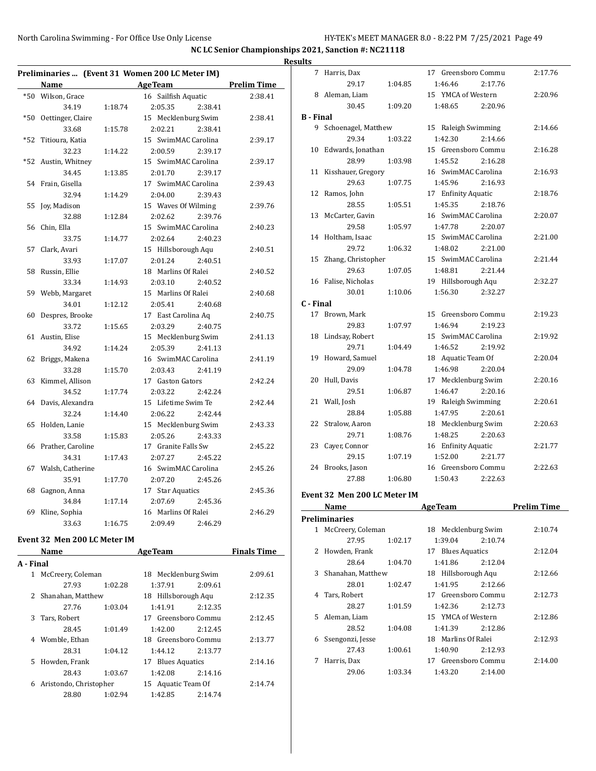NC LC Senior Championships 2021, Sanction #: NC21118

Results

## Preliminaries ... (Event 31 Women 200 LC Meter IM)

| | Name | | AgeTeam | | Prelim Time |
|---|---|---|---|---|---|
| *50 | Wilson, Grace | | 16 Sailfish Aquatic | | 2:38.41 |
| | 34.19 | 1:18.74 | 2:05.35 | 2:38.41 | |
| *50 | Oettinger, Claire | | 15 Mecklenburg Swim | | 2:38.41 |
| | 33.68 | 1:15.78 | 2:02.21 | 2:38.41 | |
| *52 | Titioura, Katia | | 15 SwimMAC Carolina | | 2:39.17 |
| | 32.23 | 1:14.22 | 2:00.59 | 2:39.17 | |
| *52 | Austin, Whitney | | 15 SwimMAC Carolina | | 2:39.17 |
| | 34.45 | 1:13.85 | 2:01.70 | 2:39.17 | |
| 54 | Frain, Gisella | | 17 SwimMAC Carolina | | 2:39.43 |
| | 32.94 | 1:14.29 | 2:04.00 | 2:39.43 | |
| 55 | Joy, Madison | | 15 Waves Of Wilming | | 2:39.76 |
| | 32.88 | 1:12.84 | 2:02.62 | 2:39.76 | |
| 56 | Chin, Ella | | 15 SwimMAC Carolina | | 2:40.23 |
| | 33.75 | 1:14.77 | 2:02.64 | 2:40.23 | |
| 57 | Clark, Avari | | 15 Hillsborough Aqu | | 2:40.51 |
| | 33.93 | 1:17.07 | 2:01.24 | 2:40.51 | |
| 58 | Russin, Ellie | | 18 Marlins Of Ralei | | 2:40.52 |
| | 33.34 | 1:14.93 | 2:03.10 | 2:40.52 | |
| 59 | Webb, Margaret | | 15 Marlins Of Ralei | | 2:40.68 |
| | 34.01 | 1:12.12 | 2:05.41 | 2:40.68 | |
| 60 | Despres, Brooke | | 17 East Carolina Aq | | 2:40.75 |
| | 33.72 | 1:15.65 | 2:03.29 | 2:40.75 | |
| 61 | Austin, Elise | | 15 Mecklenburg Swim | | 2:41.13 |
| | 34.92 | 1:14.24 | 2:05.39 | 2:41.13 | |
| 62 | Briggs, Makena | | 16 SwimMAC Carolina | | 2:41.19 |
| | 33.28 | 1:15.70 | 2:03.43 | 2:41.19 | |
| 63 | Kimmel, Allison | | 17 Gaston Gators | | 2:42.24 |
| | 34.52 | 1:17.74 | 2:03.22 | 2:42.24 | |
| 64 | Davis, Alexandra | | 15 Lifetime Swim Te | | 2:42.44 |
| | 32.24 | 1:14.40 | 2:06.22 | 2:42.44 | |
| 65 | Holden, Lanie | | 15 Mecklenburg Swim | | 2:43.33 |
| | 33.58 | 1:15.83 | 2:05.26 | 2:43.33 | |
| 66 | Prather, Caroline | | 17 Granite Falls Sw | | 2:45.22 |
| | 34.31 | 1:17.43 | 2:07.27 | 2:45.22 | |
| 67 | Walsh, Catherine | | 16 SwimMAC Carolina | | 2:45.26 |
| | 35.91 | 1:17.70 | 2:07.20 | 2:45.26 | |
| 68 | Gagnon, Anna | | 17 Star Aquatics | | 2:45.36 |
| | 34.84 | 1:17.14 | 2:07.69 | 2:45.36 | |
| 69 | Kline, Sophia | | 16 Marlins Of Ralei | | 2:46.29 |
| | 33.63 | 1:16.75 | 2:09.49 | 2:46.29 | |

## Event 32 Men 200 LC Meter IM

| | Name | | AgeTeam | | Finals Time |
|---|---|---|---|---|---|
| **A - Final** | | | | | |
| 1 | McCreery, Coleman | | 18 Mecklenburg Swim | | 2:09.61 |
| | 27.93 | 1:02.28 | 1:37.91 | 2:09.61 | |
| 2 | Shanahan, Matthew | | 18 Hillsborough Aqu | | 2:12.35 |
| | 27.76 | 1:03.04 | 1:41.91 | 2:12.35 | |
| 3 | Tars, Robert | | 17 Greensboro Commu | | 2:12.45 |
| | 28.45 | 1:01.49 | 1:42.00 | 2:12.45 | |
| 4 | Womble, Ethan | | 18 Greensboro Commu | | 2:13.77 |
| | 28.31 | 1:04.12 | 1:44.12 | 2:13.77 | |
| 5 | Howden, Frank | | 17 Blues Aquatics | | 2:14.16 |
| | 28.43 | 1:03.67 | 1:42.08 | 2:14.16 | |
| 6 | Aristondo, Christopher | | 15 Aquatic Team Of | | 2:14.74 |
| | 28.80 | 1:02.94 | 1:42.85 | 2:14.74 | |
| 7 | Harris, Dax | | 17 Greensboro Commu | | 2:17.76 |
| | 29.17 | 1:04.85 | 1:46.46 | 2:17.76 | |
| 8 | Aleman, Liam | | 15 YMCA of Western | | 2:20.96 |
| | 30.45 | 1:09.20 | 1:48.65 | 2:20.96 | |
| **B - Final** | | | | | |
| 9 | Schoenagel, Matthew | | 15 Raleigh Swimming | | 2:14.66 |
| | 29.34 | 1:03.22 | 1:42.30 | 2:14.66 | |
| 10 | Edwards, Jonathan | | 15 Greensboro Commu | | 2:16.28 |
| | 28.99 | 1:03.98 | 1:45.52 | 2:16.28 | |
| 11 | Kisshauer, Gregory | | 16 SwimMAC Carolina | | 2:16.93 |
| | 29.63 | 1:07.75 | 1:45.96 | 2:16.93 | |
| 12 | Ramos, John | | 17 Enfinity Aquatic | | 2:18.76 |
| | 28.55 | 1:05.51 | 1:45.35 | 2:18.76 | |
| 13 | McCarter, Gavin | | 16 SwimMAC Carolina | | 2:20.07 |
| | 29.58 | 1:05.97 | 1:47.78 | 2:20.07 | |
| 14 | Holtham, Isaac | | 15 SwimMAC Carolina | | 2:21.00 |
| | 29.72 | 1:06.32 | 1:48.02 | 2:21.00 | |
| 15 | Zhang, Christopher | | 15 SwimMAC Carolina | | 2:21.44 |
| | 29.63 | 1:07.05 | 1:48.81 | 2:21.44 | |
| 16 | Falise, Nicholas | | 19 Hillsborough Aqu | | 2:32.27 |
| | 30.01 | 1:10.06 | 1:56.30 | 2:32.27 | |
| **C - Final** | | | | | |
| 17 | Brown, Mark | | 15 Greensboro Commu | | 2:19.23 |
| | 29.83 | 1:07.97 | 1:46.94 | 2:19.23 | |
| 18 | Lindsay, Robert | | 15 SwimMAC Carolina | | 2:19.92 |
| | 29.71 | 1:04.49 | 1:46.52 | 2:19.92 | |
| 19 | Howard, Samuel | | 18 Aquatic Team Of | | 2:20.04 |
| | 29.09 | 1:04.78 | 1:46.98 | 2:20.04 | |
| 20 | Hull, Davis | | 17 Mecklenburg Swim | | 2:20.16 |
| | 29.51 | 1:06.87 | 1:46.47 | 2:20.16 | |
| 21 | Wall, Josh | | 19 Raleigh Swimming | | 2:20.61 |
| | 28.84 | 1:05.88 | 1:47.95 | 2:20.61 | |
| 22 | Stralow, Aaron | | 18 Mecklenburg Swim | | 2:20.63 |
| | 29.71 | 1:08.76 | 1:48.25 | 2:20.63 | |
| 23 | Cayer, Connor | | 16 Enfinity Aquatic | | 2:21.77 |
| | 29.15 | 1:07.19 | 1:52.00 | 2:21.77 | |
| 24 | Brooks, Jason | | 16 Greensboro Commu | | 2:22.63 |
| | 27.88 | 1:06.80 | 1:50.43 | 2:22.63 | |

## Event 32 Men 200 LC Meter IM

| | Name | | AgeTeam | | Prelim Time |
|---|---|---|---|---|---|
| **Preliminaries** | | | | | |
| 1 | McCreery, Coleman | | 18 Mecklenburg Swim | | 2:10.74 |
| | 27.95 | 1:02.17 | 1:39.04 | 2:10.74 | |
| 2 | Howden, Frank | | 17 Blues Aquatics | | 2:12.04 |
| | 28.64 | 1:04.70 | 1:41.86 | 2:12.04 | |
| 3 | Shanahan, Matthew | | 18 Hillsborough Aqu | | 2:12.66 |
| | 28.01 | 1:02.47 | 1:41.95 | 2:12.66 | |
| 4 | Tars, Robert | | 17 Greensboro Commu | | 2:12.73 |
| | 28.27 | 1:01.59 | 1:42.36 | 2:12.73 | |
| 5 | Aleman, Liam | | 15 YMCA of Western | | 2:12.86 |
| | 28.52 | 1:04.08 | 1:41.39 | 2:12.86 | |
| 6 | Ssengonzi, Jesse | | 18 Marlins Of Ralei | | 2:12.93 |
| | 27.43 | 1:00.61 | 1:40.90 | 2:12.93 | |
| 7 | Harris, Dax | | 17 Greensboro Commu | | 2:14.00 |
| | 29.06 | 1:03.34 | 1:43.20 | 2:14.00 | |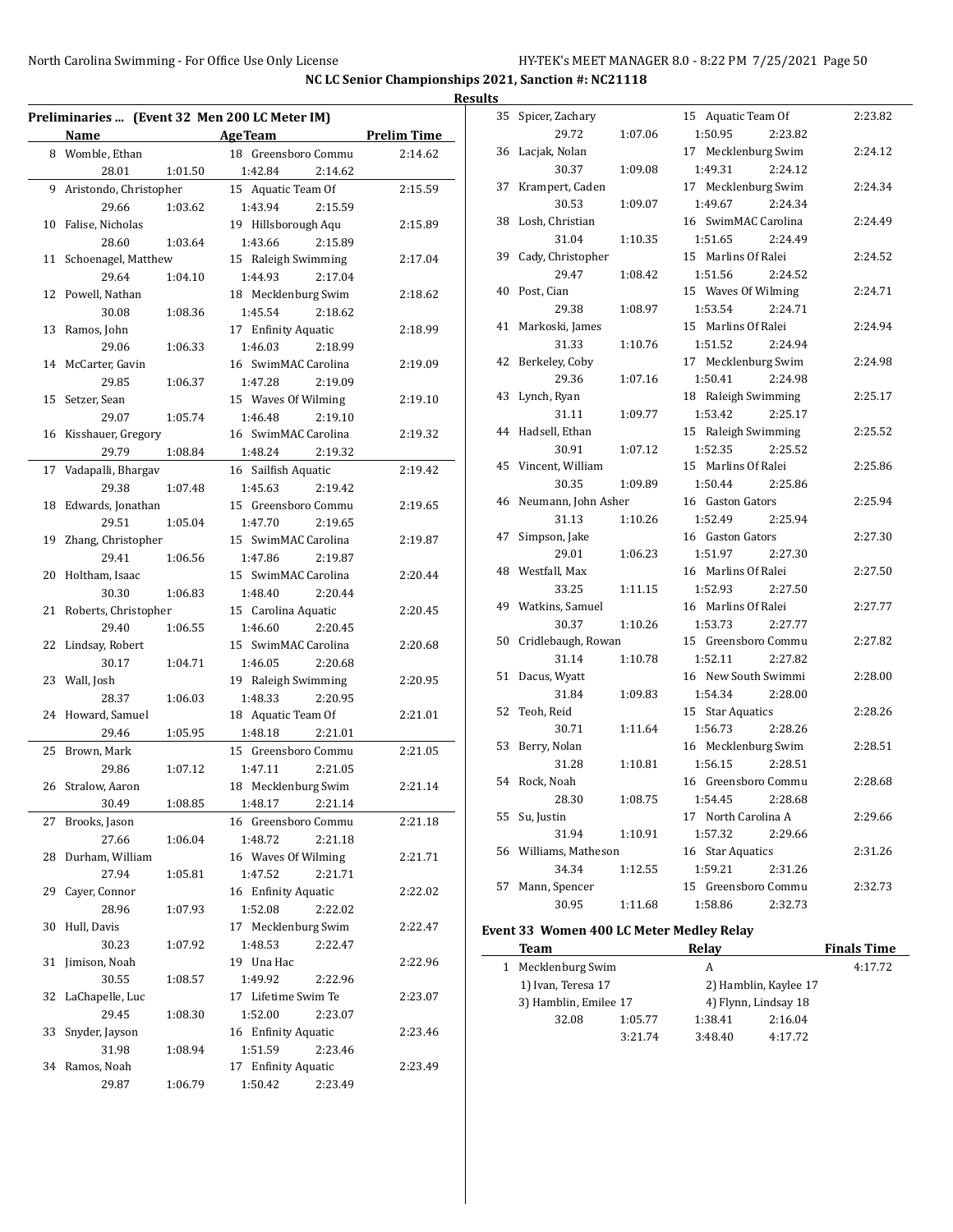NC LC Senior Championships 2021, Sanction #: NC21118

Results

### Preliminaries ... (Event 32 Men 200 LC Meter IM)

| | Name | Age | Team | Prelim Time |
|---|---|---|---|---|
| 8 | Womble, Ethan | 18 | Greensboro Commu | 2:14.62 |
| | 28.01 1:01.50 1:42.84 2:14.62 | | | |
| 9 | Aristondo, Christopher | 15 | Aquatic Team Of | 2:15.59 |
| | 29.66 1:03.62 1:43.94 2:15.59 | | | |
| 10 | Falise, Nicholas | 19 | Hillsborough Aqu | 2:15.89 |
| | 28.60 1:03.64 1:43.66 2:15.89 | | | |
| 11 | Schoenagel, Matthew | 15 | Raleigh Swimming | 2:17.04 |
| | 29.64 1:04.10 1:44.93 2:17.04 | | | |
| 12 | Powell, Nathan | 18 | Mecklenburg Swim | 2:18.62 |
| | 30.08 1:08.36 1:45.54 2:18.62 | | | |
| 13 | Ramos, John | 17 | Enfinity Aquatic | 2:18.99 |
| | 29.06 1:06.33 1:46.03 2:18.99 | | | |
| 14 | McCarter, Gavin | 16 | SwimMAC Carolina | 2:19.09 |
| | 29.85 1:06.37 1:47.28 2:19.09 | | | |
| 15 | Setzer, Sean | 15 | Waves Of Wilming | 2:19.10 |
| | 29.07 1:05.74 1:46.48 2:19.10 | | | |
| 16 | Kisshauer, Gregory | 16 | SwimMAC Carolina | 2:19.32 |
| | 29.79 1:08.84 1:48.24 2:19.32 | | | |
| 17 | Vadapalli, Bhargav | 16 | Sailfish Aquatic | 2:19.42 |
| | 29.38 1:07.48 1:45.63 2:19.42 | | | |
| 18 | Edwards, Jonathan | 15 | Greensboro Commu | 2:19.65 |
| | 29.51 1:05.04 1:47.70 2:19.65 | | | |
| 19 | Zhang, Christopher | 15 | SwimMAC Carolina | 2:19.87 |
| | 29.41 1:06.56 1:47.86 2:19.87 | | | |
| 20 | Holtham, Isaac | 15 | SwimMAC Carolina | 2:20.44 |
| | 30.30 1:06.83 1:48.40 2:20.44 | | | |
| 21 | Roberts, Christopher | 15 | Carolina Aquatic | 2:20.45 |
| | 29.40 1:06.55 1:46.60 2:20.45 | | | |
| 22 | Lindsay, Robert | 15 | SwimMAC Carolina | 2:20.68 |
| | 30.17 1:04.71 1:46.05 2:20.68 | | | |
| 23 | Wall, Josh | 19 | Raleigh Swimming | 2:20.95 |
| | 28.37 1:06.03 1:48.33 2:20.95 | | | |
| 24 | Howard, Samuel | 18 | Aquatic Team Of | 2:21.01 |
| | 29.46 1:05.95 1:48.18 2:21.01 | | | |
| 25 | Brown, Mark | 15 | Greensboro Commu | 2:21.05 |
| | 29.86 1:07.12 1:47.11 2:21.05 | | | |
| 26 | Stralow, Aaron | 18 | Mecklenburg Swim | 2:21.14 |
| | 30.49 1:08.85 1:48.17 2:21.14 | | | |
| 27 | Brooks, Jason | 16 | Greensboro Commu | 2:21.18 |
| | 27.66 1:06.04 1:48.72 2:21.18 | | | |
| 28 | Durham, William | 16 | Waves Of Wilming | 2:21.71 |
| | 27.94 1:05.81 1:47.52 2:21.71 | | | |
| 29 | Cayer, Connor | 16 | Enfinity Aquatic | 2:22.02 |
| | 28.96 1:07.93 1:52.08 2:22.02 | | | |
| 30 | Hull, Davis | 17 | Mecklenburg Swim | 2:22.47 |
| | 30.23 1:07.92 1:48.53 2:22.47 | | | |
| 31 | Jimison, Noah | 19 | Una Hac | 2:22.96 |
| | 30.55 1:08.57 1:49.92 2:22.96 | | | |
| 32 | LaChapelle, Luc | 17 | Lifetime Swim Te | 2:23.07 |
| | 29.45 1:08.30 1:52.00 2:23.07 | | | |
| 33 | Snyder, Jayson | 16 | Enfinity Aquatic | 2:23.46 |
| | 31.98 1:08.94 1:51.59 2:23.46 | | | |
| 34 | Ramos, Noah | 17 | Enfinity Aquatic | 2:23.49 |
| | 29.87 1:06.79 1:50.42 2:23.49 | | | |
| 35 | Spicer, Zachary | 15 | Aquatic Team Of | 2:23.82 |
| | 29.72 1:07.06 1:50.95 2:23.82 | | | |
| 36 | Lacjak, Nolan | 17 | Mecklenburg Swim | 2:24.12 |
| | 30.37 1:09.08 1:49.31 2:24.12 | | | |
| 37 | Krampert, Caden | 17 | Mecklenburg Swim | 2:24.34 |
| | 30.53 1:09.07 1:49.67 2:24.34 | | | |
| 38 | Losh, Christian | 16 | SwimMAC Carolina | 2:24.49 |
| | 31.04 1:10.35 1:51.65 2:24.49 | | | |
| 39 | Cady, Christopher | 15 | Marlins Of Ralei | 2:24.52 |
| | 29.47 1:08.42 1:51.56 2:24.52 | | | |
| 40 | Post, Cian | 15 | Waves Of Wilming | 2:24.71 |
| | 29.38 1:08.97 1:53.54 2:24.71 | | | |
| 41 | Markoski, James | 15 | Marlins Of Ralei | 2:24.94 |
| | 31.33 1:10.76 1:51.52 2:24.94 | | | |
| 42 | Berkeley, Coby | 17 | Mecklenburg Swim | 2:24.98 |
| | 29.36 1:07.16 1:50.41 2:24.98 | | | |
| 43 | Lynch, Ryan | 18 | Raleigh Swimming | 2:25.17 |
| | 31.11 1:09.77 1:53.42 2:25.17 | | | |
| 44 | Hadsell, Ethan | 15 | Raleigh Swimming | 2:25.52 |
| | 30.91 1:07.12 1:52.35 2:25.52 | | | |
| 45 | Vincent, William | 15 | Marlins Of Ralei | 2:25.86 |
| | 30.35 1:09.89 1:50.44 2:25.86 | | | |
| 46 | Neumann, John Asher | 16 | Gaston Gators | 2:25.94 |
| | 31.13 1:10.26 1:52.49 2:25.94 | | | |
| 47 | Simpson, Jake | 16 | Gaston Gators | 2:27.30 |
| | 29.01 1:06.23 1:51.97 2:27.30 | | | |
| 48 | Westfall, Max | 16 | Marlins Of Ralei | 2:27.50 |
| | 33.25 1:11.15 1:52.93 2:27.50 | | | |
| 49 | Watkins, Samuel | 16 | Marlins Of Ralei | 2:27.77 |
| | 30.37 1:10.26 1:53.73 2:27.77 | | | |
| 50 | Cridlebaugh, Rowan | 15 | Greensboro Commu | 2:27.82 |
| | 31.14 1:10.78 1:52.11 2:27.82 | | | |
| 51 | Dacus, Wyatt | 16 | New South Swimmi | 2:28.00 |
| | 31.84 1:09.83 1:54.34 2:28.00 | | | |
| 52 | Teoh, Reid | 15 | Star Aquatics | 2:28.26 |
| | 30.71 1:11.64 1:56.73 2:28.26 | | | |
| 53 | Berry, Nolan | 16 | Mecklenburg Swim | 2:28.51 |
| | 31.28 1:10.81 1:56.15 2:28.51 | | | |
| 54 | Rock, Noah | 16 | Greensboro Commu | 2:28.68 |
| | 28.30 1:08.75 1:54.45 2:28.68 | | | |
| 55 | Su, Justin | 17 | North Carolina A | 2:29.66 |
| | 31.94 1:10.91 1:57.32 2:29.66 | | | |
| 56 | Williams, Matheson | 16 | Star Aquatics | 2:31.26 |
| | 34.34 1:12.55 1:59.21 2:31.26 | | | |
| 57 | Mann, Spencer | 15 | Greensboro Commu | 2:32.73 |
| | 30.95 1:11.68 1:58.86 2:32.73 | | | |

### Event 33 Women 400 LC Meter Medley Relay

| | Team | Relay | Finals Time |
|---|---|---|---|
| 1 | Mecklenburg Swim | A | 4:17.72 |
| | 1) Ivan, Teresa 17 | 2) Hamblin, Kaylee 17 | |
| | 3) Hamblin, Emilee 17 | 4) Flynn, Lindsay 18 | |
| | 32.08 1:05.77 1:38.41 2:16.04 | | |
| | 3:21.74 3:48.40 4:17.72 | | |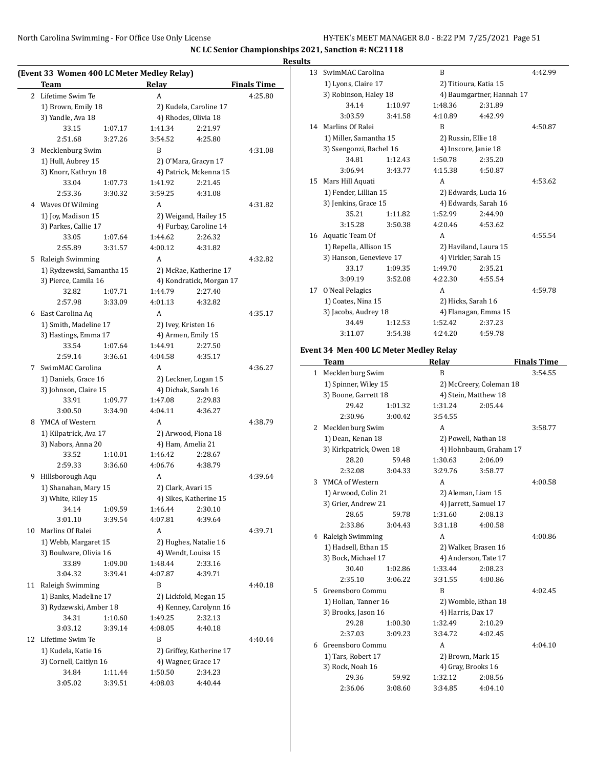**NC LC Senior Championships 2021, Sanction #: NC21118**

**Results**

### (Event 33 Women 400 LC Meter Medley Relay)

| | Team | | Relay | | Finals Time |
|---|---|---|---|---|---|
| 2 | Lifetime Swim Te | | A | | 4:25.80 |
| | 1) Brown, Emily 18 | | 2) Kudela, Caroline 17 | | |
| | 3) Yandle, Ava 18 | | 4) Rhodes, Olivia 18 | | |
| | 33.15 | 1:07.17 | 1:41.34 | 2:21.97 | |
| | 2:51.68 | 3:27.26 | 3:54.52 | 4:25.80 | |
| 3 | Mecklenburg Swim | | B | | 4:31.08 |
| | 1) Hull, Aubrey 15 | | 2) O'Mara, Gracyn 17 | | |
| | 3) Knorr, Kathryn 18 | | 4) Patrick, Mckenna 15 | | |
| | 33.04 | 1:07.73 | 1:41.92 | 2:21.45 | |
| | 2:53.36 | 3:30.32 | 3:59.25 | 4:31.08 | |
| 4 | Waves Of Wilming | | A | | 4:31.82 |
| | 1) Joy, Madison 15 | | 2) Weigand, Hailey 15 | | |
| | 3) Parkes, Callie 17 | | 4) Furbay, Caroline 14 | | |
| | 33.05 | 1:07.64 | 1:44.62 | 2:26.32 | |
| | 2:55.89 | 3:31.57 | 4:00.12 | 4:31.82 | |
| 5 | Raleigh Swimming | | A | | 4:32.82 |
| | 1) Rydzewski, Samantha 15 | | 2) McRae, Katherine 17 | | |
| | 3) Pierce, Camila 16 | | 4) Kondratick, Morgan 17 | | |
| | 32.82 | 1:07.71 | 1:44.79 | 2:27.40 | |
| | 2:57.98 | 3:33.09 | 4:01.13 | 4:32.82 | |
| 6 | East Carolina Aq | | A | | 4:35.17 |
| | 1) Smith, Madeline 17 | | 2) Ivey, Kristen 16 | | |
| | 3) Hastings, Emma 17 | | 4) Armen, Emily 15 | | |
| | 33.54 | 1:07.64 | 1:44.91 | 2:27.50 | |
| | 2:59.14 | 3:36.61 | 4:04.58 | 4:35.17 | |
| 7 | SwimMAC Carolina | | A | | 4:36.27 |
| | 1) Daniels, Grace 16 | | 2) Leckner, Logan 15 | | |
| | 3) Johnson, Claire 15 | | 4) Dichak, Sarah 16 | | |
| | 33.91 | 1:09.77 | 1:47.08 | 2:29.83 | |
| | 3:00.50 | 3:34.90 | 4:04.11 | 4:36.27 | |
| 8 | YMCA of Western | | A | | 4:38.79 |
| | 1) Kilpatrick, Ava 17 | | 2) Arwood, Fiona 18 | | |
| | 3) Nabors, Anna 20 | | 4) Ham, Amelia 21 | | |
| | 33.52 | 1:10.01 | 1:46.42 | 2:28.67 | |
| | 2:59.33 | 3:36.60 | 4:06.76 | 4:38.79 | |
| 9 | Hillsborough Aqu | | A | | 4:39.64 |
| | 1) Shanahan, Mary 15 | | 2) Clark, Avari 15 | | |
| | 3) White, Riley 15 | | 4) Sikes, Katherine 15 | | |
| | 34.14 | 1:09.59 | 1:46.44 | 2:30.10 | |
| | 3:01.10 | 3:39.54 | 4:07.81 | 4:39.64 | |
| 10 | Marlins Of Ralei | | A | | 4:39.71 |
| | 1) Webb, Margaret 15 | | 2) Hughes, Natalie 16 | | |
| | 3) Boulware, Olivia 16 | | 4) Wendt, Louisa 15 | | |
| | 33.89 | 1:09.00 | 1:48.44 | 2:33.16 | |
| | 3:04.32 | 3:39.41 | 4:07.87 | 4:39.71 | |
| 11 | Raleigh Swimming | | B | | 4:40.18 |
| | 1) Banks, Madeline 17 | | 2) Lickfold, Megan 15 | | |
| | 3) Rydzewski, Amber 18 | | 4) Kenney, Carolynn 16 | | |
| | 34.31 | 1:10.60 | 1:49.25 | 2:32.13 | |
| | 3:03.12 | 3:39.14 | 4:08.05 | 4:40.18 | |
| 12 | Lifetime Swim Te | | B | | 4:40.44 |
| | 1) Kudela, Katie 16 | | 2) Griffey, Katherine 17 | | |
| | 3) Cornell, Caitlyn 16 | | 4) Wagner, Grace 17 | | |
| | 34.84 | 1:11.44 | 1:50.50 | 2:34.23 | |
| | 3:05.02 | 3:39.51 | 4:08.03 | 4:40.44 | |
| 13 | SwimMAC Carolina | | B | | 4:42.99 |
| | 1) Lyons, Claire 17 | | 2) Titioura, Katia 15 | | |
| | 3) Robinson, Haley 18 | | 4) Baumgartner, Hannah 17 | | |
| | 34.14 | 1:10.97 | 1:48.36 | 2:31.89 | |
| | 3:03.59 | 3:41.58 | 4:10.89 | 4:42.99 | |
| 14 | Marlins Of Ralei | | B | | 4:50.87 |
| | 1) Miller, Samantha 15 | | 2) Russin, Ellie 18 | | |
| | 3) Ssengonzi, Rachel 16 | | 4) Inscore, Janie 18 | | |
| | 34.81 | 1:12.43 | 1:50.78 | 2:35.20 | |
| | 3:06.94 | 3:43.77 | 4:15.38 | 4:50.87 | |
| 15 | Mars Hill Aquati | | A | | 4:53.62 |
| | 1) Fender, Lillian 15 | | 2) Edwards, Lucia 16 | | |
| | 3) Jenkins, Grace 15 | | 4) Edwards, Sarah 16 | | |
| | 35.21 | 1:11.82 | 1:52.99 | 2:44.90 | |
| | 3:15.28 | 3:50.38 | 4:20.46 | 4:53.62 | |
| 16 | Aquatic Team Of | | A | | 4:55.54 |
| | 1) Repella, Allison 15 | | 2) Haviland, Laura 15 | | |
| | 3) Hanson, Genevieve 17 | | 4) Virkler, Sarah 15 | | |
| | 33.17 | 1:09.35 | 1:49.70 | 2:35.21 | |
| | 3:09.19 | 3:52.08 | 4:22.30 | 4:55.54 | |
| 17 | O'Neal Pelagics | | A | | 4:59.78 |
| | 1) Coates, Nina 15 | | 2) Hicks, Sarah 16 | | |
| | 3) Jacobs, Audrey 18 | | 4) Flanagan, Emma 15 | | |
| | 34.49 | 1:12.53 | 1:52.42 | 2:37.23 | |
| | 3:11.07 | 3:54.38 | 4:24.20 | 4:59.78 | |

### Event 34 Men 400 LC Meter Medley Relay

| | Team | | Relay | | Finals Time |
|---|---|---|---|---|---|
| 1 | Mecklenburg Swim | | B | | 3:54.55 |
| | 1) Spinner, Wiley 15 | | 2) McCreery, Coleman 18 | | |
| | 3) Boone, Garrett 18 | | 4) Stein, Matthew 18 | | |
| | 29.42 | 1:01.32 | 1:31.24 | 2:05.44 | |
| | 2:30.96 | 3:00.42 | 3:54.55 | | |
| 2 | Mecklenburg Swim | | A | | 3:58.77 |
| | 1) Dean, Kenan 18 | | 2) Powell, Nathan 18 | | |
| | 3) Kirkpatrick, Owen 18 | | 4) Hohnbaum, Graham 17 | | |
| | 28.20 | 59.48 | 1:30.63 | 2:06.09 | |
| | 2:32.08 | 3:04.33 | 3:29.76 | 3:58.77 | |
| 3 | YMCA of Western | | A | | 4:00.58 |
| | 1) Arwood, Colin 21 | | 2) Aleman, Liam 15 | | |
| | 3) Grier, Andrew 21 | | 4) Jarrett, Samuel 17 | | |
| | 28.65 | 59.78 | 1:31.60 | 2:08.13 | |
| | 2:33.86 | 3:04.43 | 3:31.18 | 4:00.58 | |
| 4 | Raleigh Swimming | | A | | 4:00.86 |
| | 1) Hadsell, Ethan 15 | | 2) Walker, Brasen 16 | | |
| | 3) Bock, Michael 17 | | 4) Anderson, Tate 17 | | |
| | 30.40 | 1:02.86 | 1:33.44 | 2:08.23 | |
| | 2:35.10 | 3:06.22 | 3:31.55 | 4:00.86 | |
| 5 | Greensboro Commu | | B | | 4:02.45 |
| | 1) Holian, Tanner 16 | | 2) Womble, Ethan 18 | | |
| | 3) Brooks, Jason 16 | | 4) Harris, Dax 17 | | |
| | 29.28 | 1:00.30 | 1:32.49 | 2:10.29 | |
| | 2:37.03 | 3:09.23 | 3:34.72 | 4:02.45 | |
| 6 | Greensboro Commu | | A | | 4:04.10 |
| | 1) Tars, Robert 17 | | 2) Brown, Mark 15 | | |
| | 3) Rock, Noah 16 | | 4) Gray, Brooks 16 | | |
| | 29.36 | 59.92 | 1:32.12 | 2:08.56 | |
| | 2:36.06 | 3:08.60 | 3:34.85 | 4:04.10 | |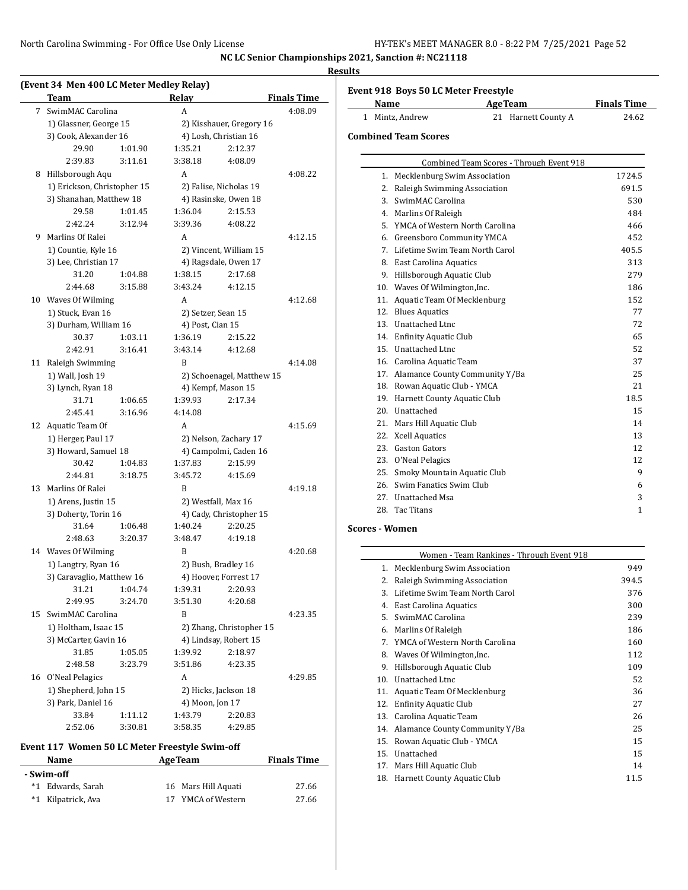NC LC Senior Championships 2021, Sanction #: NC21118

**Results**

### (Event 34 Men 400 LC Meter Medley Relay)

| | Team | | Relay | | Finals Time |
|---|---|---|---|---|---|
| 7 | SwimMAC Carolina | | A | | 4:08.09 |
| | 1) Glassner, George 15 | | 2) Kisshauer, Gregory 16 | | |
| | 3) Cook, Alexander 16 | | 4) Losh, Christian 16 | | |
| | 29.90 | 1:01.90 | 1:35.21 | 2:12.37 | |
| | 2:39.83 | 3:11.61 | 3:38.18 | 4:08.09 | |
| 8 | Hillsborough Aqu | | A | | 4:08.22 |
| | 1) Erickson, Christopher 15 | | 2) Falise, Nicholas 19 | | |
| | 3) Shanahan, Matthew 18 | | 4) Rasinske, Owen 18 | | |
| | 29.58 | 1:01.45 | 1:36.04 | 2:15.53 | |
| | 2:42.24 | 3:12.94 | 3:39.36 | 4:08.22 | |
| 9 | Marlins Of Ralei | | A | | 4:12.15 |
| | 1) Countie, Kyle 16 | | 2) Vincent, William 15 | | |
| | 3) Lee, Christian 17 | | 4) Ragsdale, Owen 17 | | |
| | 31.20 | 1:04.88 | 1:38.15 | 2:17.68 | |
| | 2:44.68 | 3:15.88 | 3:43.24 | 4:12.15 | |
| 10 | Waves Of Wilming | | A | | 4:12.68 |
| | 1) Stuck, Evan 16 | | 2) Setzer, Sean 15 | | |
| | 3) Durham, William 16 | | 4) Post, Cian 15 | | |
| | 30.37 | 1:03.11 | 1:36.19 | 2:15.22 | |
| | 2:42.91 | 3:16.41 | 3:43.14 | 4:12.68 | |
| 11 | Raleigh Swimming | | B | | 4:14.08 |
| | 1) Wall, Josh 19 | | 2) Schoenagel, Matthew 15 | | |
| | 3) Lynch, Ryan 18 | | 4) Kempf, Mason 15 | | |
| | 31.71 | 1:06.65 | 1:39.93 | 2:17.34 | |
| | 2:45.41 | 3:16.96 | 4:14.08 | | |
| 12 | Aquatic Team Of | | A | | 4:15.69 |
| | 1) Herger, Paul 17 | | 2) Nelson, Zachary 17 | | |
| | 3) Howard, Samuel 18 | | 4) Campolmi, Caden 16 | | |
| | 30.42 | 1:04.83 | 1:37.83 | 2:15.99 | |
| | 2:44.81 | 3:18.75 | 3:45.72 | 4:15.69 | |
| 13 | Marlins Of Ralei | | B | | 4:19.18 |
| | 1) Arens, Justin 15 | | 2) Westfall, Max 16 | | |
| | 3) Doherty, Torin 16 | | 4) Cady, Christopher 15 | | |
| | 31.64 | 1:06.48 | 1:40.24 | 2:20.25 | |
| | 2:48.63 | 3:20.37 | 3:48.47 | 4:19.18 | |
| 14 | Waves Of Wilming | | B | | 4:20.68 |
| | 1) Langtry, Ryan 16 | | 2) Bush, Bradley 16 | | |
| | 3) Caravaglio, Matthew 16 | | 4) Hoover, Forrest 17 | | |
| | 31.21 | 1:04.74 | 1:39.31 | 2:20.93 | |
| | 2:49.95 | 3:24.70 | 3:51.30 | 4:20.68 | |
| 15 | SwimMAC Carolina | | B | | 4:23.35 |
| | 1) Holtham, Isaac 15 | | 2) Zhang, Christopher 15 | | |
| | 3) McCarter, Gavin 16 | | 4) Lindsay, Robert 15 | | |
| | 31.85 | 1:05.05 | 1:39.92 | 2:18.97 | |
| | 2:48.58 | 3:23.79 | 3:51.86 | 4:23.35 | |
| 16 | O'Neal Pelagics | | A | | 4:29.85 |
| | 1) Shepherd, John 15 | | 2) Hicks, Jackson 18 | | |
| | 3) Park, Daniel 16 | | 4) Moon, Jon 17 | | |
| | 33.84 | 1:11.12 | 1:43.79 | 2:20.83 | |
| | 2:52.06 | 3:30.81 | 3:58.35 | 4:29.85 | |

### Event 117 Women 50 LC Meter Freestyle Swim-off

| | Name | Age | Team | Finals Time |
|---|---|---|---|---|
| **- Swim-off** | | | | |
| *1 | Edwards, Sarah | 16 | Mars Hill Aquati | 27.66 |
| *1 | Kilpatrick, Ava | 17 | YMCA of Western | 27.66 |

### Event 918 Boys 50 LC Meter Freestyle

| | Name | Age | Team | Finals Time |
|---|---|---|---|---|
| 1 | Mintz, Andrew | 21 | Harnett County A | 24.62 |

### Combined Team Scores

| Combined Team Scores - Through Event 918 | | |
|---|---|---|
| 1. | Mecklenburg Swim Association | 1724.5 |
| 2. | Raleigh Swimming Association | 691.5 |
| 3. | SwimMAC Carolina | 530 |
| 4. | Marlins Of Raleigh | 484 |
| 5. | YMCA of Western North Carolina | 466 |
| 6. | Greensboro Community YMCA | 452 |
| 7. | Lifetime Swim Team North Carol | 405.5 |
| 8. | East Carolina Aquatics | 313 |
| 9. | Hillsborough Aquatic Club | 279 |
| 10. | Waves Of Wilmington,Inc. | 186 |
| 11. | Aquatic Team Of Mecklenburg | 152 |
| 12. | Blues Aquatics | 77 |
| 13. | Unattached Ltnc | 72 |
| 14. | Enfinity Aquatic Club | 65 |
| 15. | Unattached Ltnc | 52 |
| 16. | Carolina Aquatic Team | 37 |
| 17. | Alamance County Community Y/Ba | 25 |
| 18. | Rowan Aquatic Club - YMCA | 21 |
| 19. | Harnett County Aquatic Club | 18.5 |
| 20. | Unattached | 15 |
| 21. | Mars Hill Aquatic Club | 14 |
| 22. | Xcell Aquatics | 13 |
| 23. | Gaston Gators | 12 |
| 23. | O'Neal Pelagics | 12 |
| 25. | Smoky Mountain Aquatic Club | 9 |
| 26. | Swim Fanatics Swim Club | 6 |
| 27. | Unattached Msa | 3 |
| 28. | Tac Titans | 1 |

### Scores - Women

| Women - Team Rankings - Through Event 918 | | |
|---|---|---|
| 1. | Mecklenburg Swim Association | 949 |
| 2. | Raleigh Swimming Association | 394.5 |
| 3. | Lifetime Swim Team North Carol | 376 |
| 4. | East Carolina Aquatics | 300 |
| 5. | SwimMAC Carolina | 239 |
| 6. | Marlins Of Raleigh | 186 |
| 7. | YMCA of Western North Carolina | 160 |
| 8. | Waves Of Wilmington,Inc. | 112 |
| 9. | Hillsborough Aquatic Club | 109 |
| 10. | Unattached Ltnc | 52 |
| 11. | Aquatic Team Of Mecklenburg | 36 |
| 12. | Enfinity Aquatic Club | 27 |
| 13. | Carolina Aquatic Team | 26 |
| 14. | Alamance County Community Y/Ba | 25 |
| 15. | Rowan Aquatic Club - YMCA | 15 |
| 15. | Unattached | 15 |
| 17. | Mars Hill Aquatic Club | 14 |
| 18. | Harnett County Aquatic Club | 11.5 |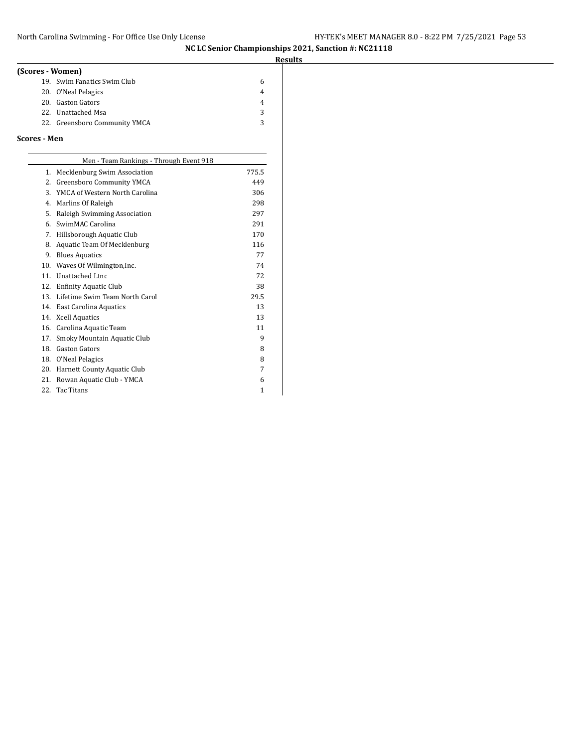## Results

**(Scores - Women)**

| | | |
|---|---|---|
| 19. | Swim Fanatics Swim Club | 6 |
| 20. | O'Neal Pelagics | 4 |
| 20. | Gaston Gators | 4 |
| 22. | Unattached Msa | 3 |
| 22. | Greensboro Community YMCA | 3 |

**Scores - Men**

| Men - Team Rankings - Through Event 918 | | |
|---|---|---|
| 1. | Mecklenburg Swim Association | 775.5 |
| 2. | Greensboro Community YMCA | 449 |
| 3. | YMCA of Western North Carolina | 306 |
| 4. | Marlins Of Raleigh | 298 |
| 5. | Raleigh Swimming Association | 297 |
| 6. | SwimMAC Carolina | 291 |
| 7. | Hillsborough Aquatic Club | 170 |
| 8. | Aquatic Team Of Mecklenburg | 116 |
| 9. | Blues Aquatics | 77 |
| 10. | Waves Of Wilmington,Inc. | 74 |
| 11. | Unattached Ltnc | 72 |
| 12. | Enfinity Aquatic Club | 38 |
| 13. | Lifetime Swim Team North Carol | 29.5 |
| 14. | East Carolina Aquatics | 13 |
| 14. | Xcell Aquatics | 13 |
| 16. | Carolina Aquatic Team | 11 |
| 17. | Smoky Mountain Aquatic Club | 9 |
| 18. | Gaston Gators | 8 |
| 18. | O'Neal Pelagics | 8 |
| 20. | Harnett County Aquatic Club | 7 |
| 21. | Rowan Aquatic Club - YMCA | 6 |
| 22. | Tac Titans | 1 |